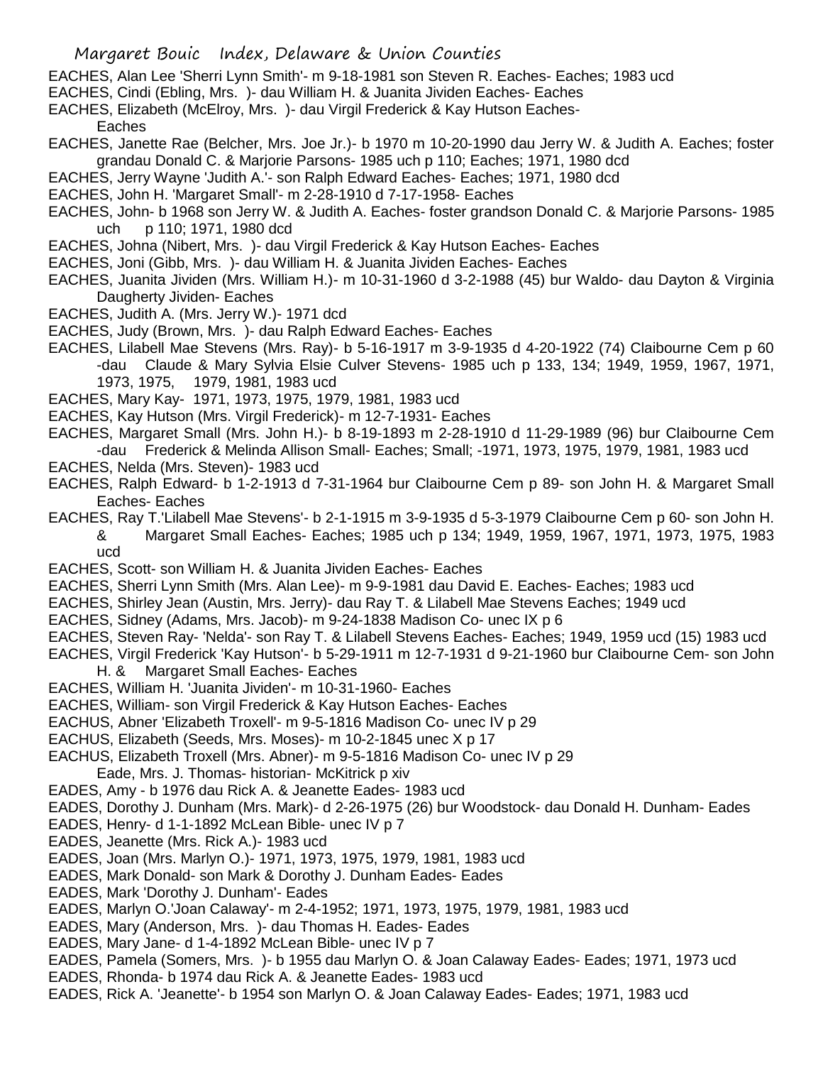EACHES, Alan Lee 'Sherri Lynn Smith'- m 9-18-1981 son Steven R. Eaches- Eaches; 1983 ucd

EACHES, Cindi (Ebling, Mrs. )- dau William H. & Juanita Jividen Eaches- Eaches

EACHES, Elizabeth (McElroy, Mrs. )- dau Virgil Frederick & Kay Hutson Eaches- Eaches

EACHES, Janette Rae (Belcher, Mrs. Joe Jr.)- b 1970 m 10-20-1990 dau Jerry W. & Judith A. Eaches; foster grandau Donald C. & Marjorie Parsons- 1985 uch p 110; Eaches; 1971, 1980 dcd

EACHES, Jerry Wayne 'Judith A.'- son Ralph Edward Eaches- Eaches; 1971, 1980 dcd

EACHES, John H. 'Margaret Small'- m 2-28-1910 d 7-17-1958- Eaches

EACHES, John- b 1968 son Jerry W. & Judith A. Eaches- foster grandson Donald C. & Marjorie Parsons- 1985 uch p 110; 1971, 1980 dcd

EACHES, Johna (Nibert, Mrs. )- dau Virgil Frederick & Kay Hutson Eaches- Eaches

EACHES, Joni (Gibb, Mrs. )- dau William H. & Juanita Jividen Eaches- Eaches

EACHES, Juanita Jividen (Mrs. William H.)- m 10-31-1960 d 3-2-1988 (45) bur Waldo- dau Dayton & Virginia Daugherty Jividen- Eaches

EACHES, Judith A. (Mrs. Jerry W.)- 1971 dcd

EACHES, Judy (Brown, Mrs. )- dau Ralph Edward Eaches- Eaches

EACHES, Lilabell Mae Stevens (Mrs. Ray)- b 5-16-1917 m 3-9-1935 d 4-20-1922 (74) Claibourne Cem p 60 -dau Claude & Mary Sylvia Elsie Culver Stevens- 1985 uch p 133, 134; 1949, 1959, 1967, 1971, 1973, 1975, 1979, 1981, 1983 ucd

EACHES, Mary Kay- 1971, 1973, 1975, 1979, 1981, 1983 ucd

EACHES, Kay Hutson (Mrs. Virgil Frederick)- m 12-7-1931- Eaches

EACHES, Margaret Small (Mrs. John H.)- b 8-19-1893 m 2-28-1910 d 11-29-1989 (96) bur Claibourne Cem -dau Frederick & Melinda Allison Small- Eaches; Small; -1971, 1973, 1975, 1979, 1981, 1983 ucd

EACHES, Nelda (Mrs. Steven)- 1983 ucd

EACHES, Ralph Edward- b 1-2-1913 d 7-31-1964 bur Claibourne Cem p 89- son John H. & Margaret Small Eaches- Eaches

EACHES, Ray T.'Lilabell Mae Stevens'- b 2-1-1915 m 3-9-1935 d 5-3-1979 Claibourne Cem p 60- son John H. & Margaret Small Eaches- Eaches; 1985 uch p 134; 1949, 1959, 1967, 1971, 1973, 1975, 1983 ucd

EACHES, Scott- son William H. & Juanita Jividen Eaches- Eaches

EACHES, Sherri Lynn Smith (Mrs. Alan Lee)- m 9-9-1981 dau David E. Eaches- Eaches; 1983 ucd

EACHES, Shirley Jean (Austin, Mrs. Jerry)- dau Ray T. & Lilabell Mae Stevens Eaches; 1949 ucd

EACHES, Sidney (Adams, Mrs. Jacob)- m 9-24-1838 Madison Co- unec IX p 6

EACHES, Steven Ray- 'Nelda'- son Ray T. & Lilabell Stevens Eaches- Eaches; 1949, 1959 ucd (15) 1983 ucd

EACHES, Virgil Frederick 'Kay Hutson'- b 5-29-1911 m 12-7-1931 d 9-21-1960 bur Claibourne Cem- son John H. & Margaret Small Eaches- Eaches

EACHES, William H. 'Juanita Jividen'- m 10-31-1960- Eaches

EACHES, William- son Virgil Frederick & Kay Hutson Eaches- Eaches

EACHUS, Abner 'Elizabeth Troxell'- m 9-5-1816 Madison Co- unec IV p 29

EACHUS, Elizabeth (Seeds, Mrs. Moses)- m 10-2-1845 unec X p 17

EACHUS, Elizabeth Troxell (Mrs. Abner)- m 9-5-1816 Madison Co- unec IV p 29

Eade, Mrs. J. Thomas- historian- McKitrick p xiv

EADES, Amy - b 1976 dau Rick A. & Jeanette Eades- 1983 ucd

EADES, Dorothy J. Dunham (Mrs. Mark)- d 2-26-1975 (26) bur Woodstock- dau Donald H. Dunham- Eades

EADES, Henry- d 1-1-1892 McLean Bible- unec IV p 7

EADES, Jeanette (Mrs. Rick A.)- 1983 ucd

EADES, Joan (Mrs. Marlyn O.)- 1971, 1973, 1975, 1979, 1981, 1983 ucd

EADES, Mark Donald- son Mark & Dorothy J. Dunham Eades- Eades

EADES, Mark 'Dorothy J. Dunham'- Eades

EADES, Marlyn O.'Joan Calaway'- m 2-4-1952; 1971, 1973, 1975, 1979, 1981, 1983 ucd

EADES, Mary (Anderson, Mrs. )- dau Thomas H. Eades- Eades

EADES, Mary Jane- d 1-4-1892 McLean Bible- unec IV p 7

EADES, Pamela (Somers, Mrs. )- b 1955 dau Marlyn O. & Joan Calaway Eades- Eades; 1971, 1973 ucd

EADES, Rhonda- b 1974 dau Rick A. & Jeanette Eades- 1983 ucd

EADES, Rick A. 'Jeanette'- b 1954 son Marlyn O. & Joan Calaway Eades- Eades; 1971, 1983 ucd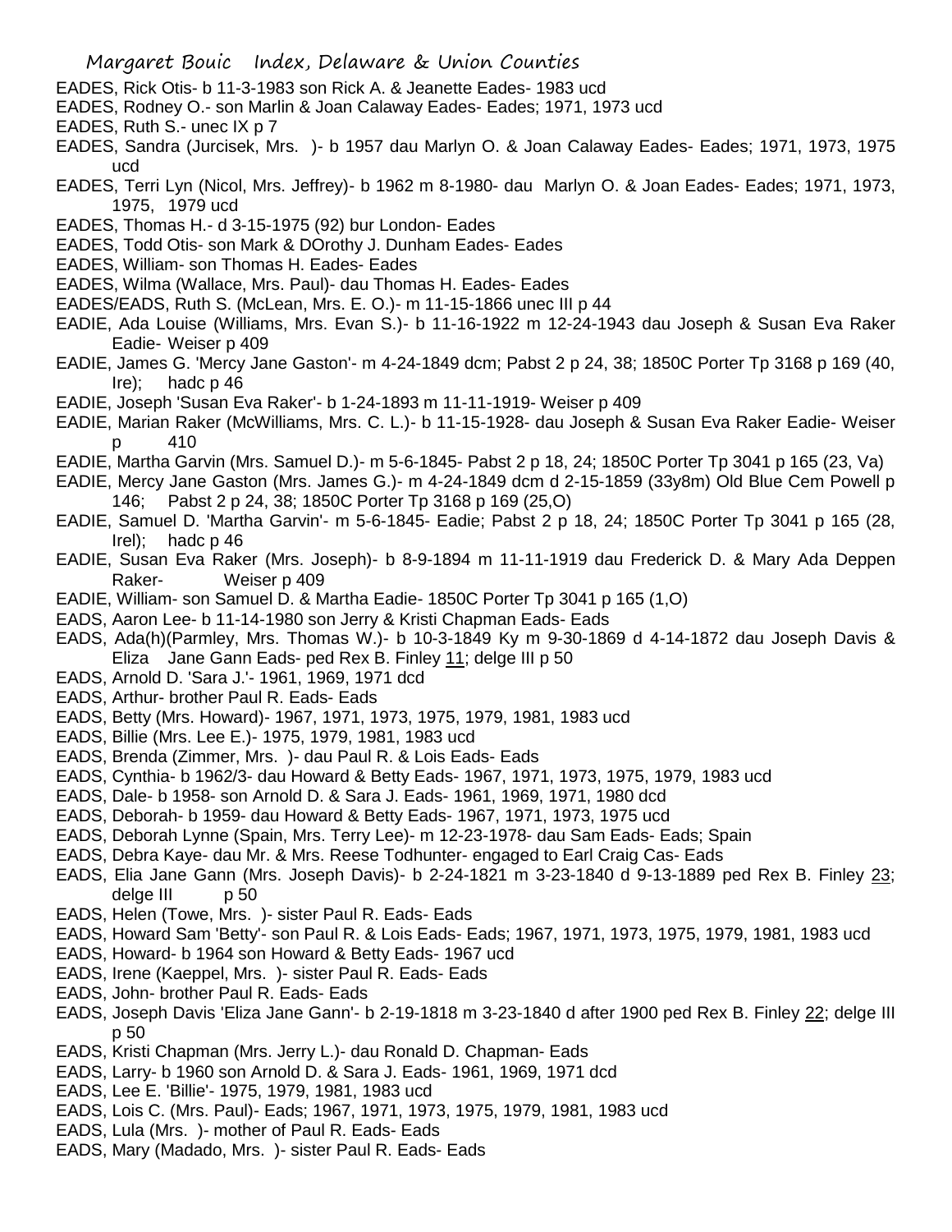EADES, Rick Otis- b 11-3-1983 son Rick A. & Jeanette Eades- 1983 ucd

EADES, Rodney O.- son Marlin & Joan Calaway Eades- Eades; 1971, 1973 ucd

EADES, Ruth S.- unec IX p 7

EADES, Sandra (Jurcisek, Mrs. )- b 1957 dau Marlyn O. & Joan Calaway Eades- Eades; 1971, 1973, 1975 ucd

EADES, Terri Lyn (Nicol, Mrs. Jeffrey)- b 1962 m 8-1980- dau Marlyn O. & Joan Eades- Eades; 1971, 1973, 1975, 1979 ucd

EADES, Thomas H.- d 3-15-1975 (92) bur London- Eades

EADES, Todd Otis- son Mark & DOrothy J. Dunham Eades- Eades

EADES, William- son Thomas H. Eades- Eades

EADES, Wilma (Wallace, Mrs. Paul)- dau Thomas H. Eades- Eades

EADES/EADS, Ruth S. (McLean, Mrs. E. O.)- m 11-15-1866 unec III p 44

EADIE, Ada Louise (Williams, Mrs. Evan S.)- b 11-16-1922 m 12-24-1943 dau Joseph & Susan Eva Raker Eadie- Weiser p 409

EADIE, James G. 'Mercy Jane Gaston'- m 4-24-1849 dcm; Pabst 2 p 24, 38; 1850C Porter Tp 3168 p 169 (40, Ire); hadc p 46

EADIE, Joseph 'Susan Eva Raker'- b 1-24-1893 m 11-11-1919- Weiser p 409

EADIE, Marian Raker (McWilliams, Mrs. C. L.)- b 11-15-1928- dau Joseph & Susan Eva Raker Eadie- Weiser p 410

EADIE, Martha Garvin (Mrs. Samuel D.)- m 5-6-1845- Pabst 2 p 18, 24; 1850C Porter Tp 3041 p 165 (23, Va)

EADIE, Mercy Jane Gaston (Mrs. James G.)- m 4-24-1849 dcm d 2-15-1859 (33y8m) Old Blue Cem Powell p 146; Pabst 2 p 24, 38; 1850C Porter Tp 3168 p 169 (25,O)

EADIE, Samuel D. 'Martha Garvin'- m 5-6-1845- Eadie; Pabst 2 p 18, 24; 1850C Porter Tp 3041 p 165 (28, Irel); hadc p 46

EADIE, Susan Eva Raker (Mrs. Joseph)- b 8-9-1894 m 11-11-1919 dau Frederick D. & Mary Ada Deppen Raker- Weiser p 409

EADIE, William- son Samuel D. & Martha Eadie- 1850C Porter Tp 3041 p 165 (1,O)

EADS, Aaron Lee- b 11-14-1980 son Jerry & Kristi Chapman Eads- Eads

EADS, Ada(h)(Parmley, Mrs. Thomas W.)- b 10-3-1849 Ky m 9-30-1869 d 4-14-1872 dau Joseph Davis & Eliza Jane Gann Eads- ped Rex B. Finley 11; delge III p 50

EADS, Arnold D. 'Sara J.'- 1961, 1969, 1971 dcd

EADS, Arthur- brother Paul R. Eads- Eads

EADS, Betty (Mrs. Howard)- 1967, 1971, 1973, 1975, 1979, 1981, 1983 ucd

EADS, Billie (Mrs. Lee E.)- 1975, 1979, 1981, 1983 ucd

EADS, Brenda (Zimmer, Mrs. )- dau Paul R. & Lois Eads- Eads

EADS, Cynthia- b 1962/3- dau Howard & Betty Eads- 1967, 1971, 1973, 1975, 1979, 1983 ucd

EADS, Dale- b 1958- son Arnold D. & Sara J. Eads- 1961, 1969, 1971, 1980 dcd

EADS, Deborah- b 1959- dau Howard & Betty Eads- 1967, 1971, 1973, 1975 ucd

EADS, Deborah Lynne (Spain, Mrs. Terry Lee)- m 12-23-1978- dau Sam Eads- Eads; Spain

EADS, Debra Kaye- dau Mr. & Mrs. Reese Todhunter- engaged to Earl Craig Cas- Eads

EADS, Elia Jane Gann (Mrs. Joseph Davis)- b 2-24-1821 m 3-23-1840 d 9-13-1889 ped Rex B. Finley 23; delge III p 50

EADS, Helen (Towe, Mrs. )- sister Paul R. Eads- Eads

EADS, Howard Sam 'Betty'- son Paul R. & Lois Eads- Eads; 1967, 1971, 1973, 1975, 1979, 1981, 1983 ucd

EADS, Howard- b 1964 son Howard & Betty Eads- 1967 ucd

EADS, Irene (Kaeppel, Mrs. )- sister Paul R. Eads- Eads

EADS, John- brother Paul R. Eads- Eads

EADS, Joseph Davis 'Eliza Jane Gann'- b 2-19-1818 m 3-23-1840 d after 1900 ped Rex B. Finley 22; delge III p 50

EADS, Kristi Chapman (Mrs. Jerry L.)- dau Ronald D. Chapman- Eads

EADS, Larry- b 1960 son Arnold D. & Sara J. Eads- 1961, 1969, 1971 dcd

EADS, Lee E. 'Billie'- 1975, 1979, 1981, 1983 ucd

EADS, Lois C. (Mrs. Paul)- Eads; 1967, 1971, 1973, 1975, 1979, 1981, 1983 ucd

EADS, Lula (Mrs. )- mother of Paul R. Eads- Eads

EADS, Mary (Madado, Mrs. )- sister Paul R. Eads- Eads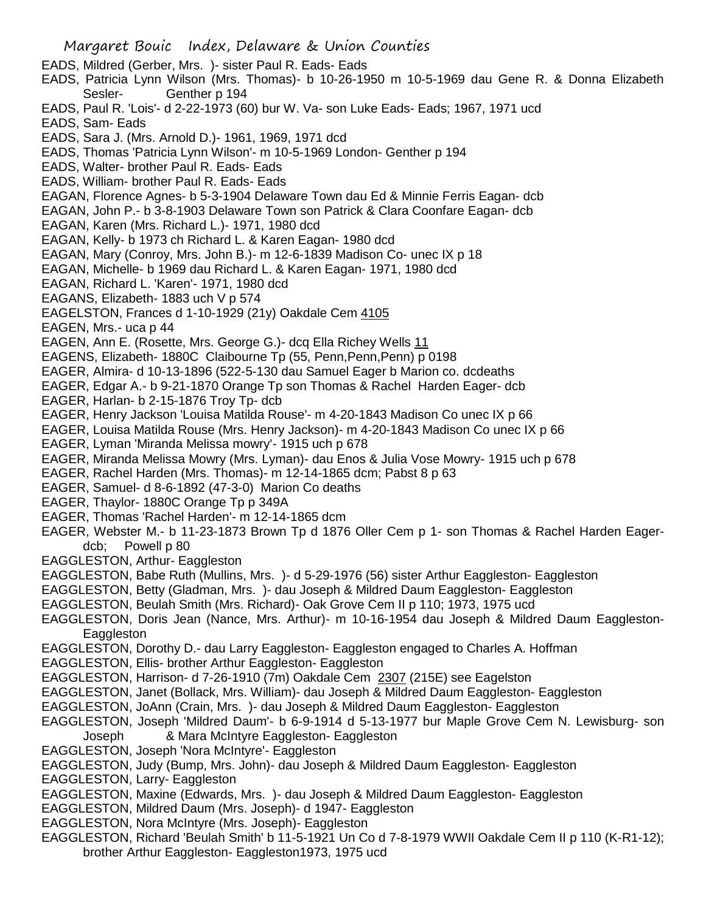EADS, Mildred (Gerber, Mrs. )- sister Paul R. Eads- Eads

EADS, Patricia Lynn Wilson (Mrs. Thomas)- b 10-26-1950 m 10-5-1969 dau Gene R. & Donna Elizabeth Sesler- Genther p 194

EADS, Paul R. 'Lois'- d 2-22-1973 (60) bur W. Va- son Luke Eads- Eads; 1967, 1971 ucd

EADS, Sam- Eads

EADS, Sara J. (Mrs. Arnold D.)- 1961, 1969, 1971 dcd

EADS, Thomas 'Patricia Lynn Wilson'- m 10-5-1969 London- Genther p 194

EADS, Walter- brother Paul R. Eads- Eads

EADS, William- brother Paul R. Eads- Eads

EAGAN, Florence Agnes- b 5-3-1904 Delaware Town dau Ed & Minnie Ferris Eagan- dcb

EAGAN, John P.- b 3-8-1903 Delaware Town son Patrick & Clara Coonfare Eagan- dcb

EAGAN, Karen (Mrs. Richard L.)- 1971, 1980 dcd

EAGAN, Kelly- b 1973 ch Richard L. & Karen Eagan- 1980 dcd

EAGAN, Mary (Conroy, Mrs. John B.)- m 12-6-1839 Madison Co- unec IX p 18

EAGAN, Michelle- b 1969 dau Richard L. & Karen Eagan- 1971, 1980 dcd

EAGAN, Richard L. 'Karen'- 1971, 1980 dcd

EAGANS, Elizabeth- 1883 uch V p 574

EAGELSTON, Frances d 1-10-1929 (21y) Oakdale Cem 4105

EAGEN, Mrs.- uca p 44

EAGEN, Ann E. (Rosette, Mrs. George G.)- dcq Ella Richey Wells 11

EAGENS, Elizabeth- 1880C Claibourne Tp (55, Penn,Penn,Penn) p 0198

EAGER, Almira- d 10-13-1896 (522-5-130 dau Samuel Eager b Marion co. dcdeaths

EAGER, Edgar A.- b 9-21-1870 Orange Tp son Thomas & Rachel Harden Eager- dcb

EAGER, Harlan- b 2-15-1876 Troy Tp- dcb

EAGER, Henry Jackson 'Louisa Matilda Rouse'- m 4-20-1843 Madison Co unec IX p 66

EAGER, Louisa Matilda Rouse (Mrs. Henry Jackson)- m 4-20-1843 Madison Co unec IX p 66

EAGER, Lyman 'Miranda Melissa mowry'- 1915 uch p 678

EAGER, Miranda Melissa Mowry (Mrs. Lyman)- dau Enos & Julia Vose Mowry- 1915 uch p 678

EAGER, Rachel Harden (Mrs. Thomas)- m 12-14-1865 dcm; Pabst 8 p 63

EAGER, Samuel- d 8-6-1892 (47-3-0) Marion Co deaths

EAGER, Thaylor- 1880C Orange Tp p 349A

EAGER, Thomas 'Rachel Harden'- m 12-14-1865 dcm

EAGER, Webster M.- b 11-23-1873 Brown Tp d 1876 Oller Cem p 1- son Thomas & Rachel Harden Eager- dcb; Powell p 80

EAGGLESTON, Arthur- Eaggleston

EAGGLESTON, Babe Ruth (Mullins, Mrs. )- d 5-29-1976 (56) sister Arthur Eaggleston- Eaggleston

EAGGLESTON, Betty (Gladman, Mrs. )- dau Joseph & Mildred Daum Eaggleston- Eaggleston

EAGGLESTON, Beulah Smith (Mrs. Richard)- Oak Grove Cem II p 110; 1973, 1975 ucd

EAGGLESTON, Doris Jean (Nance, Mrs. Arthur)- m 10-16-1954 dau Joseph & Mildred Daum Eaggleston- Eaggleston

EAGGLESTON, Dorothy D.- dau Larry Eaggleston- Eaggleston engaged to Charles A. Hoffman

EAGGLESTON, Ellis- brother Arthur Eaggleston- Eaggleston

EAGGLESTON, Harrison- d 7-26-1910 (7m) Oakdale Cem 2307 (215E) see Eagelston

EAGGLESTON, Janet (Bollack, Mrs. William)- dau Joseph & Mildred Daum Eaggleston- Eaggleston

EAGGLESTON, JoAnn (Crain, Mrs. )- dau Joseph & Mildred Daum Eaggleston- Eaggleston

EAGGLESTON, Joseph 'Mildred Daum'- b 6-9-1914 d 5-13-1977 bur Maple Grove Cem N. Lewisburg- son Joseph & Mara McIntyre Eaggleston- Eaggleston

EAGGLESTON, Joseph 'Nora McIntyre'- Eaggleston

EAGGLESTON, Judy (Bump, Mrs. John)- dau Joseph & Mildred Daum Eaggleston- Eaggleston

EAGGLESTON, Larry- Eaggleston

EAGGLESTON, Maxine (Edwards, Mrs. )- dau Joseph & Mildred Daum Eaggleston- Eaggleston

EAGGLESTON, Mildred Daum (Mrs. Joseph)- d 1947- Eaggleston

EAGGLESTON, Nora McIntyre (Mrs. Joseph)- Eaggleston

EAGGLESTON, Richard 'Beulah Smith' b 11-5-1921 Un Co d 7-8-1979 WWII Oakdale Cem II p 110 (K-R1-12); brother Arthur Eaggleston- Eaggleston1973, 1975 ucd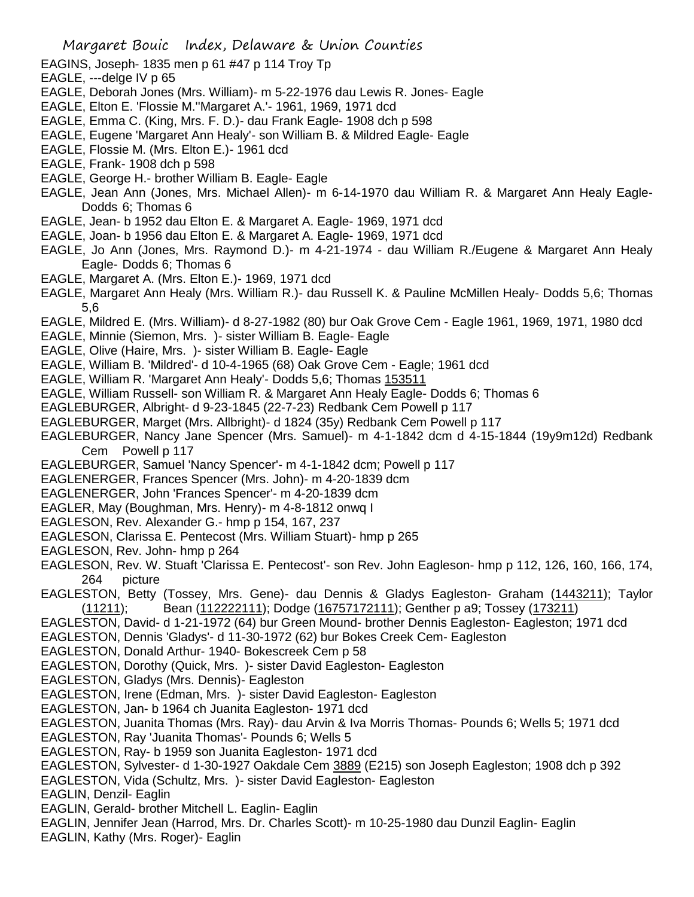EAGINS, Joseph- 1835 men p 61 #47 p 114 Troy Tp

EAGLE, ---delge IV p 65

EAGLE, Deborah Jones (Mrs. William)- m 5-22-1976 dau Lewis R. Jones- Eagle

EAGLE, Elton E. 'Flossie M.''Margaret A.'- 1961, 1969, 1971 dcd

EAGLE, Emma C. (King, Mrs. F. D.)- dau Frank Eagle- 1908 dch p 598

EAGLE, Eugene 'Margaret Ann Healy'- son William B. & Mildred Eagle- Eagle

EAGLE, Flossie M. (Mrs. Elton E.)- 1961 dcd

EAGLE, Frank- 1908 dch p 598

EAGLE, George H.- brother William B. Eagle- Eagle

EAGLE, Jean Ann (Jones, Mrs. Michael Allen)- m 6-14-1970 dau William R. & Margaret Ann Healy Eagle- Dodds 6; Thomas 6

EAGLE, Jean- b 1952 dau Elton E. & Margaret A. Eagle- 1969, 1971 dcd

EAGLE, Joan- b 1956 dau Elton E. & Margaret A. Eagle- 1969, 1971 dcd

EAGLE, Jo Ann (Jones, Mrs. Raymond D.)- m 4-21-1974 - dau William R./Eugene & Margaret Ann Healy Eagle- Dodds 6; Thomas 6

EAGLE, Margaret A. (Mrs. Elton E.)- 1969, 1971 dcd

EAGLE, Margaret Ann Healy (Mrs. William R.)- dau Russell K. & Pauline McMillen Healy- Dodds 5,6; Thomas 5,6

EAGLE, Mildred E. (Mrs. William)- d 8-27-1982 (80) bur Oak Grove Cem - Eagle 1961, 1969, 1971, 1980 dcd

EAGLE, Minnie (Siemon, Mrs. )- sister William B. Eagle- Eagle

EAGLE, Olive (Haire, Mrs. )- sister William B. Eagle- Eagle

EAGLE, William B. 'Mildred'- d 10-4-1965 (68) Oak Grove Cem - Eagle; 1961 dcd

EAGLE, William R. 'Margaret Ann Healy'- Dodds 5,6; Thomas 153511

EAGLE, William Russell- son William R. & Margaret Ann Healy Eagle- Dodds 6; Thomas 6

EAGLEBURGER, Albright- d 9-23-1845 (22-7-23) Redbank Cem Powell p 117

EAGLEBURGER, Marget (Mrs. Allbright)- d 1824 (35y) Redbank Cem Powell p 117

EAGLEBURGER, Nancy Jane Spencer (Mrs. Samuel)- m 4-1-1842 dcm d 4-15-1844 (19y9m12d) Redbank Cem Powell p 117

EAGLEBURGER, Samuel 'Nancy Spencer'- m 4-1-1842 dcm; Powell p 117

EAGLENERGER, Frances Spencer (Mrs. John)- m 4-20-1839 dcm

EAGLENERGER, John 'Frances Spencer'- m 4-20-1839 dcm

EAGLER, May (Boughman, Mrs. Henry)- m 4-8-1812 onwq I

EAGLESON, Rev. Alexander G.- hmp p 154, 167, 237

EAGLESON, Clarissa E. Pentecost (Mrs. William Stuart)- hmp p 265

EAGLESON, Rev. John- hmp p 264

EAGLESON, Rev. W. Stuaft 'Clarissa E. Pentecost'- son Rev. John Eagleson- hmp p 112, 126, 160, 166, 174, 264 picture

EAGLESTON, Betty (Tossey, Mrs. Gene)- dau Dennis & Gladys Eagleston- Graham (1443211); Taylor (11211); Bean (112222111); Dodge (16757172111); Genther p a9; Tossey (173211)

EAGLESTON, David- d 1-21-1972 (64) bur Green Mound- brother Dennis Eagleston- Eagleston; 1971 dcd

EAGLESTON, Dennis 'Gladys'- d 11-30-1972 (62) bur Bokes Creek Cem- Eagleston

EAGLESTON, Donald Arthur- 1940- Bokescreek Cem p 58

EAGLESTON, Dorothy (Quick, Mrs. )- sister David Eagleston- Eagleston

EAGLESTON, Gladys (Mrs. Dennis)- Eagleston

EAGLESTON, Irene (Edman, Mrs. )- sister David Eagleston- Eagleston

EAGLESTON, Jan- b 1964 ch Juanita Eagleston- 1971 dcd

EAGLESTON, Juanita Thomas (Mrs. Ray)- dau Arvin & Iva Morris Thomas- Pounds 6; Wells 5; 1971 dcd

EAGLESTON, Ray 'Juanita Thomas'- Pounds 6; Wells 5

EAGLESTON, Ray- b 1959 son Juanita Eagleston- 1971 dcd

EAGLESTON, Sylvester- d 1-30-1927 Oakdale Cem 3889 (E215) son Joseph Eagleston; 1908 dch p 392

EAGLESTON, Vida (Schultz, Mrs. )- sister David Eagleston- Eagleston

EAGLIN, Denzil- Eaglin

EAGLIN, Gerald- brother Mitchell L. Eaglin- Eaglin

EAGLIN, Jennifer Jean (Harrod, Mrs. Dr. Charles Scott)- m 10-25-1980 dau Dunzil Eaglin- Eaglin

EAGLIN, Kathy (Mrs. Roger)- Eaglin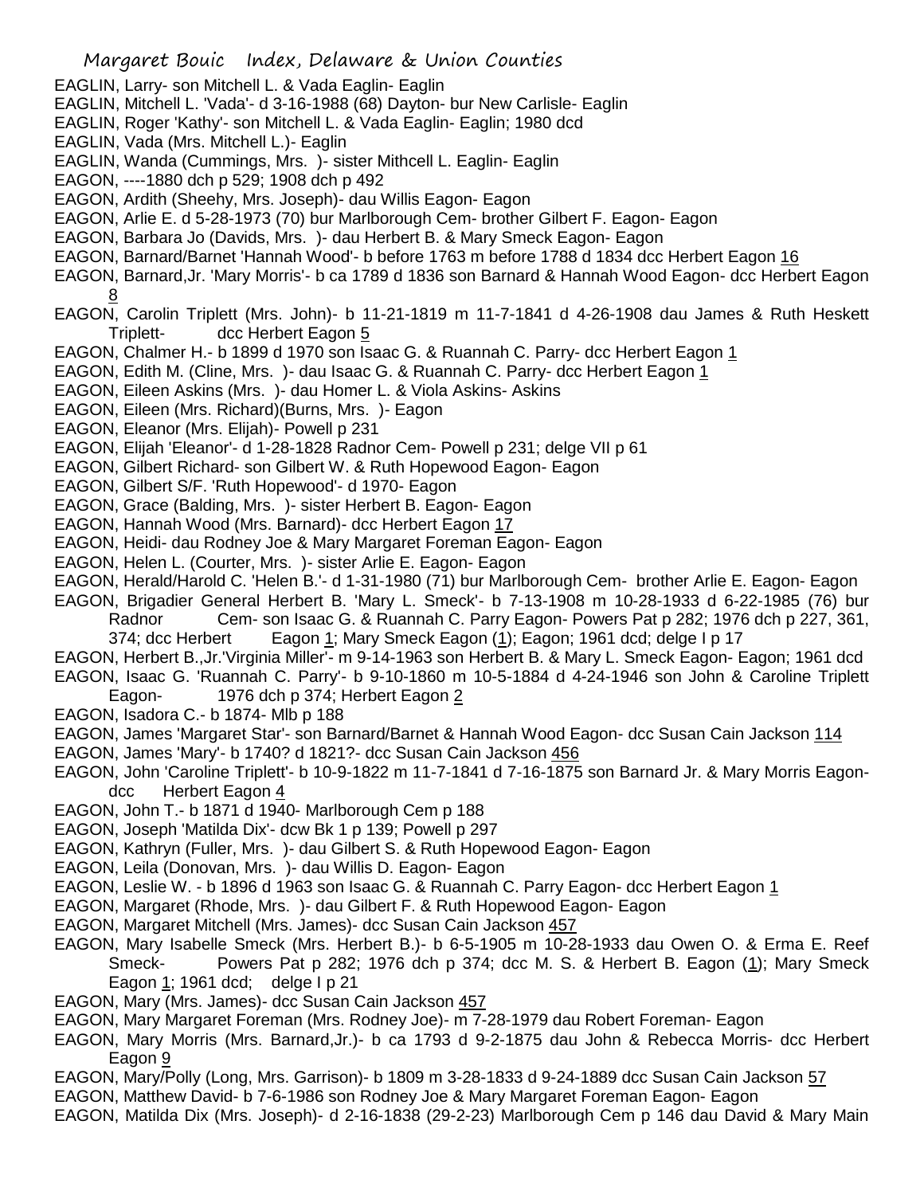EAGLIN, Larry- son Mitchell L. & Vada Eaglin- Eaglin
EAGLIN, Mitchell L. 'Vada'- d 3-16-1988 (68) Dayton- bur New Carlisle- Eaglin
EAGLIN, Roger 'Kathy'- son Mitchell L. & Vada Eaglin- Eaglin; 1980 dcd
EAGLIN, Vada (Mrs. Mitchell L.)- Eaglin
EAGLIN, Wanda (Cummings, Mrs. )- sister Mithcell L. Eaglin- Eaglin
EAGON, ----1880 dch p 529; 1908 dch p 492
EAGON, Ardith (Sheehy, Mrs. Joseph)- dau Willis Eagon- Eagon
EAGON, Arlie E. d 5-28-1973 (70) bur Marlborough Cem- brother Gilbert F. Eagon- Eagon
EAGON, Barbara Jo (Davids, Mrs. )- dau Herbert B. & Mary Smeck Eagon- Eagon
EAGON, Barnard/Barnet 'Hannah Wood'- b before 1763 m before 1788 d 1834 dcc Herbert Eagon 16
EAGON, Barnard,Jr. 'Mary Morris'- b ca 1789 d 1836 son Barnard & Hannah Wood Eagon- dcc Herbert Eagon 8
EAGON, Carolin Triplett (Mrs. John)- b 11-21-1819 m 11-7-1841 d 4-26-1908 dau James & Ruth Heskett Triplett- dcc Herbert Eagon 5
EAGON, Chalmer H.- b 1899 d 1970 son Isaac G. & Ruannah C. Parry- dcc Herbert Eagon 1
EAGON, Edith M. (Cline, Mrs. )- dau Isaac G. & Ruannah C. Parry- dcc Herbert Eagon 1
EAGON, Eileen Askins (Mrs. )- dau Homer L. & Viola Askins- Askins
EAGON, Eileen (Mrs. Richard)(Burns, Mrs. )- Eagon
EAGON, Eleanor (Mrs. Elijah)- Powell p 231
EAGON, Elijah 'Eleanor'- d 1-28-1828 Radnor Cem- Powell p 231; delge VII p 61
EAGON, Gilbert Richard- son Gilbert W. & Ruth Hopewood Eagon- Eagon
EAGON, Gilbert S/F. 'Ruth Hopewood'- d 1970- Eagon
EAGON, Grace (Balding, Mrs. )- sister Herbert B. Eagon- Eagon
EAGON, Hannah Wood (Mrs. Barnard)- dcc Herbert Eagon 17
EAGON, Heidi- dau Rodney Joe & Mary Margaret Foreman Eagon- Eagon
EAGON, Helen L. (Courter, Mrs. )- sister Arlie E. Eagon- Eagon
EAGON, Herald/Harold C. 'Helen B.'- d 1-31-1980 (71) bur Marlborough Cem- brother Arlie E. Eagon- Eagon
EAGON, Brigadier General Herbert B. 'Mary L. Smeck'- b 7-13-1908 m 10-28-1933 d 6-22-1985 (76) bur Radnor Cem- son Isaac G. & Ruannah C. Parry Eagon- Powers Pat p 282; 1976 dch p 227, 361, 374; dcc Herbert Eagon 1; Mary Smeck Eagon (1); Eagon; 1961 dcd; delge I p 17
EAGON, Herbert B.,Jr.'Virginia Miller'- m 9-14-1963 son Herbert B. & Mary L. Smeck Eagon- Eagon; 1961 dcd
EAGON, Isaac G. 'Ruannah C. Parry'- b 9-10-1860 m 10-5-1884 d 4-24-1946 son John & Caroline Triplett Eagon- 1976 dch p 374; Herbert Eagon 2
EAGON, Isadora C.- b 1874- Mlb p 188
EAGON, James 'Margaret Star'- son Barnard/Barnet & Hannah Wood Eagon- dcc Susan Cain Jackson 114
EAGON, James 'Mary'- b 1740? d 1821?- dcc Susan Cain Jackson 456
EAGON, John 'Caroline Triplett'- b 10-9-1822 m 11-7-1841 d 7-16-1875 son Barnard Jr. & Mary Morris Eagon- dcc Herbert Eagon 4
EAGON, John T.- b 1871 d 1940- Marlborough Cem p 188
EAGON, Joseph 'Matilda Dix'- dcw Bk 1 p 139; Powell p 297
EAGON, Kathryn (Fuller, Mrs. )- dau Gilbert S. & Ruth Hopewood Eagon- Eagon
EAGON, Leila (Donovan, Mrs. )- dau Willis D. Eagon- Eagon
EAGON, Leslie W. - b 1896 d 1963 son Isaac G. & Ruannah C. Parry Eagon- dcc Herbert Eagon 1
EAGON, Margaret (Rhode, Mrs. )- dau Gilbert F. & Ruth Hopewood Eagon- Eagon
EAGON, Margaret Mitchell (Mrs. James)- dcc Susan Cain Jackson 457
EAGON, Mary Isabelle Smeck (Mrs. Herbert B.)- b 6-5-1905 m 10-28-1933 dau Owen O. & Erma E. Reef Smeck- Powers Pat p 282; 1976 dch p 374; dcc M. S. & Herbert B. Eagon (1); Mary Smeck Eagon 1; 1961 dcd; delge I p 21
EAGON, Mary (Mrs. James)- dcc Susan Cain Jackson 457
EAGON, Mary Margaret Foreman (Mrs. Rodney Joe)- m 7-28-1979 dau Robert Foreman- Eagon
EAGON, Mary Morris (Mrs. Barnard,Jr.)- b ca 1793 d 9-2-1875 dau John & Rebecca Morris- dcc Herbert Eagon 9
EAGON, Mary/Polly (Long, Mrs. Garrison)- b 1809 m 3-28-1833 d 9-24-1889 dcc Susan Cain Jackson 57
EAGON, Matthew David- b 7-6-1986 son Rodney Joe & Mary Margaret Foreman Eagon- Eagon
EAGON, Matilda Dix (Mrs. Joseph)- d 2-16-1838 (29-2-23) Marlborough Cem p 146 dau David & Mary Main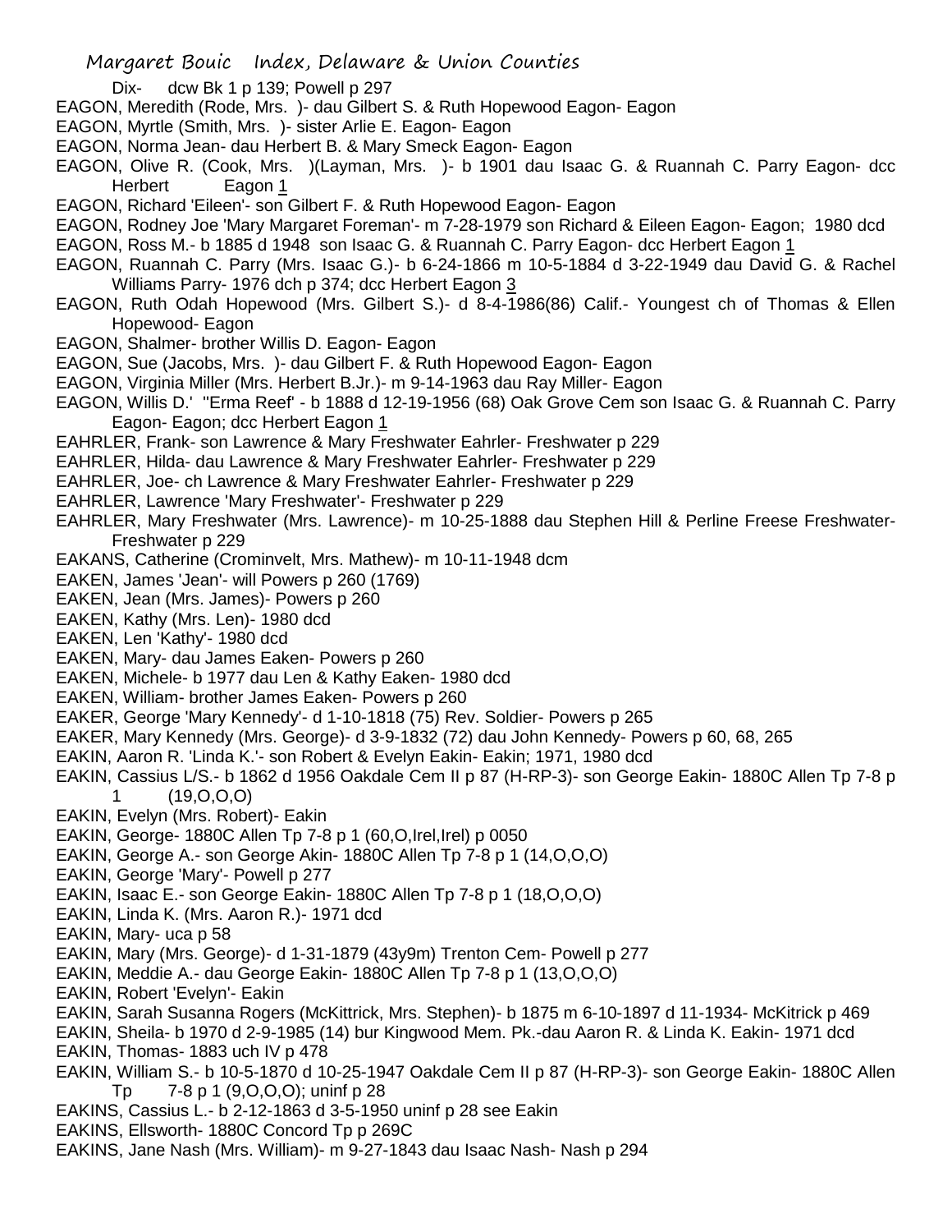Dix- dcw Bk 1 p 139; Powell p 297

EAGON, Meredith (Rode, Mrs. )- dau Gilbert S. & Ruth Hopewood Eagon- Eagon

EAGON, Myrtle (Smith, Mrs. )- sister Arlie E. Eagon- Eagon

EAGON, Norma Jean- dau Herbert B. & Mary Smeck Eagon- Eagon

EAGON, Olive R. (Cook, Mrs. )(Layman, Mrs. )- b 1901 dau Isaac G. & Ruannah C. Parry Eagon- dcc Herbert Eagon 1

EAGON, Richard 'Eileen'- son Gilbert F. & Ruth Hopewood Eagon- Eagon

EAGON, Rodney Joe 'Mary Margaret Foreman'- m 7-28-1979 son Richard & Eileen Eagon- Eagon; 1980 dcd

EAGON, Ross M.- b 1885 d 1948 son Isaac G. & Ruannah C. Parry Eagon- dcc Herbert Eagon 1

EAGON, Ruannah C. Parry (Mrs. Isaac G.)- b 6-24-1866 m 10-5-1884 d 3-22-1949 dau David G. & Rachel Williams Parry- 1976 dch p 374; dcc Herbert Eagon 3

EAGON, Ruth Odah Hopewood (Mrs. Gilbert S.)- d 8-4-1986(86) Calif.- Youngest ch of Thomas & Ellen Hopewood- Eagon

EAGON, Shalmer- brother Willis D. Eagon- Eagon

EAGON, Sue (Jacobs, Mrs. )- dau Gilbert F. & Ruth Hopewood Eagon- Eagon

EAGON, Virginia Miller (Mrs. Herbert B.Jr.)- m 9-14-1963 dau Ray Miller- Eagon

EAGON, Willis D.' "Erma Reef' - b 1888 d 12-19-1956 (68) Oak Grove Cem son Isaac G. & Ruannah C. Parry Eagon- Eagon; dcc Herbert Eagon 1

EAHRLER, Frank- son Lawrence & Mary Freshwater Eahrler- Freshwater p 229

EAHRLER, Hilda- dau Lawrence & Mary Freshwater Eahrler- Freshwater p 229

EAHRLER, Joe- ch Lawrence & Mary Freshwater Eahrler- Freshwater p 229

EAHRLER, Lawrence 'Mary Freshwater'- Freshwater p 229

EAHRLER, Mary Freshwater (Mrs. Lawrence)- m 10-25-1888 dau Stephen Hill & Perline Freese Freshwater- Freshwater p 229

EAKANS, Catherine (Crominvelt, Mrs. Mathew)- m 10-11-1948 dcm

EAKEN, James 'Jean'- will Powers p 260 (1769)

EAKEN, Jean (Mrs. James)- Powers p 260

EAKEN, Kathy (Mrs. Len)- 1980 dcd

EAKEN, Len 'Kathy'- 1980 dcd

EAKEN, Mary- dau James Eaken- Powers p 260

EAKEN, Michele- b 1977 dau Len & Kathy Eaken- 1980 dcd

EAKEN, William- brother James Eaken- Powers p 260

EAKER, George 'Mary Kennedy'- d 1-10-1818 (75) Rev. Soldier- Powers p 265

EAKER, Mary Kennedy (Mrs. George)- d 3-9-1832 (72) dau John Kennedy- Powers p 60, 68, 265

EAKIN, Aaron R. 'Linda K.'- son Robert & Evelyn Eakin- Eakin; 1971, 1980 dcd

EAKIN, Cassius L/S.- b 1862 d 1956 Oakdale Cem II p 87 (H-RP-3)- son George Eakin- 1880C Allen Tp 7-8 p 1 (19,O,O,O)

EAKIN, Evelyn (Mrs. Robert)- Eakin

EAKIN, George- 1880C Allen Tp 7-8 p 1 (60,O,Irel,Irel) p 0050

EAKIN, George A.- son George Akin- 1880C Allen Tp 7-8 p 1 (14,O,O,O)

EAKIN, George 'Mary'- Powell p 277

EAKIN, Isaac E.- son George Eakin- 1880C Allen Tp 7-8 p 1 (18,O,O,O)

EAKIN, Linda K. (Mrs. Aaron R.)- 1971 dcd

EAKIN, Mary- uca p 58

EAKIN, Mary (Mrs. George)- d 1-31-1879 (43y9m) Trenton Cem- Powell p 277

EAKIN, Meddie A.- dau George Eakin- 1880C Allen Tp 7-8 p 1 (13,O,O,O)

EAKIN, Robert 'Evelyn'- Eakin

EAKIN, Sarah Susanna Rogers (McKittrick, Mrs. Stephen)- b 1875 m 6-10-1897 d 11-1934- McKitrick p 469

EAKIN, Sheila- b 1970 d 2-9-1985 (14) bur Kingwood Mem. Pk.-dau Aaron R. & Linda K. Eakin- 1971 dcd

EAKIN, Thomas- 1883 uch IV p 478

EAKIN, William S.- b 10-5-1870 d 10-25-1947 Oakdale Cem II p 87 (H-RP-3)- son George Eakin- 1880C Allen Tp 7-8 p 1 (9,O,O,O); uninf p 28

EAKINS, Cassius L.- b 2-12-1863 d 3-5-1950 uninf p 28 see Eakin

EAKINS, Ellsworth- 1880C Concord Tp p 269C

EAKINS, Jane Nash (Mrs. William)- m 9-27-1843 dau Isaac Nash- Nash p 294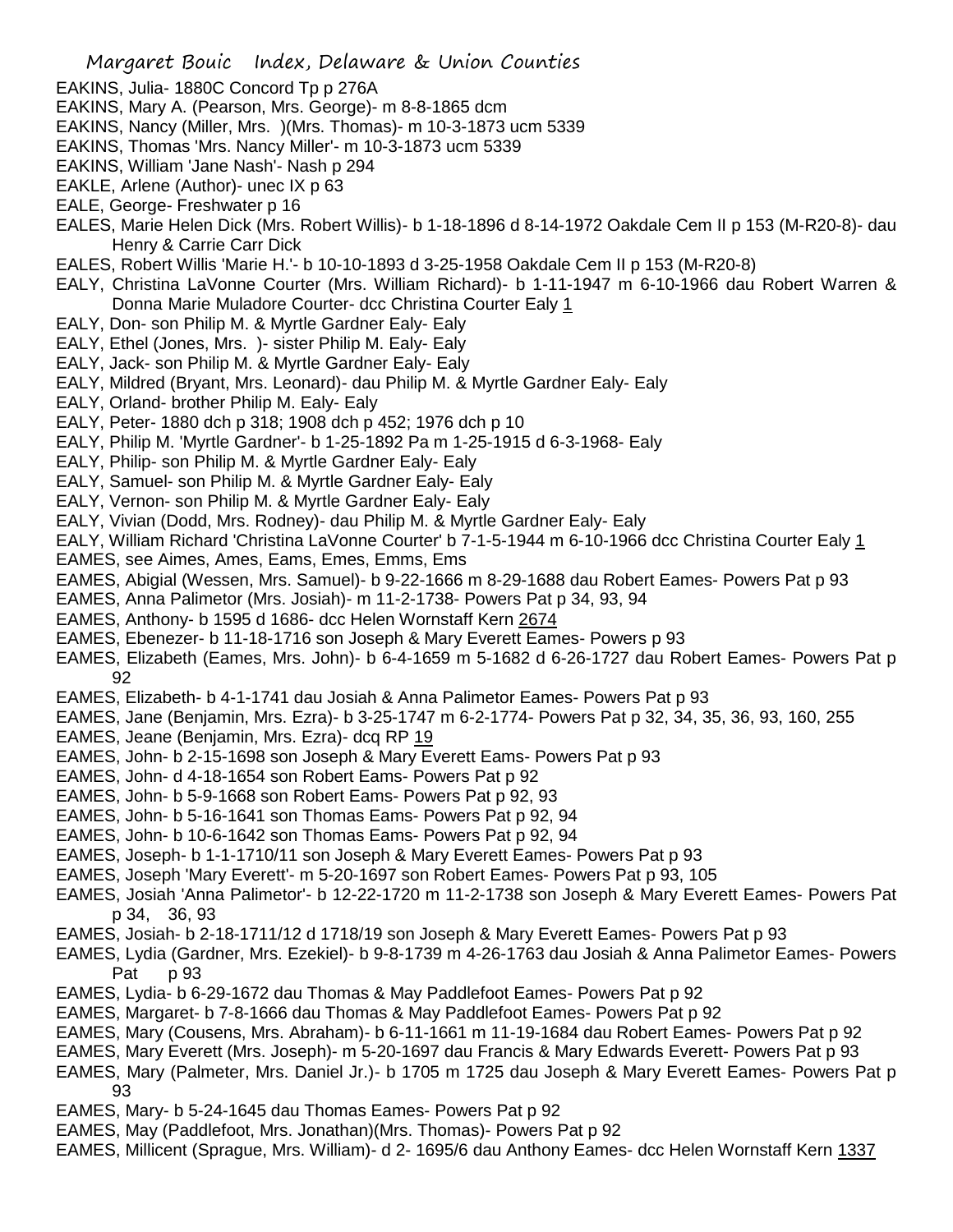EAKINS, Julia- 1880C Concord Tp p 276A

EAKINS, Mary A. (Pearson, Mrs. George)- m 8-8-1865 dcm

EAKINS, Nancy (Miller, Mrs. )(Mrs. Thomas)- m 10-3-1873 ucm 5339

EAKINS, Thomas 'Mrs. Nancy Miller'- m 10-3-1873 ucm 5339

EAKINS, William 'Jane Nash'- Nash p 294

EAKLE, Arlene (Author)- unec IX p 63

EALE, George- Freshwater p 16

EALES, Marie Helen Dick (Mrs. Robert Willis)- b 1-18-1896 d 8-14-1972 Oakdale Cem II p 153 (M-R20-8)- dau Henry & Carrie Carr Dick

EALES, Robert Willis 'Marie H.'- b 10-10-1893 d 3-25-1958 Oakdale Cem II p 153 (M-R20-8)

EALY, Christina LaVonne Courter (Mrs. William Richard)- b 1-11-1947 m 6-10-1966 dau Robert Warren & Donna Marie Muladore Courter- dcc Christina Courter Ealy 1

EALY, Don- son Philip M. & Myrtle Gardner Ealy- Ealy

EALY, Ethel (Jones, Mrs. )- sister Philip M. Ealy- Ealy

EALY, Jack- son Philip M. & Myrtle Gardner Ealy- Ealy

EALY, Mildred (Bryant, Mrs. Leonard)- dau Philip M. & Myrtle Gardner Ealy- Ealy

EALY, Orland- brother Philip M. Ealy- Ealy

EALY, Peter- 1880 dch p 318; 1908 dch p 452; 1976 dch p 10

EALY, Philip M. 'Myrtle Gardner'- b 1-25-1892 Pa m 1-25-1915 d 6-3-1968- Ealy

EALY, Philip- son Philip M. & Myrtle Gardner Ealy- Ealy

EALY, Samuel- son Philip M. & Myrtle Gardner Ealy- Ealy

EALY, Vernon- son Philip M. & Myrtle Gardner Ealy- Ealy

EALY, Vivian (Dodd, Mrs. Rodney)- dau Philip M. & Myrtle Gardner Ealy- Ealy

EALY, William Richard 'Christina LaVonne Courter' b 7-1-5-1944 m 6-10-1966 dcc Christina Courter Ealy 1

EAMES, see Aimes, Ames, Eams, Emes, Emms, Ems

EAMES, Abigial (Wessen, Mrs. Samuel)- b 9-22-1666 m 8-29-1688 dau Robert Eames- Powers Pat p 93

EAMES, Anna Palimetor (Mrs. Josiah)- m 11-2-1738- Powers Pat p 34, 93, 94

EAMES, Anthony- b 1595 d 1686- dcc Helen Wornstaff Kern 2674

EAMES, Ebenezer- b 11-18-1716 son Joseph & Mary Everett Eames- Powers p 93

EAMES, Elizabeth (Eames, Mrs. John)- b 6-4-1659 m 5-1682 d 6-26-1727 dau Robert Eames- Powers Pat p 92

EAMES, Elizabeth- b 4-1-1741 dau Josiah & Anna Palimetor Eames- Powers Pat p 93

EAMES, Jane (Benjamin, Mrs. Ezra)- b 3-25-1747 m 6-2-1774- Powers Pat p 32, 34, 35, 36, 93, 160, 255

EAMES, Jeane (Benjamin, Mrs. Ezra)- dcq RP 19

EAMES, John- b 2-15-1698 son Joseph & Mary Everett Eams- Powers Pat p 93

EAMES, John- d 4-18-1654 son Robert Eams- Powers Pat p 92

EAMES, John- b 5-9-1668 son Robert Eams- Powers Pat p 92, 93

EAMES, John- b 5-16-1641 son Thomas Eams- Powers Pat p 92, 94

EAMES, John- b 10-6-1642 son Thomas Eams- Powers Pat p 92, 94

EAMES, Joseph- b 1-1-1710/11 son Joseph & Mary Everett Eames- Powers Pat p 93

EAMES, Joseph 'Mary Everett'- m 5-20-1697 son Robert Eames- Powers Pat p 93, 105

EAMES, Josiah 'Anna Palimetor'- b 12-22-1720 m 11-2-1738 son Joseph & Mary Everett Eames- Powers Pat p 34, 36, 93

EAMES, Josiah- b 2-18-1711/12 d 1718/19 son Joseph & Mary Everett Eames- Powers Pat p 93

EAMES, Lydia (Gardner, Mrs. Ezekiel)- b 9-8-1739 m 4-26-1763 dau Josiah & Anna Palimetor Eames- Powers Pat p 93

EAMES, Lydia- b 6-29-1672 dau Thomas & May Paddlefoot Eames- Powers Pat p 92

EAMES, Margaret- b 7-8-1666 dau Thomas & May Paddlefoot Eames- Powers Pat p 92

EAMES, Mary (Cousens, Mrs. Abraham)- b 6-11-1661 m 11-19-1684 dau Robert Eames- Powers Pat p 92

EAMES, Mary Everett (Mrs. Joseph)- m 5-20-1697 dau Francis & Mary Edwards Everett- Powers Pat p 93

EAMES, Mary (Palmeter, Mrs. Daniel Jr.)- b 1705 m 1725 dau Joseph & Mary Everett Eames- Powers Pat p 93

EAMES, Mary- b 5-24-1645 dau Thomas Eames- Powers Pat p 92

EAMES, May (Paddlefoot, Mrs. Jonathan)(Mrs. Thomas)- Powers Pat p 92

EAMES, Millicent (Sprague, Mrs. William)- d 2- 1695/6 dau Anthony Eames- dcc Helen Wornstaff Kern 1337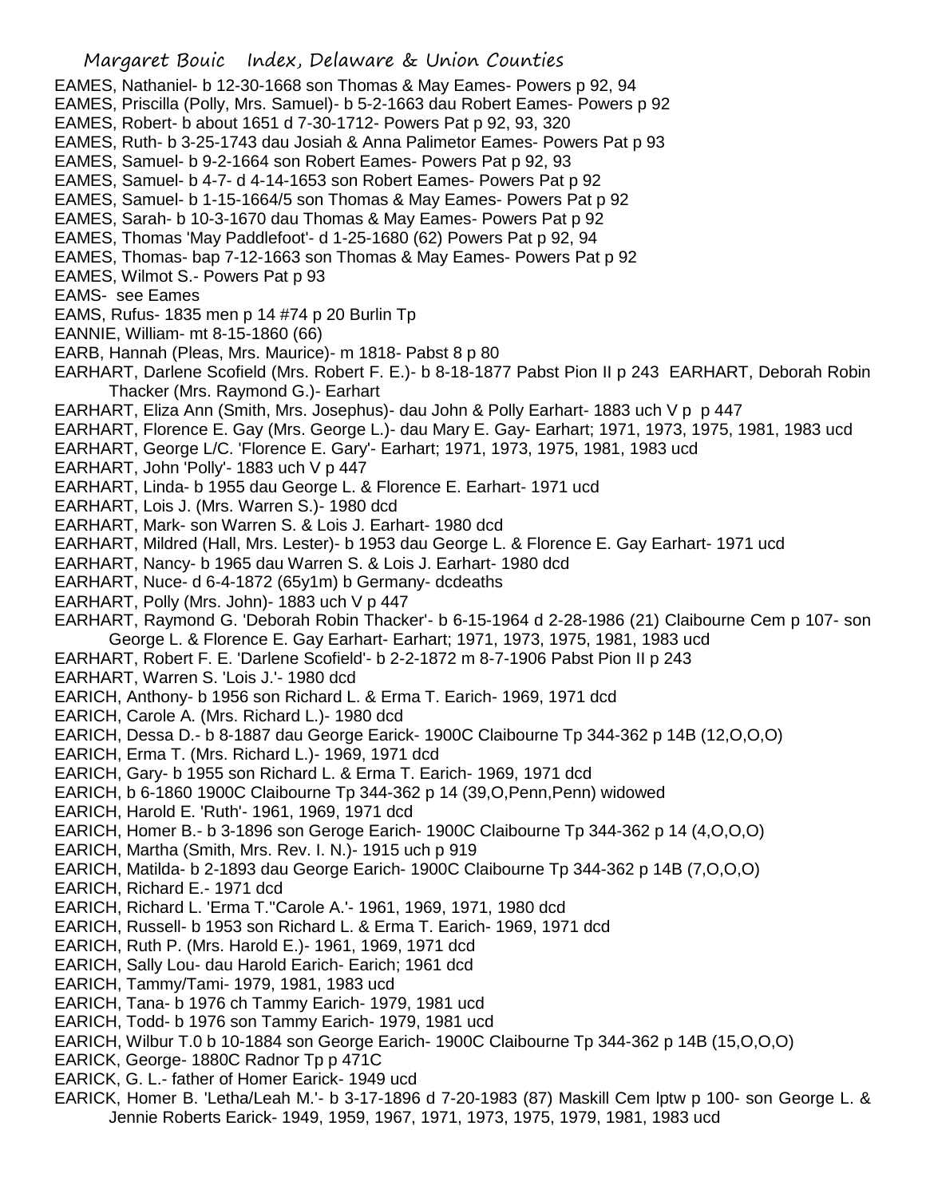EAMES, Nathaniel- b 12-30-1668 son Thomas & May Eames- Powers p 92, 94
EAMES, Priscilla (Polly, Mrs. Samuel)- b 5-2-1663 dau Robert Eames- Powers p 92
EAMES, Robert- b about 1651 d 7-30-1712- Powers Pat p 92, 93, 320
EAMES, Ruth- b 3-25-1743 dau Josiah & Anna Palimetor Eames- Powers Pat p 93
EAMES, Samuel- b 9-2-1664 son Robert Eames- Powers Pat p 92, 93
EAMES, Samuel- b 4-7- d 4-14-1653 son Robert Eames- Powers Pat p 92
EAMES, Samuel- b 1-15-1664/5 son Thomas & May Eames- Powers Pat p 92
EAMES, Sarah- b 10-3-1670 dau Thomas & May Eames- Powers Pat p 92
EAMES, Thomas 'May Paddlefoot'- d 1-25-1680 (62) Powers Pat p 92, 94
EAMES, Thomas- bap 7-12-1663 son Thomas & May Eames- Powers Pat p 92
EAMES, Wilmot S.- Powers Pat p 93
EAMS- see Eames
EAMS, Rufus- 1835 men p 14 #74 p 20 Burlin Tp
EANNIE, William- mt 8-15-1860 (66)
EARB, Hannah (Pleas, Mrs. Maurice)- m 1818- Pabst 8 p 80
EARHART, Darlene Scofield (Mrs. Robert F. E.)- b 8-18-1877 Pabst Pion II p 243 EARHART, Deborah Robin Thacker (Mrs. Raymond G.)- Earhart
EARHART, Eliza Ann (Smith, Mrs. Josephus)- dau John & Polly Earhart- 1883 uch V p p 447
EARHART, Florence E. Gay (Mrs. George L.)- dau Mary E. Gay- Earhart; 1971, 1973, 1975, 1981, 1983 ucd
EARHART, George L/C. 'Florence E. Gary'- Earhart; 1971, 1973, 1975, 1981, 1983 ucd
EARHART, John 'Polly'- 1883 uch V p 447
EARHART, Linda- b 1955 dau George L. & Florence E. Earhart- 1971 ucd
EARHART, Lois J. (Mrs. Warren S.)- 1980 dcd
EARHART, Mark- son Warren S. & Lois J. Earhart- 1980 dcd
EARHART, Mildred (Hall, Mrs. Lester)- b 1953 dau George L. & Florence E. Gay Earhart- 1971 ucd
EARHART, Nancy- b 1965 dau Warren S. & Lois J. Earhart- 1980 dcd
EARHART, Nuce- d 6-4-1872 (65y1m) b Germany- dcdeaths
EARHART, Polly (Mrs. John)- 1883 uch V p 447
EARHART, Raymond G. 'Deborah Robin Thacker'- b 6-15-1964 d 2-28-1986 (21) Claibourne Cem p 107- son George L. & Florence E. Gay Earhart- Earhart; 1971, 1973, 1975, 1981, 1983 ucd
EARHART, Robert F. E. 'Darlene Scofield'- b 2-2-1872 m 8-7-1906 Pabst Pion II p 243
EARHART, Warren S. 'Lois J.'- 1980 dcd
EARICH, Anthony- b 1956 son Richard L. & Erma T. Earich- 1969, 1971 dcd
EARICH, Carole A. (Mrs. Richard L.)- 1980 dcd
EARICH, Dessa D.- b 8-1887 dau George Earick- 1900C Claibourne Tp 344-362 p 14B (12,O,O,O)
EARICH, Erma T. (Mrs. Richard L.)- 1969, 1971 dcd
EARICH, Gary- b 1955 son Richard L. & Erma T. Earich- 1969, 1971 dcd
EARICH, b 6-1860 1900C Claibourne Tp 344-362 p 14 (39,O,Penn,Penn) widowed
EARICH, Harold E. 'Ruth'- 1961, 1969, 1971 dcd
EARICH, Homer B.- b 3-1896 son Geroge Earich- 1900C Claibourne Tp 344-362 p 14 (4,O,O,O)
EARICH, Martha (Smith, Mrs. Rev. I. N.)- 1915 uch p 919
EARICH, Matilda- b 2-1893 dau George Earich- 1900C Claibourne Tp 344-362 p 14B (7,O,O,O)
EARICH, Richard E.- 1971 dcd
EARICH, Richard L. 'Erma T.''Carole A.'- 1961, 1969, 1971, 1980 dcd
EARICH, Russell- b 1953 son Richard L. & Erma T. Earich- 1969, 1971 dcd
EARICH, Ruth P. (Mrs. Harold E.)- 1961, 1969, 1971 dcd
EARICH, Sally Lou- dau Harold Earich- Earich; 1961 dcd
EARICH, Tammy/Tami- 1979, 1981, 1983 ucd
EARICH, Tana- b 1976 ch Tammy Earich- 1979, 1981 ucd
EARICH, Todd- b 1976 son Tammy Earich- 1979, 1981 ucd
EARICH, Wilbur T.0 b 10-1884 son George Earich- 1900C Claibourne Tp 344-362 p 14B (15,O,O,O)
EARICK, George- 1880C Radnor Tp p 471C
EARICK, G. L.- father of Homer Earick- 1949 ucd
EARICK, Homer B. 'Letha/Leah M.'- b 3-17-1896 d 7-20-1983 (87) Maskill Cem lptw p 100- son George L. & Jennie Roberts Earick- 1949, 1959, 1967, 1971, 1973, 1975, 1979, 1981, 1983 ucd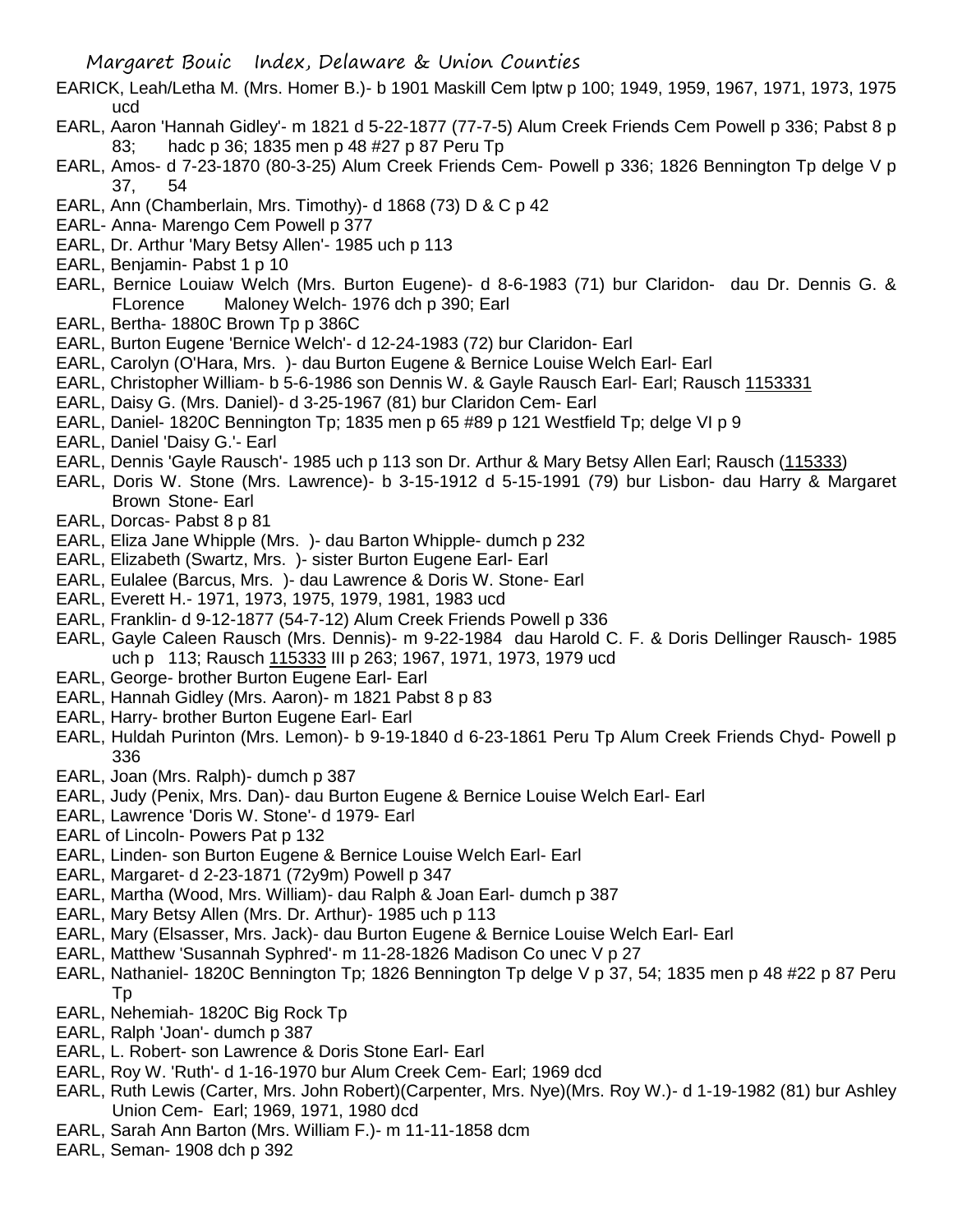EARICK, Leah/Letha M. (Mrs. Homer B.)- b 1901 Maskill Cem lptw p 100; 1949, 1959, 1967, 1971, 1973, 1975 ucd

EARL, Aaron 'Hannah Gidley'- m 1821 d 5-22-1877 (77-7-5) Alum Creek Friends Cem Powell p 336; Pabst 8 p 83; hadc p 36; 1835 men p 48 #27 p 87 Peru Tp

EARL, Amos- d 7-23-1870 (80-3-25) Alum Creek Friends Cem- Powell p 336; 1826 Bennington Tp delge V p 37, 54

EARL, Ann (Chamberlain, Mrs. Timothy)- d 1868 (73) D & C p 42

EARL- Anna- Marengo Cem Powell p 377

EARL, Dr. Arthur 'Mary Betsy Allen'- 1985 uch p 113

EARL, Benjamin- Pabst 1 p 10

EARL, Bernice Louiaw Welch (Mrs. Burton Eugene)- d 8-6-1983 (71) bur Claridon- dau Dr. Dennis G. & FLorence Maloney Welch- 1976 dch p 390; Earl

EARL, Bertha- 1880C Brown Tp p 386C

EARL, Burton Eugene 'Bernice Welch'- d 12-24-1983 (72) bur Claridon- Earl

EARL, Carolyn (O'Hara, Mrs. )- dau Burton Eugene & Bernice Louise Welch Earl- Earl

EARL, Christopher William- b 5-6-1986 son Dennis W. & Gayle Rausch Earl- Earl; Rausch 1153331

EARL, Daisy G. (Mrs. Daniel)- d 3-25-1967 (81) bur Claridon Cem- Earl

EARL, Daniel- 1820C Bennington Tp; 1835 men p 65 #89 p 121 Westfield Tp; delge VI p 9

EARL, Daniel 'Daisy G.'- Earl

EARL, Dennis 'Gayle Rausch'- 1985 uch p 113 son Dr. Arthur & Mary Betsy Allen Earl; Rausch (115333)

EARL, Doris W. Stone (Mrs. Lawrence)- b 3-15-1912 d 5-15-1991 (79) bur Lisbon- dau Harry & Margaret Brown Stone- Earl

EARL, Dorcas- Pabst 8 p 81

EARL, Eliza Jane Whipple (Mrs. )- dau Barton Whipple- dumch p 232

EARL, Elizabeth (Swartz, Mrs. )- sister Burton Eugene Earl- Earl

EARL, Eulalee (Barcus, Mrs. )- dau Lawrence & Doris W. Stone- Earl

EARL, Everett H.- 1971, 1973, 1975, 1979, 1981, 1983 ucd

EARL, Franklin- d 9-12-1877 (54-7-12) Alum Creek Friends Powell p 336

EARL, Gayle Caleen Rausch (Mrs. Dennis)- m 9-22-1984 dau Harold C. F. & Doris Dellinger Rausch- 1985 uch p 113; Rausch 115333 III p 263; 1967, 1971, 1973, 1979 ucd

EARL, George- brother Burton Eugene Earl- Earl

EARL, Hannah Gidley (Mrs. Aaron)- m 1821 Pabst 8 p 83

EARL, Harry- brother Burton Eugene Earl- Earl

EARL, Huldah Purinton (Mrs. Lemon)- b 9-19-1840 d 6-23-1861 Peru Tp Alum Creek Friends Chyd- Powell p 336

EARL, Joan (Mrs. Ralph)- dumch p 387

EARL, Judy (Penix, Mrs. Dan)- dau Burton Eugene & Bernice Louise Welch Earl- Earl

EARL, Lawrence 'Doris W. Stone'- d 1979- Earl

EARL of Lincoln- Powers Pat p 132

EARL, Linden- son Burton Eugene & Bernice Louise Welch Earl- Earl

EARL, Margaret- d 2-23-1871 (72y9m) Powell p 347

EARL, Martha (Wood, Mrs. William)- dau Ralph & Joan Earl- dumch p 387

EARL, Mary Betsy Allen (Mrs. Dr. Arthur)- 1985 uch p 113

EARL, Mary (Elsasser, Mrs. Jack)- dau Burton Eugene & Bernice Louise Welch Earl- Earl

EARL, Matthew 'Susannah Syphred'- m 11-28-1826 Madison Co unec V p 27

EARL, Nathaniel- 1820C Bennington Tp; 1826 Bennington Tp delge V p 37, 54; 1835 men p 48 #22 p 87 Peru Tp

EARL, Nehemiah- 1820C Big Rock Tp

EARL, Ralph 'Joan'- dumch p 387

EARL, L. Robert- son Lawrence & Doris Stone Earl- Earl

EARL, Roy W. 'Ruth'- d 1-16-1970 bur Alum Creek Cem- Earl; 1969 dcd

EARL, Ruth Lewis (Carter, Mrs. John Robert)(Carpenter, Mrs. Nye)(Mrs. Roy W.)- d 1-19-1982 (81) bur Ashley Union Cem- Earl; 1969, 1971, 1980 dcd

EARL, Sarah Ann Barton (Mrs. William F.)- m 11-11-1858 dcm

EARL, Seman- 1908 dch p 392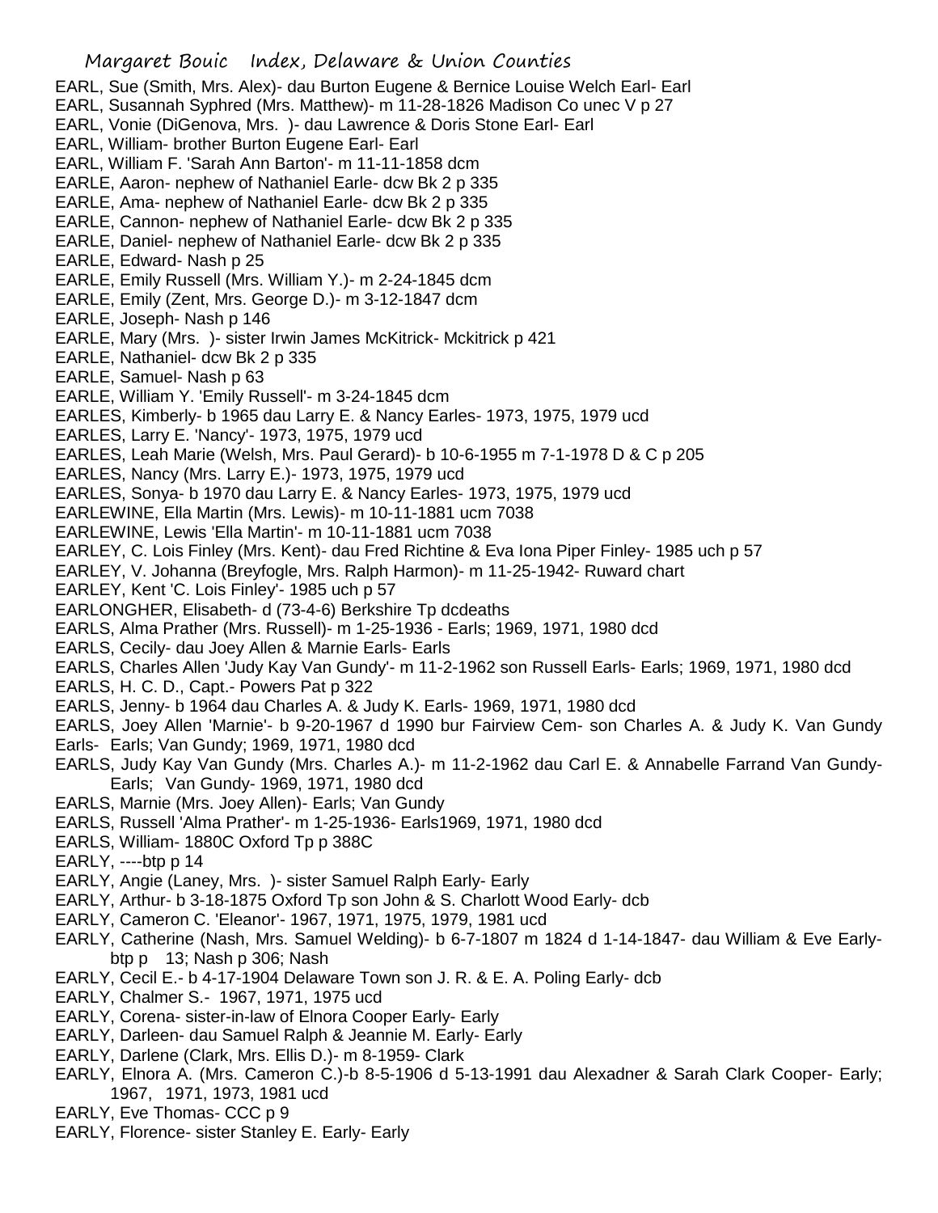EARL, Sue (Smith, Mrs. Alex)- dau Burton Eugene & Bernice Louise Welch Earl- Earl
EARL, Susannah Syphred (Mrs. Matthew)- m 11-28-1826 Madison Co unec V p 27
EARL, Vonie (DiGenova, Mrs. )- dau Lawrence & Doris Stone Earl- Earl
EARL, William- brother Burton Eugene Earl- Earl
EARL, William F. 'Sarah Ann Barton'- m 11-11-1858 dcm
EARLE, Aaron- nephew of Nathaniel Earle- dcw Bk 2 p 335
EARLE, Ama- nephew of Nathaniel Earle- dcw Bk 2 p 335
EARLE, Cannon- nephew of Nathaniel Earle- dcw Bk 2 p 335
EARLE, Daniel- nephew of Nathaniel Earle- dcw Bk 2 p 335
EARLE, Edward- Nash p 25
EARLE, Emily Russell (Mrs. William Y.)- m 2-24-1845 dcm
EARLE, Emily (Zent, Mrs. George D.)- m 3-12-1847 dcm
EARLE, Joseph- Nash p 146
EARLE, Mary (Mrs. )- sister Irwin James McKitrick- Mckitrick p 421
EARLE, Nathaniel- dcw Bk 2 p 335
EARLE, Samuel- Nash p 63
EARLE, William Y. 'Emily Russell'- m 3-24-1845 dcm
EARLES, Kimberly- b 1965 dau Larry E. & Nancy Earles- 1973, 1975, 1979 ucd
EARLES, Larry E. 'Nancy'- 1973, 1975, 1979 ucd
EARLES, Leah Marie (Welsh, Mrs. Paul Gerard)- b 10-6-1955 m 7-1-1978 D & C p 205
EARLES, Nancy (Mrs. Larry E.)- 1973, 1975, 1979 ucd
EARLES, Sonya- b 1970 dau Larry E. & Nancy Earles- 1973, 1975, 1979 ucd
EARLEWINE, Ella Martin (Mrs. Lewis)- m 10-11-1881 ucm 7038
EARLEWINE, Lewis 'Ella Martin'- m 10-11-1881 ucm 7038
EARLEY, C. Lois Finley (Mrs. Kent)- dau Fred Richtine & Eva Iona Piper Finley- 1985 uch p 57
EARLEY, V. Johanna (Breyfogle, Mrs. Ralph Harmon)- m 11-25-1942- Ruward chart
EARLEY, Kent 'C. Lois Finley'- 1985 uch p 57
EARLONGHER, Elisabeth- d (73-4-6) Berkshire Tp dcdeaths
EARLS, Alma Prather (Mrs. Russell)- m 1-25-1936 - Earls; 1969, 1971, 1980 dcd
EARLS, Cecily- dau Joey Allen & Marnie Earls- Earls
EARLS, Charles Allen 'Judy Kay Van Gundy'- m 11-2-1962 son Russell Earls- Earls; 1969, 1971, 1980 dcd
EARLS, H. C. D., Capt.- Powers Pat p 322
EARLS, Jenny- b 1964 dau Charles A. & Judy K. Earls- 1969, 1971, 1980 dcd
EARLS, Joey Allen 'Marnie'- b 9-20-1967 d 1990 bur Fairview Cem- son Charles A. & Judy K. Van Gundy Earls- Earls; Van Gundy; 1969, 1971, 1980 dcd
EARLS, Judy Kay Van Gundy (Mrs. Charles A.)- m 11-2-1962 dau Carl E. & Annabelle Farrand Van Gundy- Earls; Van Gundy- 1969, 1971, 1980 dcd
EARLS, Marnie (Mrs. Joey Allen)- Earls; Van Gundy
EARLS, Russell 'Alma Prather'- m 1-25-1936- Earls1969, 1971, 1980 dcd
EARLS, William- 1880C Oxford Tp p 388C
EARLY, ----btp p 14
EARLY, Angie (Laney, Mrs. )- sister Samuel Ralph Early- Early
EARLY, Arthur- b 3-18-1875 Oxford Tp son John & S. Charlott Wood Early- dcb
EARLY, Cameron C. 'Eleanor'- 1967, 1971, 1975, 1979, 1981 ucd
EARLY, Catherine (Nash, Mrs. Samuel Welding)- b 6-7-1807 m 1824 d 1-14-1847- dau William & Eve Early- btp p 13; Nash p 306; Nash
EARLY, Cecil E.- b 4-17-1904 Delaware Town son J. R. & E. A. Poling Early- dcb
EARLY, Chalmer S.- 1967, 1971, 1975 ucd
EARLY, Corena- sister-in-law of Elnora Cooper Early- Early
EARLY, Darleen- dau Samuel Ralph & Jeannie M. Early- Early
EARLY, Darlene (Clark, Mrs. Ellis D.)- m 8-1959- Clark
EARLY, Elnora A. (Mrs. Cameron C.)-b 8-5-1906 d 5-13-1991 dau Alexadner & Sarah Clark Cooper- Early; 1967, 1971, 1973, 1981 ucd
EARLY, Eve Thomas- CCC p 9
EARLY, Florence- sister Stanley E. Early- Early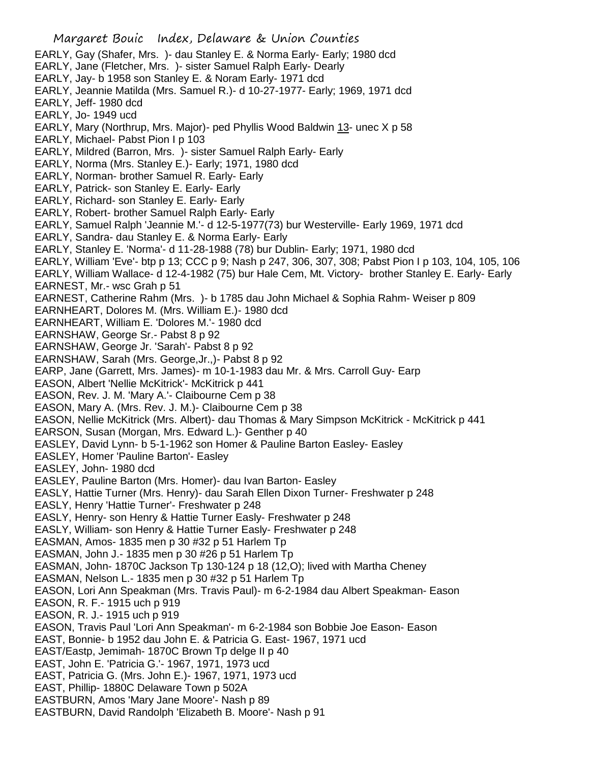EARLY, Gay (Shafer, Mrs. )- dau Stanley E. & Norma Early- Early; 1980 dcd
EARLY, Jane (Fletcher, Mrs. )- sister Samuel Ralph Early- Dearly
EARLY, Jay- b 1958 son Stanley E. & Noram Early- 1971 dcd
EARLY, Jeannie Matilda (Mrs. Samuel R.)- d 10-27-1977- Early; 1969, 1971 dcd
EARLY, Jeff- 1980 dcd
EARLY, Jo- 1949 ucd
EARLY, Mary (Northrup, Mrs. Major)- ped Phyllis Wood Baldwin 13- unec X p 58
EARLY, Michael- Pabst Pion I p 103
EARLY, Mildred (Barron, Mrs. )- sister Samuel Ralph Early- Early
EARLY, Norma (Mrs. Stanley E.)- Early; 1971, 1980 dcd
EARLY, Norman- brother Samuel R. Early- Early
EARLY, Patrick- son Stanley E. Early- Early
EARLY, Richard- son Stanley E. Early- Early
EARLY, Robert- brother Samuel Ralph Early- Early
EARLY, Samuel Ralph 'Jeannie M.'- d 12-5-1977(73) bur Westerville- Early 1969, 1971 dcd
EARLY, Sandra- dau Stanley E. & Norma Early- Early
EARLY, Stanley E. 'Norma'- d 11-28-1988 (78) bur Dublin- Early; 1971, 1980 dcd
EARLY, William 'Eve'- btp p 13; CCC p 9; Nash p 247, 306, 307, 308; Pabst Pion I p 103, 104, 105, 106
EARLY, William Wallace- d 12-4-1982 (75) bur Hale Cem, Mt. Victory- brother Stanley E. Early- Early
EARNEST, Mr.- wsc Grah p 51
EARNEST, Catherine Rahm (Mrs. )- b 1785 dau John Michael & Sophia Rahm- Weiser p 809
EARNHEART, Dolores M. (Mrs. William E.)- 1980 dcd
EARNHEART, William E. 'Dolores M.'- 1980 dcd
EARNSHAW, George Sr.- Pabst 8 p 92
EARNSHAW, George Jr. 'Sarah'- Pabst 8 p 92
EARNSHAW, Sarah (Mrs. George,Jr.,)- Pabst 8 p 92
EARP, Jane (Garrett, Mrs. James)- m 10-1-1983 dau Mr. & Mrs. Carroll Guy- Earp
EASON, Albert 'Nellie McKitrick'- McKitrick p 441
EASON, Rev. J. M. 'Mary A.'- Claibourne Cem p 38
EASON, Mary A. (Mrs. Rev. J. M.)- Claibourne Cem p 38
EASON, Nellie McKitrick (Mrs. Albert)- dau Thomas & Mary Simpson McKitrick - McKitrick p 441
EARSON, Susan (Morgan, Mrs. Edward L.)- Genther p 40
EASLEY, David Lynn- b 5-1-1962 son Homer & Pauline Barton Easley- Easley
EASLEY, Homer 'Pauline Barton'- Easley
EASLEY, John- 1980 dcd
EASLEY, Pauline Barton (Mrs. Homer)- dau Ivan Barton- Easley
EASLY, Hattie Turner (Mrs. Henry)- dau Sarah Ellen Dixon Turner- Freshwater p 248
EASLY, Henry 'Hattie Turner'- Freshwater p 248
EASLY, Henry- son Henry & Hattie Turner Easly- Freshwater p 248
EASLY, William- son Henry & Hattie Turner Easly- Freshwater p 248
EASMAN, Amos- 1835 men p 30 #32 p 51 Harlem Tp
EASMAN, John J.- 1835 men p 30 #26 p 51 Harlem Tp
EASMAN, John- 1870C Jackson Tp 130-124 p 18 (12,O); lived with Martha Cheney
EASMAN, Nelson L.- 1835 men p 30 #32 p 51 Harlem Tp
EASON, Lori Ann Speakman (Mrs. Travis Paul)- m 6-2-1984 dau Albert Speakman- Eason
EASON, R. F.- 1915 uch p 919
EASON, R. J.- 1915 uch p 919
EASON, Travis Paul 'Lori Ann Speakman'- m 6-2-1984 son Bobbie Joe Eason- Eason
EAST, Bonnie- b 1952 dau John E. & Patricia G. East- 1967, 1971 ucd
EAST/Eastp, Jemimah- 1870C Brown Tp delge II p 40
EAST, John E. 'Patricia G.'- 1967, 1971, 1973 ucd
EAST, Patricia G. (Mrs. John E.)- 1967, 1971, 1973 ucd
EAST, Phillip- 1880C Delaware Town p 502A
EASTBURN, Amos 'Mary Jane Moore'- Nash p 89
EASTBURN, David Randolph 'Elizabeth B. Moore'- Nash p 91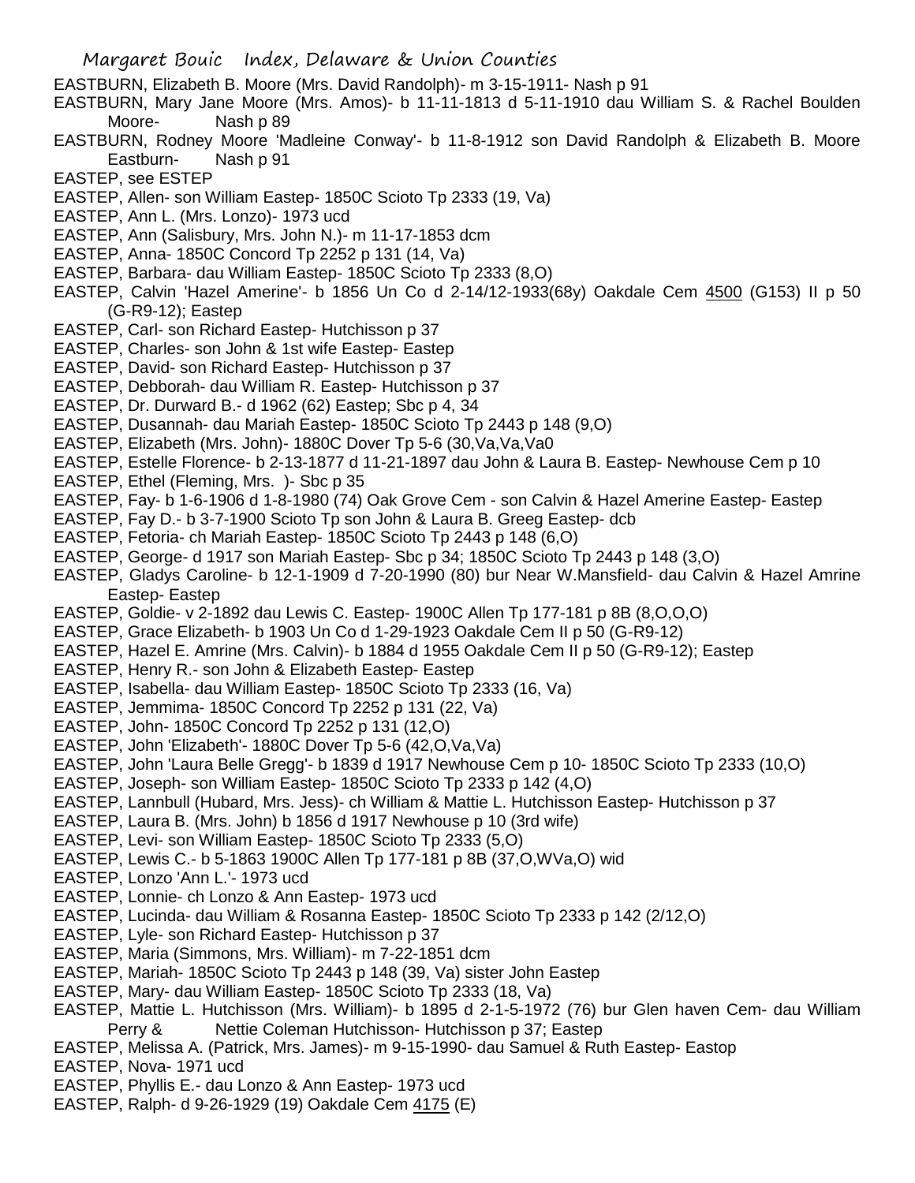EASTBURN, Elizabeth B. Moore (Mrs. David Randolph)- m 3-15-1911- Nash p 91

EASTBURN, Mary Jane Moore (Mrs. Amos)- b 11-11-1813 d 5-11-1910 dau William S. & Rachel Boulden Moore- Nash p 89

EASTBURN, Rodney Moore 'Madleine Conway'- b 11-8-1912 son David Randolph & Elizabeth B. Moore Eastburn- Nash p 91

EASTEP, see ESTEP

EASTEP, Allen- son William Eastep- 1850C Scioto Tp 2333 (19, Va)

EASTEP, Ann L. (Mrs. Lonzo)- 1973 ucd

EASTEP, Ann (Salisbury, Mrs. John N.)- m 11-17-1853 dcm

EASTEP, Anna- 1850C Concord Tp 2252 p 131 (14, Va)

EASTEP, Barbara- dau William Eastep- 1850C Scioto Tp 2333 (8,O)

EASTEP, Calvin 'Hazel Amerine'- b 1856 Un Co d 2-14/12-1933(68y) Oakdale Cem 4500 (G153) II p 50 (G-R9-12); Eastep

EASTEP, Carl- son Richard Eastep- Hutchisson p 37

EASTEP, Charles- son John & 1st wife Eastep- Eastep

EASTEP, David- son Richard Eastep- Hutchisson p 37

EASTEP, Debborah- dau William R. Eastep- Hutchisson p 37

EASTEP, Dr. Durward B.- d 1962 (62) Eastep; Sbc p 4, 34

EASTEP, Dusannah- dau Mariah Eastep- 1850C Scioto Tp 2443 p 148 (9,O)

EASTEP, Elizabeth (Mrs. John)- 1880C Dover Tp 5-6 (30,Va,Va,Va0

EASTEP, Estelle Florence- b 2-13-1877 d 11-21-1897 dau John & Laura B. Eastep- Newhouse Cem p 10

EASTEP, Ethel (Fleming, Mrs. )- Sbc p 35

EASTEP, Fay- b 1-6-1906 d 1-8-1980 (74) Oak Grove Cem - son Calvin & Hazel Amerine Eastep- Eastep

EASTEP, Fay D.- b 3-7-1900 Scioto Tp son John & Laura B. Greeg Eastep- dcb

EASTEP, Fetoria- ch Mariah Eastep- 1850C Scioto Tp 2443 p 148 (6,O)

EASTEP, George- d 1917 son Mariah Eastep- Sbc p 34; 1850C Scioto Tp 2443 p 148 (3,O)

EASTEP, Gladys Caroline- b 12-1-1909 d 7-20-1990 (80) bur Near W.Mansfield- dau Calvin & Hazel Amrine Eastep- Eastep

EASTEP, Goldie- v 2-1892 dau Lewis C. Eastep- 1900C Allen Tp 177-181 p 8B (8,O,O,O)

EASTEP, Grace Elizabeth- b 1903 Un Co d 1-29-1923 Oakdale Cem II p 50 (G-R9-12)

EASTEP, Hazel E. Amrine (Mrs. Calvin)- b 1884 d 1955 Oakdale Cem II p 50 (G-R9-12); Eastep

EASTEP, Henry R.- son John & Elizabeth Eastep- Eastep

EASTEP, Isabella- dau William Eastep- 1850C Scioto Tp 2333 (16, Va)

EASTEP, Jemmima- 1850C Concord Tp 2252 p 131 (22, Va)

EASTEP, John- 1850C Concord Tp 2252 p 131 (12,O)

EASTEP, John 'Elizabeth'- 1880C Dover Tp 5-6 (42,O,Va,Va)

EASTEP, John 'Laura Belle Gregg'- b 1839 d 1917 Newhouse Cem p 10- 1850C Scioto Tp 2333 (10,O)

EASTEP, Joseph- son William Eastep- 1850C Scioto Tp 2333 p 142 (4,O)

EASTEP, Lannbull (Hubard, Mrs. Jess)- ch William & Mattie L. Hutchisson Eastep- Hutchisson p 37

EASTEP, Laura B. (Mrs. John) b 1856 d 1917 Newhouse p 10 (3rd wife)

EASTEP, Levi- son William Eastep- 1850C Scioto Tp 2333 (5,O)

EASTEP, Lewis C.- b 5-1863 1900C Allen Tp 177-181 p 8B (37,O,WVa,O) wid

EASTEP, Lonzo 'Ann L.'- 1973 ucd

EASTEP, Lonnie- ch Lonzo & Ann Eastep- 1973 ucd

EASTEP, Lucinda- dau William & Rosanna Eastep- 1850C Scioto Tp 2333 p 142 (2/12,O)

EASTEP, Lyle- son Richard Eastep- Hutchisson p 37

EASTEP, Maria (Simmons, Mrs. William)- m 7-22-1851 dcm

EASTEP, Mariah- 1850C Scioto Tp 2443 p 148 (39, Va) sister John Eastep

EASTEP, Mary- dau William Eastep- 1850C Scioto Tp 2333 (18, Va)

EASTEP, Mattie L. Hutchisson (Mrs. William)- b 1895 d 2-1-5-1972 (76) bur Glen haven Cem- dau William Perry & Nettie Coleman Hutchisson- Hutchisson p 37; Eastep

EASTEP, Melissa A. (Patrick, Mrs. James)- m 9-15-1990- dau Samuel & Ruth Eastep- Eastop

EASTEP, Nova- 1971 ucd

EASTEP, Phyllis E.- dau Lonzo & Ann Eastep- 1973 ucd

EASTEP, Ralph- d 9-26-1929 (19) Oakdale Cem 4175 (E)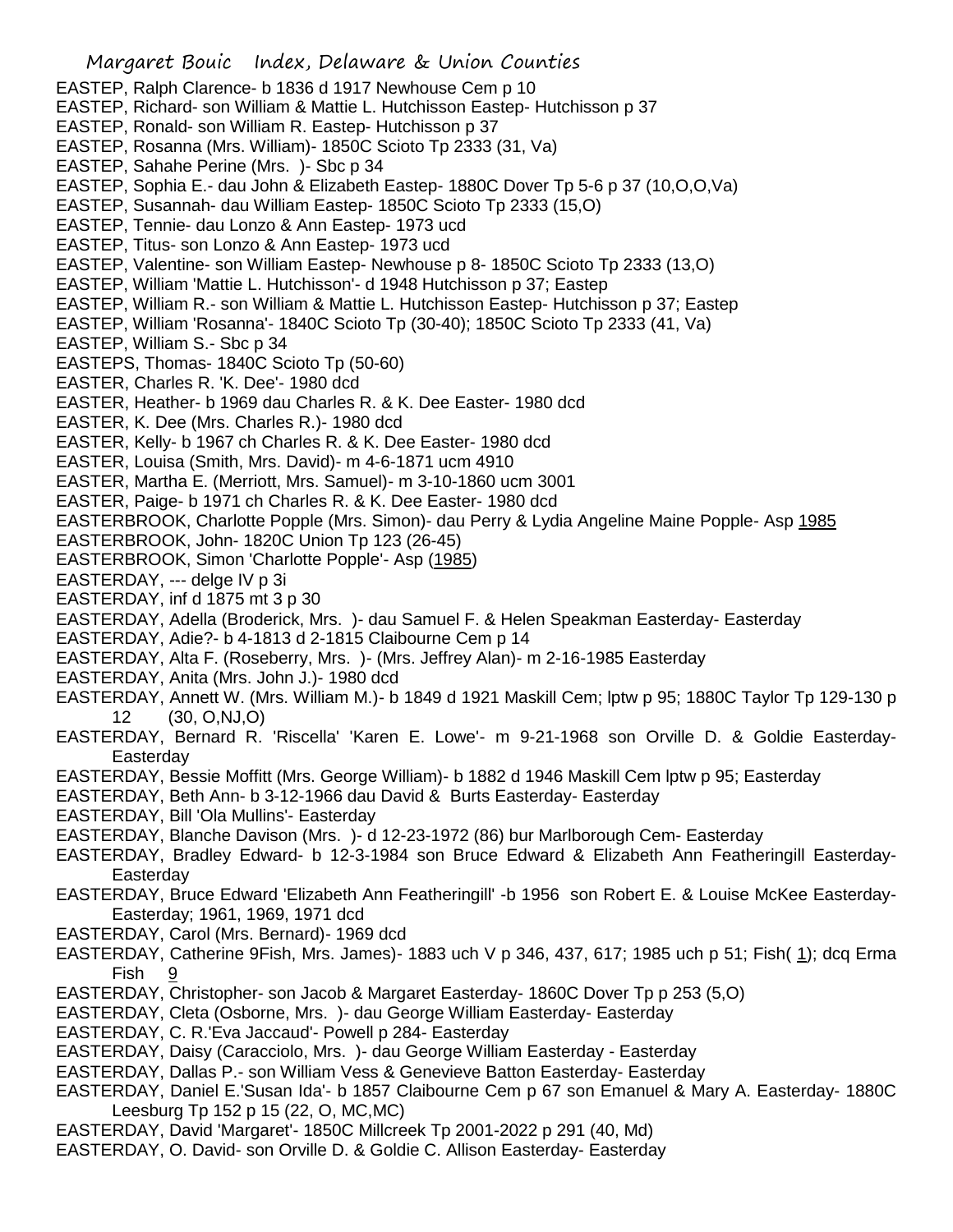EASTEP, Ralph Clarence- b 1836 d 1917 Newhouse Cem p 10
EASTEP, Richard- son William & Mattie L. Hutchisson Eastep- Hutchisson p 37
EASTEP, Ronald- son William R. Eastep- Hutchisson p 37
EASTEP, Rosanna (Mrs. William)- 1850C Scioto Tp 2333 (31, Va)
EASTEP, Sahahe Perine (Mrs. )- Sbc p 34
EASTEP, Sophia E.- dau John & Elizabeth Eastep- 1880C Dover Tp 5-6 p 37 (10,O,O,Va)
EASTEP, Susannah- dau William Eastep- 1850C Scioto Tp 2333 (15,O)
EASTEP, Tennie- dau Lonzo & Ann Eastep- 1973 ucd
EASTEP, Titus- son Lonzo & Ann Eastep- 1973 ucd
EASTEP, Valentine- son William Eastep- Newhouse p 8- 1850C Scioto Tp 2333 (13,O)
EASTEP, William 'Mattie L. Hutchisson'- d 1948 Hutchisson p 37; Eastep
EASTEP, William R.- son William & Mattie L. Hutchisson Eastep- Hutchisson p 37; Eastep
EASTEP, William 'Rosanna'- 1840C Scioto Tp (30-40); 1850C Scioto Tp 2333 (41, Va)
EASTEP, William S.- Sbc p 34
EASTEPS, Thomas- 1840C Scioto Tp (50-60)
EASTER, Charles R. 'K. Dee'- 1980 dcd
EASTER, Heather- b 1969 dau Charles R. & K. Dee Easter- 1980 dcd
EASTER, K. Dee (Mrs. Charles R.)- 1980 dcd
EASTER, Kelly- b 1967 ch Charles R. & K. Dee Easter- 1980 dcd
EASTER, Louisa (Smith, Mrs. David)- m 4-6-1871 ucm 4910
EASTER, Martha E. (Merriott, Mrs. Samuel)- m 3-10-1860 ucm 3001
EASTER, Paige- b 1971 ch Charles R. & K. Dee Easter- 1980 dcd
EASTERBROOK, Charlotte Popple (Mrs. Simon)- dau Perry & Lydia Angeline Maine Popple- Asp 1985
EASTERBROOK, John- 1820C Union Tp 123 (26-45)
EASTERBROOK, Simon 'Charlotte Popple'- Asp (1985)
EASTERDAY, --- delge IV p 3i
EASTERDAY, inf d 1875 mt 3 p 30
EASTERDAY, Adella (Broderick, Mrs. )- dau Samuel F. & Helen Speakman Easterday- Easterday
EASTERDAY, Adie?- b 4-1813 d 2-1815 Claibourne Cem p 14
EASTERDAY, Alta F. (Roseberry, Mrs. )- (Mrs. Jeffrey Alan)- m 2-16-1985 Easterday
EASTERDAY, Anita (Mrs. John J.)- 1980 dcd
EASTERDAY, Annett W. (Mrs. William M.)- b 1849 d 1921 Maskill Cem; lptw p 95; 1880C Taylor Tp 129-130 p 12 (30, O,NJ,O)
EASTERDAY, Bernard R. 'Riscella' 'Karen E. Lowe'- m 9-21-1968 son Orville D. & Goldie Easterday- Easterday
EASTERDAY, Bessie Moffitt (Mrs. George William)- b 1882 d 1946 Maskill Cem lptw p 95; Easterday
EASTERDAY, Beth Ann- b 3-12-1966 dau David & Burts Easterday- Easterday
EASTERDAY, Bill 'Ola Mullins'- Easterday
EASTERDAY, Blanche Davison (Mrs. )- d 12-23-1972 (86) bur Marlborough Cem- Easterday
EASTERDAY, Bradley Edward- b 12-3-1984 son Bruce Edward & Elizabeth Ann Featheringill Easterday- Easterday
EASTERDAY, Bruce Edward 'Elizabeth Ann Featheringill' -b 1956 son Robert E. & Louise McKee Easterday- Easterday; 1961, 1969, 1971 dcd
EASTERDAY, Carol (Mrs. Bernard)- 1969 dcd
EASTERDAY, Catherine 9Fish, Mrs. James)- 1883 uch V p 346, 437, 617; 1985 uch p 51; Fish( 1); dcq Erma Fish 9
EASTERDAY, Christopher- son Jacob & Margaret Easterday- 1860C Dover Tp p 253 (5,O)
EASTERDAY, Cleta (Osborne, Mrs. )- dau George William Easterday- Easterday
EASTERDAY, C. R.'Eva Jaccaud'- Powell p 284- Easterday
EASTERDAY, Daisy (Caracciolo, Mrs. )- dau George William Easterday - Easterday
EASTERDAY, Dallas P.- son William Vess & Genevieve Batton Easterday- Easterday
EASTERDAY, Daniel E.'Susan Ida'- b 1857 Claibourne Cem p 67 son Emanuel & Mary A. Easterday- 1880C Leesburg Tp 152 p 15 (22, O, MC,MC)
EASTERDAY, David 'Margaret'- 1850C Millcreek Tp 2001-2022 p 291 (40, Md)
EASTERDAY, O. David- son Orville D. & Goldie C. Allison Easterday- Easterday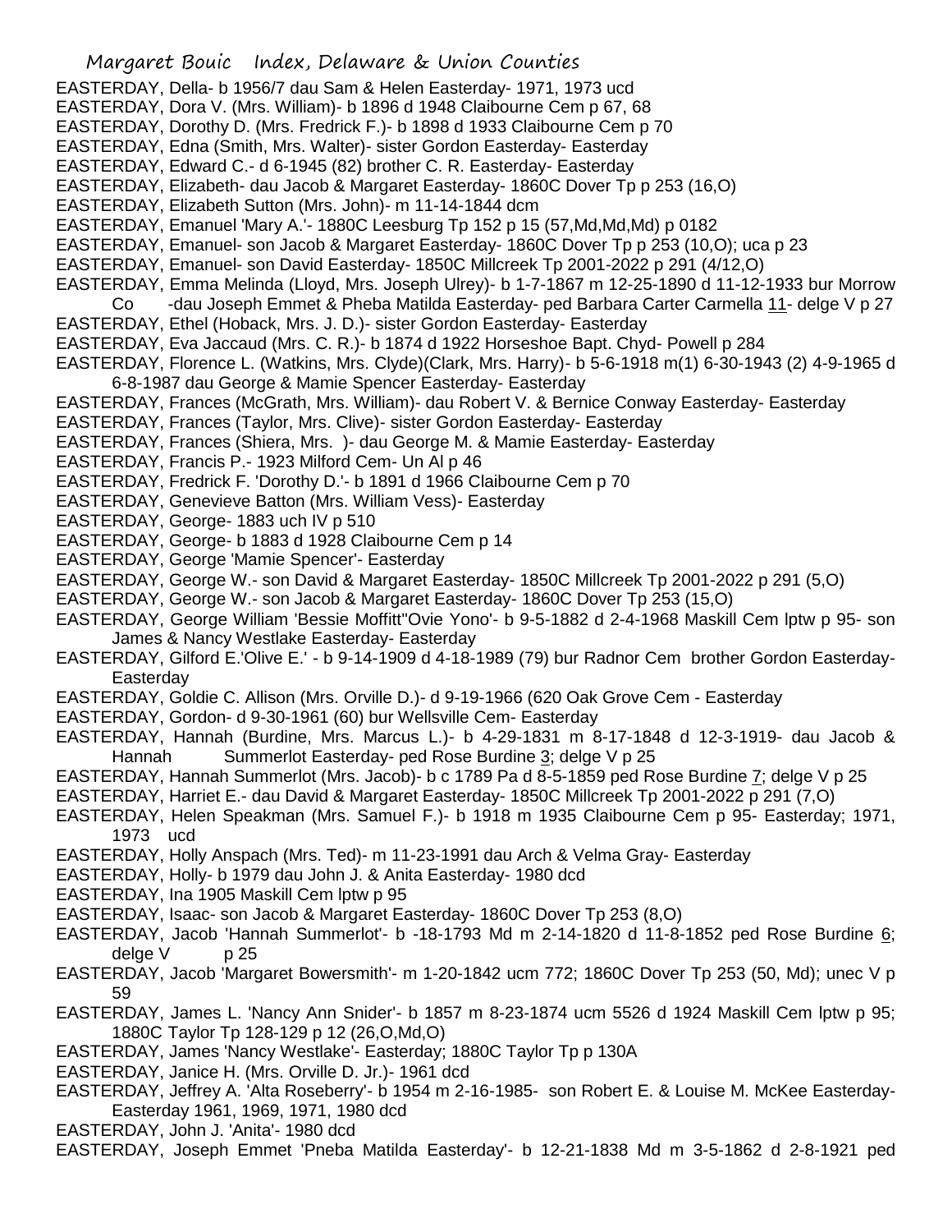EASTERDAY, Della- b 1956/7 dau Sam & Helen Easterday- 1971, 1973 ucd

EASTERDAY, Dora V. (Mrs. William)- b 1896 d 1948 Claibourne Cem p 67, 68

EASTERDAY, Dorothy D. (Mrs. Fredrick F.)- b 1898 d 1933 Claibourne Cem p 70

EASTERDAY, Edna (Smith, Mrs. Walter)- sister Gordon Easterday- Easterday

EASTERDAY, Edward C.- d 6-1945 (82) brother C. R. Easterday- Easterday

EASTERDAY, Elizabeth- dau Jacob & Margaret Easterday- 1860C Dover Tp p 253 (16,O)

EASTERDAY, Elizabeth Sutton (Mrs. John)- m 11-14-1844 dcm

EASTERDAY, Emanuel 'Mary A.'- 1880C Leesburg Tp 152 p 15 (57,Md,Md,Md) p 0182

EASTERDAY, Emanuel- son Jacob & Margaret Easterday- 1860C Dover Tp p 253 (10,O); uca p 23

EASTERDAY, Emanuel- son David Easterday- 1850C Millcreek Tp 2001-2022 p 291 (4/12,O)

EASTERDAY, Emma Melinda (Lloyd, Mrs. Joseph Ulrey)- b 1-7-1867 m 12-25-1890 d 11-12-1933 bur Morrow Co -dau Joseph Emmet & Pheba Matilda Easterday- ped Barbara Carter Carmella 11- delge V p 27

EASTERDAY, Ethel (Hoback, Mrs. J. D.)- sister Gordon Easterday- Easterday

EASTERDAY, Eva Jaccaud (Mrs. C. R.)- b 1874 d 1922 Horseshoe Bapt. Chyd- Powell p 284

EASTERDAY, Florence L. (Watkins, Mrs. Clyde)(Clark, Mrs. Harry)- b 5-6-1918 m(1) 6-30-1943 (2) 4-9-1965 d 6-8-1987 dau George & Mamie Spencer Easterday- Easterday

EASTERDAY, Frances (McGrath, Mrs. William)- dau Robert V. & Bernice Conway Easterday- Easterday

EASTERDAY, Frances (Taylor, Mrs. Clive)- sister Gordon Easterday- Easterday

EASTERDAY, Frances (Shiera, Mrs. )- dau George M. & Mamie Easterday- Easterday

EASTERDAY, Francis P.- 1923 Milford Cem- Un Al p 46

EASTERDAY, Fredrick F. 'Dorothy D.'- b 1891 d 1966 Claibourne Cem p 70

EASTERDAY, Genevieve Batton (Mrs. William Vess)- Easterday

EASTERDAY, George- 1883 uch IV p 510

EASTERDAY, George- b 1883 d 1928 Claibourne Cem p 14

EASTERDAY, George 'Mamie Spencer'- Easterday

EASTERDAY, George W.- son David & Margaret Easterday- 1850C Millcreek Tp 2001-2022 p 291 (5,O)

EASTERDAY, George W.- son Jacob & Margaret Easterday- 1860C Dover Tp 253 (15,O)

EASTERDAY, George William 'Bessie Moffitt''Ovie Yono'- b 9-5-1882 d 2-4-1968 Maskill Cem lptw p 95- son James & Nancy Westlake Easterday- Easterday

EASTERDAY, Gilford E.'Olive E.' - b 9-14-1909 d 4-18-1989 (79) bur Radnor Cem brother Gordon Easterday- Easterday

EASTERDAY, Goldie C. Allison (Mrs. Orville D.)- d 9-19-1966 (620 Oak Grove Cem - Easterday

EASTERDAY, Gordon- d 9-30-1961 (60) bur Wellsville Cem- Easterday

EASTERDAY, Hannah (Burdine, Mrs. Marcus L.)- b 4-29-1831 m 8-17-1848 d 12-3-1919- dau Jacob & Hannah Summerlot Easterday- ped Rose Burdine 3; delge V p 25

EASTERDAY, Hannah Summerlot (Mrs. Jacob)- b c 1789 Pa d 8-5-1859 ped Rose Burdine 7; delge V p 25

EASTERDAY, Harriet E.- dau David & Margaret Easterday- 1850C Millcreek Tp 2001-2022 p 291 (7,O)

EASTERDAY, Helen Speakman (Mrs. Samuel F.)- b 1918 m 1935 Claibourne Cem p 95- Easterday; 1971, 1973 ucd

EASTERDAY, Holly Anspach (Mrs. Ted)- m 11-23-1991 dau Arch & Velma Gray- Easterday

EASTERDAY, Holly- b 1979 dau John J. & Anita Easterday- 1980 dcd

EASTERDAY, Ina 1905 Maskill Cem lptw p 95

EASTERDAY, Isaac- son Jacob & Margaret Easterday- 1860C Dover Tp 253 (8,O)

EASTERDAY, Jacob 'Hannah Summerlot'- b -18-1793 Md m 2-14-1820 d 11-8-1852 ped Rose Burdine 6; delge V p 25

EASTERDAY, Jacob 'Margaret Bowersmith'- m 1-20-1842 ucm 772; 1860C Dover Tp 253 (50, Md); unec V p 59

EASTERDAY, James L. 'Nancy Ann Snider'- b 1857 m 8-23-1874 ucm 5526 d 1924 Maskill Cem lptw p 95; 1880C Taylor Tp 128-129 p 12 (26,O,Md,O)

EASTERDAY, James 'Nancy Westlake'- Easterday; 1880C Taylor Tp p 130A

EASTERDAY, Janice H. (Mrs. Orville D. Jr.)- 1961 dcd

EASTERDAY, Jeffrey A. 'Alta Roseberry'- b 1954 m 2-16-1985- son Robert E. & Louise M. McKee Easterday- Easterday 1961, 1969, 1971, 1980 dcd

EASTERDAY, John J. 'Anita'- 1980 dcd

EASTERDAY, Joseph Emmet 'Pneba Matilda Easterday'- b 12-21-1838 Md m 3-5-1862 d 2-8-1921 ped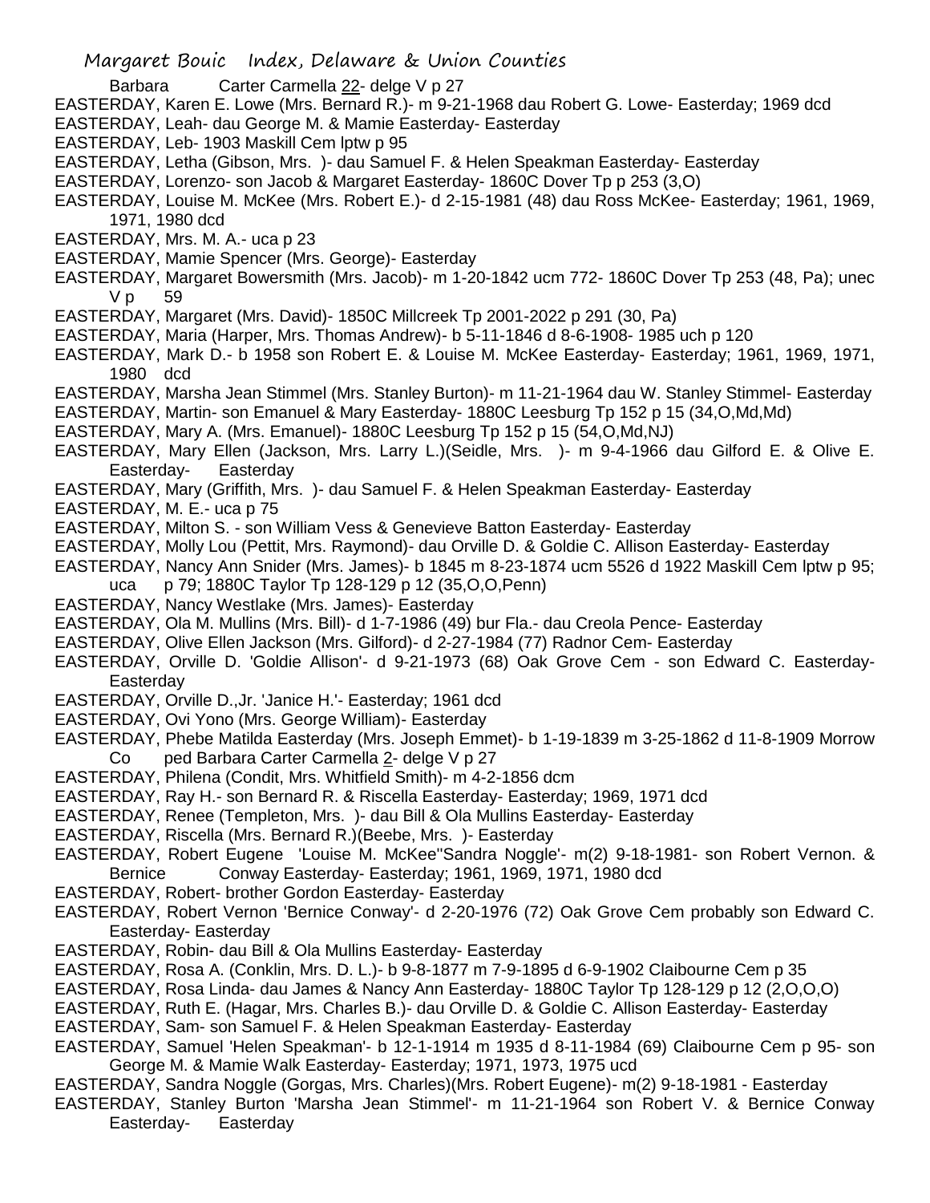Barbara Carter Carmella 22- delge V p 27

EASTERDAY, Karen E. Lowe (Mrs. Bernard R.)- m 9-21-1968 dau Robert G. Lowe- Easterday; 1969 dcd

EASTERDAY, Leah- dau George M. & Mamie Easterday- Easterday

EASTERDAY, Leb- 1903 Maskill Cem lptw p 95

EASTERDAY, Letha (Gibson, Mrs. )- dau Samuel F. & Helen Speakman Easterday- Easterday

EASTERDAY, Lorenzo- son Jacob & Margaret Easterday- 1860C Dover Tp p 253 (3,O)

EASTERDAY, Louise M. McKee (Mrs. Robert E.)- d 2-15-1981 (48) dau Ross McKee- Easterday; 1961, 1969, 1971, 1980 dcd

EASTERDAY, Mrs. M. A.- uca p 23

EASTERDAY, Mamie Spencer (Mrs. George)- Easterday

EASTERDAY, Margaret Bowersmith (Mrs. Jacob)- m 1-20-1842 ucm 772- 1860C Dover Tp 253 (48, Pa); unec V p 59

EASTERDAY, Margaret (Mrs. David)- 1850C Millcreek Tp 2001-2022 p 291 (30, Pa)

EASTERDAY, Maria (Harper, Mrs. Thomas Andrew)- b 5-11-1846 d 8-6-1908- 1985 uch p 120

EASTERDAY, Mark D.- b 1958 son Robert E. & Louise M. McKee Easterday- Easterday; 1961, 1969, 1971, 1980 dcd

EASTERDAY, Marsha Jean Stimmel (Mrs. Stanley Burton)- m 11-21-1964 dau W. Stanley Stimmel- Easterday

EASTERDAY, Martin- son Emanuel & Mary Easterday- 1880C Leesburg Tp 152 p 15 (34,O,Md,Md)

EASTERDAY, Mary A. (Mrs. Emanuel)- 1880C Leesburg Tp 152 p 15 (54,O,Md,NJ)

EASTERDAY, Mary Ellen (Jackson, Mrs. Larry L.)(Seidle, Mrs. )- m 9-4-1966 dau Gilford E. & Olive E. Easterday- Easterday

EASTERDAY, Mary (Griffith, Mrs. )- dau Samuel F. & Helen Speakman Easterday- Easterday

EASTERDAY, M. E.- uca p 75

EASTERDAY, Milton S. - son William Vess & Genevieve Batton Easterday- Easterday

EASTERDAY, Molly Lou (Pettit, Mrs. Raymond)- dau Orville D. & Goldie C. Allison Easterday- Easterday

EASTERDAY, Nancy Ann Snider (Mrs. James)- b 1845 m 8-23-1874 ucm 5526 d 1922 Maskill Cem lptw p 95; uca p 79; 1880C Taylor Tp 128-129 p 12 (35,O,O,Penn)

EASTERDAY, Nancy Westlake (Mrs. James)- Easterday

EASTERDAY, Ola M. Mullins (Mrs. Bill)- d 1-7-1986 (49) bur Fla.- dau Creola Pence- Easterday

EASTERDAY, Olive Ellen Jackson (Mrs. Gilford)- d 2-27-1984 (77) Radnor Cem- Easterday

EASTERDAY, Orville D. 'Goldie Allison'- d 9-21-1973 (68) Oak Grove Cem - son Edward C. Easterday- Easterday

EASTERDAY, Orville D.,Jr. 'Janice H.'- Easterday; 1961 dcd

EASTERDAY, Ovi Yono (Mrs. George William)- Easterday

EASTERDAY, Phebe Matilda Easterday (Mrs. Joseph Emmet)- b 1-19-1839 m 3-25-1862 d 11-8-1909 Morrow Co ped Barbara Carter Carmella 2- delge V p 27

EASTERDAY, Philena (Condit, Mrs. Whitfield Smith)- m 4-2-1856 dcm

EASTERDAY, Ray H.- son Bernard R. & Riscella Easterday- Easterday; 1969, 1971 dcd

EASTERDAY, Renee (Templeton, Mrs. )- dau Bill & Ola Mullins Easterday- Easterday

EASTERDAY, Riscella (Mrs. Bernard R.)(Beebe, Mrs. )- Easterday

EASTERDAY, Robert Eugene 'Louise M. McKee''Sandra Noggle'- m(2) 9-18-1981- son Robert Vernon. & Bernice Conway Easterday- Easterday; 1961, 1969, 1971, 1980 dcd

EASTERDAY, Robert- brother Gordon Easterday- Easterday

EASTERDAY, Robert Vernon 'Bernice Conway'- d 2-20-1976 (72) Oak Grove Cem probably son Edward C. Easterday- Easterday

EASTERDAY, Robin- dau Bill & Ola Mullins Easterday- Easterday

EASTERDAY, Rosa A. (Conklin, Mrs. D. L.)- b 9-8-1877 m 7-9-1895 d 6-9-1902 Claibourne Cem p 35

EASTERDAY, Rosa Linda- dau James & Nancy Ann Easterday- 1880C Taylor Tp 128-129 p 12 (2,O,O,O)

EASTERDAY, Ruth E. (Hagar, Mrs. Charles B.)- dau Orville D. & Goldie C. Allison Easterday- Easterday

EASTERDAY, Sam- son Samuel F. & Helen Speakman Easterday- Easterday

EASTERDAY, Samuel 'Helen Speakman'- b 12-1-1914 m 1935 d 8-11-1984 (69) Claibourne Cem p 95- son George M. & Mamie Walk Easterday- Easterday; 1971, 1973, 1975 ucd

EASTERDAY, Sandra Noggle (Gorgas, Mrs. Charles)(Mrs. Robert Eugene)- m(2) 9-18-1981 - Easterday

EASTERDAY, Stanley Burton 'Marsha Jean Stimmel'- m 11-21-1964 son Robert V. & Bernice Conway Easterday- Easterday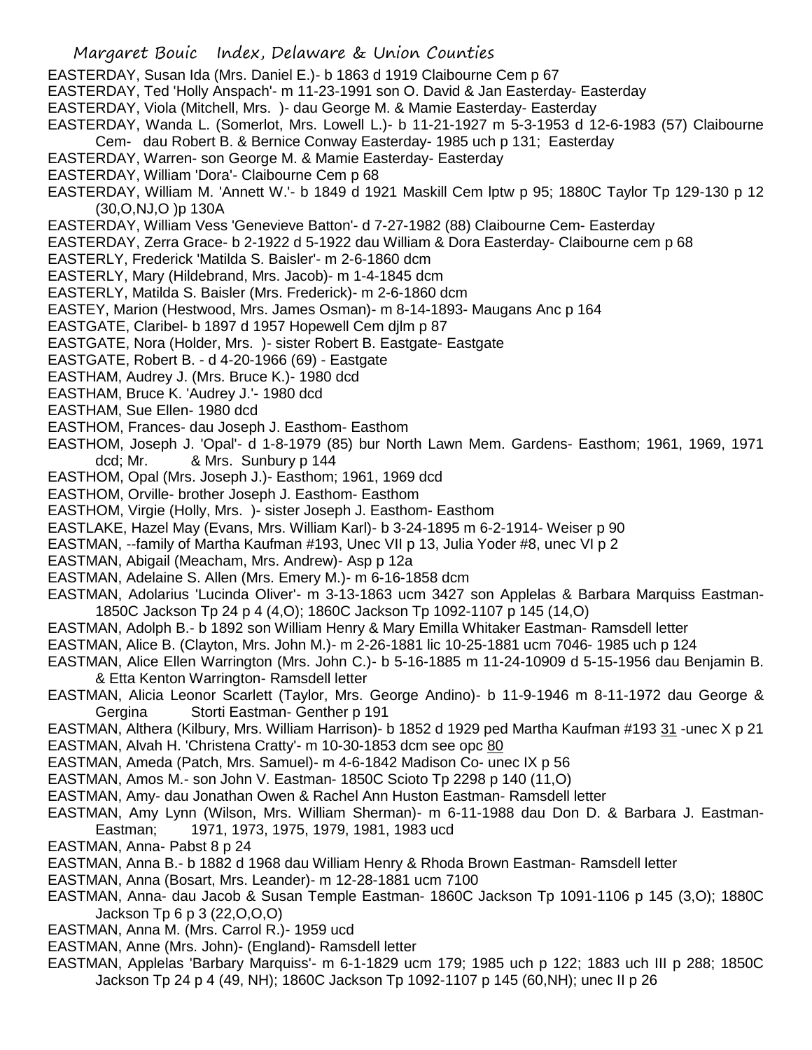EASTERDAY, Susan Ida (Mrs. Daniel E.)- b 1863 d 1919 Claibourne Cem p 67

EASTERDAY, Ted 'Holly Anspach'- m 11-23-1991 son O. David & Jan Easterday- Easterday

EASTERDAY, Viola (Mitchell, Mrs. )- dau George M. & Mamie Easterday- Easterday

EASTERDAY, Wanda L. (Somerlot, Mrs. Lowell L.)- b 11-21-1927 m 5-3-1953 d 12-6-1983 (57) Claibourne Cem- dau Robert B. & Bernice Conway Easterday- 1985 uch p 131; Easterday

EASTERDAY, Warren- son George M. & Mamie Easterday- Easterday

EASTERDAY, William 'Dora'- Claibourne Cem p 68

EASTERDAY, William M. 'Annett W.'- b 1849 d 1921 Maskill Cem lptw p 95; 1880C Taylor Tp 129-130 p 12 (30,O,NJ,O )p 130A

EASTERDAY, William Vess 'Genevieve Batton'- d 7-27-1982 (88) Claibourne Cem- Easterday

EASTERDAY, Zerra Grace- b 2-1922 d 5-1922 dau William & Dora Easterday- Claibourne cem p 68

EASTERLY, Frederick 'Matilda S. Baisler'- m 2-6-1860 dcm

EASTERLY, Mary (Hildebrand, Mrs. Jacob)- m 1-4-1845 dcm

EASTERLY, Matilda S. Baisler (Mrs. Frederick)- m 2-6-1860 dcm

EASTEY, Marion (Hestwood, Mrs. James Osman)- m 8-14-1893- Maugans Anc p 164

EASTGATE, Claribel- b 1897 d 1957 Hopewell Cem djlm p 87

EASTGATE, Nora (Holder, Mrs. )- sister Robert B. Eastgate- Eastgate

EASTGATE, Robert B. - d 4-20-1966 (69) - Eastgate

EASTHAM, Audrey J. (Mrs. Bruce K.)- 1980 dcd

EASTHAM, Bruce K. 'Audrey J.'- 1980 dcd

EASTHAM, Sue Ellen- 1980 dcd

EASTHOM, Frances- dau Joseph J. Easthom- Easthom

EASTHOM, Joseph J. 'Opal'- d 1-8-1979 (85) bur North Lawn Mem. Gardens- Easthom; 1961, 1969, 1971 dcd; Mr. & Mrs. Sunbury p 144

EASTHOM, Opal (Mrs. Joseph J.)- Easthom; 1961, 1969 dcd

EASTHOM, Orville- brother Joseph J. Easthom- Easthom

EASTHOM, Virgie (Holly, Mrs. )- sister Joseph J. Easthom- Easthom

EASTLAKE, Hazel May (Evans, Mrs. William Karl)- b 3-24-1895 m 6-2-1914- Weiser p 90

EASTMAN, --family of Martha Kaufman #193, Unec VII p 13, Julia Yoder #8, unec VI p 2

EASTMAN, Abigail (Meacham, Mrs. Andrew)- Asp p 12a

EASTMAN, Adelaine S. Allen (Mrs. Emery M.)- m 6-16-1858 dcm

EASTMAN, Adolarius 'Lucinda Oliver'- m 3-13-1863 ucm 3427 son Applelas & Barbara Marquiss Eastman- 1850C Jackson Tp 24 p 4 (4,O); 1860C Jackson Tp 1092-1107 p 145 (14,O)

EASTMAN, Adolph B.- b 1892 son William Henry & Mary Emilla Whitaker Eastman- Ramsdell letter

EASTMAN, Alice B. (Clayton, Mrs. John M.)- m 2-26-1881 lic 10-25-1881 ucm 7046- 1985 uch p 124

EASTMAN, Alice Ellen Warrington (Mrs. John C.)- b 5-16-1885 m 11-24-10909 d 5-15-1956 dau Benjamin B. & Etta Kenton Warrington- Ramsdell letter

EASTMAN, Alicia Leonor Scarlett (Taylor, Mrs. George Andino)- b 11-9-1946 m 8-11-1972 dau George & Gergina Storti Eastman- Genther p 191

EASTMAN, Althera (Kilbury, Mrs. William Harrison)- b 1852 d 1929 ped Martha Kaufman #193 31 -unec X p 21

EASTMAN, Alvah H. 'Christena Cratty'- m 10-30-1853 dcm see opc 80

EASTMAN, Ameda (Patch, Mrs. Samuel)- m 4-6-1842 Madison Co- unec IX p 56

EASTMAN, Amos M.- son John V. Eastman- 1850C Scioto Tp 2298 p 140 (11,O)

EASTMAN, Amy- dau Jonathan Owen & Rachel Ann Huston Eastman- Ramsdell letter

EASTMAN, Amy Lynn (Wilson, Mrs. William Sherman)- m 6-11-1988 dau Don D. & Barbara J. Eastman- Eastman; 1971, 1973, 1975, 1979, 1981, 1983 ucd

EASTMAN, Anna- Pabst 8 p 24

EASTMAN, Anna B.- b 1882 d 1968 dau William Henry & Rhoda Brown Eastman- Ramsdell letter

EASTMAN, Anna (Bosart, Mrs. Leander)- m 12-28-1881 ucm 7100

EASTMAN, Anna- dau Jacob & Susan Temple Eastman- 1860C Jackson Tp 1091-1106 p 145 (3,O); 1880C Jackson Tp 6 p 3 (22,O,O,O)

EASTMAN, Anna M. (Mrs. Carrol R.)- 1959 ucd

EASTMAN, Anne (Mrs. John)- (England)- Ramsdell letter

EASTMAN, Applelas 'Barbary Marquiss'- m 6-1-1829 ucm 179; 1985 uch p 122; 1883 uch III p 288; 1850C Jackson Tp 24 p 4 (49, NH); 1860C Jackson Tp 1092-1107 p 145 (60,NH); unec II p 26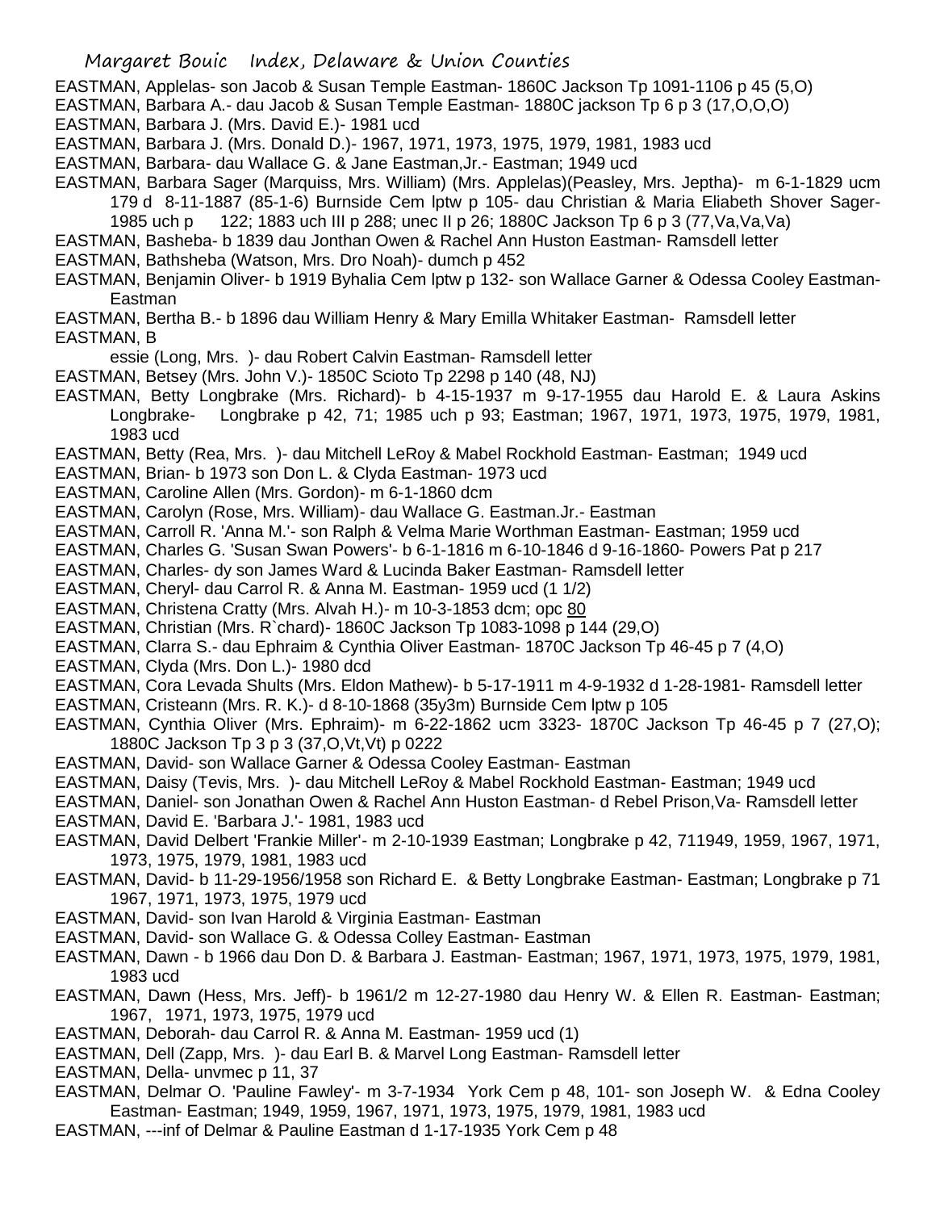EASTMAN, Applelas- son Jacob & Susan Temple Eastman- 1860C Jackson Tp 1091-1106 p 45 (5,O)

EASTMAN, Barbara A.- dau Jacob & Susan Temple Eastman- 1880C jackson Tp 6 p 3 (17,O,O,O)

EASTMAN, Barbara J. (Mrs. David E.)- 1981 ucd

EASTMAN, Barbara J. (Mrs. Donald D.)- 1967, 1971, 1973, 1975, 1979, 1981, 1983 ucd

EASTMAN, Barbara- dau Wallace G. & Jane Eastman,Jr.- Eastman; 1949 ucd

EASTMAN, Barbara Sager (Marquiss, Mrs. William) (Mrs. Applelas)(Peasley, Mrs. Jeptha)- m 6-1-1829 ucm 179 d 8-11-1887 (85-1-6) Burnside Cem lptw p 105- dau Christian & Maria Eliabeth Shover Sager- 1985 uch p 122; 1883 uch III p 288; unec II p 26; 1880C Jackson Tp 6 p 3 (77,Va,Va,Va)

EASTMAN, Basheba- b 1839 dau Jonthan Owen & Rachel Ann Huston Eastman- Ramsdell letter

EASTMAN, Bathsheba (Watson, Mrs. Dro Noah)- dumch p 452

EASTMAN, Benjamin Oliver- b 1919 Byhalia Cem lptw p 132- son Wallace Garner & Odessa Cooley Eastman- Eastman

EASTMAN, Bertha B.- b 1896 dau William Henry & Mary Emilla Whitaker Eastman- Ramsdell letter

EASTMAN, Bessie (Long, Mrs. )- dau Robert Calvin Eastman- Ramsdell letter

EASTMAN, Betsey (Mrs. John V.)- 1850C Scioto Tp 2298 p 140 (48, NJ)

EASTMAN, Betty Longbrake (Mrs. Richard)- b 4-15-1937 m 9-17-1955 dau Harold E. & Laura Askins Longbrake- Longbrake p 42, 71; 1985 uch p 93; Eastman; 1967, 1971, 1973, 1975, 1979, 1981, 1983 ucd

EASTMAN, Betty (Rea, Mrs. )- dau Mitchell LeRoy & Mabel Rockhold Eastman- Eastman; 1949 ucd

EASTMAN, Brian- b 1973 son Don L. & Clyda Eastman- 1973 ucd

EASTMAN, Caroline Allen (Mrs. Gordon)- m 6-1-1860 dcm

EASTMAN, Carolyn (Rose, Mrs. William)- dau Wallace G. Eastman.Jr.- Eastman

EASTMAN, Carroll R. 'Anna M.'- son Ralph & Velma Marie Worthman Eastman- Eastman; 1959 ucd

EASTMAN, Charles G. 'Susan Swan Powers'- b 6-1-1816 m 6-10-1846 d 9-16-1860- Powers Pat p 217

EASTMAN, Charles- dy son James Ward & Lucinda Baker Eastman- Ramsdell letter

EASTMAN, Cheryl- dau Carrol R. & Anna M. Eastman- 1959 ucd (1 1/2)

EASTMAN, Christena Cratty (Mrs. Alvah H.)- m 10-3-1853 dcm; opc 80

EASTMAN, Christian (Mrs. R`chard)- 1860C Jackson Tp 1083-1098 p 144 (29,O)

EASTMAN, Clarra S.- dau Ephraim & Cynthia Oliver Eastman- 1870C Jackson Tp 46-45 p 7 (4,O)

EASTMAN, Clyda (Mrs. Don L.)- 1980 dcd

EASTMAN, Cora Levada Shults (Mrs. Eldon Mathew)- b 5-17-1911 m 4-9-1932 d 1-28-1981- Ramsdell letter

EASTMAN, Cristeann (Mrs. R. K.)- d 8-10-1868 (35y3m) Burnside Cem lptw p 105

EASTMAN, Cynthia Oliver (Mrs. Ephraim)- m 6-22-1862 ucm 3323- 1870C Jackson Tp 46-45 p 7 (27,O); 1880C Jackson Tp 3 p 3 (37,O,Vt,Vt) p 0222

EASTMAN, David- son Wallace Garner & Odessa Cooley Eastman- Eastman

EASTMAN, Daisy (Tevis, Mrs. )- dau Mitchell LeRoy & Mabel Rockhold Eastman- Eastman; 1949 ucd

EASTMAN, Daniel- son Jonathan Owen & Rachel Ann Huston Eastman- d Rebel Prison,Va- Ramsdell letter

EASTMAN, David E. 'Barbara J.'- 1981, 1983 ucd

EASTMAN, David Delbert 'Frankie Miller'- m 2-10-1939 Eastman; Longbrake p 42, 711949, 1959, 1967, 1971, 1973, 1975, 1979, 1981, 1983 ucd

EASTMAN, David- b 11-29-1956/1958 son Richard E. & Betty Longbrake Eastman- Eastman; Longbrake p 71 1967, 1971, 1973, 1975, 1979 ucd

EASTMAN, David- son Ivan Harold & Virginia Eastman- Eastman

EASTMAN, David- son Wallace G. & Odessa Colley Eastman- Eastman

EASTMAN, Dawn - b 1966 dau Don D. & Barbara J. Eastman- Eastman; 1967, 1971, 1973, 1975, 1979, 1981, 1983 ucd

EASTMAN, Dawn (Hess, Mrs. Jeff)- b 1961/2 m 12-27-1980 dau Henry W. & Ellen R. Eastman- Eastman; 1967, 1971, 1973, 1975, 1979 ucd

EASTMAN, Deborah- dau Carrol R. & Anna M. Eastman- 1959 ucd (1)

EASTMAN, Dell (Zapp, Mrs. )- dau Earl B. & Marvel Long Eastman- Ramsdell letter

EASTMAN, Della- unvmec p 11, 37

EASTMAN, Delmar O. 'Pauline Fawley'- m 3-7-1934 York Cem p 48, 101- son Joseph W. & Edna Cooley Eastman- Eastman; 1949, 1959, 1967, 1971, 1973, 1975, 1979, 1981, 1983 ucd

EASTMAN, ---inf of Delmar & Pauline Eastman d 1-17-1935 York Cem p 48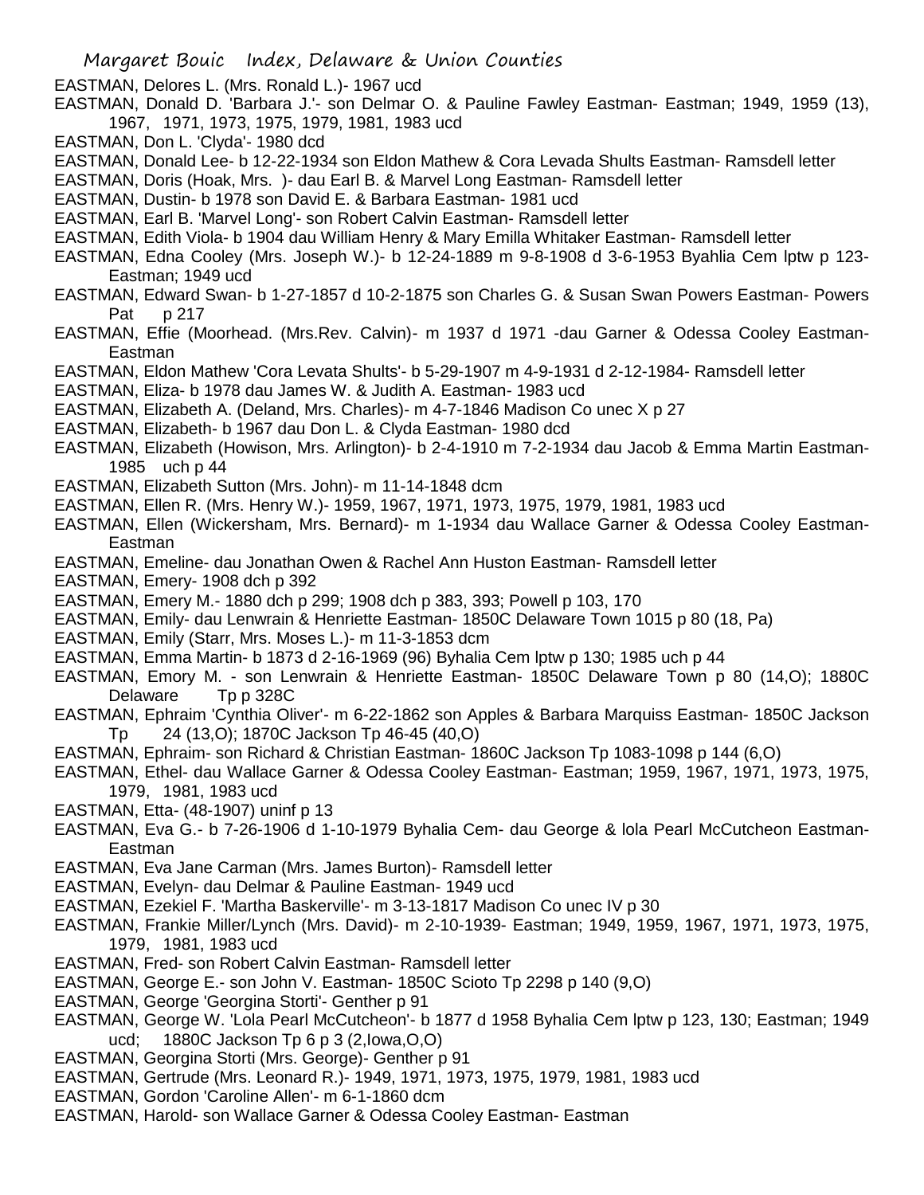EASTMAN, Delores L. (Mrs. Ronald L.)- 1967 ucd

EASTMAN, Donald D. 'Barbara J.'- son Delmar O. & Pauline Fawley Eastman- Eastman; 1949, 1959 (13), 1967, 1971, 1973, 1975, 1979, 1981, 1983 ucd

EASTMAN, Don L. 'Clyda'- 1980 dcd

EASTMAN, Donald Lee- b 12-22-1934 son Eldon Mathew & Cora Levada Shults Eastman- Ramsdell letter

EASTMAN, Doris (Hoak, Mrs. )- dau Earl B. & Marvel Long Eastman- Ramsdell letter

EASTMAN, Dustin- b 1978 son David E. & Barbara Eastman- 1981 ucd

EASTMAN, Earl B. 'Marvel Long'- son Robert Calvin Eastman- Ramsdell letter

EASTMAN, Edith Viola- b 1904 dau William Henry & Mary Emilla Whitaker Eastman- Ramsdell letter

EASTMAN, Edna Cooley (Mrs. Joseph W.)- b 12-24-1889 m 9-8-1908 d 3-6-1953 Byahlia Cem lptw p 123- Eastman; 1949 ucd

EASTMAN, Edward Swan- b 1-27-1857 d 10-2-1875 son Charles G. & Susan Swan Powers Eastman- Powers Pat p 217

EASTMAN, Effie (Moorhead. (Mrs.Rev. Calvin)- m 1937 d 1971 -dau Garner & Odessa Cooley Eastman- Eastman

EASTMAN, Eldon Mathew 'Cora Levata Shults'- b 5-29-1907 m 4-9-1931 d 2-12-1984- Ramsdell letter

EASTMAN, Eliza- b 1978 dau James W. & Judith A. Eastman- 1983 ucd

EASTMAN, Elizabeth A. (Deland, Mrs. Charles)- m 4-7-1846 Madison Co unec X p 27

EASTMAN, Elizabeth- b 1967 dau Don L. & Clyda Eastman- 1980 dcd

EASTMAN, Elizabeth (Howison, Mrs. Arlington)- b 2-4-1910 m 7-2-1934 dau Jacob & Emma Martin Eastman- 1985 uch p 44

EASTMAN, Elizabeth Sutton (Mrs. John)- m 11-14-1848 dcm

EASTMAN, Ellen R. (Mrs. Henry W.)- 1959, 1967, 1971, 1973, 1975, 1979, 1981, 1983 ucd

EASTMAN, Ellen (Wickersham, Mrs. Bernard)- m 1-1934 dau Wallace Garner & Odessa Cooley Eastman- Eastman

EASTMAN, Emeline- dau Jonathan Owen & Rachel Ann Huston Eastman- Ramsdell letter

EASTMAN, Emery- 1908 dch p 392

EASTMAN, Emery M.- 1880 dch p 299; 1908 dch p 383, 393; Powell p 103, 170

EASTMAN, Emily- dau Lenwrain & Henriette Eastman- 1850C Delaware Town 1015 p 80 (18, Pa)

EASTMAN, Emily (Starr, Mrs. Moses L.)- m 11-3-1853 dcm

EASTMAN, Emma Martin- b 1873 d 2-16-1969 (96) Byhalia Cem lptw p 130; 1985 uch p 44

EASTMAN, Emory M. - son Lenwrain & Henriette Eastman- 1850C Delaware Town p 80 (14,O); 1880C Delaware Tp p 328C

EASTMAN, Ephraim 'Cynthia Oliver'- m 6-22-1862 son Apples & Barbara Marquiss Eastman- 1850C Jackson Tp 24 (13,O); 1870C Jackson Tp 46-45 (40,O)

EASTMAN, Ephraim- son Richard & Christian Eastman- 1860C Jackson Tp 1083-1098 p 144 (6,O)

EASTMAN, Ethel- dau Wallace Garner & Odessa Cooley Eastman- Eastman; 1959, 1967, 1971, 1973, 1975, 1979, 1981, 1983 ucd

EASTMAN, Etta- (48-1907) uninf p 13

EASTMAN, Eva G.- b 7-26-1906 d 1-10-1979 Byhalia Cem- dau George & lola Pearl McCutcheon Eastman- Eastman

EASTMAN, Eva Jane Carman (Mrs. James Burton)- Ramsdell letter

EASTMAN, Evelyn- dau Delmar & Pauline Eastman- 1949 ucd

EASTMAN, Ezekiel F. 'Martha Baskerville'- m 3-13-1817 Madison Co unec IV p 30

EASTMAN, Frankie Miller/Lynch (Mrs. David)- m 2-10-1939- Eastman; 1949, 1959, 1967, 1971, 1973, 1975, 1979, 1981, 1983 ucd

EASTMAN, Fred- son Robert Calvin Eastman- Ramsdell letter

EASTMAN, George E.- son John V. Eastman- 1850C Scioto Tp 2298 p 140 (9,O)

EASTMAN, George 'Georgina Storti'- Genther p 91

EASTMAN, George W. 'Lola Pearl McCutcheon'- b 1877 d 1958 Byhalia Cem lptw p 123, 130; Eastman; 1949 ucd; 1880C Jackson Tp 6 p 3 (2,Iowa,O,O)

EASTMAN, Georgina Storti (Mrs. George)- Genther p 91

EASTMAN, Gertrude (Mrs. Leonard R.)- 1949, 1971, 1973, 1975, 1979, 1981, 1983 ucd

EASTMAN, Gordon 'Caroline Allen'- m 6-1-1860 dcm

EASTMAN, Harold- son Wallace Garner & Odessa Cooley Eastman- Eastman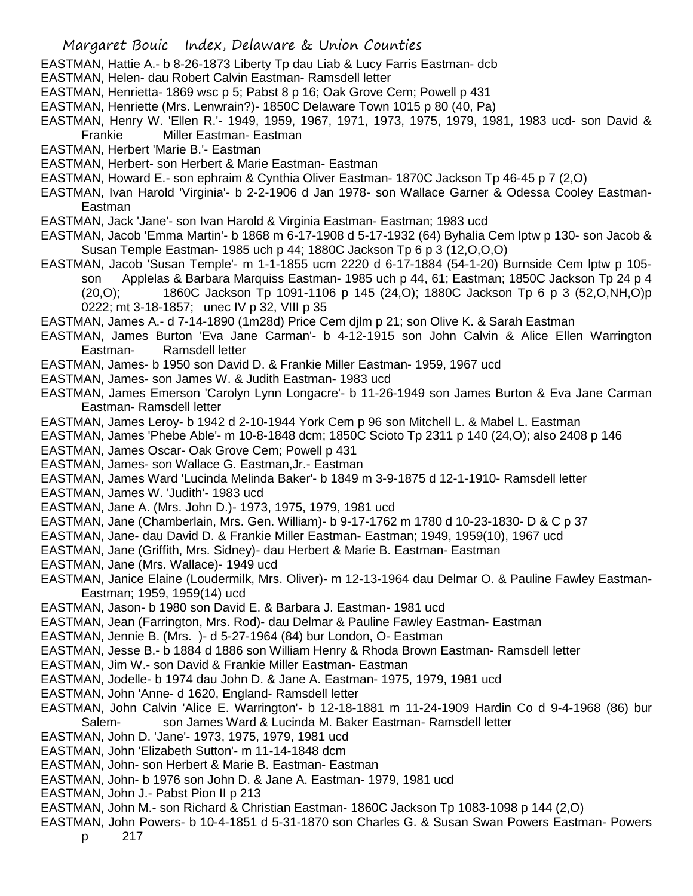EASTMAN, Hattie A.- b 8-26-1873 Liberty Tp dau Liab & Lucy Farris Eastman- dcb

EASTMAN, Helen- dau Robert Calvin Eastman- Ramsdell letter

EASTMAN, Henrietta- 1869 wsc p 5; Pabst 8 p 16; Oak Grove Cem; Powell p 431

EASTMAN, Henriette (Mrs. Lenwrain?)- 1850C Delaware Town 1015 p 80 (40, Pa)

EASTMAN, Henry W. 'Ellen R.'- 1949, 1959, 1967, 1971, 1973, 1975, 1979, 1981, 1983 ucd- son David & Frankie Miller Eastman- Eastman

EASTMAN, Herbert 'Marie B.'- Eastman

EASTMAN, Herbert- son Herbert & Marie Eastman- Eastman

EASTMAN, Howard E.- son ephraim & Cynthia Oliver Eastman- 1870C Jackson Tp 46-45 p 7 (2,O)

EASTMAN, Ivan Harold 'Virginia'- b 2-2-1906 d Jan 1978- son Wallace Garner & Odessa Cooley Eastman- Eastman

EASTMAN, Jack 'Jane'- son Ivan Harold & Virginia Eastman- Eastman; 1983 ucd

EASTMAN, Jacob 'Emma Martin'- b 1868 m 6-17-1908 d 5-17-1932 (64) Byhalia Cem lptw p 130- son Jacob & Susan Temple Eastman- 1985 uch p 44; 1880C Jackson Tp 6 p 3 (12,O,O,O)

EASTMAN, Jacob 'Susan Temple'- m 1-1-1855 ucm 2220 d 6-17-1884 (54-1-20) Burnside Cem lptw p 105- son Applelas & Barbara Marquiss Eastman- 1985 uch p 44, 61; Eastman; 1850C Jackson Tp 24 p 4 (20,O); 1860C Jackson Tp 1091-1106 p 145 (24,O); 1880C Jackson Tp 6 p 3 (52,O,NH,O)p 0222; mt 3-18-1857; unec IV p 32, VIII p 35

EASTMAN, James A.- d 7-14-1890 (1m28d) Price Cem djlm p 21; son Olive K. & Sarah Eastman

EASTMAN, James Burton 'Eva Jane Carman'- b 4-12-1915 son John Calvin & Alice Ellen Warrington Eastman- Ramsdell letter

EASTMAN, James- b 1950 son David D. & Frankie Miller Eastman- 1959, 1967 ucd

EASTMAN, James- son James W. & Judith Eastman- 1983 ucd

EASTMAN, James Emerson 'Carolyn Lynn Longacre'- b 11-26-1949 son James Burton & Eva Jane Carman Eastman- Ramsdell letter

EASTMAN, James Leroy- b 1942 d 2-10-1944 York Cem p 96 son Mitchell L. & Mabel L. Eastman

EASTMAN, James 'Phebe Able'- m 10-8-1848 dcm; 1850C Scioto Tp 2311 p 140 (24,O); also 2408 p 146

EASTMAN, James Oscar- Oak Grove Cem; Powell p 431

EASTMAN, James- son Wallace G. Eastman,Jr.- Eastman

EASTMAN, James Ward 'Lucinda Melinda Baker'- b 1849 m 3-9-1875 d 12-1-1910- Ramsdell letter

EASTMAN, James W. 'Judith'- 1983 ucd

EASTMAN, Jane A. (Mrs. John D.)- 1973, 1975, 1979, 1981 ucd

EASTMAN, Jane (Chamberlain, Mrs. Gen. William)- b 9-17-1762 m 1780 d 10-23-1830- D & C p 37

EASTMAN, Jane- dau David D. & Frankie Miller Eastman- Eastman; 1949, 1959(10), 1967 ucd

EASTMAN, Jane (Griffith, Mrs. Sidney)- dau Herbert & Marie B. Eastman- Eastman

EASTMAN, Jane (Mrs. Wallace)- 1949 ucd

EASTMAN, Janice Elaine (Loudermilk, Mrs. Oliver)- m 12-13-1964 dau Delmar O. & Pauline Fawley Eastman- Eastman; 1959, 1959(14) ucd

EASTMAN, Jason- b 1980 son David E. & Barbara J. Eastman- 1981 ucd

EASTMAN, Jean (Farrington, Mrs. Rod)- dau Delmar & Pauline Fawley Eastman- Eastman

EASTMAN, Jennie B. (Mrs. )- d 5-27-1964 (84) bur London, O- Eastman

EASTMAN, Jesse B.- b 1884 d 1886 son William Henry & Rhoda Brown Eastman- Ramsdell letter

EASTMAN, Jim W.- son David & Frankie Miller Eastman- Eastman

EASTMAN, Jodelle- b 1974 dau John D. & Jane A. Eastman- 1975, 1979, 1981 ucd

EASTMAN, John 'Anne- d 1620, England- Ramsdell letter

EASTMAN, John Calvin 'Alice E. Warrington'- b 12-18-1881 m 11-24-1909 Hardin Co d 9-4-1968 (86) bur Salem- son James Ward & Lucinda M. Baker Eastman- Ramsdell letter

EASTMAN, John D. 'Jane'- 1973, 1975, 1979, 1981 ucd

EASTMAN, John 'Elizabeth Sutton'- m 11-14-1848 dcm

EASTMAN, John- son Herbert & Marie B. Eastman- Eastman

EASTMAN, John- b 1976 son John D. & Jane A. Eastman- 1979, 1981 ucd

EASTMAN, John J.- Pabst Pion II p 213

EASTMAN, John M.- son Richard & Christian Eastman- 1860C Jackson Tp 1083-1098 p 144 (2,O)

EASTMAN, John Powers- b 10-4-1851 d 5-31-1870 son Charles G. & Susan Swan Powers Eastman- Powers p 217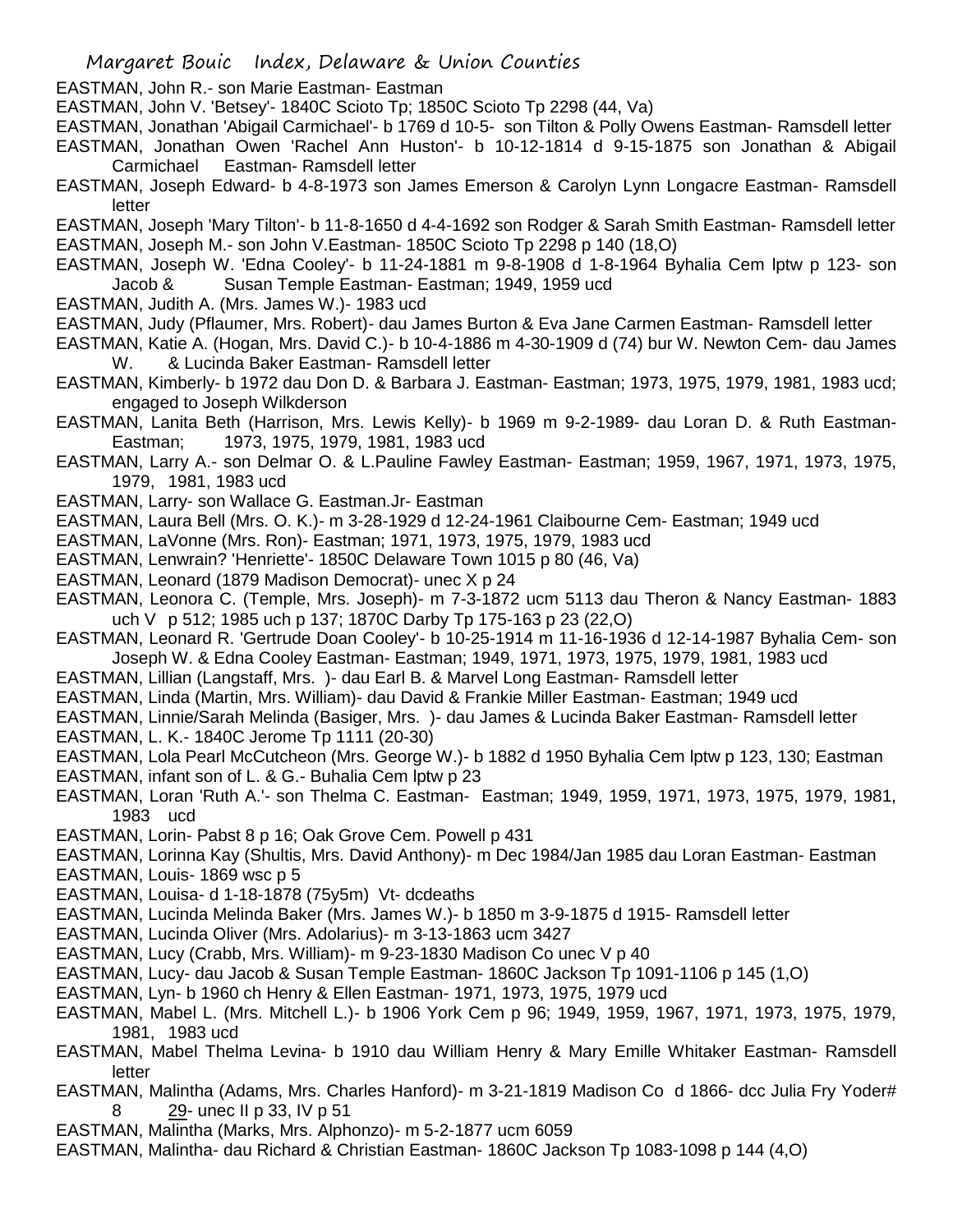EASTMAN, John R.- son Marie Eastman- Eastman

EASTMAN, John V. 'Betsey'- 1840C Scioto Tp; 1850C Scioto Tp 2298 (44, Va)

EASTMAN, Jonathan 'Abigail Carmichael'- b 1769 d 10-5- son Tilton & Polly Owens Eastman- Ramsdell letter

EASTMAN, Jonathan Owen 'Rachel Ann Huston'- b 10-12-1814 d 9-15-1875 son Jonathan & Abigail Carmichael Eastman- Ramsdell letter

EASTMAN, Joseph Edward- b 4-8-1973 son James Emerson & Carolyn Lynn Longacre Eastman- Ramsdell letter

EASTMAN, Joseph 'Mary Tilton'- b 11-8-1650 d 4-4-1692 son Rodger & Sarah Smith Eastman- Ramsdell letter

EASTMAN, Joseph M.- son John V.Eastman- 1850C Scioto Tp 2298 p 140 (18,O)

EASTMAN, Joseph W. 'Edna Cooley'- b 11-24-1881 m 9-8-1908 d 1-8-1964 Byhalia Cem lptw p 123- son Jacob & Susan Temple Eastman- Eastman; 1949, 1959 ucd

EASTMAN, Judith A. (Mrs. James W.)- 1983 ucd

EASTMAN, Judy (Pflaumer, Mrs. Robert)- dau James Burton & Eva Jane Carmen Eastman- Ramsdell letter

EASTMAN, Katie A. (Hogan, Mrs. David C.)- b 10-4-1886 m 4-30-1909 d (74) bur W. Newton Cem- dau James W. & Lucinda Baker Eastman- Ramsdell letter

EASTMAN, Kimberly- b 1972 dau Don D. & Barbara J. Eastman- Eastman; 1973, 1975, 1979, 1981, 1983 ucd; engaged to Joseph Wilkderson

EASTMAN, Lanita Beth (Harrison, Mrs. Lewis Kelly)- b 1969 m 9-2-1989- dau Loran D. & Ruth Eastman- Eastman; 1973, 1975, 1979, 1981, 1983 ucd

EASTMAN, Larry A.- son Delmar O. & L.Pauline Fawley Eastman- Eastman; 1959, 1967, 1971, 1973, 1975, 1979, 1981, 1983 ucd

EASTMAN, Larry- son Wallace G. Eastman.Jr- Eastman

EASTMAN, Laura Bell (Mrs. O. K.)- m 3-28-1929 d 12-24-1961 Claibourne Cem- Eastman; 1949 ucd

EASTMAN, LaVonne (Mrs. Ron)- Eastman; 1971, 1973, 1975, 1979, 1983 ucd

EASTMAN, Lenwrain? 'Henriette'- 1850C Delaware Town 1015 p 80 (46, Va)

EASTMAN, Leonard (1879 Madison Democrat)- unec X p 24

EASTMAN, Leonora C. (Temple, Mrs. Joseph)- m 7-3-1872 ucm 5113 dau Theron & Nancy Eastman- 1883 uch V p 512; 1985 uch p 137; 1870C Darby Tp 175-163 p 23 (22,O)

EASTMAN, Leonard R. 'Gertrude Doan Cooley'- b 10-25-1914 m 11-16-1936 d 12-14-1987 Byhalia Cem- son Joseph W. & Edna Cooley Eastman- Eastman; 1949, 1971, 1973, 1975, 1979, 1981, 1983 ucd

EASTMAN, Lillian (Langstaff, Mrs. )- dau Earl B. & Marvel Long Eastman- Ramsdell letter

EASTMAN, Linda (Martin, Mrs. William)- dau David & Frankie Miller Eastman- Eastman; 1949 ucd

EASTMAN, Linnie/Sarah Melinda (Basiger, Mrs. )- dau James & Lucinda Baker Eastman- Ramsdell letter

EASTMAN, L. K.- 1840C Jerome Tp 1111 (20-30)

EASTMAN, Lola Pearl McCutcheon (Mrs. George W.)- b 1882 d 1950 Byhalia Cem lptw p 123, 130; Eastman

EASTMAN, infant son of L. & G.- Buhalia Cem lptw p 23

EASTMAN, Loran 'Ruth A.'- son Thelma C. Eastman- Eastman; 1949, 1959, 1971, 1973, 1975, 1979, 1981, 1983 ucd

EASTMAN, Lorin- Pabst 8 p 16; Oak Grove Cem. Powell p 431

EASTMAN, Lorinna Kay (Shultis, Mrs. David Anthony)- m Dec 1984/Jan 1985 dau Loran Eastman- Eastman

EASTMAN, Louis- 1869 wsc p 5

EASTMAN, Louisa- d 1-18-1878 (75y5m) Vt- dcdeaths

EASTMAN, Lucinda Melinda Baker (Mrs. James W.)- b 1850 m 3-9-1875 d 1915- Ramsdell letter

EASTMAN, Lucinda Oliver (Mrs. Adolarius)- m 3-13-1863 ucm 3427

EASTMAN, Lucy (Crabb, Mrs. William)- m 9-23-1830 Madison Co unec V p 40

EASTMAN, Lucy- dau Jacob & Susan Temple Eastman- 1860C Jackson Tp 1091-1106 p 145 (1,O)

EASTMAN, Lyn- b 1960 ch Henry & Ellen Eastman- 1971, 1973, 1975, 1979 ucd

EASTMAN, Mabel L. (Mrs. Mitchell L.)- b 1906 York Cem p 96; 1949, 1959, 1967, 1971, 1973, 1975, 1979, 1981, 1983 ucd

EASTMAN, Mabel Thelma Levina- b 1910 dau William Henry & Mary Emille Whitaker Eastman- Ramsdell letter

EASTMAN, Malintha (Adams, Mrs. Charles Hanford)- m 3-21-1819 Madison Co d 1866- dcc Julia Fry Yoder# 8 29- unec II p 33, IV p 51

EASTMAN, Malintha (Marks, Mrs. Alphonzo)- m 5-2-1877 ucm 6059

EASTMAN, Malintha- dau Richard & Christian Eastman- 1860C Jackson Tp 1083-1098 p 144 (4,O)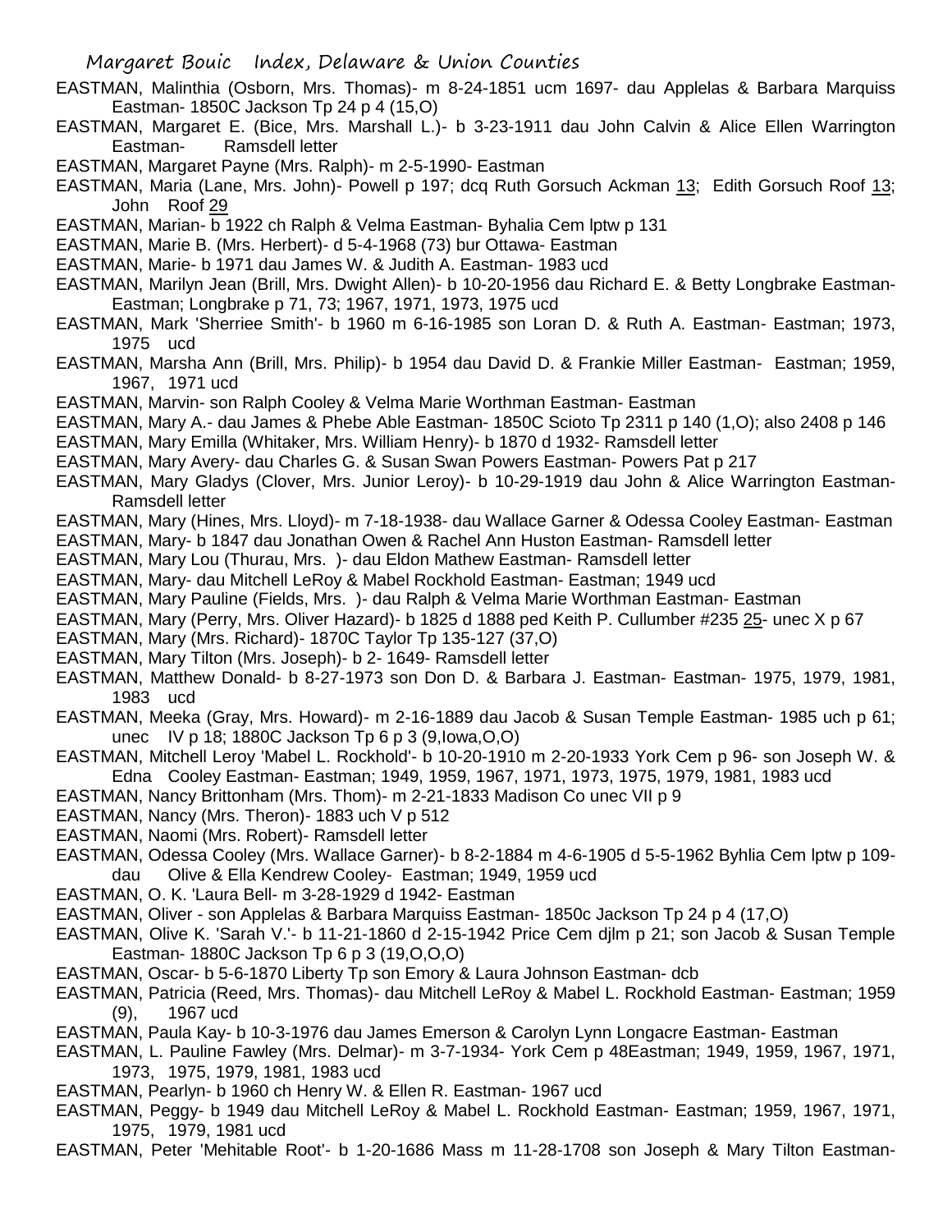EASTMAN, Malinthia (Osborn, Mrs. Thomas)- m 8-24-1851 ucm 1697- dau Applelas & Barbara Marquiss Eastman- 1850C Jackson Tp 24 p 4 (15,O)

EASTMAN, Margaret E. (Bice, Mrs. Marshall L.)- b 3-23-1911 dau John Calvin & Alice Ellen Warrington Eastman- Ramsdell letter

EASTMAN, Margaret Payne (Mrs. Ralph)- m 2-5-1990- Eastman

EASTMAN, Maria (Lane, Mrs. John)- Powell p 197; dcq Ruth Gorsuch Ackman 13; Edith Gorsuch Roof 13; John Roof 29

EASTMAN, Marian- b 1922 ch Ralph & Velma Eastman- Byhalia Cem lptw p 131

EASTMAN, Marie B. (Mrs. Herbert)- d 5-4-1968 (73) bur Ottawa- Eastman

EASTMAN, Marie- b 1971 dau James W. & Judith A. Eastman- 1983 ucd

EASTMAN, Marilyn Jean (Brill, Mrs. Dwight Allen)- b 10-20-1956 dau Richard E. & Betty Longbrake Eastman- Eastman; Longbrake p 71, 73; 1967, 1971, 1973, 1975 ucd

EASTMAN, Mark 'Sherriee Smith'- b 1960 m 6-16-1985 son Loran D. & Ruth A. Eastman- Eastman; 1973, 1975 ucd

EASTMAN, Marsha Ann (Brill, Mrs. Philip)- b 1954 dau David D. & Frankie Miller Eastman- Eastman; 1959, 1967, 1971 ucd

EASTMAN, Marvin- son Ralph Cooley & Velma Marie Worthman Eastman- Eastman

EASTMAN, Mary A.- dau James & Phebe Able Eastman- 1850C Scioto Tp 2311 p 140 (1,O); also 2408 p 146

EASTMAN, Mary Emilla (Whitaker, Mrs. William Henry)- b 1870 d 1932- Ramsdell letter

EASTMAN, Mary Avery- dau Charles G. & Susan Swan Powers Eastman- Powers Pat p 217

EASTMAN, Mary Gladys (Clover, Mrs. Junior Leroy)- b 10-29-1919 dau John & Alice Warrington Eastman- Ramsdell letter

EASTMAN, Mary (Hines, Mrs. Lloyd)- m 7-18-1938- dau Wallace Garner & Odessa Cooley Eastman- Eastman

EASTMAN, Mary- b 1847 dau Jonathan Owen & Rachel Ann Huston Eastman- Ramsdell letter

EASTMAN, Mary Lou (Thurau, Mrs. )- dau Eldon Mathew Eastman- Ramsdell letter

EASTMAN, Mary- dau Mitchell LeRoy & Mabel Rockhold Eastman- Eastman; 1949 ucd

EASTMAN, Mary Pauline (Fields, Mrs. )- dau Ralph & Velma Marie Worthman Eastman- Eastman

EASTMAN, Mary (Perry, Mrs. Oliver Hazard)- b 1825 d 1888 ped Keith P. Cullumber #235 25- unec X p 67

EASTMAN, Mary (Mrs. Richard)- 1870C Taylor Tp 135-127 (37,O)

EASTMAN, Mary Tilton (Mrs. Joseph)- b 2- 1649- Ramsdell letter

EASTMAN, Matthew Donald- b 8-27-1973 son Don D. & Barbara J. Eastman- Eastman- 1975, 1979, 1981, 1983 ucd

EASTMAN, Meeka (Gray, Mrs. Howard)- m 2-16-1889 dau Jacob & Susan Temple Eastman- 1985 uch p 61; unec IV p 18; 1880C Jackson Tp 6 p 3 (9,Iowa,O,O)

EASTMAN, Mitchell Leroy 'Mabel L. Rockhold'- b 10-20-1910 m 2-20-1933 York Cem p 96- son Joseph W. & Edna Cooley Eastman- Eastman; 1949, 1959, 1967, 1971, 1973, 1975, 1979, 1981, 1983 ucd

EASTMAN, Nancy Brittonham (Mrs. Thom)- m 2-21-1833 Madison Co unec VII p 9

EASTMAN, Nancy (Mrs. Theron)- 1883 uch V p 512

EASTMAN, Naomi (Mrs. Robert)- Ramsdell letter

EASTMAN, Odessa Cooley (Mrs. Wallace Garner)- b 8-2-1884 m 4-6-1905 d 5-5-1962 Byhlia Cem lptw p 109- dau Olive & Ella Kendrew Cooley- Eastman; 1949, 1959 ucd

EASTMAN, O. K. 'Laura Bell- m 3-28-1929 d 1942- Eastman

EASTMAN, Oliver - son Applelas & Barbara Marquiss Eastman- 1850c Jackson Tp 24 p 4 (17,O)

EASTMAN, Olive K. 'Sarah V.'- b 11-21-1860 d 2-15-1942 Price Cem djlm p 21; son Jacob & Susan Temple Eastman- 1880C Jackson Tp 6 p 3 (19,O,O,O)

EASTMAN, Oscar- b 5-6-1870 Liberty Tp son Emory & Laura Johnson Eastman- dcb

EASTMAN, Patricia (Reed, Mrs. Thomas)- dau Mitchell LeRoy & Mabel L. Rockhold Eastman- Eastman; 1959 (9), 1967 ucd

EASTMAN, Paula Kay- b 10-3-1976 dau James Emerson & Carolyn Lynn Longacre Eastman- Eastman

EASTMAN, L. Pauline Fawley (Mrs. Delmar)- m 3-7-1934- York Cem p 48Eastman; 1949, 1959, 1967, 1971, 1973, 1975, 1979, 1981, 1983 ucd

EASTMAN, Pearlyn- b 1960 ch Henry W. & Ellen R. Eastman- 1967 ucd

EASTMAN, Peggy- b 1949 dau Mitchell LeRoy & Mabel L. Rockhold Eastman- Eastman; 1959, 1967, 1971, 1975, 1979, 1981 ucd

EASTMAN, Peter 'Mehitable Root'- b 1-20-1686 Mass m 11-28-1708 son Joseph & Mary Tilton Eastman-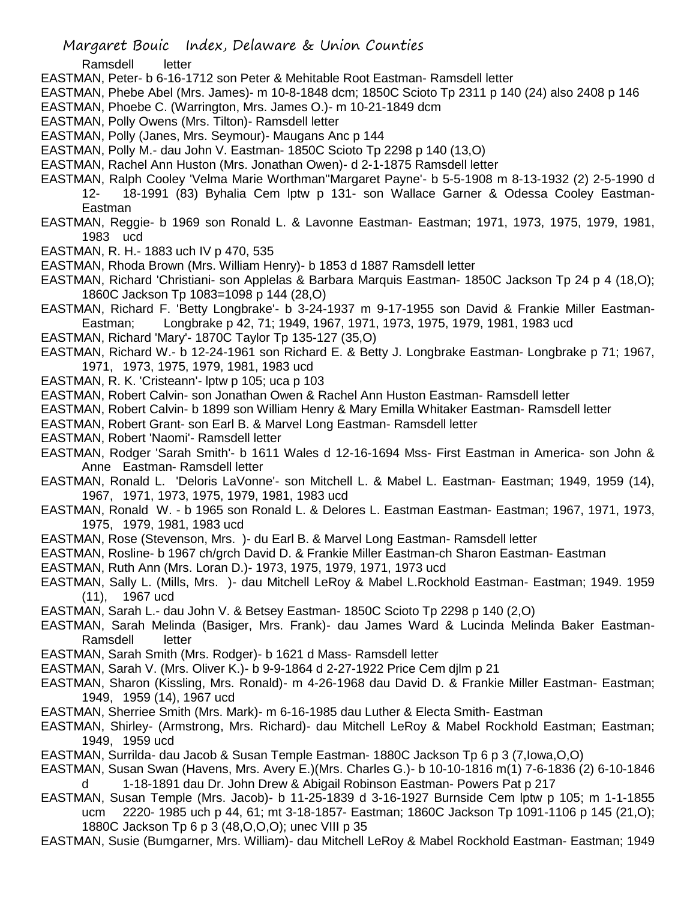Ramsdell letter

EASTMAN, Peter- b 6-16-1712 son Peter & Mehitable Root Eastman- Ramsdell letter

EASTMAN, Phebe Abel (Mrs. James)- m 10-8-1848 dcm; 1850C Scioto Tp 2311 p 140 (24) also 2408 p 146

EASTMAN, Phoebe C. (Warrington, Mrs. James O.)- m 10-21-1849 dcm

EASTMAN, Polly Owens (Mrs. Tilton)- Ramsdell letter

EASTMAN, Polly (Janes, Mrs. Seymour)- Maugans Anc p 144

EASTMAN, Polly M.- dau John V. Eastman- 1850C Scioto Tp 2298 p 140 (13,O)

EASTMAN, Rachel Ann Huston (Mrs. Jonathan Owen)- d 2-1-1875 Ramsdell letter

EASTMAN, Ralph Cooley 'Velma Marie Worthman''Margaret Payne'- b 5-5-1908 m 8-13-1932 (2) 2-5-1990 d 12- 18-1991 (83) Byhalia Cem lptw p 131- son Wallace Garner & Odessa Cooley Eastman- Eastman

EASTMAN, Reggie- b 1969 son Ronald L. & Lavonne Eastman- Eastman; 1971, 1973, 1975, 1979, 1981, 1983 ucd

EASTMAN, R. H.- 1883 uch IV p 470, 535

EASTMAN, Rhoda Brown (Mrs. William Henry)- b 1853 d 1887 Ramsdell letter

EASTMAN, Richard 'Christiani- son Applelas & Barbara Marquis Eastman- 1850C Jackson Tp 24 p 4 (18,O); 1860C Jackson Tp 1083=1098 p 144 (28,O)

EASTMAN, Richard F. 'Betty Longbrake'- b 3-24-1937 m 9-17-1955 son David & Frankie Miller Eastman- Eastman; Longbrake p 42, 71; 1949, 1967, 1971, 1973, 1975, 1979, 1981, 1983 ucd

EASTMAN, Richard 'Mary'- 1870C Taylor Tp 135-127 (35,O)

EASTMAN, Richard W.- b 12-24-1961 son Richard E. & Betty J. Longbrake Eastman- Longbrake p 71; 1967, 1971, 1973, 1975, 1979, 1981, 1983 ucd

EASTMAN, R. K. 'Cristeann'- lptw p 105; uca p 103

EASTMAN, Robert Calvin- son Jonathan Owen & Rachel Ann Huston Eastman- Ramsdell letter

EASTMAN, Robert Calvin- b 1899 son William Henry & Mary Emilla Whitaker Eastman- Ramsdell letter

EASTMAN, Robert Grant- son Earl B. & Marvel Long Eastman- Ramsdell letter

EASTMAN, Robert 'Naomi'- Ramsdell letter

EASTMAN, Rodger 'Sarah Smith'- b 1611 Wales d 12-16-1694 Mss- First Eastman in America- son John & Anne Eastman- Ramsdell letter

EASTMAN, Ronald L. 'Deloris LaVonne'- son Mitchell L. & Mabel L. Eastman- Eastman; 1949, 1959 (14), 1967, 1971, 1973, 1975, 1979, 1981, 1983 ucd

EASTMAN, Ronald W. - b 1965 son Ronald L. & Delores L. Eastman Eastman- Eastman; 1967, 1971, 1973, 1975, 1979, 1981, 1983 ucd

EASTMAN, Rose (Stevenson, Mrs. )- du Earl B. & Marvel Long Eastman- Ramsdell letter

EASTMAN, Rosline- b 1967 ch/grch David D. & Frankie Miller Eastman-ch Sharon Eastman- Eastman

EASTMAN, Ruth Ann (Mrs. Loran D.)- 1973, 1975, 1979, 1971, 1973 ucd

EASTMAN, Sally L. (Mills, Mrs. )- dau Mitchell LeRoy & Mabel L.Rockhold Eastman- Eastman; 1949. 1959 (11), 1967 ucd

EASTMAN, Sarah L.- dau John V. & Betsey Eastman- 1850C Scioto Tp 2298 p 140 (2,O)

EASTMAN, Sarah Melinda (Basiger, Mrs. Frank)- dau James Ward & Lucinda Melinda Baker Eastman- Ramsdell letter

EASTMAN, Sarah Smith (Mrs. Rodger)- b 1621 d Mass- Ramsdell letter

EASTMAN, Sarah V. (Mrs. Oliver K.)- b 9-9-1864 d 2-27-1922 Price Cem djlm p 21

EASTMAN, Sharon (Kissling, Mrs. Ronald)- m 4-26-1968 dau David D. & Frankie Miller Eastman- Eastman; 1949, 1959 (14), 1967 ucd

EASTMAN, Sherriee Smith (Mrs. Mark)- m 6-16-1985 dau Luther & Electa Smith- Eastman

EASTMAN, Shirley- (Armstrong, Mrs. Richard)- dau Mitchell LeRoy & Mabel Rockhold Eastman; Eastman; 1949, 1959 ucd

EASTMAN, Surrilda- dau Jacob & Susan Temple Eastman- 1880C Jackson Tp 6 p 3 (7,Iowa,O,O)

EASTMAN, Susan Swan (Havens, Mrs. Avery E.)(Mrs. Charles G.)- b 10-10-1816 m(1) 7-6-1836 (2) 6-10-1846 d 1-18-1891 dau Dr. John Drew & Abigail Robinson Eastman- Powers Pat p 217

EASTMAN, Susan Temple (Mrs. Jacob)- b 11-25-1839 d 3-16-1927 Burnside Cem lptw p 105; m 1-1-1855 ucm 2220- 1985 uch p 44, 61; mt 3-18-1857- Eastman; 1860C Jackson Tp 1091-1106 p 145 (21,O); 1880C Jackson Tp 6 p 3 (48,O,O,O); unec VIII p 35

EASTMAN, Susie (Bumgarner, Mrs. William)- dau Mitchell LeRoy & Mabel Rockhold Eastman- Eastman; 1949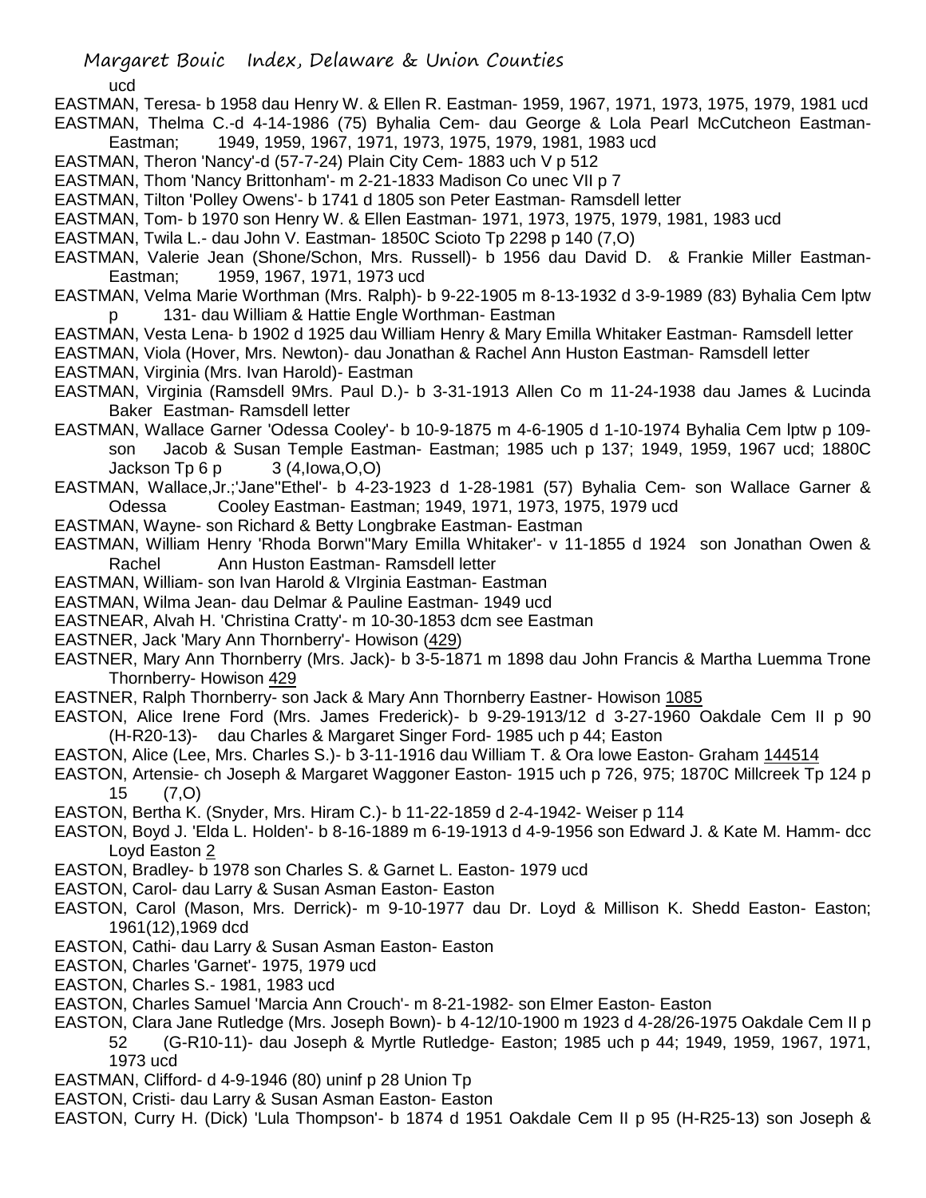ucd

EASTMAN, Teresa- b 1958 dau Henry W. & Ellen R. Eastman- 1959, 1967, 1971, 1973, 1975, 1979, 1981 ucd

EASTMAN, Thelma C.-d 4-14-1986 (75) Byhalia Cem- dau George & Lola Pearl McCutcheon Eastman- Eastman; 1949, 1959, 1967, 1971, 1973, 1975, 1979, 1981, 1983 ucd

EASTMAN, Theron 'Nancy'-d (57-7-24) Plain City Cem- 1883 uch V p 512

EASTMAN, Thom 'Nancy Brittonham'- m 2-21-1833 Madison Co unec VII p 7

EASTMAN, Tilton 'Polley Owens'- b 1741 d 1805 son Peter Eastman- Ramsdell letter

EASTMAN, Tom- b 1970 son Henry W. & Ellen Eastman- 1971, 1973, 1975, 1979, 1981, 1983 ucd

EASTMAN, Twila L.- dau John V. Eastman- 1850C Scioto Tp 2298 p 140 (7,O)

EASTMAN, Valerie Jean (Shone/Schon, Mrs. Russell)- b 1956 dau David D. & Frankie Miller Eastman- Eastman; 1959, 1967, 1971, 1973 ucd

EASTMAN, Velma Marie Worthman (Mrs. Ralph)- b 9-22-1905 m 8-13-1932 d 3-9-1989 (83) Byhalia Cem lptw p 131- dau William & Hattie Engle Worthman- Eastman

EASTMAN, Vesta Lena- b 1902 d 1925 dau William Henry & Mary Emilla Whitaker Eastman- Ramsdell letter

EASTMAN, Viola (Hover, Mrs. Newton)- dau Jonathan & Rachel Ann Huston Eastman- Ramsdell letter

EASTMAN, Virginia (Mrs. Ivan Harold)- Eastman

EASTMAN, Virginia (Ramsdell 9Mrs. Paul D.)- b 3-31-1913 Allen Co m 11-24-1938 dau James & Lucinda Baker Eastman- Ramsdell letter

EASTMAN, Wallace Garner 'Odessa Cooley'- b 10-9-1875 m 4-6-1905 d 1-10-1974 Byhalia Cem lptw p 109- son Jacob & Susan Temple Eastman- Eastman; 1985 uch p 137; 1949, 1959, 1967 ucd; 1880C Jackson Tp 6 p 3 (4,Iowa,O,O)

EASTMAN, Wallace,Jr.;'Jane''Ethel'- b 4-23-1923 d 1-28-1981 (57) Byhalia Cem- son Wallace Garner & Odessa Cooley Eastman- Eastman; 1949, 1971, 1973, 1975, 1979 ucd

EASTMAN, Wayne- son Richard & Betty Longbrake Eastman- Eastman

EASTMAN, William Henry 'Rhoda Borwn''Mary Emilla Whitaker'- v 11-1855 d 1924 son Jonathan Owen & Rachel Ann Huston Eastman- Ramsdell letter

EASTMAN, William- son Ivan Harold & VIrginia Eastman- Eastman

EASTMAN, Wilma Jean- dau Delmar & Pauline Eastman- 1949 ucd

EASTNEAR, Alvah H. 'Christina Cratty'- m 10-30-1853 dcm see Eastman

EASTNER, Jack 'Mary Ann Thornberry'- Howison (429)

EASTNER, Mary Ann Thornberry (Mrs. Jack)- b 3-5-1871 m 1898 dau John Francis & Martha Luemma Trone Thornberry- Howison 429

EASTNER, Ralph Thornberry- son Jack & Mary Ann Thornberry Eastner- Howison 1085

EASTON, Alice Irene Ford (Mrs. James Frederick)- b 9-29-1913/12 d 3-27-1960 Oakdale Cem II p 90 (H-R20-13)- dau Charles & Margaret Singer Ford- 1985 uch p 44; Easton

EASTON, Alice (Lee, Mrs. Charles S.)- b 3-11-1916 dau William T. & Ora lowe Easton- Graham 144514

EASTON, Artensie- ch Joseph & Margaret Waggoner Easton- 1915 uch p 726, 975; 1870C Millcreek Tp 124 p 15 (7,O)

EASTON, Bertha K. (Snyder, Mrs. Hiram C.)- b 11-22-1859 d 2-4-1942- Weiser p 114

EASTON, Boyd J. 'Elda L. Holden'- b 8-16-1889 m 6-19-1913 d 4-9-1956 son Edward J. & Kate M. Hamm- dcc Loyd Easton 2

EASTON, Bradley- b 1978 son Charles S. & Garnet L. Easton- 1979 ucd

EASTON, Carol- dau Larry & Susan Asman Easton- Easton

EASTON, Carol (Mason, Mrs. Derrick)- m 9-10-1977 dau Dr. Loyd & Millison K. Shedd Easton- Easton; 1961(12),1969 dcd

EASTON, Cathi- dau Larry & Susan Asman Easton- Easton

EASTON, Charles 'Garnet'- 1975, 1979 ucd

EASTON, Charles S.- 1981, 1983 ucd

EASTON, Charles Samuel 'Marcia Ann Crouch'- m 8-21-1982- son Elmer Easton- Easton

EASTON, Clara Jane Rutledge (Mrs. Joseph Bown)- b 4-12/10-1900 m 1923 d 4-28/26-1975 Oakdale Cem II p 52 (G-R10-11)- dau Joseph & Myrtle Rutledge- Easton; 1985 uch p 44; 1949, 1959, 1967, 1971, 1973 ucd

EASTMAN, Clifford- d 4-9-1946 (80) uninf p 28 Union Tp

EASTON, Cristi- dau Larry & Susan Asman Easton- Easton

EASTON, Curry H. (Dick) 'Lula Thompson'- b 1874 d 1951 Oakdale Cem II p 95 (H-R25-13) son Joseph &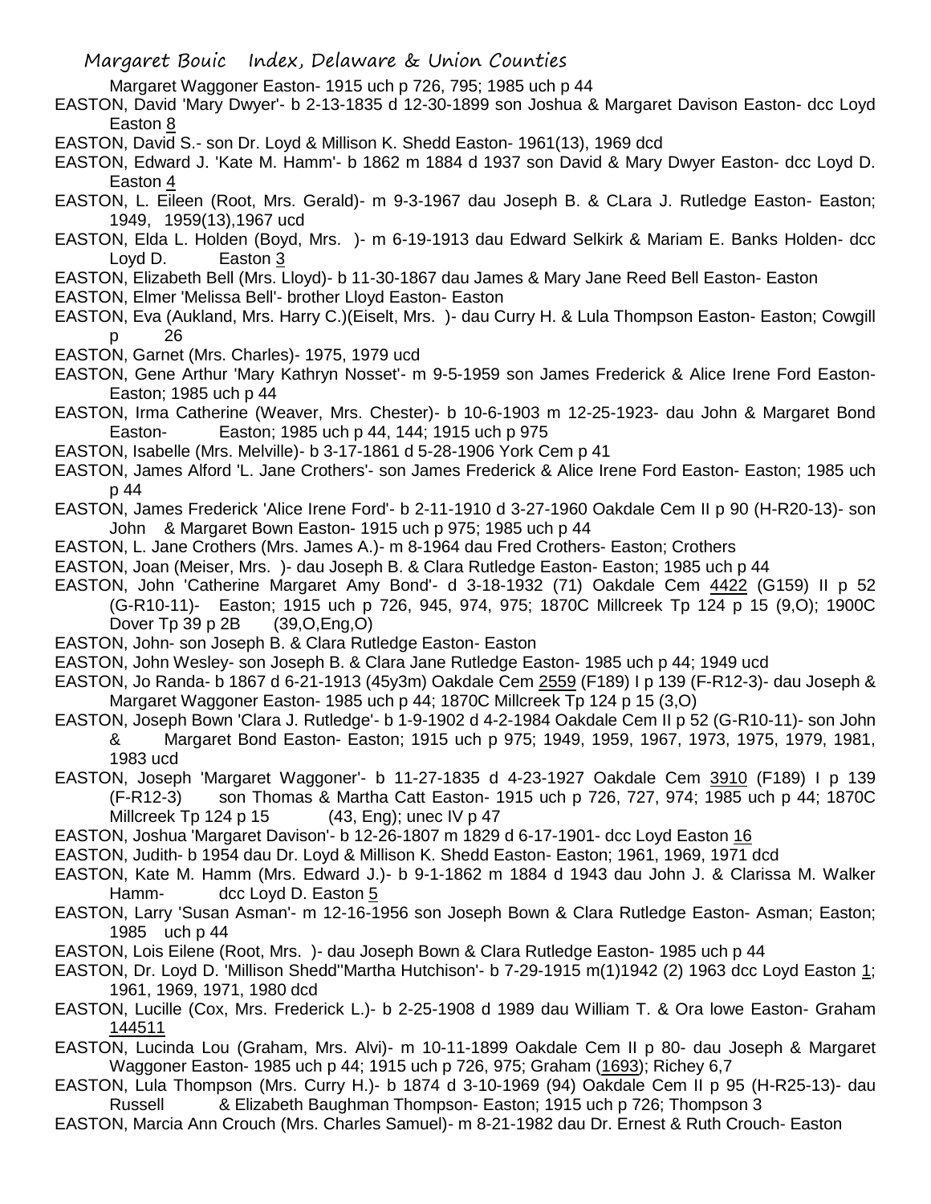Margaret Waggoner Easton- 1915 uch p 726, 795; 1985 uch p 44

EASTON, David 'Mary Dwyer'- b 2-13-1835 d 12-30-1899 son Joshua & Margaret Davison Easton- dcc Loyd Easton 8

EASTON, David S.- son Dr. Loyd & Millison K. Shedd Easton- 1961(13), 1969 dcd

EASTON, Edward J. 'Kate M. Hamm'- b 1862 m 1884 d 1937 son David & Mary Dwyer Easton- dcc Loyd D. Easton 4

EASTON, L. Eileen (Root, Mrs. Gerald)- m 9-3-1967 dau Joseph B. & CLara J. Rutledge Easton- Easton; 1949, 1959(13),1967 ucd

EASTON, Elda L. Holden (Boyd, Mrs. )- m 6-19-1913 dau Edward Selkirk & Mariam E. Banks Holden- dcc Loyd D. Easton 3

EASTON, Elizabeth Bell (Mrs. Lloyd)- b 11-30-1867 dau James & Mary Jane Reed Bell Easton- Easton

EASTON, Elmer 'Melissa Bell'- brother Lloyd Easton- Easton

EASTON, Eva (Aukland, Mrs. Harry C.)(Eiselt, Mrs. )- dau Curry H. & Lula Thompson Easton- Easton; Cowgill p 26

EASTON, Garnet (Mrs. Charles)- 1975, 1979 ucd

EASTON, Gene Arthur 'Mary Kathryn Nosset'- m 9-5-1959 son James Frederick & Alice Irene Ford Easton- Easton; 1985 uch p 44

EASTON, Irma Catherine (Weaver, Mrs. Chester)- b 10-6-1903 m 12-25-1923- dau John & Margaret Bond Easton- Easton; 1985 uch p 44, 144; 1915 uch p 975

EASTON, Isabelle (Mrs. Melville)- b 3-17-1861 d 5-28-1906 York Cem p 41

EASTON, James Alford 'L. Jane Crothers'- son James Frederick & Alice Irene Ford Easton- Easton; 1985 uch p 44

EASTON, James Frederick 'Alice Irene Ford'- b 2-11-1910 d 3-27-1960 Oakdale Cem II p 90 (H-R20-13)- son John & Margaret Bown Easton- 1915 uch p 975; 1985 uch p 44

EASTON, L. Jane Crothers (Mrs. James A.)- m 8-1964 dau Fred Crothers- Easton; Crothers

EASTON, Joan (Meiser, Mrs. )- dau Joseph B. & Clara Rutledge Easton- Easton; 1985 uch p 44

EASTON, John 'Catherine Margaret Amy Bond'- d 3-18-1932 (71) Oakdale Cem 4422 (G159) II p 52 (G-R10-11)- Easton; 1915 uch p 726, 945, 974, 975; 1870C Millcreek Tp 124 p 15 (9,O); 1900C Dover Tp 39 p 2B (39,O,Eng,O)

EASTON, John- son Joseph B. & Clara Rutledge Easton- Easton

EASTON, John Wesley- son Joseph B. & Clara Jane Rutledge Easton- 1985 uch p 44; 1949 ucd

EASTON, Jo Randa- b 1867 d 6-21-1913 (45y3m) Oakdale Cem 2559 (F189) I p 139 (F-R12-3)- dau Joseph & Margaret Waggoner Easton- 1985 uch p 44; 1870C Millcreek Tp 124 p 15 (3,O)

EASTON, Joseph Bown 'Clara J. Rutledge'- b 1-9-1902 d 4-2-1984 Oakdale Cem II p 52 (G-R10-11)- son John & Margaret Bond Easton- Easton; 1915 uch p 975; 1949, 1959, 1967, 1973, 1975, 1979, 1981, 1983 ucd

EASTON, Joseph 'Margaret Waggoner'- b 11-27-1835 d 4-23-1927 Oakdale Cem 3910 (F189) I p 139 (F-R12-3) son Thomas & Martha Catt Easton- 1915 uch p 726, 727, 974; 1985 uch p 44; 1870C Millcreek Tp 124 p 15 (43, Eng); unec IV p 47

EASTON, Joshua 'Margaret Davison'- b 12-26-1807 m 1829 d 6-17-1901- dcc Loyd Easton 16

EASTON, Judith- b 1954 dau Dr. Loyd & Millison K. Shedd Easton- Easton; 1961, 1969, 1971 dcd

EASTON, Kate M. Hamm (Mrs. Edward J.)- b 9-1-1862 m 1884 d 1943 dau John J. & Clarissa M. Walker Hamm- dcc Loyd D. Easton 5

EASTON, Larry 'Susan Asman'- m 12-16-1956 son Joseph Bown & Clara Rutledge Easton- Asman; Easton; 1985 uch p 44

EASTON, Lois Eilene (Root, Mrs. )- dau Joseph Bown & Clara Rutledge Easton- 1985 uch p 44

EASTON, Dr. Loyd D. 'Millison Shedd''Martha Hutchison'- b 7-29-1915 m(1)1942 (2) 1963 dcc Loyd Easton 1; 1961, 1969, 1971, 1980 dcd

EASTON, Lucille (Cox, Mrs. Frederick L.)- b 2-25-1908 d 1989 dau William T. & Ora lowe Easton- Graham 144511

EASTON, Lucinda Lou (Graham, Mrs. Alvi)- m 10-11-1899 Oakdale Cem II p 80- dau Joseph & Margaret Waggoner Easton- 1985 uch p 44; 1915 uch p 726, 975; Graham (1693); Richey 6,7

EASTON, Lula Thompson (Mrs. Curry H.)- b 1874 d 3-10-1969 (94) Oakdale Cem II p 95 (H-R25-13)- dau Russell & Elizabeth Baughman Thompson- Easton; 1915 uch p 726; Thompson 3

EASTON, Marcia Ann Crouch (Mrs. Charles Samuel)- m 8-21-1982 dau Dr. Ernest & Ruth Crouch- Easton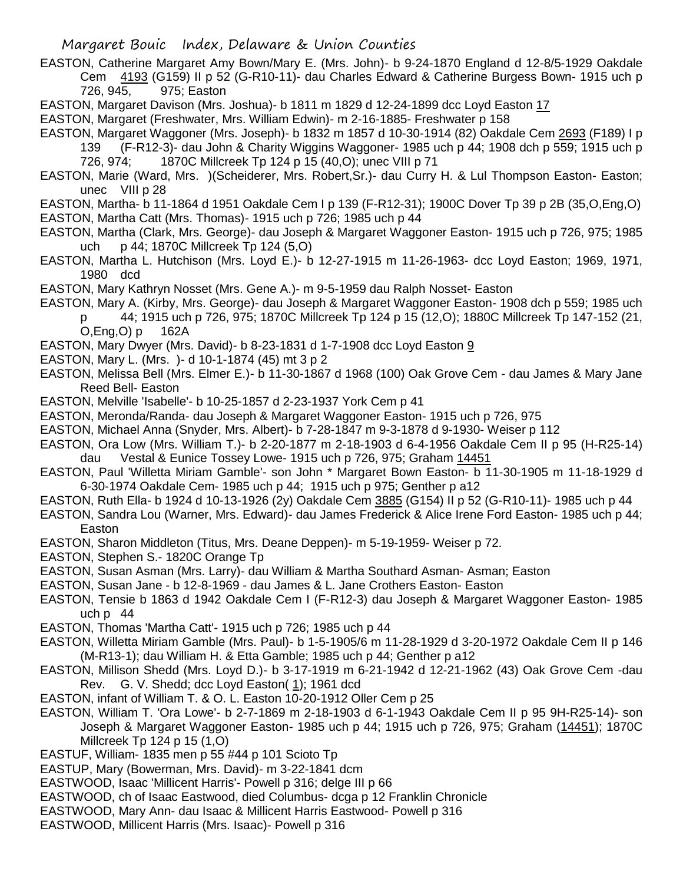EASTON, Catherine Margaret Amy Bown/Mary E. (Mrs. John)- b 9-24-1870 England d 12-8/5-1929 Oakdale Cem 4193 (G159) II p 52 (G-R10-11)- dau Charles Edward & Catherine Burgess Bown- 1915 uch p 726, 945, 975; Easton

EASTON, Margaret Davison (Mrs. Joshua)- b 1811 m 1829 d 12-24-1899 dcc Loyd Easton 17

EASTON, Margaret (Freshwater, Mrs. William Edwin)- m 2-16-1885- Freshwater p 158

EASTON, Margaret Waggoner (Mrs. Joseph)- b 1832 m 1857 d 10-30-1914 (82) Oakdale Cem 2693 (F189) I p 139 (F-R12-3)- dau John & Charity Wiggins Waggoner- 1985 uch p 44; 1908 dch p 559; 1915 uch p 726, 974; 1870C Millcreek Tp 124 p 15 (40,O); unec VIII p 71

EASTON, Marie (Ward, Mrs. )(Scheiderer, Mrs. Robert,Sr.)- dau Curry H. & Lul Thompson Easton- Easton; unec VIII p 28

EASTON, Martha- b 11-1864 d 1951 Oakdale Cem I p 139 (F-R12-31); 1900C Dover Tp 39 p 2B (35,O,Eng,O)

EASTON, Martha Catt (Mrs. Thomas)- 1915 uch p 726; 1985 uch p 44

EASTON, Martha (Clark, Mrs. George)- dau Joseph & Margaret Waggoner Easton- 1915 uch p 726, 975; 1985 uch p 44; 1870C Millcreek Tp 124 (5,O)

EASTON, Martha L. Hutchison (Mrs. Loyd E.)- b 12-27-1915 m 11-26-1963- dcc Loyd Easton; 1969, 1971, 1980 dcd

EASTON, Mary Kathryn Nosset (Mrs. Gene A.)- m 9-5-1959 dau Ralph Nosset- Easton

EASTON, Mary A. (Kirby, Mrs. George)- dau Joseph & Margaret Waggoner Easton- 1908 dch p 559; 1985 uch p 44; 1915 uch p 726, 975; 1870C Millcreek Tp 124 p 15 (12,O); 1880C Millcreek Tp 147-152 (21, O,Eng,O) p 162A

EASTON, Mary Dwyer (Mrs. David)- b 8-23-1831 d 1-7-1908 dcc Loyd Easton 9

EASTON, Mary L. (Mrs. )- d 10-1-1874 (45) mt 3 p 2

EASTON, Melissa Bell (Mrs. Elmer E.)- b 11-30-1867 d 1968 (100) Oak Grove Cem - dau James & Mary Jane Reed Bell- Easton

EASTON, Melville 'Isabelle'- b 10-25-1857 d 2-23-1937 York Cem p 41

EASTON, Meronda/Randa- dau Joseph & Margaret Waggoner Easton- 1915 uch p 726, 975

EASTON, Michael Anna (Snyder, Mrs. Albert)- b 7-28-1847 m 9-3-1878 d 9-1930- Weiser p 112

EASTON, Ora Low (Mrs. William T.)- b 2-20-1877 m 2-18-1903 d 6-4-1956 Oakdale Cem II p 95 (H-R25-14) dau Vestal & Eunice Tossey Lowe- 1915 uch p 726, 975; Graham 14451

EASTON, Paul 'Willetta Miriam Gamble'- son John * Margaret Bown Easton- b 11-30-1905 m 11-18-1929 d 6-30-1974 Oakdale Cem- 1985 uch p 44; 1915 uch p 975; Genther p a12

EASTON, Ruth Ella- b 1924 d 10-13-1926 (2y) Oakdale Cem 3885 (G154) II p 52 (G-R10-11)- 1985 uch p 44

EASTON, Sandra Lou (Warner, Mrs. Edward)- dau James Frederick & Alice Irene Ford Easton- 1985 uch p 44; Easton

EASTON, Sharon Middleton (Titus, Mrs. Deane Deppen)- m 5-19-1959- Weiser p 72.

EASTON, Stephen S.- 1820C Orange Tp

EASTON, Susan Asman (Mrs. Larry)- dau William & Martha Southard Asman- Asman; Easton

EASTON, Susan Jane - b 12-8-1969 - dau James & L. Jane Crothers Easton- Easton

EASTON, Tensie b 1863 d 1942 Oakdale Cem I (F-R12-3) dau Joseph & Margaret Waggoner Easton- 1985 uch p 44

EASTON, Thomas 'Martha Catt'- 1915 uch p 726; 1985 uch p 44

EASTON, Willetta Miriam Gamble (Mrs. Paul)- b 1-5-1905/6 m 11-28-1929 d 3-20-1972 Oakdale Cem II p 146 (M-R13-1); dau William H. & Etta Gamble; 1985 uch p 44; Genther p a12

EASTON, Millison Shedd (Mrs. Loyd D.)- b 3-17-1919 m 6-21-1942 d 12-21-1962 (43) Oak Grove Cem -dau Rev. G. V. Shedd; dcc Loyd Easton( 1); 1961 dcd

EASTON, infant of William T. & O. L. Easton 10-20-1912 Oller Cem p 25

EASTON, William T. 'Ora Lowe'- b 2-7-1869 m 2-18-1903 d 6-1-1943 Oakdale Cem II p 95 9H-R25-14)- son Joseph & Margaret Waggoner Easton- 1985 uch p 44; 1915 uch p 726, 975; Graham (14451); 1870C Millcreek Tp 124 p 15 (1,O)

EASTUF, William- 1835 men p 55 #44 p 101 Scioto Tp

EASTUP, Mary (Bowerman, Mrs. David)- m 3-22-1841 dcm

EASTWOOD, Isaac 'Millicent Harris'- Powell p 316; delge III p 66

EASTWOOD, ch of Isaac Eastwood, died Columbus- dcga p 12 Franklin Chronicle

EASTWOOD, Mary Ann- dau Isaac & Millicent Harris Eastwood- Powell p 316

EASTWOOD, Millicent Harris (Mrs. Isaac)- Powell p 316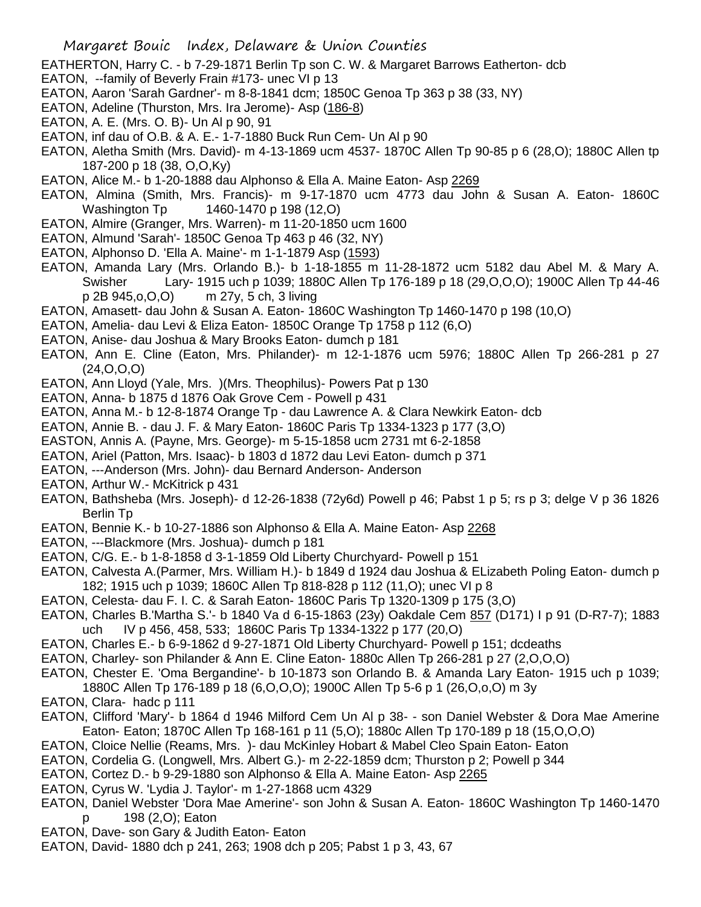EATHERTON, Harry C. - b 7-29-1871 Berlin Tp son C. W. & Margaret Barrows Eatherton- dcb

EATON, --family of Beverly Frain #173- unec VI p 13

EATON, Aaron 'Sarah Gardner'- m 8-8-1841 dcm; 1850C Genoa Tp 363 p 38 (33, NY)

EATON, Adeline (Thurston, Mrs. Ira Jerome)- Asp (186-8)

EATON, A. E. (Mrs. O. B)- Un Al p 90, 91

EATON, inf dau of O.B. & A. E.- 1-7-1880 Buck Run Cem- Un Al p 90

EATON, Aletha Smith (Mrs. David)- m 4-13-1869 ucm 4537- 1870C Allen Tp 90-85 p 6 (28,O); 1880C Allen tp 187-200 p 18 (38, O,O,Ky)

EATON, Alice M.- b 1-20-1888 dau Alphonso & Ella A. Maine Eaton- Asp 2269

EATON, Almina (Smith, Mrs. Francis)- m 9-17-1870 ucm 4773 dau John & Susan A. Eaton- 1860C Washington Tp 1460-1470 p 198 (12,O)

EATON, Almire (Granger, Mrs. Warren)- m 11-20-1850 ucm 1600

EATON, Almund 'Sarah'- 1850C Genoa Tp 463 p 46 (32, NY)

EATON, Alphonso D. 'Ella A. Maine'- m 1-1-1879 Asp (1593)

EATON, Amanda Lary (Mrs. Orlando B.)- b 1-18-1855 m 11-28-1872 ucm 5182 dau Abel M. & Mary A. Swisher Lary- 1915 uch p 1039; 1880C Allen Tp 176-189 p 18 (29,O,O,O); 1900C Allen Tp 44-46 p 2B 945,o,O,O) m 27y, 5 ch, 3 living

EATON, Amasett- dau John & Susan A. Eaton- 1860C Washington Tp 1460-1470 p 198 (10,O)

EATON, Amelia- dau Levi & Eliza Eaton- 1850C Orange Tp 1758 p 112 (6,O)

EATON, Anise- dau Joshua & Mary Brooks Eaton- dumch p 181

EATON, Ann E. Cline (Eaton, Mrs. Philander)- m 12-1-1876 ucm 5976; 1880C Allen Tp 266-281 p 27 (24,O,O,O)

EATON, Ann Lloyd (Yale, Mrs. )(Mrs. Theophilus)- Powers Pat p 130

EATON, Anna- b 1875 d 1876 Oak Grove Cem - Powell p 431

EATON, Anna M.- b 12-8-1874 Orange Tp - dau Lawrence A. & Clara Newkirk Eaton- dcb

EATON, Annie B. - dau J. F. & Mary Eaton- 1860C Paris Tp 1334-1323 p 177 (3,O)

EASTON, Annis A. (Payne, Mrs. George)- m 5-15-1858 ucm 2731 mt 6-2-1858

EATON, Ariel (Patton, Mrs. Isaac)- b 1803 d 1872 dau Levi Eaton- dumch p 371

EATON, ---Anderson (Mrs. John)- dau Bernard Anderson- Anderson

EATON, Arthur W.- McKitrick p 431

EATON, Bathsheba (Mrs. Joseph)- d 12-26-1838 (72y6d) Powell p 46; Pabst 1 p 5; rs p 3; delge V p 36 1826 Berlin Tp

EATON, Bennie K.- b 10-27-1886 son Alphonso & Ella A. Maine Eaton- Asp 2268

EATON, ---Blackmore (Mrs. Joshua)- dumch p 181

EATON, C/G. E.- b 1-8-1858 d 3-1-1859 Old Liberty Churchyard- Powell p 151

EATON, Calvesta A.(Parmer, Mrs. William H.)- b 1849 d 1924 dau Joshua & ELizabeth Poling Eaton- dumch p 182; 1915 uch p 1039; 1860C Allen Tp 818-828 p 112 (11,O); unec VI p 8

EATON, Celesta- dau F. I. C. & Sarah Eaton- 1860C Paris Tp 1320-1309 p 175 (3,O)

EATON, Charles B.'Martha S.'- b 1840 Va d 6-15-1863 (23y) Oakdale Cem 857 (D171) I p 91 (D-R7-7); 1883 uch IV p 456, 458, 533; 1860C Paris Tp 1334-1322 p 177 (20,O)

EATON, Charles E.- b 6-9-1862 d 9-27-1871 Old Liberty Churchyard- Powell p 151; dcdeaths

EATON, Charley- son Philander & Ann E. Cline Eaton- 1880c Allen Tp 266-281 p 27 (2,O,O,O)

EATON, Chester E. 'Oma Bergandine'- b 10-1873 son Orlando B. & Amanda Lary Eaton- 1915 uch p 1039; 1880C Allen Tp 176-189 p 18 (6,O,O,O); 1900C Allen Tp 5-6 p 1 (26,O,o,O) m 3y

EATON, Clara- hadc p 111

EATON, Clifford 'Mary'- b 1864 d 1946 Milford Cem Un Al p 38- - son Daniel Webster & Dora Mae Amerine Eaton- Eaton; 1870C Allen Tp 168-161 p 11 (5,O); 1880c Allen Tp 170-189 p 18 (15,O,O,O)

EATON, Cloice Nellie (Reams, Mrs. )- dau McKinley Hobart & Mabel Cleo Spain Eaton- Eaton

EATON, Cordelia G. (Longwell, Mrs. Albert G.)- m 2-22-1859 dcm; Thurston p 2; Powell p 344

EATON, Cortez D.- b 9-29-1880 son Alphonso & Ella A. Maine Eaton- Asp 2265

EATON, Cyrus W. 'Lydia J. Taylor'- m 1-27-1868 ucm 4329

EATON, Daniel Webster 'Dora Mae Amerine'- son John & Susan A. Eaton- 1860C Washington Tp 1460-1470 p 198 (2,O); Eaton

EATON, Dave- son Gary & Judith Eaton- Eaton

EATON, David- 1880 dch p 241, 263; 1908 dch p 205; Pabst 1 p 3, 43, 67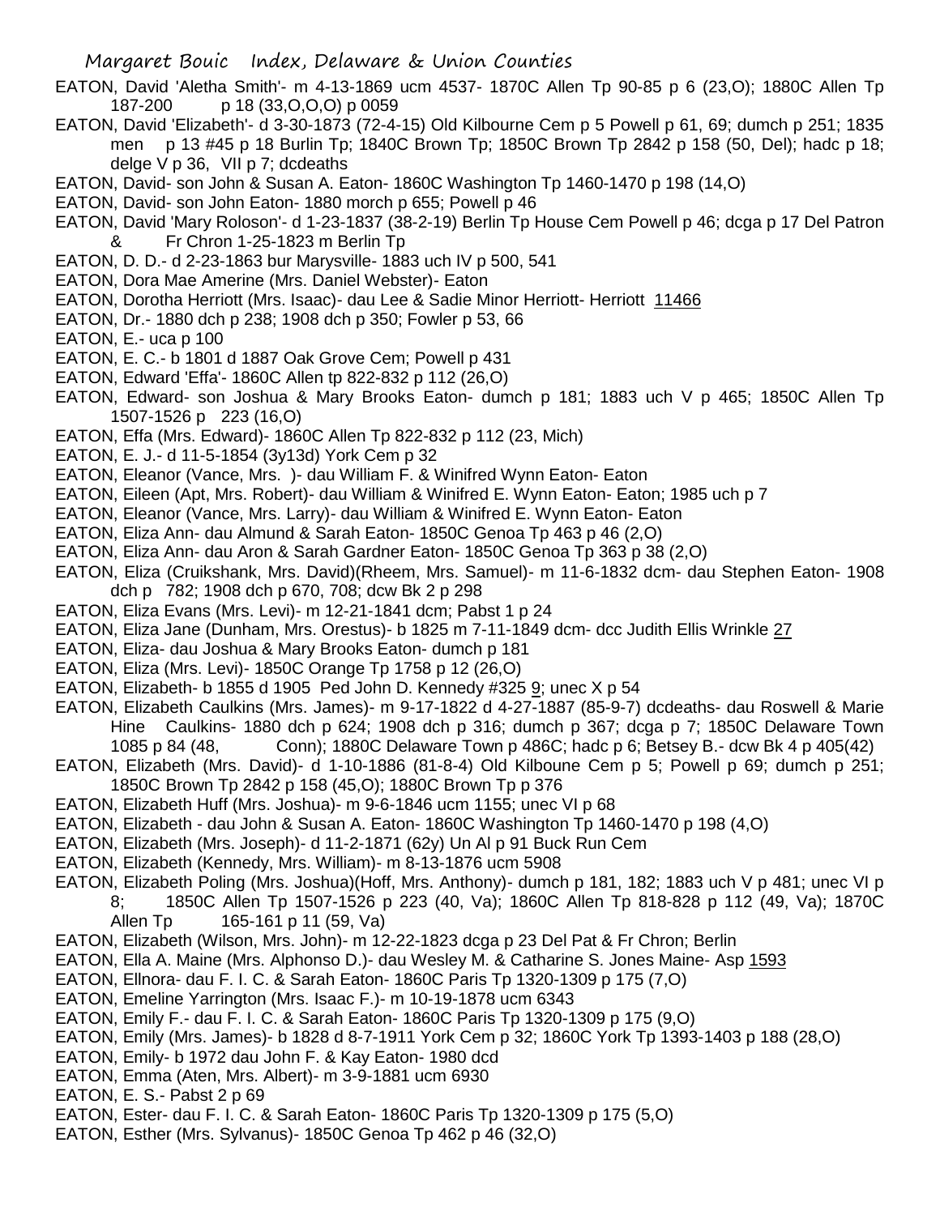EATON, David 'Aletha Smith'- m 4-13-1869 ucm 4537- 1870C Allen Tp 90-85 p 6 (23,O); 1880C Allen Tp 187-200 p 18 (33,O,O,O) p 0059

EATON, David 'Elizabeth'- d 3-30-1873 (72-4-15) Old Kilbourne Cem p 5 Powell p 61, 69; dumch p 251; 1835 men p 13 #45 p 18 Burlin Tp; 1840C Brown Tp; 1850C Brown Tp 2842 p 158 (50, Del); hadc p 18; delge V p 36, VII p 7; dcdeaths

EATON, David- son John & Susan A. Eaton- 1860C Washington Tp 1460-1470 p 198 (14,O)

EATON, David- son John Eaton- 1880 morch p 655; Powell p 46

EATON, David 'Mary Roloson'- d 1-23-1837 (38-2-19) Berlin Tp House Cem Powell p 46; dcga p 17 Del Patron & Fr Chron 1-25-1823 m Berlin Tp

EATON, D. D.- d 2-23-1863 bur Marysville- 1883 uch IV p 500, 541

EATON, Dora Mae Amerine (Mrs. Daniel Webster)- Eaton

EATON, Dorotha Herriott (Mrs. Isaac)- dau Lee & Sadie Minor Herriott- Herriott 11466

EATON, Dr.- 1880 dch p 238; 1908 dch p 350; Fowler p 53, 66

EATON, E.- uca p 100

EATON, E. C.- b 1801 d 1887 Oak Grove Cem; Powell p 431

EATON, Edward 'Effa'- 1860C Allen tp 822-832 p 112 (26,O)

EATON, Edward- son Joshua & Mary Brooks Eaton- dumch p 181; 1883 uch V p 465; 1850C Allen Tp 1507-1526 p 223 (16,O)

EATON, Effa (Mrs. Edward)- 1860C Allen Tp 822-832 p 112 (23, Mich)

EATON, E. J.- d 11-5-1854 (3y13d) York Cem p 32

EATON, Eleanor (Vance, Mrs. )- dau William F. & Winifred Wynn Eaton- Eaton

EATON, Eileen (Apt, Mrs. Robert)- dau William & Winifred E. Wynn Eaton- Eaton; 1985 uch p 7

EATON, Eleanor (Vance, Mrs. Larry)- dau William & Winifred E. Wynn Eaton- Eaton

EATON, Eliza Ann- dau Almund & Sarah Eaton- 1850C Genoa Tp 463 p 46 (2,O)

EATON, Eliza Ann- dau Aron & Sarah Gardner Eaton- 1850C Genoa Tp 363 p 38 (2,O)

EATON, Eliza (Cruikshank, Mrs. David)(Rheem, Mrs. Samuel)- m 11-6-1832 dcm- dau Stephen Eaton- 1908 dch p 782; 1908 dch p 670, 708; dcw Bk 2 p 298

EATON, Eliza Evans (Mrs. Levi)- m 12-21-1841 dcm; Pabst 1 p 24

EATON, Eliza Jane (Dunham, Mrs. Orestus)- b 1825 m 7-11-1849 dcm- dcc Judith Ellis Wrinkle 27

EATON, Eliza- dau Joshua & Mary Brooks Eaton- dumch p 181

EATON, Eliza (Mrs. Levi)- 1850C Orange Tp 1758 p 12 (26,O)

EATON, Elizabeth- b 1855 d 1905 Ped John D. Kennedy #325 9; unec X p 54

EATON, Elizabeth Caulkins (Mrs. James)- m 9-17-1822 d 4-27-1887 (85-9-7) dcdeaths- dau Roswell & Marie Hine Caulkins- 1880 dch p 624; 1908 dch p 316; dumch p 367; dcga p 7; 1850C Delaware Town 1085 p 84 (48, Conn); 1880C Delaware Town p 486C; hadc p 6; Betsey B.- dcw Bk 4 p 405(42)

EATON, Elizabeth (Mrs. David)- d 1-10-1886 (81-8-4) Old Kilboune Cem p 5; Powell p 69; dumch p 251; 1850C Brown Tp 2842 p 158 (45,O); 1880C Brown Tp p 376

EATON, Elizabeth Huff (Mrs. Joshua)- m 9-6-1846 ucm 1155; unec VI p 68

EATON, Elizabeth - dau John & Susan A. Eaton- 1860C Washington Tp 1460-1470 p 198 (4,O)

EATON, Elizabeth (Mrs. Joseph)- d 11-2-1871 (62y) Un Al p 91 Buck Run Cem

EATON, Elizabeth (Kennedy, Mrs. William)- m 8-13-1876 ucm 5908

EATON, Elizabeth Poling (Mrs. Joshua)(Hoff, Mrs. Anthony)- dumch p 181, 182; 1883 uch V p 481; unec VI p 8; 1850C Allen Tp 1507-1526 p 223 (40, Va); 1860C Allen Tp 818-828 p 112 (49, Va); 1870C Allen Tp 165-161 p 11 (59, Va)

EATON, Elizabeth (Wilson, Mrs. John)- m 12-22-1823 dcga p 23 Del Pat & Fr Chron; Berlin

EATON, Ella A. Maine (Mrs. Alphonso D.)- dau Wesley M. & Catharine S. Jones Maine- Asp 1593

EATON, Ellnora- dau F. I. C. & Sarah Eaton- 1860C Paris Tp 1320-1309 p 175 (7,O)

EATON, Emeline Yarrington (Mrs. Isaac F.)- m 10-19-1878 ucm 6343

EATON, Emily F.- dau F. I. C. & Sarah Eaton- 1860C Paris Tp 1320-1309 p 175 (9,O)

EATON, Emily (Mrs. James)- b 1828 d 8-7-1911 York Cem p 32; 1860C York Tp 1393-1403 p 188 (28,O)

EATON, Emily- b 1972 dau John F. & Kay Eaton- 1980 dcd

EATON, Emma (Aten, Mrs. Albert)- m 3-9-1881 ucm 6930

EATON, E. S.- Pabst 2 p 69

EATON, Ester- dau F. I. C. & Sarah Eaton- 1860C Paris Tp 1320-1309 p 175 (5,O)

EATON, Esther (Mrs. Sylvanus)- 1850C Genoa Tp 462 p 46 (32,O)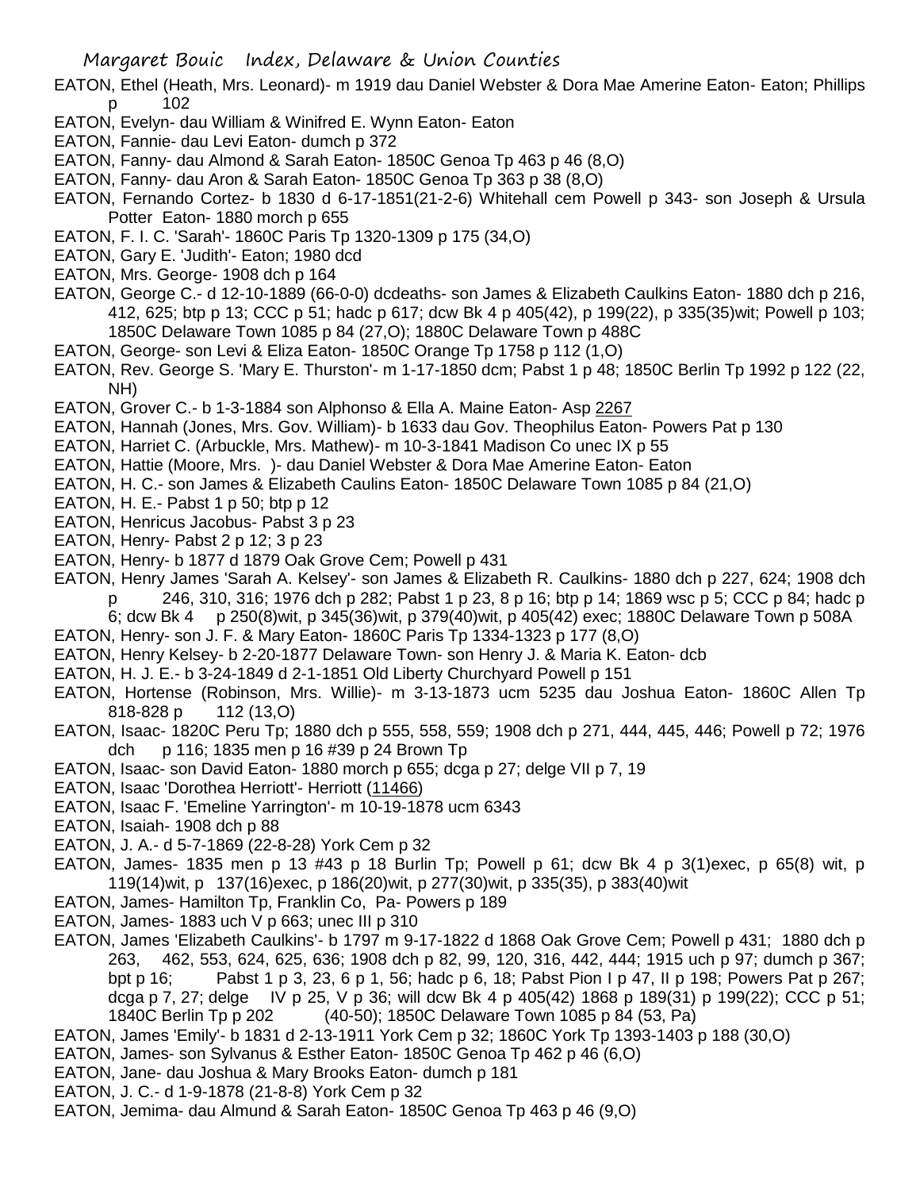EATON, Ethel (Heath, Mrs. Leonard)- m 1919 dau Daniel Webster & Dora Mae Amerine Eaton- Eaton; Phillips p 102

EATON, Evelyn- dau William & Winifred E. Wynn Eaton- Eaton

EATON, Fannie- dau Levi Eaton- dumch p 372

EATON, Fanny- dau Almond & Sarah Eaton- 1850C Genoa Tp 463 p 46 (8,O)

EATON, Fanny- dau Aron & Sarah Eaton- 1850C Genoa Tp 363 p 38 (8,O)

EATON, Fernando Cortez- b 1830 d 6-17-1851(21-2-6) Whitehall cem Powell p 343- son Joseph & Ursula Potter Eaton- 1880 morch p 655

EATON, F. I. C. 'Sarah'- 1860C Paris Tp 1320-1309 p 175 (34,O)

EATON, Gary E. 'Judith'- Eaton; 1980 dcd

EATON, Mrs. George- 1908 dch p 164

EATON, George C.- d 12-10-1889 (66-0-0) dcdeaths- son James & Elizabeth Caulkins Eaton- 1880 dch p 216, 412, 625; btp p 13; CCC p 51; hadc p 617; dcw Bk 4 p 405(42), p 199(22), p 335(35)wit; Powell p 103; 1850C Delaware Town 1085 p 84 (27,O); 1880C Delaware Town p 488C

EATON, George- son Levi & Eliza Eaton- 1850C Orange Tp 1758 p 112 (1,O)

EATON, Rev. George S. 'Mary E. Thurston'- m 1-17-1850 dcm; Pabst 1 p 48; 1850C Berlin Tp 1992 p 122 (22, NH)

EATON, Grover C.- b 1-3-1884 son Alphonso & Ella A. Maine Eaton- Asp 2267

EATON, Hannah (Jones, Mrs. Gov. William)- b 1633 dau Gov. Theophilus Eaton- Powers Pat p 130

EATON, Harriet C. (Arbuckle, Mrs. Mathew)- m 10-3-1841 Madison Co unec IX p 55

EATON, Hattie (Moore, Mrs. )- dau Daniel Webster & Dora Mae Amerine Eaton- Eaton

EATON, H. C.- son James & Elizabeth Caulins Eaton- 1850C Delaware Town 1085 p 84 (21,O)

EATON, H. E.- Pabst 1 p 50; btp p 12

EATON, Henricus Jacobus- Pabst 3 p 23

EATON, Henry- Pabst 2 p 12; 3 p 23

EATON, Henry- b 1877 d 1879 Oak Grove Cem; Powell p 431

EATON, Henry James 'Sarah A. Kelsey'- son James & Elizabeth R. Caulkins- 1880 dch p 227, 624; 1908 dch p 246, 310, 316; 1976 dch p 282; Pabst 1 p 23, 8 p 16; btp p 14; 1869 wsc p 5; CCC p 84; hadc p 6; dcw Bk 4 p 250(8)wit, p 345(36)wit, p 379(40)wit, p 405(42) exec; 1880C Delaware Town p 508A

EATON, Henry- son J. F. & Mary Eaton- 1860C Paris Tp 1334-1323 p 177 (8,O)

EATON, Henry Kelsey- b 2-20-1877 Delaware Town- son Henry J. & Maria K. Eaton- dcb

EATON, H. J. E.- b 3-24-1849 d 2-1-1851 Old Liberty Churchyard Powell p 151

EATON, Hortense (Robinson, Mrs. Willie)- m 3-13-1873 ucm 5235 dau Joshua Eaton- 1860C Allen Tp 818-828 p 112 (13,O)

EATON, Isaac- 1820C Peru Tp; 1880 dch p 555, 558, 559; 1908 dch p 271, 444, 445, 446; Powell p 72; 1976 dch p 116; 1835 men p 16 #39 p 24 Brown Tp

EATON, Isaac- son David Eaton- 1880 morch p 655; dcga p 27; delge VII p 7, 19

EATON, Isaac 'Dorothea Herriott'- Herriott (11466)

EATON, Isaac F. 'Emeline Yarrington'- m 10-19-1878 ucm 6343

EATON, Isaiah- 1908 dch p 88

EATON, J. A.- d 5-7-1869 (22-8-28) York Cem p 32

EATON, James- 1835 men p 13 #43 p 18 Burlin Tp; Powell p 61; dcw Bk 4 p 3(1)exec, p 65(8) wit, p 119(14)wit, p 137(16)exec, p 186(20)wit, p 277(30)wit, p 335(35), p 383(40)wit

EATON, James- Hamilton Tp, Franklin Co, Pa- Powers p 189

EATON, James- 1883 uch V p 663; unec III p 310

EATON, James 'Elizabeth Caulkins'- b 1797 m 9-17-1822 d 1868 Oak Grove Cem; Powell p 431; 1880 dch p 263, 462, 553, 624, 625, 636; 1908 dch p 82, 99, 120, 316, 442, 444; 1915 uch p 97; dumch p 367; bpt p 16; Pabst 1 p 3, 23, 6 p 1, 56; hadc p 6, 18; Pabst Pion I p 47, II p 198; Powers Pat p 267; dcga p 7, 27; delge IV p 25, V p 36; will dcw Bk 4 p 405(42) 1868 p 189(31) p 199(22); CCC p 51; 1840C Berlin Tp p 202 (40-50); 1850C Delaware Town 1085 p 84 (53, Pa)

EATON, James 'Emily'- b 1831 d 2-13-1911 York Cem p 32; 1860C York Tp 1393-1403 p 188 (30,O)

EATON, James- son Sylvanus & Esther Eaton- 1850C Genoa Tp 462 p 46 (6,O)

EATON, Jane- dau Joshua & Mary Brooks Eaton- dumch p 181

EATON, J. C.- d 1-9-1878 (21-8-8) York Cem p 32

EATON, Jemima- dau Almund & Sarah Eaton- 1850C Genoa Tp 463 p 46 (9,O)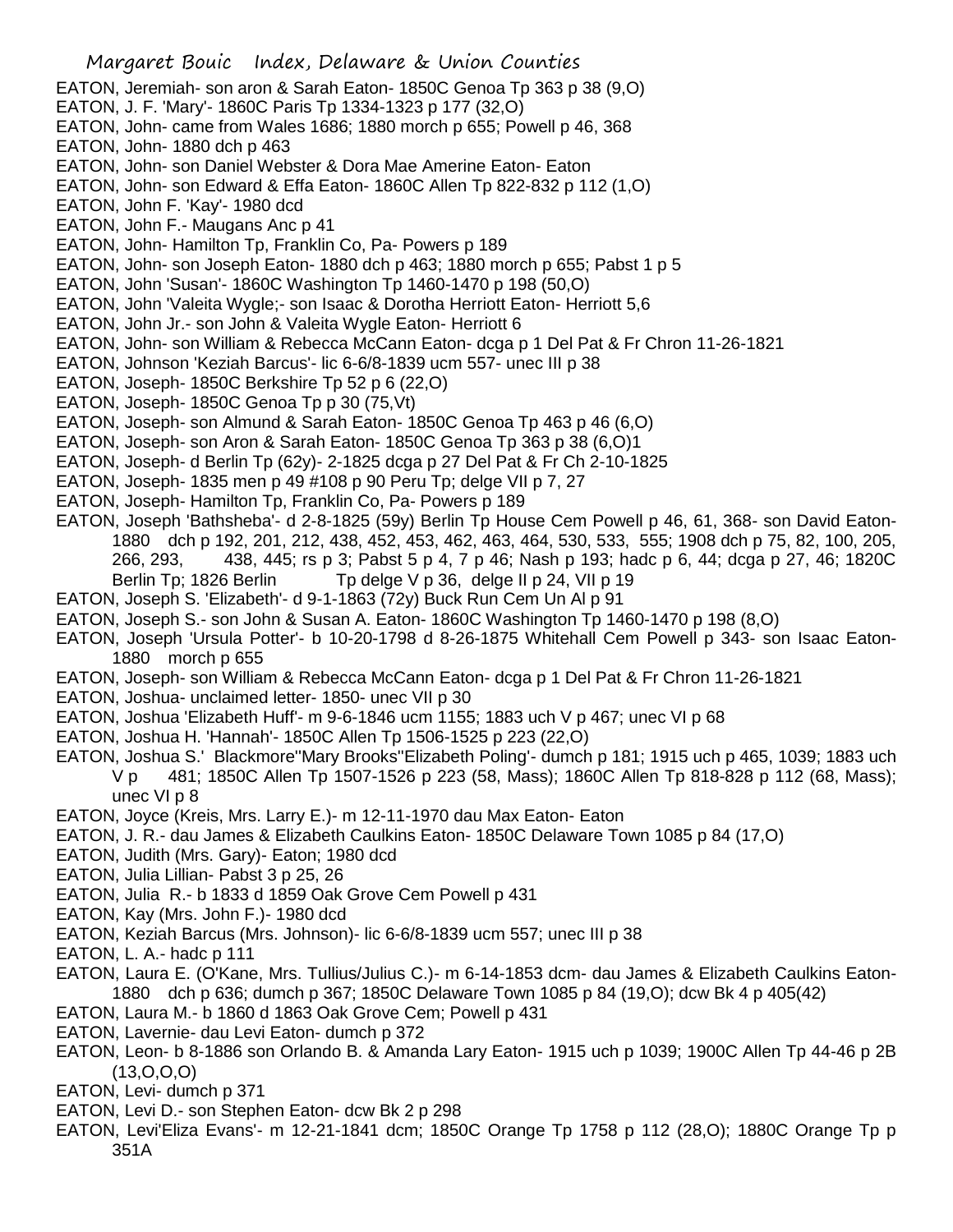EATON, Jeremiah- son aron & Sarah Eaton- 1850C Genoa Tp 363 p 38 (9,O)

EATON, J. F. 'Mary'- 1860C Paris Tp 1334-1323 p 177 (32,O)

EATON, John- came from Wales 1686; 1880 morch p 655; Powell p 46, 368

EATON, John- 1880 dch p 463

EATON, John- son Daniel Webster & Dora Mae Amerine Eaton- Eaton

EATON, John- son Edward & Effa Eaton- 1860C Allen Tp 822-832 p 112 (1,O)

EATON, John F. 'Kay'- 1980 dcd

EATON, John F.- Maugans Anc p 41

EATON, John- Hamilton Tp, Franklin Co, Pa- Powers p 189

EATON, John- son Joseph Eaton- 1880 dch p 463; 1880 morch p 655; Pabst 1 p 5

EATON, John 'Susan'- 1860C Washington Tp 1460-1470 p 198 (50,O)

EATON, John 'Valeita Wygle;- son Isaac & Dorotha Herriott Eaton- Herriott 5,6

EATON, John Jr.- son John & Valeita Wygle Eaton- Herriott 6

EATON, John- son William & Rebecca McCann Eaton- dcga p 1 Del Pat & Fr Chron 11-26-1821

EATON, Johnson 'Keziah Barcus'- lic 6-6/8-1839 ucm 557- unec III p 38

EATON, Joseph- 1850C Berkshire Tp 52 p 6 (22,O)

EATON, Joseph- 1850C Genoa Tp p 30 (75,Vt)

EATON, Joseph- son Almund & Sarah Eaton- 1850C Genoa Tp 463 p 46 (6,O)

EATON, Joseph- son Aron & Sarah Eaton- 1850C Genoa Tp 363 p 38 (6,O)1

EATON, Joseph- d Berlin Tp (62y)- 2-1825 dcga p 27 Del Pat & Fr Ch 2-10-1825

EATON, Joseph- 1835 men p 49 #108 p 90 Peru Tp; delge VII p 7, 27

EATON, Joseph- Hamilton Tp, Franklin Co, Pa- Powers p 189

EATON, Joseph 'Bathsheba'- d 2-8-1825 (59y) Berlin Tp House Cem Powell p 46, 61, 368- son David Eaton- 1880 dch p 192, 201, 212, 438, 452, 453, 462, 463, 464, 530, 533, 555; 1908 dch p 75, 82, 100, 205, 266, 293, 438, 445; rs p 3; Pabst 5 p 4, 7 p 46; Nash p 193; hadc p 6, 44; dcga p 27, 46; 1820C Berlin Tp; 1826 Berlin Tp delge V p 36, delge II p 24, VII p 19

EATON, Joseph S. 'Elizabeth'- d 9-1-1863 (72y) Buck Run Cem Un Al p 91

EATON, Joseph S.- son John & Susan A. Eaton- 1860C Washington Tp 1460-1470 p 198 (8,O)

EATON, Joseph 'Ursula Potter'- b 10-20-1798 d 8-26-1875 Whitehall Cem Powell p 343- son Isaac Eaton- 1880 morch p 655

EATON, Joseph- son William & Rebecca McCann Eaton- dcga p 1 Del Pat & Fr Chron 11-26-1821

EATON, Joshua- unclaimed letter- 1850- unec VII p 30

EATON, Joshua 'Elizabeth Huff'- m 9-6-1846 ucm 1155; 1883 uch V p 467; unec VI p 68

EATON, Joshua H. 'Hannah'- 1850C Allen Tp 1506-1525 p 223 (22,O)

EATON, Joshua S.' Blackmore''Mary Brooks''Elizabeth Poling'- dumch p 181; 1915 uch p 465, 1039; 1883 uch V p 481; 1850C Allen Tp 1507-1526 p 223 (58, Mass); 1860C Allen Tp 818-828 p 112 (68, Mass); unec VI p 8

EATON, Joyce (Kreis, Mrs. Larry E.)- m 12-11-1970 dau Max Eaton- Eaton

EATON, J. R.- dau James & Elizabeth Caulkins Eaton- 1850C Delaware Town 1085 p 84 (17,O)

EATON, Judith (Mrs. Gary)- Eaton; 1980 dcd

EATON, Julia Lillian- Pabst 3 p 25, 26

EATON, Julia R.- b 1833 d 1859 Oak Grove Cem Powell p 431

EATON, Kay (Mrs. John F.)- 1980 dcd

EATON, Keziah Barcus (Mrs. Johnson)- lic 6-6/8-1839 ucm 557; unec III p 38

EATON, L. A.- hadc p 111

EATON, Laura E. (O'Kane, Mrs. Tullius/Julius C.)- m 6-14-1853 dcm- dau James & Elizabeth Caulkins Eaton- 1880 dch p 636; dumch p 367; 1850C Delaware Town 1085 p 84 (19,O); dcw Bk 4 p 405(42)

EATON, Laura M.- b 1860 d 1863 Oak Grove Cem; Powell p 431

EATON, Lavernie- dau Levi Eaton- dumch p 372

EATON, Leon- b 8-1886 son Orlando B. & Amanda Lary Eaton- 1915 uch p 1039; 1900C Allen Tp 44-46 p 2B (13,O,O,O)

EATON, Levi- dumch p 371

EATON, Levi D.- son Stephen Eaton- dcw Bk 2 p 298

EATON, Levi'Eliza Evans'- m 12-21-1841 dcm; 1850C Orange Tp 1758 p 112 (28,O); 1880C Orange Tp p 351A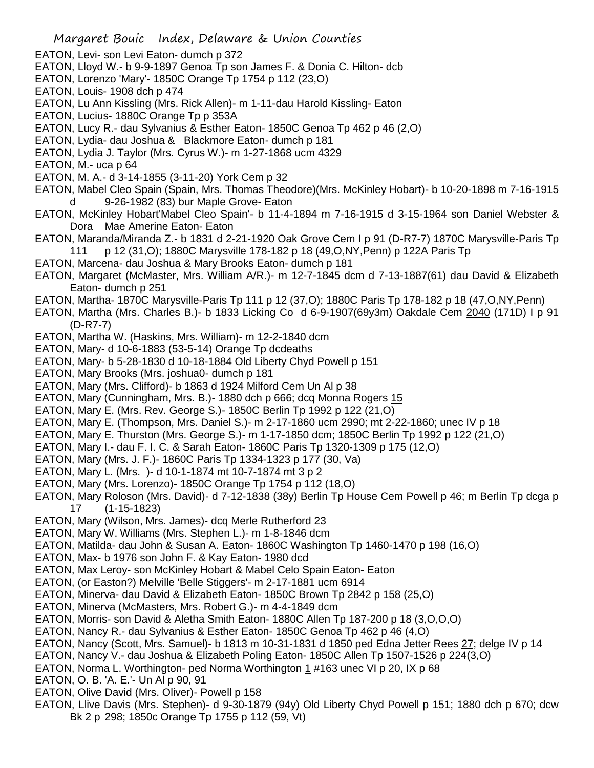EATON, Levi- son Levi Eaton- dumch p 372
EATON, Lloyd W.- b 9-9-1897 Genoa Tp son James F. & Donia C. Hilton- dcb
EATON, Lorenzo 'Mary'- 1850C Orange Tp 1754 p 112 (23,O)
EATON, Louis- 1908 dch p 474
EATON, Lu Ann Kissling (Mrs. Rick Allen)- m 1-11-dau Harold Kissling- Eaton
EATON, Lucius- 1880C Orange Tp p 353A
EATON, Lucy R.- dau Sylvanius & Esther Eaton- 1850C Genoa Tp 462 p 46 (2,O)
EATON, Lydia- dau Joshua & Blackmore Eaton- dumch p 181
EATON, Lydia J. Taylor (Mrs. Cyrus W.)- m 1-27-1868 ucm 4329
EATON, M.- uca p 64
EATON, M. A.- d 3-14-1855 (3-11-20) York Cem p 32
EATON, Mabel Cleo Spain (Spain, Mrs. Thomas Theodore)(Mrs. McKinley Hobart)- b 10-20-1898 m 7-16-1915 d 9-26-1982 (83) bur Maple Grove- Eaton
EATON, McKinley Hobart'Mabel Cleo Spain'- b 11-4-1894 m 7-16-1915 d 3-15-1964 son Daniel Webster & Dora Mae Amerine Eaton- Eaton
EATON, Maranda/Miranda Z.- b 1831 d 2-21-1920 Oak Grove Cem I p 91 (D-R7-7) 1870C Marysville-Paris Tp 111 p 12 (31,O); 1880C Marysville 178-182 p 18 (49,O,NY,Penn) p 122A Paris Tp
EATON, Marcena- dau Joshua & Mary Brooks Eaton- dumch p 181
EATON, Margaret (McMaster, Mrs. William A/R.)- m 12-7-1845 dcm d 7-13-1887(61) dau David & Elizabeth Eaton- dumch p 251
EATON, Martha- 1870C Marysville-Paris Tp 111 p 12 (37,O); 1880C Paris Tp 178-182 p 18 (47,O,NY,Penn)
EATON, Martha (Mrs. Charles B.)- b 1833 Licking Co d 6-9-1907(69y3m) Oakdale Cem 2040 (171D) I p 91 (D-R7-7)
EATON, Martha W. (Haskins, Mrs. William)- m 12-2-1840 dcm
EATON, Mary- d 10-6-1883 (53-5-14) Orange Tp dcdeaths
EATON, Mary- b 5-28-1830 d 10-18-1884 Old Liberty Chyd Powell p 151
EATON, Mary Brooks (Mrs. joshua0- dumch p 181
EATON, Mary (Mrs. Clifford)- b 1863 d 1924 Milford Cem Un Al p 38
EATON, Mary (Cunningham, Mrs. B.)- 1880 dch p 666; dcq Monna Rogers 15
EATON, Mary E. (Mrs. Rev. George S.)- 1850C Berlin Tp 1992 p 122 (21,O)
EATON, Mary E. (Thompson, Mrs. Daniel S.)- m 2-17-1860 ucm 2990; mt 2-22-1860; unec IV p 18
EATON, Mary E. Thurston (Mrs. George S.)- m 1-17-1850 dcm; 1850C Berlin Tp 1992 p 122 (21,O)
EATON, Mary I.- dau F. I. C. & Sarah Eaton- 1860C Paris Tp 1320-1309 p 175 (12,O)
EATON, Mary (Mrs. J. F.)- 1860C Paris Tp 1334-1323 p 177 (30, Va)
EATON, Mary L. (Mrs. )- d 10-1-1874 mt 10-7-1874 mt 3 p 2
EATON, Mary (Mrs. Lorenzo)- 1850C Orange Tp 1754 p 112 (18,O)
EATON, Mary Roloson (Mrs. David)- d 7-12-1838 (38y) Berlin Tp House Cem Powell p 46; m Berlin Tp dcga p 17 (1-15-1823)
EATON, Mary (Wilson, Mrs. James)- dcq Merle Rutherford 23
EATON, Mary W. Williams (Mrs. Stephen L.)- m 1-8-1846 dcm
EATON, Matilda- dau John & Susan A. Eaton- 1860C Washington Tp 1460-1470 p 198 (16,O)
EATON, Max- b 1976 son John F. & Kay Eaton- 1980 dcd
EATON, Max Leroy- son McKinley Hobart & Mabel Celo Spain Eaton- Eaton
EATON, (or Easton?) Melville 'Belle Stiggers'- m 2-17-1881 ucm 6914
EATON, Minerva- dau David & Elizabeth Eaton- 1850C Brown Tp 2842 p 158 (25,O)
EATON, Minerva (McMasters, Mrs. Robert G.)- m 4-4-1849 dcm
EATON, Morris- son David & Aletha Smith Eaton- 1880C Allen Tp 187-200 p 18 (3,O,O,O)
EATON, Nancy R.- dau Sylvanius & Esther Eaton- 1850C Genoa Tp 462 p 46 (4,O)
EATON, Nancy (Scott, Mrs. Samuel)- b 1813 m 10-31-1831 d 1850 ped Edna Jetter Rees 27; delge IV p 14
EATON, Nancy V.- dau Joshua & Elizabeth Poling Eaton- 1850C Allen Tp 1507-1526 p 224(3,O)
EATON, Norma L. Worthington- ped Norma Worthington 1 #163 unec VI p 20, IX p 68
EATON, O. B. 'A. E.'- Un Al p 90, 91
EATON, Olive David (Mrs. Oliver)- Powell p 158
EATON, Llive Davis (Mrs. Stephen)- d 9-30-1879 (94y) Old Liberty Chyd Powell p 151; 1880 dch p 670; dcw Bk 2 p 298; 1850c Orange Tp 1755 p 112 (59, Vt)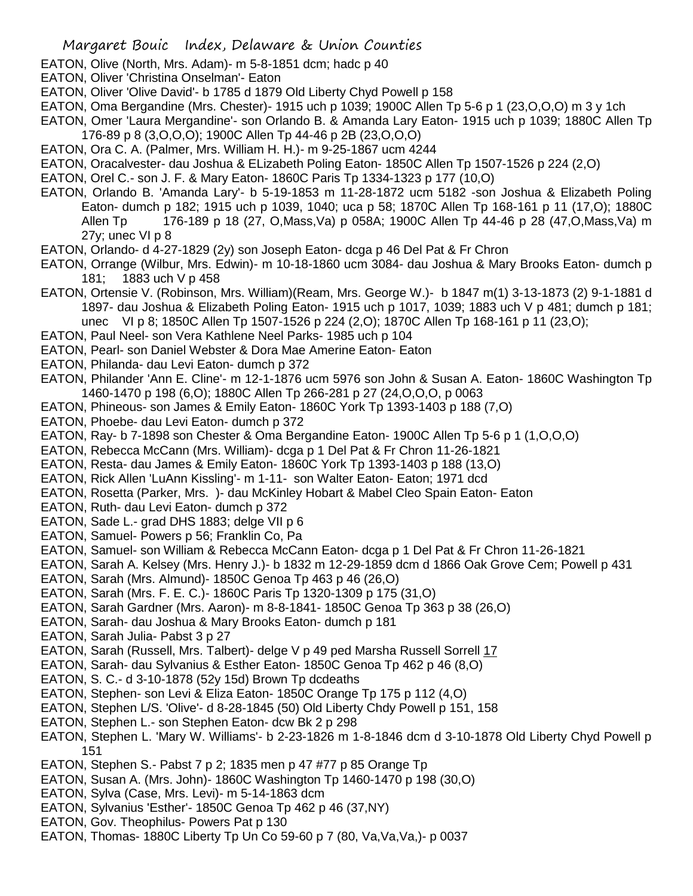EATON, Olive (North, Mrs. Adam)- m 5-8-1851 dcm; hadc p 40

EATON, Oliver 'Christina Onselman'- Eaton

EATON, Oliver 'Olive David'- b 1785 d 1879 Old Liberty Chyd Powell p 158

EATON, Oma Bergandine (Mrs. Chester)- 1915 uch p 1039; 1900C Allen Tp 5-6 p 1 (23,O,O,O) m 3 y 1ch

EATON, Omer 'Laura Mergandine'- son Orlando B. & Amanda Lary Eaton- 1915 uch p 1039; 1880C Allen Tp 176-89 p 8 (3,O,O,O); 1900C Allen Tp 44-46 p 2B (23,O,O,O)

EATON, Ora C. A. (Palmer, Mrs. William H. H.)- m 9-25-1867 ucm 4244

EATON, Oracalvester- dau Joshua & ELizabeth Poling Eaton- 1850C Allen Tp 1507-1526 p 224 (2,O)

EATON, Orel C.- son J. F. & Mary Eaton- 1860C Paris Tp 1334-1323 p 177 (10,O)

EATON, Orlando B. 'Amanda Lary'- b 5-19-1853 m 11-28-1872 ucm 5182 -son Joshua & Elizabeth Poling Eaton- dumch p 182; 1915 uch p 1039, 1040; uca p 58; 1870C Allen Tp 168-161 p 11 (17,O); 1880C Allen Tp 176-189 p 18 (27, O,Mass,Va) p 058A; 1900C Allen Tp 44-46 p 28 (47,O,Mass,Va) m 27y; unec VI p 8

EATON, Orlando- d 4-27-1829 (2y) son Joseph Eaton- dcga p 46 Del Pat & Fr Chron

EATON, Orrange (Wilbur, Mrs. Edwin)- m 10-18-1860 ucm 3084- dau Joshua & Mary Brooks Eaton- dumch p 181; 1883 uch V p 458

EATON, Ortensie V. (Robinson, Mrs. William)(Ream, Mrs. George W.)- b 1847 m(1) 3-13-1873 (2) 9-1-1881 d 1897- dau Joshua & Elizabeth Poling Eaton- 1915 uch p 1017, 1039; 1883 uch V p 481; dumch p 181; unec VI p 8; 1850C Allen Tp 1507-1526 p 224 (2,O); 1870C Allen Tp 168-161 p 11 (23,O);

EATON, Paul Neel- son Vera Kathlene Neel Parks- 1985 uch p 104

EATON, Pearl- son Daniel Webster & Dora Mae Amerine Eaton- Eaton

EATON, Philanda- dau Levi Eaton- dumch p 372

EATON, Philander 'Ann E. Cline'- m 12-1-1876 ucm 5976 son John & Susan A. Eaton- 1860C Washington Tp 1460-1470 p 198 (6,O); 1880C Allen Tp 266-281 p 27 (24,O,O,O, p 0063

EATON, Phineous- son James & Emily Eaton- 1860C York Tp 1393-1403 p 188 (7,O)

EATON, Phoebe- dau Levi Eaton- dumch p 372

EATON, Ray- b 7-1898 son Chester & Oma Bergandine Eaton- 1900C Allen Tp 5-6 p 1 (1,O,O,O)

EATON, Rebecca McCann (Mrs. William)- dcga p 1 Del Pat & Fr Chron 11-26-1821

EATON, Resta- dau James & Emily Eaton- 1860C York Tp 1393-1403 p 188 (13,O)

EATON, Rick Allen 'LuAnn Kissling'- m 1-11- son Walter Eaton- Eaton; 1971 dcd

EATON, Rosetta (Parker, Mrs. )- dau McKinley Hobart & Mabel Cleo Spain Eaton- Eaton

EATON, Ruth- dau Levi Eaton- dumch p 372

EATON, Sade L.- grad DHS 1883; delge VII p 6

EATON, Samuel- Powers p 56; Franklin Co, Pa

EATON, Samuel- son William & Rebecca McCann Eaton- dcga p 1 Del Pat & Fr Chron 11-26-1821

EATON, Sarah A. Kelsey (Mrs. Henry J.)- b 1832 m 12-29-1859 dcm d 1866 Oak Grove Cem; Powell p 431

EATON, Sarah (Mrs. Almund)- 1850C Genoa Tp 463 p 46 (26,O)

EATON, Sarah (Mrs. F. E. C.)- 1860C Paris Tp 1320-1309 p 175 (31,O)

EATON, Sarah Gardner (Mrs. Aaron)- m 8-8-1841- 1850C Genoa Tp 363 p 38 (26,O)

EATON, Sarah- dau Joshua & Mary Brooks Eaton- dumch p 181

EATON, Sarah Julia- Pabst 3 p 27

EATON, Sarah (Russell, Mrs. Talbert)- delge V p 49 ped Marsha Russell Sorrell 17

EATON, Sarah- dau Sylvanius & Esther Eaton- 1850C Genoa Tp 462 p 46 (8,O)

EATON, S. C.- d 3-10-1878 (52y 15d) Brown Tp dcdeaths

EATON, Stephen- son Levi & Eliza Eaton- 1850C Orange Tp 175 p 112 (4,O)

EATON, Stephen L/S. 'Olive'- d 8-28-1845 (50) Old Liberty Chdy Powell p 151, 158

EATON, Stephen L.- son Stephen Eaton- dcw Bk 2 p 298

EATON, Stephen L. 'Mary W. Williams'- b 2-23-1826 m 1-8-1846 dcm d 3-10-1878 Old Liberty Chyd Powell p 151

EATON, Stephen S.- Pabst 7 p 2; 1835 men p 47 #77 p 85 Orange Tp

EATON, Susan A. (Mrs. John)- 1860C Washington Tp 1460-1470 p 198 (30,O)

EATON, Sylva (Case, Mrs. Levi)- m 5-14-1863 dcm

EATON, Sylvanius 'Esther'- 1850C Genoa Tp 462 p 46 (37,NY)

EATON, Gov. Theophilus- Powers Pat p 130

EATON, Thomas- 1880C Liberty Tp Un Co 59-60 p 7 (80, Va,Va,Va,)- p 0037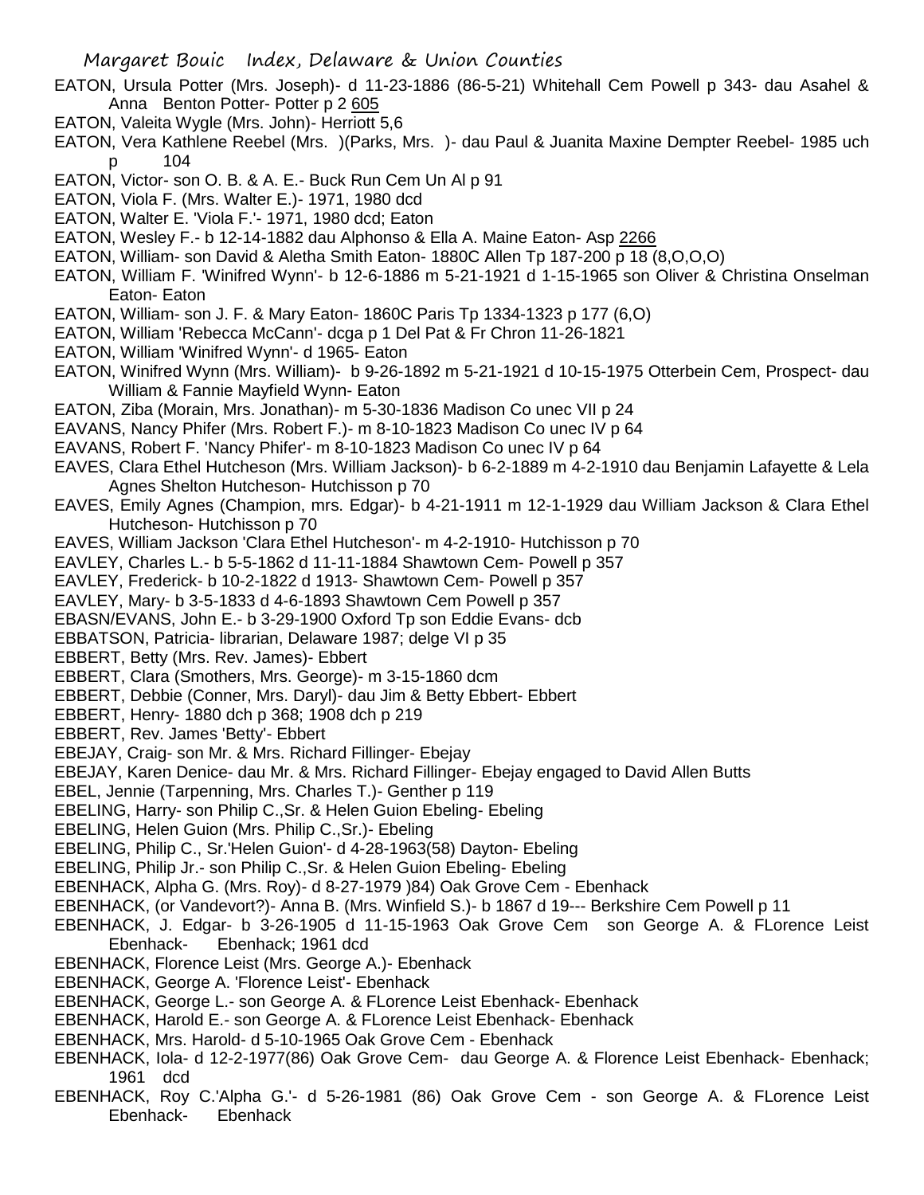EATON, Ursula Potter (Mrs. Joseph)- d 11-23-1886 (86-5-21) Whitehall Cem Powell p 343- dau Asahel & Anna Benton Potter- Potter p 2 605

EATON, Valeita Wygle (Mrs. John)- Herriott 5,6

EATON, Vera Kathlene Reebel (Mrs. )(Parks, Mrs. )- dau Paul & Juanita Maxine Dempter Reebel- 1985 uch p 104

EATON, Victor- son O. B. & A. E.- Buck Run Cem Un Al p 91

EATON, Viola F. (Mrs. Walter E.)- 1971, 1980 dcd

EATON, Walter E. 'Viola F.'- 1971, 1980 dcd; Eaton

EATON, Wesley F.- b 12-14-1882 dau Alphonso & Ella A. Maine Eaton- Asp 2266

EATON, William- son David & Aletha Smith Eaton- 1880C Allen Tp 187-200 p 18 (8,O,O,O)

EATON, William F. 'Winifred Wynn'- b 12-6-1886 m 5-21-1921 d 1-15-1965 son Oliver & Christina Onselman Eaton- Eaton

EATON, William- son J. F. & Mary Eaton- 1860C Paris Tp 1334-1323 p 177 (6,O)

EATON, William 'Rebecca McCann'- dcga p 1 Del Pat & Fr Chron 11-26-1821

EATON, William 'Winifred Wynn'- d 1965- Eaton

EATON, Winifred Wynn (Mrs. William)- b 9-26-1892 m 5-21-1921 d 10-15-1975 Otterbein Cem, Prospect- dau William & Fannie Mayfield Wynn- Eaton

EATON, Ziba (Morain, Mrs. Jonathan)- m 5-30-1836 Madison Co unec VII p 24

EAVANS, Nancy Phifer (Mrs. Robert F.)- m 8-10-1823 Madison Co unec IV p 64

EAVANS, Robert F. 'Nancy Phifer'- m 8-10-1823 Madison Co unec IV p 64

EAVES, Clara Ethel Hutcheson (Mrs. William Jackson)- b 6-2-1889 m 4-2-1910 dau Benjamin Lafayette & Lela Agnes Shelton Hutcheson- Hutchisson p 70

EAVES, Emily Agnes (Champion, mrs. Edgar)- b 4-21-1911 m 12-1-1929 dau William Jackson & Clara Ethel Hutcheson- Hutchisson p 70

EAVES, William Jackson 'Clara Ethel Hutcheson'- m 4-2-1910- Hutchisson p 70

EAVLEY, Charles L.- b 5-5-1862 d 11-11-1884 Shawtown Cem- Powell p 357

EAVLEY, Frederick- b 10-2-1822 d 1913- Shawtown Cem- Powell p 357

EAVLEY, Mary- b 3-5-1833 d 4-6-1893 Shawtown Cem Powell p 357

EBASN/EVANS, John E.- b 3-29-1900 Oxford Tp son Eddie Evans- dcb

EBBATSON, Patricia- librarian, Delaware 1987; delge VI p 35

EBBERT, Betty (Mrs. Rev. James)- Ebbert

EBBERT, Clara (Smothers, Mrs. George)- m 3-15-1860 dcm

EBBERT, Debbie (Conner, Mrs. Daryl)- dau Jim & Betty Ebbert- Ebbert

EBBERT, Henry- 1880 dch p 368; 1908 dch p 219

EBBERT, Rev. James 'Betty'- Ebbert

EBEJAY, Craig- son Mr. & Mrs. Richard Fillinger- Ebejay

EBEJAY, Karen Denice- dau Mr. & Mrs. Richard Fillinger- Ebejay engaged to David Allen Butts

EBEL, Jennie (Tarpenning, Mrs. Charles T.)- Genther p 119

EBELING, Harry- son Philip C.,Sr. & Helen Guion Ebeling- Ebeling

EBELING, Helen Guion (Mrs. Philip C.,Sr.)- Ebeling

EBELING, Philip C., Sr.'Helen Guion'- d 4-28-1963(58) Dayton- Ebeling

EBELING, Philip Jr.- son Philip C.,Sr. & Helen Guion Ebeling- Ebeling

EBENHACK, Alpha G. (Mrs. Roy)- d 8-27-1979 )84) Oak Grove Cem - Ebenhack

EBENHACK, (or Vandevort?)- Anna B. (Mrs. Winfield S.)- b 1867 d 19--- Berkshire Cem Powell p 11

EBENHACK, J. Edgar- b 3-26-1905 d 11-15-1963 Oak Grove Cem son George A. & FLorence Leist Ebenhack- Ebenhack; 1961 dcd

EBENHACK, Florence Leist (Mrs. George A.)- Ebenhack

EBENHACK, George A. 'Florence Leist'- Ebenhack

EBENHACK, George L.- son George A. & FLorence Leist Ebenhack- Ebenhack

EBENHACK, Harold E.- son George A. & FLorence Leist Ebenhack- Ebenhack

EBENHACK, Mrs. Harold- d 5-10-1965 Oak Grove Cem - Ebenhack

EBENHACK, Iola- d 12-2-1977(86) Oak Grove Cem- dau George A. & Florence Leist Ebenhack- Ebenhack; 1961 dcd

EBENHACK, Roy C.'Alpha G.'- d 5-26-1981 (86) Oak Grove Cem - son George A. & FLorence Leist Ebenhack- Ebenhack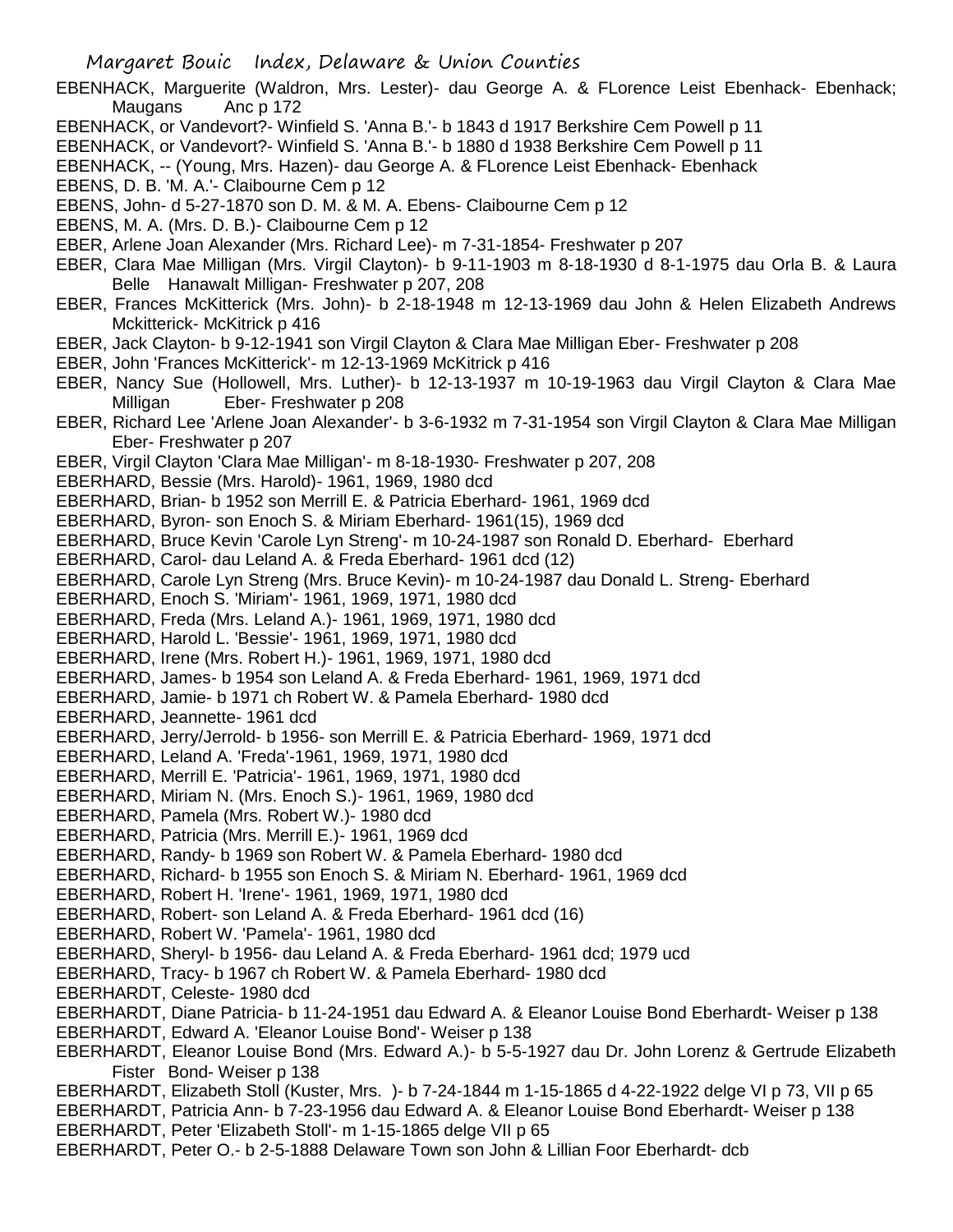EBENHACK, Marguerite (Waldron, Mrs. Lester)- dau George A. & FLorence Leist Ebenhack- Ebenhack; Maugans Anc p 172

EBENHACK, or Vandevort?- Winfield S. 'Anna B.'- b 1843 d 1917 Berkshire Cem Powell p 11

EBENHACK, or Vandevort?- Winfield S. 'Anna B.'- b 1880 d 1938 Berkshire Cem Powell p 11

EBENHACK, -- (Young, Mrs. Hazen)- dau George A. & FLorence Leist Ebenhack- Ebenhack

EBENS, D. B. 'M. A.'- Claibourne Cem p 12

EBENS, John- d 5-27-1870 son D. M. & M. A. Ebens- Claibourne Cem p 12

EBENS, M. A. (Mrs. D. B.)- Claibourne Cem p 12

EBER, Arlene Joan Alexander (Mrs. Richard Lee)- m 7-31-1854- Freshwater p 207

EBER, Clara Mae Milligan (Mrs. Virgil Clayton)- b 9-11-1903 m 8-18-1930 d 8-1-1975 dau Orla B. & Laura Belle Hanawalt Milligan- Freshwater p 207, 208

EBER, Frances McKitterick (Mrs. John)- b 2-18-1948 m 12-13-1969 dau John & Helen Elizabeth Andrews Mckitterick- McKitrick p 416

EBER, Jack Clayton- b 9-12-1941 son Virgil Clayton & Clara Mae Milligan Eber- Freshwater p 208

EBER, John 'Frances McKitterick'- m 12-13-1969 McKitrick p 416

EBER, Nancy Sue (Hollowell, Mrs. Luther)- b 12-13-1937 m 10-19-1963 dau Virgil Clayton & Clara Mae Milligan Eber- Freshwater p 208

EBER, Richard Lee 'Arlene Joan Alexander'- b 3-6-1932 m 7-31-1954 son Virgil Clayton & Clara Mae Milligan Eber- Freshwater p 207

EBER, Virgil Clayton 'Clara Mae Milligan'- m 8-18-1930- Freshwater p 207, 208

EBERHARD, Bessie (Mrs. Harold)- 1961, 1969, 1980 dcd

EBERHARD, Brian- b 1952 son Merrill E. & Patricia Eberhard- 1961, 1969 dcd

EBERHARD, Byron- son Enoch S. & Miriam Eberhard- 1961(15), 1969 dcd

EBERHARD, Bruce Kevin 'Carole Lyn Streng'- m 10-24-1987 son Ronald D. Eberhard- Eberhard

EBERHARD, Carol- dau Leland A. & Freda Eberhard- 1961 dcd (12)

EBERHARD, Carole Lyn Streng (Mrs. Bruce Kevin)- m 10-24-1987 dau Donald L. Streng- Eberhard

EBERHARD, Enoch S. 'Miriam'- 1961, 1969, 1971, 1980 dcd

EBERHARD, Freda (Mrs. Leland A.)- 1961, 1969, 1971, 1980 dcd

EBERHARD, Harold L. 'Bessie'- 1961, 1969, 1971, 1980 dcd

EBERHARD, Irene (Mrs. Robert H.)- 1961, 1969, 1971, 1980 dcd

EBERHARD, James- b 1954 son Leland A. & Freda Eberhard- 1961, 1969, 1971 dcd

EBERHARD, Jamie- b 1971 ch Robert W. & Pamela Eberhard- 1980 dcd

EBERHARD, Jeannette- 1961 dcd

EBERHARD, Jerry/Jerrold- b 1956- son Merrill E. & Patricia Eberhard- 1969, 1971 dcd

EBERHARD, Leland A. 'Freda'-1961, 1969, 1971, 1980 dcd

EBERHARD, Merrill E. 'Patricia'- 1961, 1969, 1971, 1980 dcd

EBERHARD, Miriam N. (Mrs. Enoch S.)- 1961, 1969, 1980 dcd

EBERHARD, Pamela (Mrs. Robert W.)- 1980 dcd

EBERHARD, Patricia (Mrs. Merrill E.)- 1961, 1969 dcd

EBERHARD, Randy- b 1969 son Robert W. & Pamela Eberhard- 1980 dcd

EBERHARD, Richard- b 1955 son Enoch S. & Miriam N. Eberhard- 1961, 1969 dcd

EBERHARD, Robert H. 'Irene'- 1961, 1969, 1971, 1980 dcd

EBERHARD, Robert- son Leland A. & Freda Eberhard- 1961 dcd (16)

EBERHARD, Robert W. 'Pamela'- 1961, 1980 dcd

EBERHARD, Sheryl- b 1956- dau Leland A. & Freda Eberhard- 1961 dcd; 1979 ucd

EBERHARD, Tracy- b 1967 ch Robert W. & Pamela Eberhard- 1980 dcd

EBERHARDT, Celeste- 1980 dcd

EBERHARDT, Diane Patricia- b 11-24-1951 dau Edward A. & Eleanor Louise Bond Eberhardt- Weiser p 138

EBERHARDT, Edward A. 'Eleanor Louise Bond'- Weiser p 138

EBERHARDT, Eleanor Louise Bond (Mrs. Edward A.)- b 5-5-1927 dau Dr. John Lorenz & Gertrude Elizabeth Fister Bond- Weiser p 138

EBERHARDT, Elizabeth Stoll (Kuster, Mrs. )- b 7-24-1844 m 1-15-1865 d 4-22-1922 delge VI p 73, VII p 65

EBERHARDT, Patricia Ann- b 7-23-1956 dau Edward A. & Eleanor Louise Bond Eberhardt- Weiser p 138

EBERHARDT, Peter 'Elizabeth Stoll'- m 1-15-1865 delge VII p 65

EBERHARDT, Peter O.- b 2-5-1888 Delaware Town son John & Lillian Foor Eberhardt- dcb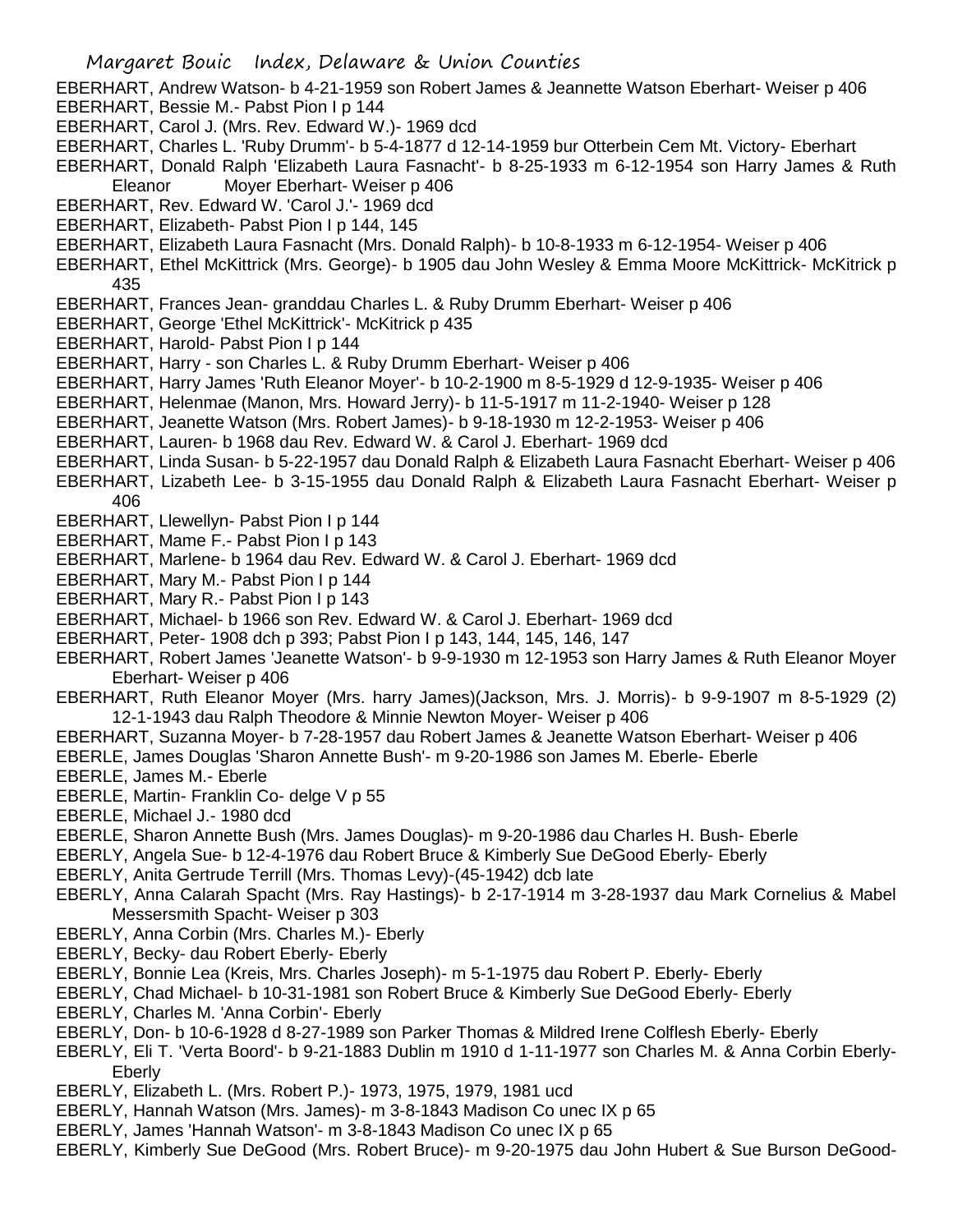EBERHART, Andrew Watson- b 4-21-1959 son Robert James & Jeannette Watson Eberhart- Weiser p 406

EBERHART, Bessie M.- Pabst Pion I p 144

EBERHART, Carol J. (Mrs. Rev. Edward W.)- 1969 dcd

EBERHART, Charles L. 'Ruby Drumm'- b 5-4-1877 d 12-14-1959 bur Otterbein Cem Mt. Victory- Eberhart

EBERHART, Donald Ralph 'Elizabeth Laura Fasnacht'- b 8-25-1933 m 6-12-1954 son Harry James & Ruth Eleanor Moyer Eberhart- Weiser p 406

EBERHART, Rev. Edward W. 'Carol J.'- 1969 dcd

EBERHART, Elizabeth- Pabst Pion I p 144, 145

EBERHART, Elizabeth Laura Fasnacht (Mrs. Donald Ralph)- b 10-8-1933 m 6-12-1954- Weiser p 406

EBERHART, Ethel McKittrick (Mrs. George)- b 1905 dau John Wesley & Emma Moore McKittrick- McKitrick p 435

EBERHART, Frances Jean- granddau Charles L. & Ruby Drumm Eberhart- Weiser p 406

EBERHART, George 'Ethel McKittrick'- McKitrick p 435

EBERHART, Harold- Pabst Pion I p 144

EBERHART, Harry - son Charles L. & Ruby Drumm Eberhart- Weiser p 406

EBERHART, Harry James 'Ruth Eleanor Moyer'- b 10-2-1900 m 8-5-1929 d 12-9-1935- Weiser p 406

EBERHART, Helenmae (Manon, Mrs. Howard Jerry)- b 11-5-1917 m 11-2-1940- Weiser p 128

EBERHART, Jeanette Watson (Mrs. Robert James)- b 9-18-1930 m 12-2-1953- Weiser p 406

EBERHART, Lauren- b 1968 dau Rev. Edward W. & Carol J. Eberhart- 1969 dcd

EBERHART, Linda Susan- b 5-22-1957 dau Donald Ralph & Elizabeth Laura Fasnacht Eberhart- Weiser p 406

EBERHART, Lizabeth Lee- b 3-15-1955 dau Donald Ralph & Elizabeth Laura Fasnacht Eberhart- Weiser p 406

EBERHART, Llewellyn- Pabst Pion I p 144

EBERHART, Mame F.- Pabst Pion I p 143

EBERHART, Marlene- b 1964 dau Rev. Edward W. & Carol J. Eberhart- 1969 dcd

EBERHART, Mary M.- Pabst Pion I p 144

EBERHART, Mary R.- Pabst Pion I p 143

EBERHART, Michael- b 1966 son Rev. Edward W. & Carol J. Eberhart- 1969 dcd

EBERHART, Peter- 1908 dch p 393; Pabst Pion I p 143, 144, 145, 146, 147

EBERHART, Robert James 'Jeanette Watson'- b 9-9-1930 m 12-1953 son Harry James & Ruth Eleanor Moyer Eberhart- Weiser p 406

EBERHART, Ruth Eleanor Moyer (Mrs. harry James)(Jackson, Mrs. J. Morris)- b 9-9-1907 m 8-5-1929 (2) 12-1-1943 dau Ralph Theodore & Minnie Newton Moyer- Weiser p 406

EBERHART, Suzanna Moyer- b 7-28-1957 dau Robert James & Jeanette Watson Eberhart- Weiser p 406

EBERLE, James Douglas 'Sharon Annette Bush'- m 9-20-1986 son James M. Eberle- Eberle

EBERLE, James M.- Eberle

EBERLE, Martin- Franklin Co- delge V p 55

EBERLE, Michael J.- 1980 dcd

EBERLE, Sharon Annette Bush (Mrs. James Douglas)- m 9-20-1986 dau Charles H. Bush- Eberle

EBERLY, Angela Sue- b 12-4-1976 dau Robert Bruce & Kimberly Sue DeGood Eberly- Eberly

EBERLY, Anita Gertrude Terrill (Mrs. Thomas Levy)-(45-1942) dcb late

EBERLY, Anna Calarah Spacht (Mrs. Ray Hastings)- b 2-17-1914 m 3-28-1937 dau Mark Cornelius & Mabel Messersmith Spacht- Weiser p 303

EBERLY, Anna Corbin (Mrs. Charles M.)- Eberly

EBERLY, Becky- dau Robert Eberly- Eberly

EBERLY, Bonnie Lea (Kreis, Mrs. Charles Joseph)- m 5-1-1975 dau Robert P. Eberly- Eberly

EBERLY, Chad Michael- b 10-31-1981 son Robert Bruce & Kimberly Sue DeGood Eberly- Eberly

EBERLY, Charles M. 'Anna Corbin'- Eberly

EBERLY, Don- b 10-6-1928 d 8-27-1989 son Parker Thomas & Mildred Irene Colflesh Eberly- Eberly

EBERLY, Eli T. 'Verta Boord'- b 9-21-1883 Dublin m 1910 d 1-11-1977 son Charles M. & Anna Corbin Eberly- Eberly

EBERLY, Elizabeth L. (Mrs. Robert P.)- 1973, 1975, 1979, 1981 ucd

EBERLY, Hannah Watson (Mrs. James)- m 3-8-1843 Madison Co unec IX p 65

EBERLY, James 'Hannah Watson'- m 3-8-1843 Madison Co unec IX p 65

EBERLY, Kimberly Sue DeGood (Mrs. Robert Bruce)- m 9-20-1975 dau John Hubert & Sue Burson DeGood-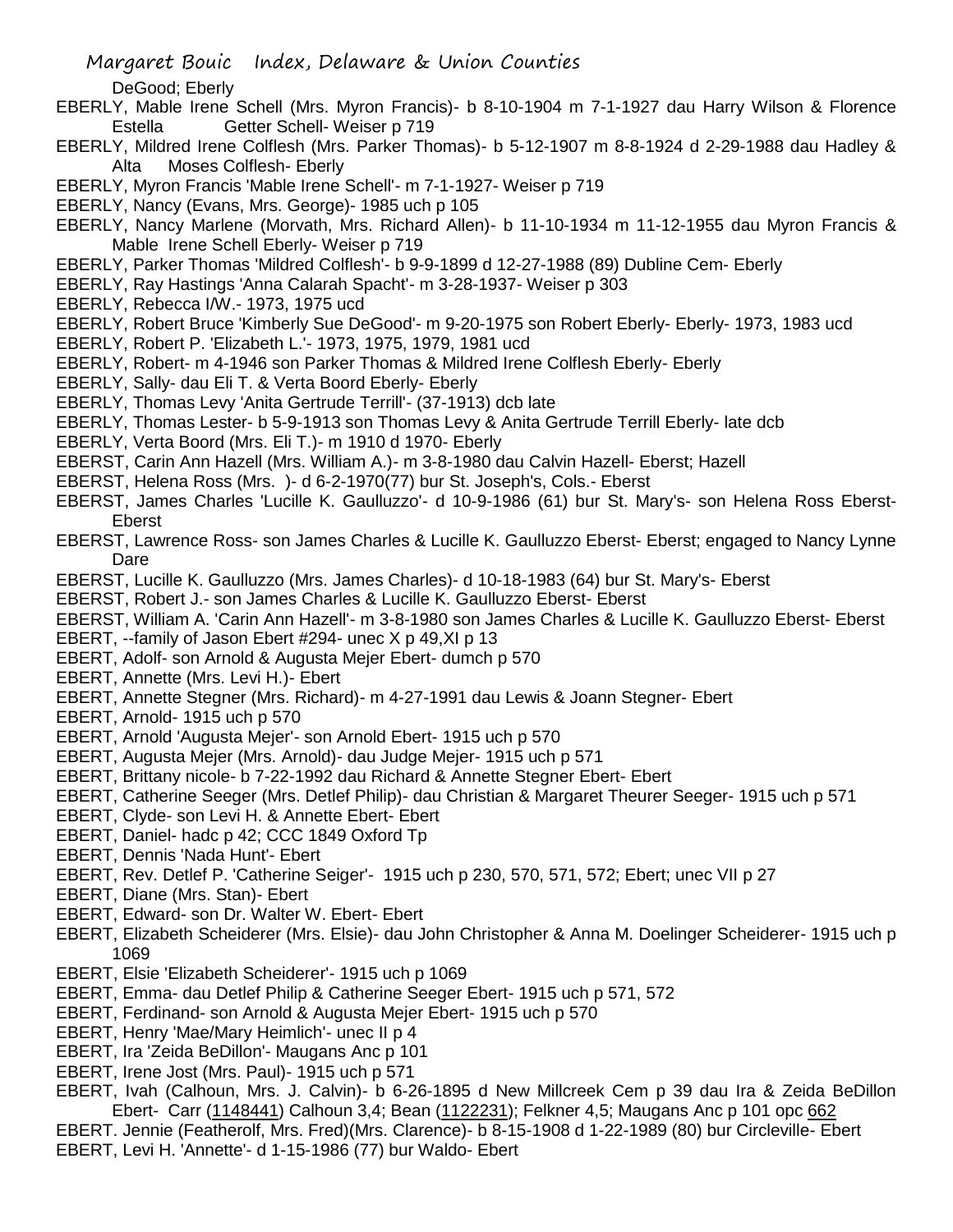DeGood; Eberly

EBERLY, Mable Irene Schell (Mrs. Myron Francis)- b 8-10-1904 m 7-1-1927 dau Harry Wilson & Florence Estella Getter Schell- Weiser p 719

EBERLY, Mildred Irene Colflesh (Mrs. Parker Thomas)- b 5-12-1907 m 8-8-1924 d 2-29-1988 dau Hadley & Alta Moses Colflesh- Eberly

EBERLY, Myron Francis 'Mable Irene Schell'- m 7-1-1927- Weiser p 719

EBERLY, Nancy (Evans, Mrs. George)- 1985 uch p 105

EBERLY, Nancy Marlene (Morvath, Mrs. Richard Allen)- b 11-10-1934 m 11-12-1955 dau Myron Francis & Mable Irene Schell Eberly- Weiser p 719

EBERLY, Parker Thomas 'Mildred Colflesh'- b 9-9-1899 d 12-27-1988 (89) Dubline Cem- Eberly

EBERLY, Ray Hastings 'Anna Calarah Spacht'- m 3-28-1937- Weiser p 303

EBERLY, Rebecca I/W.- 1973, 1975 ucd

EBERLY, Robert Bruce 'Kimberly Sue DeGood'- m 9-20-1975 son Robert Eberly- Eberly- 1973, 1983 ucd

EBERLY, Robert P. 'Elizabeth L.'- 1973, 1975, 1979, 1981 ucd

EBERLY, Robert- m 4-1946 son Parker Thomas & Mildred Irene Colflesh Eberly- Eberly

EBERLY, Sally- dau Eli T. & Verta Boord Eberly- Eberly

EBERLY, Thomas Levy 'Anita Gertrude Terrill'- (37-1913) dcb late

EBERLY, Thomas Lester- b 5-9-1913 son Thomas Levy & Anita Gertrude Terrill Eberly- late dcb

EBERLY, Verta Boord (Mrs. Eli T.)- m 1910 d 1970- Eberly

EBERST, Carin Ann Hazell (Mrs. William A.)- m 3-8-1980 dau Calvin Hazell- Eberst; Hazell

EBERST, Helena Ross (Mrs. )- d 6-2-1970(77) bur St. Joseph's, Cols.- Eberst

EBERST, James Charles 'Lucille K. Gaulluzzo'- d 10-9-1986 (61) bur St. Mary's- son Helena Ross Eberst- Eberst

EBERST, Lawrence Ross- son James Charles & Lucille K. Gaulluzzo Eberst- Eberst; engaged to Nancy Lynne Dare

EBERST, Lucille K. Gaulluzzo (Mrs. James Charles)- d 10-18-1983 (64) bur St. Mary's- Eberst

EBERST, Robert J.- son James Charles & Lucille K. Gaulluzzo Eberst- Eberst

EBERST, William A. 'Carin Ann Hazell'- m 3-8-1980 son James Charles & Lucille K. Gaulluzzo Eberst- Eberst

EBERT, --family of Jason Ebert #294- unec X p 49,XI p 13

EBERT, Adolf- son Arnold & Augusta Mejer Ebert- dumch p 570

EBERT, Annette (Mrs. Levi H.)- Ebert

EBERT, Annette Stegner (Mrs. Richard)- m 4-27-1991 dau Lewis & Joann Stegner- Ebert

EBERT, Arnold- 1915 uch p 570

EBERT, Arnold 'Augusta Mejer'- son Arnold Ebert- 1915 uch p 570

EBERT, Augusta Mejer (Mrs. Arnold)- dau Judge Mejer- 1915 uch p 571

EBERT, Brittany nicole- b 7-22-1992 dau Richard & Annette Stegner Ebert- Ebert

EBERT, Catherine Seeger (Mrs. Detlef Philip)- dau Christian & Margaret Theurer Seeger- 1915 uch p 571

EBERT, Clyde- son Levi H. & Annette Ebert- Ebert

EBERT, Daniel- hadc p 42; CCC 1849 Oxford Tp

EBERT, Dennis 'Nada Hunt'- Ebert

EBERT, Rev. Detlef P. 'Catherine Seiger'- 1915 uch p 230, 570, 571, 572; Ebert; unec VII p 27

EBERT, Diane (Mrs. Stan)- Ebert

EBERT, Edward- son Dr. Walter W. Ebert- Ebert

EBERT, Elizabeth Scheiderer (Mrs. Elsie)- dau John Christopher & Anna M. Doelinger Scheiderer- 1915 uch p 1069

EBERT, Elsie 'Elizabeth Scheiderer'- 1915 uch p 1069

EBERT, Emma- dau Detlef Philip & Catherine Seeger Ebert- 1915 uch p 571, 572

EBERT, Ferdinand- son Arnold & Augusta Mejer Ebert- 1915 uch p 570

EBERT, Henry 'Mae/Mary Heimlich'- unec II p 4

EBERT, Ira 'Zeida BeDillon'- Maugans Anc p 101

EBERT, Irene Jost (Mrs. Paul)- 1915 uch p 571

EBERT, Ivah (Calhoun, Mrs. J. Calvin)- b 6-26-1895 d New Millcreek Cem p 39 dau Ira & Zeida BeDillon Ebert- Carr (1148441) Calhoun 3,4; Bean (1122231); Felkner 4,5; Maugans Anc p 101 opc 662

EBERT. Jennie (Featherolf, Mrs. Fred)(Mrs. Clarence)- b 8-15-1908 d 1-22-1989 (80) bur Circleville- Ebert

EBERT, Levi H. 'Annette'- d 1-15-1986 (77) bur Waldo- Ebert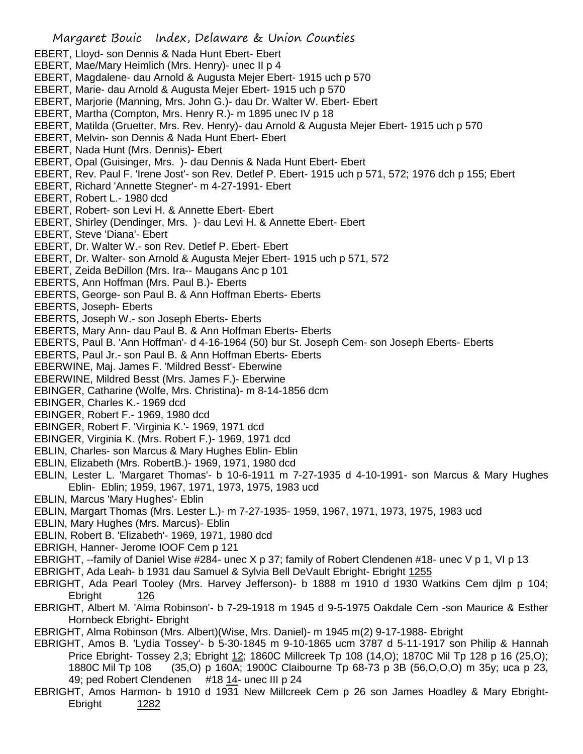EBERT, Lloyd- son Dennis & Nada Hunt Ebert- Ebert
EBERT, Mae/Mary Heimlich (Mrs. Henry)- unec II p 4
EBERT, Magdalene- dau Arnold & Augusta Mejer Ebert- 1915 uch p 570
EBERT, Marie- dau Arnold & Augusta Mejer Ebert- 1915 uch p 570
EBERT, Marjorie (Manning, Mrs. John G.)- dau Dr. Walter W. Ebert- Ebert
EBERT, Martha (Compton, Mrs. Henry R.)- m 1895 unec IV p 18
EBERT, Matilda (Gruetter, Mrs. Rev. Henry)- dau Arnold & Augusta Mejer Ebert- 1915 uch p 570
EBERT, Melvin- son Dennis & Nada Hunt Ebert- Ebert
EBERT, Nada Hunt (Mrs. Dennis)- Ebert
EBERT, Opal (Guisinger, Mrs. )- dau Dennis & Nada Hunt Ebert- Ebert
EBERT, Rev. Paul F. 'Irene Jost'- son Rev. Detlef P. Ebert- 1915 uch p 571, 572; 1976 dch p 155; Ebert
EBERT, Richard 'Annette Stegner'- m 4-27-1991- Ebert
EBERT, Robert L.- 1980 dcd
EBERT, Robert- son Levi H. & Annette Ebert- Ebert
EBERT, Shirley (Dendinger, Mrs. )- dau Levi H. & Annette Ebert- Ebert
EBERT, Steve 'Diana'- Ebert
EBERT, Dr. Walter W.- son Rev. Detlef P. Ebert- Ebert
EBERT, Dr. Walter- son Arnold & Augusta Mejer Ebert- 1915 uch p 571, 572
EBERT, Zeida BeDillon (Mrs. Ira-- Maugans Anc p 101
EBERTS, Ann Hoffman (Mrs. Paul B.)- Eberts
EBERTS, George- son Paul B. & Ann Hoffman Eberts- Eberts
EBERTS, Joseph- Eberts
EBERTS, Joseph W.- son Joseph Eberts- Eberts
EBERTS, Mary Ann- dau Paul B. & Ann Hoffman Eberts- Eberts
EBERTS, Paul B. 'Ann Hoffman'- d 4-16-1964 (50) bur St. Joseph Cem- son Joseph Eberts- Eberts
EBERTS, Paul Jr.- son Paul B. & Ann Hoffman Eberts- Eberts
EBERWINE, Maj. James F. 'Mildred Besst'- Eberwine
EBERWINE, Mildred Besst (Mrs. James F.)- Eberwine
EBINGER, Catharine (Wolfe, Mrs. Christina)- m 8-14-1856 dcm
EBINGER, Charles K.- 1969 dcd
EBINGER, Robert F.- 1969, 1980 dcd
EBINGER, Robert F. 'Virginia K.'- 1969, 1971 dcd
EBINGER, Virginia K. (Mrs. Robert F.)- 1969, 1971 dcd
EBLIN, Charles- son Marcus & Mary Hughes Eblin- Eblin
EBLIN, Elizabeth (Mrs. RobertB.)- 1969, 1971, 1980 dcd
EBLIN, Lester L. 'Margaret Thomas'- b 10-6-1911 m 7-27-1935 d 4-10-1991- son Marcus & Mary Hughes Eblin- Eblin; 1959, 1967, 1971, 1973, 1975, 1983 ucd
EBLIN, Marcus 'Mary Hughes'- Eblin
EBLIN, Margart Thomas (Mrs. Lester L.)- m 7-27-1935- 1959, 1967, 1971, 1973, 1975, 1983 ucd
EBLIN, Mary Hughes (Mrs. Marcus)- Eblin
EBLIN, Robert B. 'Elizabeth'- 1969, 1971, 1980 dcd
EBRIGH, Hanner- Jerome IOOF Cem p 121
EBRIGHT, --family of Daniel Wise #284- unec X p 37; family of Robert Clendenen #18- unec V p 1, VI p 13
EBRIGHT, Ada Leah- b 1931 dau Samuel & Sylvia Bell DeVault Ebright- Ebright 1255
EBRIGHT, Ada Pearl Tooley (Mrs. Harvey Jefferson)- b 1888 m 1910 d 1930 Watkins Cem djlm p 104; Ebright 126
EBRIGHT, Albert M. 'Alma Robinson'- b 7-29-1918 m 1945 d 9-5-1975 Oakdale Cem -son Maurice & Esther Hornbeck Ebright- Ebright
EBRIGHT, Alma Robinson (Mrs. Albert)(Wise, Mrs. Daniel)- m 1945 m(2) 9-17-1988- Ebright
EBRIGHT, Amos B. 'Lydia Tossey'- b 5-30-1845 m 9-10-1865 ucm 3787 d 5-11-1917 son Philip & Hannah Price Ebright- Tossey 2,3; Ebright 12; 1860C Millcreek Tp 108 (14,O); 1870C Mil Tp 128 p 16 (25,O); 1880C Mil Tp 108 (35,O) p 160A; 1900C Claibourne Tp 68-73 p 3B (56,O,O,O) m 35y; uca p 23, 49; ped Robert Clendenen #18 14- unec III p 24
EBRIGHT, Amos Harmon- b 1910 d 1931 New Millcreek Cem p 26 son James Hoadley & Mary Ebright- Ebright 1282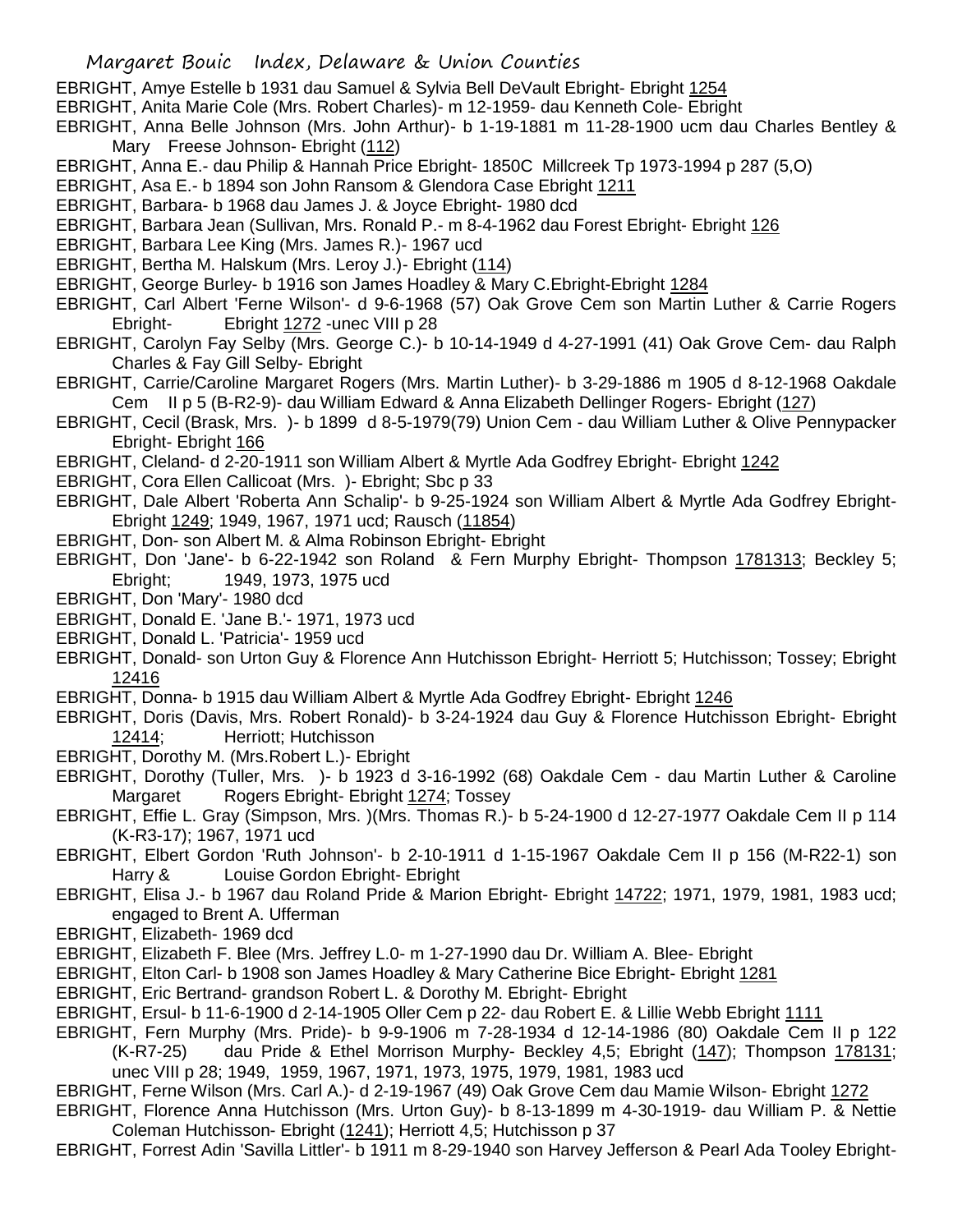EBRIGHT, Amye Estelle b 1931 dau Samuel & Sylvia Bell DeVault Ebright- Ebright 1254

EBRIGHT, Anita Marie Cole (Mrs. Robert Charles)- m 12-1959- dau Kenneth Cole- Ebright

EBRIGHT, Anna Belle Johnson (Mrs. John Arthur)- b 1-19-1881 m 11-28-1900 ucm dau Charles Bentley & Mary Freese Johnson- Ebright (112)

EBRIGHT, Anna E.- dau Philip & Hannah Price Ebright- 1850C Millcreek Tp 1973-1994 p 287 (5,O)

EBRIGHT, Asa E.- b 1894 son John Ransom & Glendora Case Ebright 1211

EBRIGHT, Barbara- b 1968 dau James J. & Joyce Ebright- 1980 dcd

EBRIGHT, Barbara Jean (Sullivan, Mrs. Ronald P.- m 8-4-1962 dau Forest Ebright- Ebright 126

EBRIGHT, Barbara Lee King (Mrs. James R.)- 1967 ucd

EBRIGHT, Bertha M. Halskum (Mrs. Leroy J.)- Ebright (114)

EBRIGHT, George Burley- b 1916 son James Hoadley & Mary C.Ebright-Ebright 1284

EBRIGHT, Carl Albert 'Ferne Wilson'- d 9-6-1968 (57) Oak Grove Cem son Martin Luther & Carrie Rogers Ebright- Ebright 1272 -unec VIII p 28

EBRIGHT, Carolyn Fay Selby (Mrs. George C.)- b 10-14-1949 d 4-27-1991 (41) Oak Grove Cem- dau Ralph Charles & Fay Gill Selby- Ebright

EBRIGHT, Carrie/Caroline Margaret Rogers (Mrs. Martin Luther)- b 3-29-1886 m 1905 d 8-12-1968 Oakdale Cem II p 5 (B-R2-9)- dau William Edward & Anna Elizabeth Dellinger Rogers- Ebright (127)

EBRIGHT, Cecil (Brask, Mrs. )- b 1899 d 8-5-1979(79) Union Cem - dau William Luther & Olive Pennypacker Ebright- Ebright 166

EBRIGHT, Cleland- d 2-20-1911 son William Albert & Myrtle Ada Godfrey Ebright- Ebright 1242

EBRIGHT, Cora Ellen Callicoat (Mrs. )- Ebright; Sbc p 33

EBRIGHT, Dale Albert 'Roberta Ann Schalip'- b 9-25-1924 son William Albert & Myrtle Ada Godfrey Ebright- Ebright 1249; 1949, 1967, 1971 ucd; Rausch (11854)

EBRIGHT, Don- son Albert M. & Alma Robinson Ebright- Ebright

EBRIGHT, Don 'Jane'- b 6-22-1942 son Roland & Fern Murphy Ebright- Thompson 1781313; Beckley 5; Ebright; 1949, 1973, 1975 ucd

EBRIGHT, Don 'Mary'- 1980 dcd

EBRIGHT, Donald E. 'Jane B.'- 1971, 1973 ucd

EBRIGHT, Donald L. 'Patricia'- 1959 ucd

EBRIGHT, Donald- son Urton Guy & Florence Ann Hutchisson Ebright- Herriott 5; Hutchisson; Tossey; Ebright 12416

EBRIGHT, Donna- b 1915 dau William Albert & Myrtle Ada Godfrey Ebright- Ebright 1246

EBRIGHT, Doris (Davis, Mrs. Robert Ronald)- b 3-24-1924 dau Guy & Florence Hutchisson Ebright- Ebright 12414; Herriott; Hutchisson

EBRIGHT, Dorothy M. (Mrs.Robert L.)- Ebright

EBRIGHT, Dorothy (Tuller, Mrs. )- b 1923 d 3-16-1992 (68) Oakdale Cem - dau Martin Luther & Caroline Margaret Rogers Ebright- Ebright 1274; Tossey

EBRIGHT, Effie L. Gray (Simpson, Mrs. )(Mrs. Thomas R.)- b 5-24-1900 d 12-27-1977 Oakdale Cem II p 114 (K-R3-17); 1967, 1971 ucd

EBRIGHT, Elbert Gordon 'Ruth Johnson'- b 2-10-1911 d 1-15-1967 Oakdale Cem II p 156 (M-R22-1) son Harry & Louise Gordon Ebright- Ebright

EBRIGHT, Elisa J.- b 1967 dau Roland Pride & Marion Ebright- Ebright 14722; 1971, 1979, 1981, 1983 ucd; engaged to Brent A. Ufferman

EBRIGHT, Elizabeth- 1969 dcd

EBRIGHT, Elizabeth F. Blee (Mrs. Jeffrey L.0- m 1-27-1990 dau Dr. William A. Blee- Ebright

EBRIGHT, Elton Carl- b 1908 son James Hoadley & Mary Catherine Bice Ebright- Ebright 1281

EBRIGHT, Eric Bertrand- grandson Robert L. & Dorothy M. Ebright- Ebright

EBRIGHT, Ersul- b 11-6-1900 d 2-14-1905 Oller Cem p 22- dau Robert E. & Lillie Webb Ebright 1111

EBRIGHT, Fern Murphy (Mrs. Pride)- b 9-9-1906 m 7-28-1934 d 12-14-1986 (80) Oakdale Cem II p 122 (K-R7-25) dau Pride & Ethel Morrison Murphy- Beckley 4,5; Ebright (147); Thompson 178131; unec VIII p 28; 1949, 1959, 1967, 1971, 1973, 1975, 1979, 1981, 1983 ucd

EBRIGHT, Ferne Wilson (Mrs. Carl A.)- d 2-19-1967 (49) Oak Grove Cem dau Mamie Wilson- Ebright 1272

EBRIGHT, Florence Anna Hutchisson (Mrs. Urton Guy)- b 8-13-1899 m 4-30-1919- dau William P. & Nettie Coleman Hutchisson- Ebright (1241); Herriott 4,5; Hutchisson p 37

EBRIGHT, Forrest Adin 'Savilla Littler'- b 1911 m 8-29-1940 son Harvey Jefferson & Pearl Ada Tooley Ebright-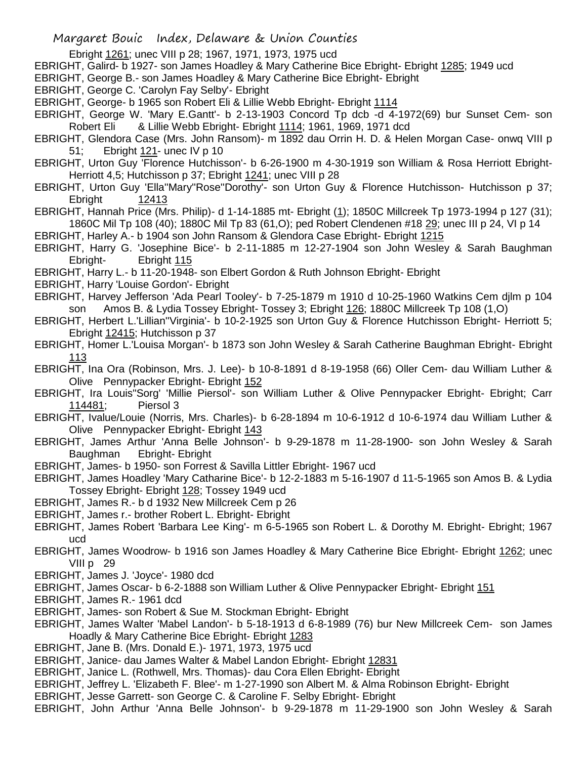Ebright 1261; unec VIII p 28; 1967, 1971, 1973, 1975 ucd

EBRIGHT, Galird- b 1927- son James Hoadley & Mary Catherine Bice Ebright- Ebright 1285; 1949 ucd

EBRIGHT, George B.- son James Hoadley & Mary Catherine Bice Ebright- Ebright

EBRIGHT, George C. 'Carolyn Fay Selby'- Ebright

EBRIGHT, George- b 1965 son Robert Eli & Lillie Webb Ebright- Ebright 1114

EBRIGHT, George W. 'Mary E.Gantt'- b 2-13-1903 Concord Tp dcb -d 4-1972(69) bur Sunset Cem- son Robert Eli & Lillie Webb Ebright- Ebright 1114; 1961, 1969, 1971 dcd

EBRIGHT, Glendora Case (Mrs. John Ransom)- m 1892 dau Orrin H. D. & Helen Morgan Case- onwq VIII p 51; Ebright 121- unec IV p 10

EBRIGHT, Urton Guy 'Florence Hutchisson'- b 6-26-1900 m 4-30-1919 son William & Rosa Herriott Ebright- Herriott 4,5; Hutchisson p 37; Ebright 1241; unec VIII p 28

EBRIGHT, Urton Guy 'Ella''Mary''Rose''Dorothy'- son Urton Guy & Florence Hutchisson- Hutchisson p 37; Ebright 12413

EBRIGHT, Hannah Price (Mrs. Philip)- d 1-14-1885 mt- Ebright (1); 1850C Millcreek Tp 1973-1994 p 127 (31); 1860C Mil Tp 108 (40); 1880C Mil Tp 83 (61,O); ped Robert Clendenen #18 29; unec III p 24, VI p 14

EBRIGHT, Harley A.- b 1904 son John Ransom & Glendora Case Ebright- Ebright 1215

EBRIGHT, Harry G. 'Josephine Bice'- b 2-11-1885 m 12-27-1904 son John Wesley & Sarah Baughman Ebright- Ebright 115

EBRIGHT, Harry L.- b 11-20-1948- son Elbert Gordon & Ruth Johnson Ebright- Ebright

EBRIGHT, Harry 'Louise Gordon'- Ebright

EBRIGHT, Harvey Jefferson 'Ada Pearl Tooley'- b 7-25-1879 m 1910 d 10-25-1960 Watkins Cem djlm p 104 son Amos B. & Lydia Tossey Ebright- Tossey 3; Ebright 126; 1880C Millcreek Tp 108 (1,O)

EBRIGHT, Herbert L.'Lillian''Virginia'- b 10-2-1925 son Urton Guy & Florence Hutchisson Ebright- Herriott 5; Ebright 12415; Hutchisson p 37

EBRIGHT, Homer L.'Louisa Morgan'- b 1873 son John Wesley & Sarah Catherine Baughman Ebright- Ebright 113

EBRIGHT, Ina Ora (Robinson, Mrs. J. Lee)- b 10-8-1891 d 8-19-1958 (66) Oller Cem- dau William Luther & Olive Pennypacker Ebright- Ebright 152

EBRIGHT, Ira Louis''Sorg' 'Millie Piersol'- son William Luther & Olive Pennypacker Ebright- Ebright; Carr 114481; Piersol 3

EBRIGHT, Ivalue/Louie (Norris, Mrs. Charles)- b 6-28-1894 m 10-6-1912 d 10-6-1974 dau William Luther & Olive Pennypacker Ebright- Ebright 143

EBRIGHT, James Arthur 'Anna Belle Johnson'- b 9-29-1878 m 11-28-1900- son John Wesley & Sarah Baughman Ebright- Ebright

EBRIGHT, James- b 1950- son Forrest & Savilla Littler Ebright- 1967 ucd

EBRIGHT, James Hoadley 'Mary Catharine Bice'- b 12-2-1883 m 5-16-1907 d 11-5-1965 son Amos B. & Lydia Tossey Ebright- Ebright 128; Tossey 1949 ucd

EBRIGHT, James R.- b d 1932 New Millcreek Cem p 26

EBRIGHT, James r.- brother Robert L. Ebright- Ebright

EBRIGHT, James Robert 'Barbara Lee King'- m 6-5-1965 son Robert L. & Dorothy M. Ebright- Ebright; 1967 ucd

EBRIGHT, James Woodrow- b 1916 son James Hoadley & Mary Catherine Bice Ebright- Ebright 1262; unec VIII p 29

EBRIGHT, James J. 'Joyce'- 1980 dcd

EBRIGHT, James Oscar- b 6-2-1888 son William Luther & Olive Pennypacker Ebright- Ebright 151

EBRIGHT, James R.- 1961 dcd

EBRIGHT, James- son Robert & Sue M. Stockman Ebright- Ebright

EBRIGHT, James Walter 'Mabel Landon'- b 5-18-1913 d 6-8-1989 (76) bur New Millcreek Cem- son James Hoadly & Mary Catherine Bice Ebright- Ebright 1283

EBRIGHT, Jane B. (Mrs. Donald E.)- 1971, 1973, 1975 ucd

EBRIGHT, Janice- dau James Walter & Mabel Landon Ebright- Ebright 12831

EBRIGHT, Janice L. (Rothwell, Mrs. Thomas)- dau Cora Ellen Ebright- Ebright

EBRIGHT, Jeffrey L. 'Elizabeth F. Blee'- m 1-27-1990 son Albert M. & Alma Robinson Ebright- Ebright

EBRIGHT, Jesse Garrett- son George C. & Caroline F. Selby Ebright- Ebright

EBRIGHT, John Arthur 'Anna Belle Johnson'- b 9-29-1878 m 11-29-1900 son John Wesley & Sarah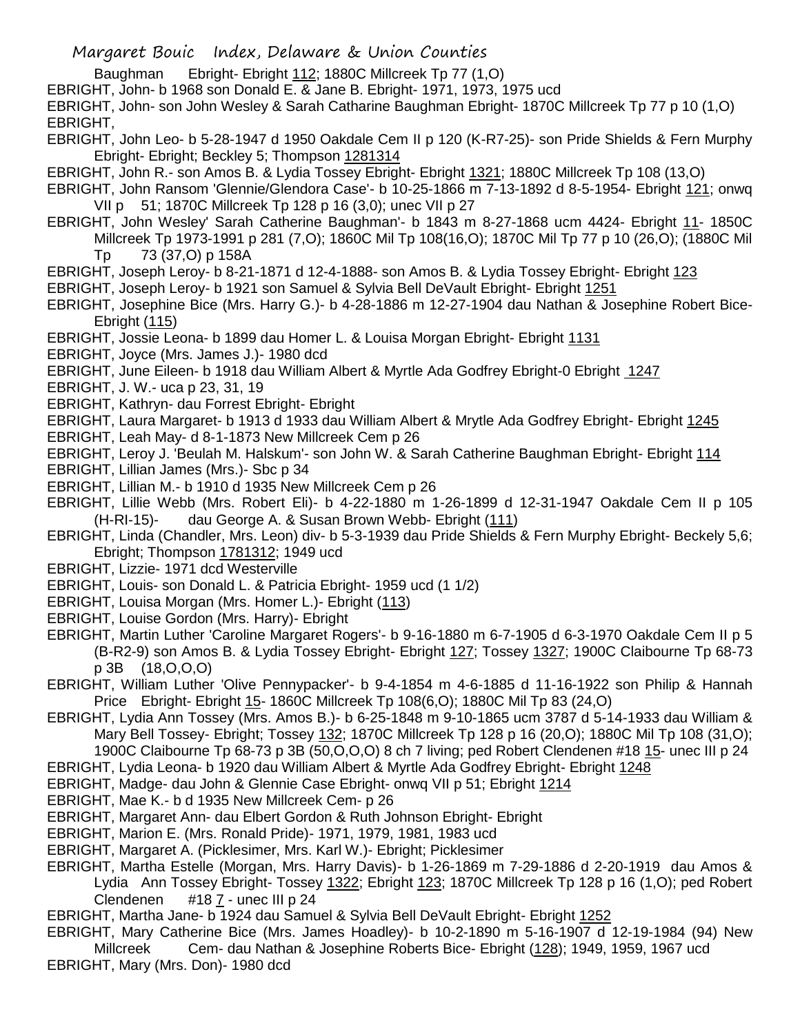Baughman Ebright- Ebright 112; 1880C Millcreek Tp 77 (1,O)

EBRIGHT, John- b 1968 son Donald E. & Jane B. Ebright- 1971, 1973, 1975 ucd

EBRIGHT, John- son John Wesley & Sarah Catharine Baughman Ebright- 1870C Millcreek Tp 77 p 10 (1,O)

EBRIGHT,

EBRIGHT, John Leo- b 5-28-1947 d 1950 Oakdale Cem II p 120 (K-R7-25)- son Pride Shields & Fern Murphy Ebright- Ebright; Beckley 5; Thompson 1281314

EBRIGHT, John R.- son Amos B. & Lydia Tossey Ebright- Ebright 1321; 1880C Millcreek Tp 108 (13,O)

EBRIGHT, John Ransom 'Glennie/Glendora Case'- b 10-25-1866 m 7-13-1892 d 8-5-1954- Ebright 121; onwq VII p 51; 1870C Millcreek Tp 128 p 16 (3,0); unec VII p 27

EBRIGHT, John Wesley' Sarah Catherine Baughman'- b 1843 m 8-27-1868 ucm 4424- Ebright 11- 1850C Millcreek Tp 1973-1991 p 281 (7,O); 1860C Mil Tp 108(16,O); 1870C Mil Tp 77 p 10 (26,O); (1880C Mil Tp 73 (37,O) p 158A

EBRIGHT, Joseph Leroy- b 8-21-1871 d 12-4-1888- son Amos B. & Lydia Tossey Ebright- Ebright 123

EBRIGHT, Joseph Leroy- b 1921 son Samuel & Sylvia Bell DeVault Ebright- Ebright 1251

EBRIGHT, Josephine Bice (Mrs. Harry G.)- b 4-28-1886 m 12-27-1904 dau Nathan & Josephine Robert Bice- Ebright (115)

EBRIGHT, Jossie Leona- b 1899 dau Homer L. & Louisa Morgan Ebright- Ebright 1131

EBRIGHT, Joyce (Mrs. James J.)- 1980 dcd

EBRIGHT, June Eileen- b 1918 dau William Albert & Myrtle Ada Godfrey Ebright-0 Ebright 1247

EBRIGHT, J. W.- uca p 23, 31, 19

EBRIGHT, Kathryn- dau Forrest Ebright- Ebright

EBRIGHT, Laura Margaret- b 1913 d 1933 dau William Albert & Mrytle Ada Godfrey Ebright- Ebright 1245

EBRIGHT, Leah May- d 8-1-1873 New Millcreek Cem p 26

EBRIGHT, Leroy J. 'Beulah M. Halskum'- son John W. & Sarah Catherine Baughman Ebright- Ebright 114

EBRIGHT, Lillian James (Mrs.)- Sbc p 34

EBRIGHT, Lillian M.- b 1910 d 1935 New Millcreek Cem p 26

EBRIGHT, Lillie Webb (Mrs. Robert Eli)- b 4-22-1880 m 1-26-1899 d 12-31-1947 Oakdale Cem II p 105 (H-RI-15)- dau George A. & Susan Brown Webb- Ebright (111)

EBRIGHT, Linda (Chandler, Mrs. Leon) div- b 5-3-1939 dau Pride Shields & Fern Murphy Ebright- Beckely 5,6; Ebright; Thompson 1781312; 1949 ucd

EBRIGHT, Lizzie- 1971 dcd Westerville

EBRIGHT, Louis- son Donald L. & Patricia Ebright- 1959 ucd (1 1/2)

EBRIGHT, Louisa Morgan (Mrs. Homer L.)- Ebright (113)

EBRIGHT, Louise Gordon (Mrs. Harry)- Ebright

EBRIGHT, Martin Luther 'Caroline Margaret Rogers'- b 9-16-1880 m 6-7-1905 d 6-3-1970 Oakdale Cem II p 5 (B-R2-9) son Amos B. & Lydia Tossey Ebright- Ebright 127; Tossey 1327; 1900C Claibourne Tp 68-73 p 3B (18,O,O,O)

EBRIGHT, William Luther 'Olive Pennypacker'- b 9-4-1854 m 4-6-1885 d 11-16-1922 son Philip & Hannah Price Ebright- Ebright 15- 1860C Millcreek Tp 108(6,O); 1880C Mil Tp 83 (24,O)

EBRIGHT, Lydia Ann Tossey (Mrs. Amos B.)- b 6-25-1848 m 9-10-1865 ucm 3787 d 5-14-1933 dau William & Mary Bell Tossey- Ebright; Tossey 132; 1870C Millcreek Tp 128 p 16 (20,O); 1880C Mil Tp 108 (31,O); 1900C Claibourne Tp 68-73 p 3B (50,O,O,O) 8 ch 7 living; ped Robert Clendenen #18 15- unec III p 24

EBRIGHT, Lydia Leona- b 1920 dau William Albert & Myrtle Ada Godfrey Ebright- Ebright 1248

EBRIGHT, Madge- dau John & Glennie Case Ebright- onwq VII p 51; Ebright 1214

EBRIGHT, Mae K.- b d 1935 New Millcreek Cem- p 26

EBRIGHT, Margaret Ann- dau Elbert Gordon & Ruth Johnson Ebright- Ebright

EBRIGHT, Marion E. (Mrs. Ronald Pride)- 1971, 1979, 1981, 1983 ucd

EBRIGHT, Margaret A. (Picklesimer, Mrs. Karl W.)- Ebright; Picklesimer

EBRIGHT, Martha Estelle (Morgan, Mrs. Harry Davis)- b 1-26-1869 m 7-29-1886 d 2-20-1919 dau Amos & Lydia Ann Tossey Ebright- Tossey 1322; Ebright 123; 1870C Millcreek Tp 128 p 16 (1,O); ped Robert Clendenen #18 7 - unec III p 24

EBRIGHT, Martha Jane- b 1924 dau Samuel & Sylvia Bell DeVault Ebright- Ebright 1252

EBRIGHT, Mary Catherine Bice (Mrs. James Hoadley)- b 10-2-1890 m 5-16-1907 d 12-19-1984 (94) New Millcreek Cem- dau Nathan & Josephine Roberts Bice- Ebright (128); 1949, 1959, 1967 ucd

EBRIGHT, Mary (Mrs. Don)- 1980 dcd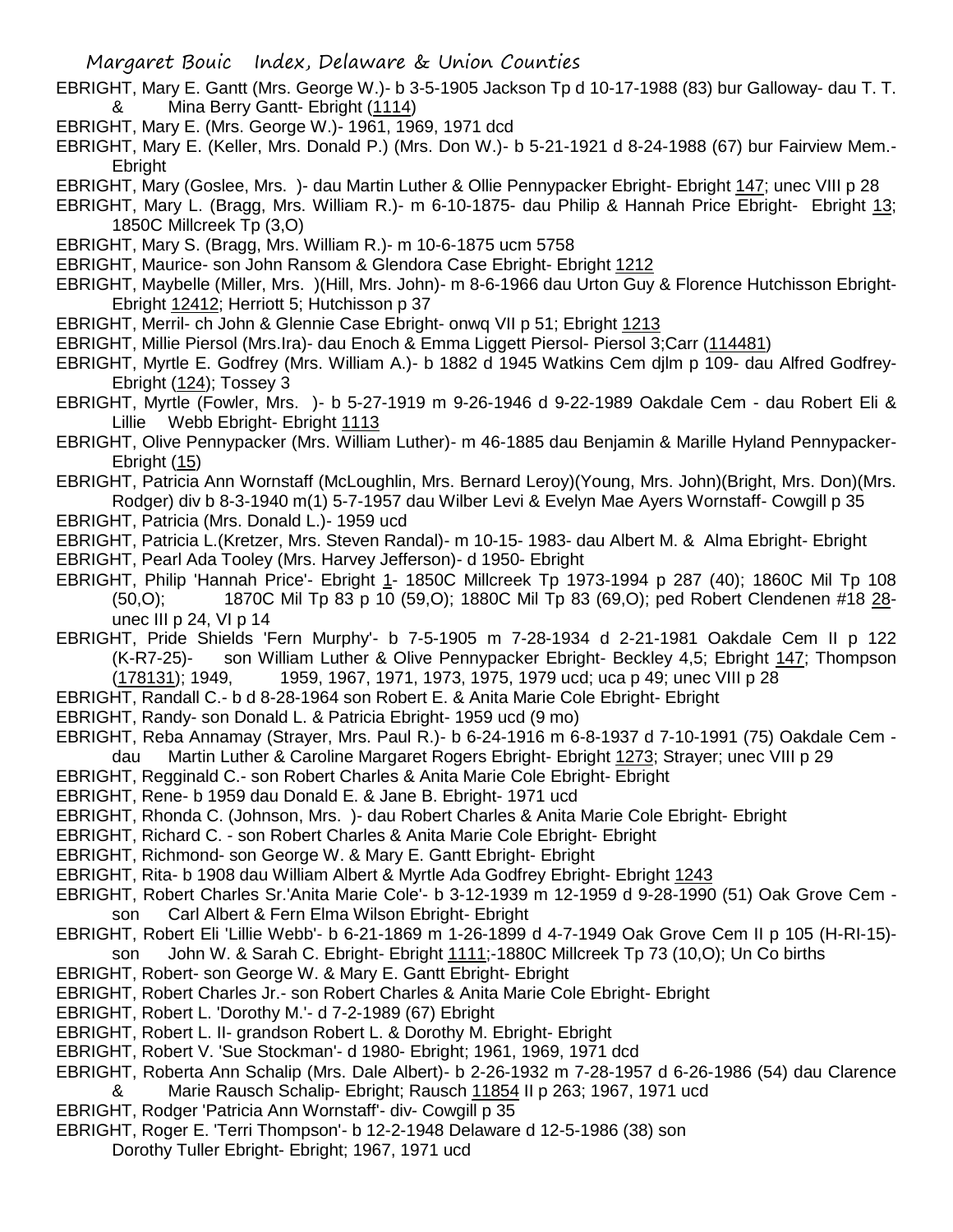EBRIGHT, Mary E. Gantt (Mrs. George W.)- b 3-5-1905 Jackson Tp d 10-17-1988 (83) bur Galloway- dau T. T. & Mina Berry Gantt- Ebright (1114)

EBRIGHT, Mary E. (Mrs. George W.)- 1961, 1969, 1971 dcd

EBRIGHT, Mary E. (Keller, Mrs. Donald P.) (Mrs. Don W.)- b 5-21-1921 d 8-24-1988 (67) bur Fairview Mem.- Ebright

EBRIGHT, Mary (Goslee, Mrs. )- dau Martin Luther & Ollie Pennypacker Ebright- Ebright 147; unec VIII p 28

EBRIGHT, Mary L. (Bragg, Mrs. William R.)- m 6-10-1875- dau Philip & Hannah Price Ebright- Ebright 13; 1850C Millcreek Tp (3,O)

EBRIGHT, Mary S. (Bragg, Mrs. William R.)- m 10-6-1875 ucm 5758

EBRIGHT, Maurice- son John Ransom & Glendora Case Ebright- Ebright 1212

EBRIGHT, Maybelle (Miller, Mrs. )(Hill, Mrs. John)- m 8-6-1966 dau Urton Guy & Florence Hutchisson Ebright- Ebright 12412; Herriott 5; Hutchisson p 37

EBRIGHT, Merril- ch John & Glennie Case Ebright- onwq VII p 51; Ebright 1213

EBRIGHT, Millie Piersol (Mrs.Ira)- dau Enoch & Emma Liggett Piersol- Piersol 3;Carr (114481)

EBRIGHT, Myrtle E. Godfrey (Mrs. William A.)- b 1882 d 1945 Watkins Cem djlm p 109- dau Alfred Godfrey- Ebright (124); Tossey 3

EBRIGHT, Myrtle (Fowler, Mrs. )- b 5-27-1919 m 9-26-1946 d 9-22-1989 Oakdale Cem - dau Robert Eli & Lillie Webb Ebright- Ebright 1113

EBRIGHT, Olive Pennypacker (Mrs. William Luther)- m 46-1885 dau Benjamin & Marille Hyland Pennypacker- Ebright (15)

EBRIGHT, Patricia Ann Wornstaff (McLoughlin, Mrs. Bernard Leroy)(Young, Mrs. John)(Bright, Mrs. Don)(Mrs. Rodger) div b 8-3-1940 m(1) 5-7-1957 dau Wilber Levi & Evelyn Mae Ayers Wornstaff- Cowgill p 35

EBRIGHT, Patricia (Mrs. Donald L.)- 1959 ucd

EBRIGHT, Patricia L.(Kretzer, Mrs. Steven Randal)- m 10-15- 1983- dau Albert M. & Alma Ebright- Ebright

EBRIGHT, Pearl Ada Tooley (Mrs. Harvey Jefferson)- d 1950- Ebright

EBRIGHT, Philip 'Hannah Price'- Ebright 1- 1850C Millcreek Tp 1973-1994 p 287 (40); 1860C Mil Tp 108 (50,O); 1870C Mil Tp 83 p 10 (59,O); 1880C Mil Tp 83 (69,O); ped Robert Clendenen #18 28- unec III p 24, VI p 14

EBRIGHT, Pride Shields 'Fern Murphy'- b 7-5-1905 m 7-28-1934 d 2-21-1981 Oakdale Cem II p 122 (K-R7-25)- son William Luther & Olive Pennypacker Ebright- Beckley 4,5; Ebright 147; Thompson (178131); 1949, 1959, 1967, 1971, 1973, 1975, 1979 ucd; uca p 49; unec VIII p 28

EBRIGHT, Randall C.- b d 8-28-1964 son Robert E. & Anita Marie Cole Ebright- Ebright

EBRIGHT, Randy- son Donald L. & Patricia Ebright- 1959 ucd (9 mo)

EBRIGHT, Reba Annamay (Strayer, Mrs. Paul R.)- b 6-24-1916 m 6-8-1937 d 7-10-1991 (75) Oakdale Cem - dau Martin Luther & Caroline Margaret Rogers Ebright- Ebright 1273; Strayer; unec VIII p 29

EBRIGHT, Regginald C.- son Robert Charles & Anita Marie Cole Ebright- Ebright

EBRIGHT, Rene- b 1959 dau Donald E. & Jane B. Ebright- 1971 ucd

EBRIGHT, Rhonda C. (Johnson, Mrs. )- dau Robert Charles & Anita Marie Cole Ebright- Ebright

EBRIGHT, Richard C. - son Robert Charles & Anita Marie Cole Ebright- Ebright

EBRIGHT, Richmond- son George W. & Mary E. Gantt Ebright- Ebright

EBRIGHT, Rita- b 1908 dau William Albert & Myrtle Ada Godfrey Ebright- Ebright 1243

EBRIGHT, Robert Charles Sr.'Anita Marie Cole'- b 3-12-1939 m 12-1959 d 9-28-1990 (51) Oak Grove Cem - son Carl Albert & Fern Elma Wilson Ebright- Ebright

EBRIGHT, Robert Eli 'Lillie Webb'- b 6-21-1869 m 1-26-1899 d 4-7-1949 Oak Grove Cem II p 105 (H-RI-15)- son John W. & Sarah C. Ebright- Ebright 1111;-1880C Millcreek Tp 73 (10,O); Un Co births

EBRIGHT, Robert- son George W. & Mary E. Gantt Ebright- Ebright

EBRIGHT, Robert Charles Jr.- son Robert Charles & Anita Marie Cole Ebright- Ebright

EBRIGHT, Robert L. 'Dorothy M.'- d 7-2-1989 (67) Ebright

EBRIGHT, Robert L. II- grandson Robert L. & Dorothy M. Ebright- Ebright

EBRIGHT, Robert V. 'Sue Stockman'- d 1980- Ebright; 1961, 1969, 1971 dcd

EBRIGHT, Roberta Ann Schalip (Mrs. Dale Albert)- b 2-26-1932 m 7-28-1957 d 6-26-1986 (54) dau Clarence & Marie Rausch Schalip- Ebright; Rausch 11854 II p 263; 1967, 1971 ucd

EBRIGHT, Rodger 'Patricia Ann Wornstaff'- div- Cowgill p 35

EBRIGHT, Roger E. 'Terri Thompson'- b 12-2-1948 Delaware d 12-5-1986 (38) son Dorothy Tuller Ebright- Ebright; 1967, 1971 ucd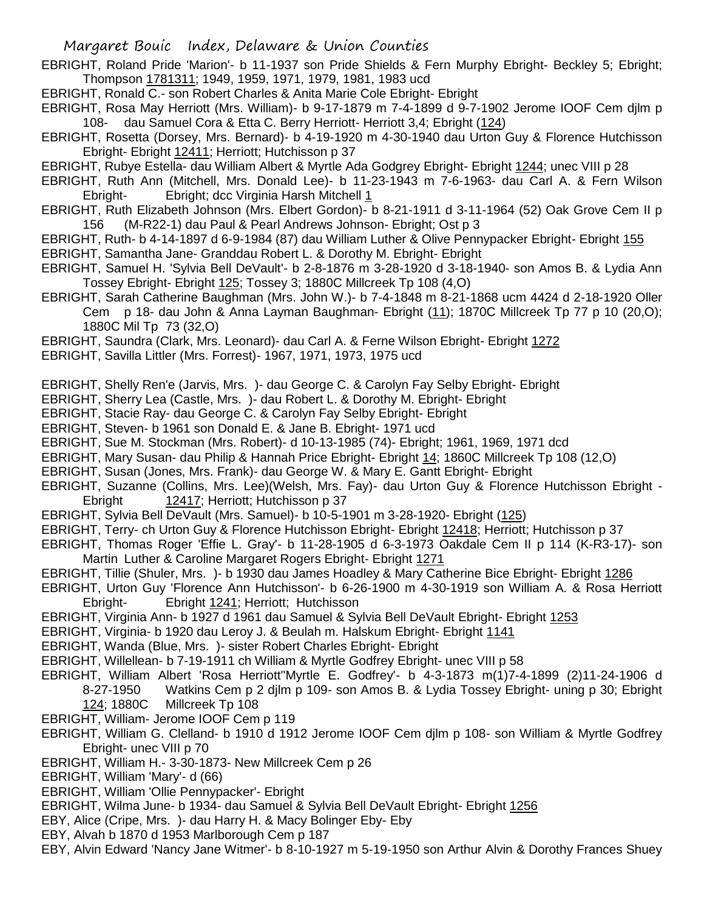EBRIGHT, Roland Pride 'Marion'- b 11-1937 son Pride Shields & Fern Murphy Ebright- Beckley 5; Ebright; Thompson 1781311; 1949, 1959, 1971, 1979, 1981, 1983 ucd

EBRIGHT, Ronald C.- son Robert Charles & Anita Marie Cole Ebright- Ebright

EBRIGHT, Rosa May Herriott (Mrs. William)- b 9-17-1879 m 7-4-1899 d 9-7-1902 Jerome IOOF Cem djlm p 108- dau Samuel Cora & Etta C. Berry Herriott- Herriott 3,4; Ebright (124)

EBRIGHT, Rosetta (Dorsey, Mrs. Bernard)- b 4-19-1920 m 4-30-1940 dau Urton Guy & Florence Hutchisson Ebright- Ebright 12411; Herriott; Hutchisson p 37

EBRIGHT, Rubye Estella- dau William Albert & Myrtle Ada Godgrey Ebright- Ebright 1244; unec VIII p 28

EBRIGHT, Ruth Ann (Mitchell, Mrs. Donald Lee)- b 11-23-1943 m 7-6-1963- dau Carl A. & Fern Wilson Ebright- Ebright; dcc Virginia Harsh Mitchell 1

EBRIGHT, Ruth Elizabeth Johnson (Mrs. Elbert Gordon)- b 8-21-1911 d 3-11-1964 (52) Oak Grove Cem II p 156 (M-R22-1) dau Paul & Pearl Andrews Johnson- Ebright; Ost p 3

EBRIGHT, Ruth- b 4-14-1897 d 6-9-1984 (87) dau William Luther & Olive Pennypacker Ebright- Ebright 155

EBRIGHT, Samantha Jane- Granddau Robert L. & Dorothy M. Ebright- Ebright

EBRIGHT, Samuel H. 'Sylvia Bell DeVault'- b 2-8-1876 m 3-28-1920 d 3-18-1940- son Amos B. & Lydia Ann Tossey Ebright- Ebright 125; Tossey 3; 1880C Millcreek Tp 108 (4,O)

EBRIGHT, Sarah Catherine Baughman (Mrs. John W.)- b 7-4-1848 m 8-21-1868 ucm 4424 d 2-18-1920 Oller Cem p 18- dau John & Anna Layman Baughman- Ebright (11); 1870C Millcreek Tp 77 p 10 (20,O); 1880C Mil Tp 73 (32,O)

EBRIGHT, Saundra (Clark, Mrs. Leonard)- dau Carl A. & Ferne Wilson Ebright- Ebright 1272

EBRIGHT, Savilla Littler (Mrs. Forrest)- 1967, 1971, 1973, 1975 ucd

EBRIGHT, Shelly Ren'e (Jarvis, Mrs. )- dau George C. & Carolyn Fay Selby Ebright- Ebright

EBRIGHT, Sherry Lea (Castle, Mrs. )- dau Robert L. & Dorothy M. Ebright- Ebright

EBRIGHT, Stacie Ray- dau George C. & Carolyn Fay Selby Ebright- Ebright

EBRIGHT, Steven- b 1961 son Donald E. & Jane B. Ebright- 1971 ucd

EBRIGHT, Sue M. Stockman (Mrs. Robert)- d 10-13-1985 (74)- Ebright; 1961, 1969, 1971 dcd

EBRIGHT, Mary Susan- dau Philip & Hannah Price Ebright- Ebright 14; 1860C Millcreek Tp 108 (12,O)

EBRIGHT, Susan (Jones, Mrs. Frank)- dau George W. & Mary E. Gantt Ebright- Ebright

EBRIGHT, Suzanne (Collins, Mrs. Lee)(Welsh, Mrs. Fay)- dau Urton Guy & Florence Hutchisson Ebright - Ebright 12417; Herriott; Hutchisson p 37

EBRIGHT, Sylvia Bell DeVault (Mrs. Samuel)- b 10-5-1901 m 3-28-1920- Ebright (125)

EBRIGHT, Terry- ch Urton Guy & Florence Hutchisson Ebright- Ebright 12418; Herriott; Hutchisson p 37

EBRIGHT, Thomas Roger 'Effie L. Gray'- b 11-28-1905 d 6-3-1973 Oakdale Cem II p 114 (K-R3-17)- son Martin Luther & Caroline Margaret Rogers Ebright- Ebright 1271

EBRIGHT, Tillie (Shuler, Mrs. )- b 1930 dau James Hoadley & Mary Catherine Bice Ebright- Ebright 1286

EBRIGHT, Urton Guy 'Florence Ann Hutchisson'- b 6-26-1900 m 4-30-1919 son William A. & Rosa Herriott Ebright- Ebright 1241; Herriott; Hutchisson

EBRIGHT, Virginia Ann- b 1927 d 1961 dau Samuel & Sylvia Bell DeVault Ebright- Ebright 1253

EBRIGHT, Virginia- b 1920 dau Leroy J. & Beulah m. Halskum Ebright- Ebright 1141

EBRIGHT, Wanda (Blue, Mrs. )- sister Robert Charles Ebright- Ebright

EBRIGHT, Willellean- b 7-19-1911 ch William & Myrtle Godfrey Ebright- unec VIII p 58

EBRIGHT, William Albert 'Rosa Herriott''Myrtle E. Godfrey'- b 4-3-1873 m(1)7-4-1899 (2)11-24-1906 d 8-27-1950 Watkins Cem p 2 djlm p 109- son Amos B. & Lydia Tossey Ebright- uning p 30; Ebright 124; 1880C Millcreek Tp 108

EBRIGHT, William- Jerome IOOF Cem p 119

EBRIGHT, William G. Clelland- b 1910 d 1912 Jerome IOOF Cem djlm p 108- son William & Myrtle Godfrey Ebright- unec VIII p 70

EBRIGHT, William H.- 3-30-1873- New Millcreek Cem p 26

EBRIGHT, William 'Mary'- d (66)

EBRIGHT, William 'Ollie Pennypacker'- Ebright

EBRIGHT, Wilma June- b 1934- dau Samuel & Sylvia Bell DeVault Ebright- Ebright 1256

EBY, Alice (Cripe, Mrs. )- dau Harry H. & Macy Bolinger Eby- Eby

EBY, Alvah b 1870 d 1953 Marlborough Cem p 187

EBY, Alvin Edward 'Nancy Jane Witmer'- b 8-10-1927 m 5-19-1950 son Arthur Alvin & Dorothy Frances Shuey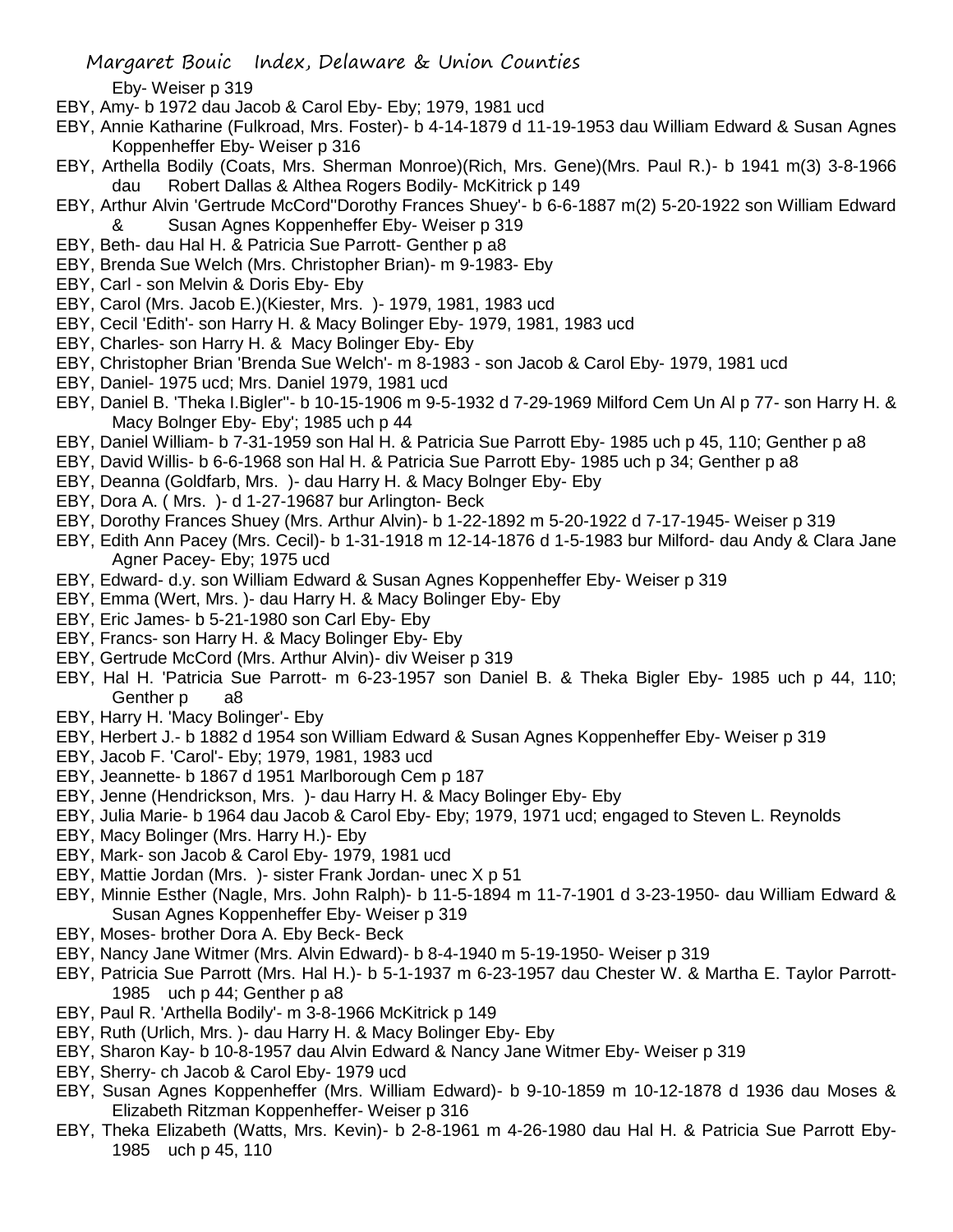Eby- Weiser p 319

EBY, Amy- b 1972 dau Jacob & Carol Eby- Eby; 1979, 1981 ucd

EBY, Annie Katharine (Fulkroad, Mrs. Foster)- b 4-14-1879 d 11-19-1953 dau William Edward & Susan Agnes Koppenheffer Eby- Weiser p 316

EBY, Arthella Bodily (Coats, Mrs. Sherman Monroe)(Rich, Mrs. Gene)(Mrs. Paul R.)- b 1941 m(3) 3-8-1966 dau Robert Dallas & Althea Rogers Bodily- McKitrick p 149

EBY, Arthur Alvin 'Gertrude McCord''Dorothy Frances Shuey'- b 6-6-1887 m(2) 5-20-1922 son William Edward & Susan Agnes Koppenheffer Eby- Weiser p 319

EBY, Beth- dau Hal H. & Patricia Sue Parrott- Genther p a8

EBY, Brenda Sue Welch (Mrs. Christopher Brian)- m 9-1983- Eby

EBY, Carl - son Melvin & Doris Eby- Eby

EBY, Carol (Mrs. Jacob E.)(Kiester, Mrs. )- 1979, 1981, 1983 ucd

EBY, Cecil 'Edith'- son Harry H. & Macy Bolinger Eby- 1979, 1981, 1983 ucd

EBY, Charles- son Harry H. & Macy Bolinger Eby- Eby

EBY, Christopher Brian 'Brenda Sue Welch'- m 8-1983 - son Jacob & Carol Eby- 1979, 1981 ucd

EBY, Daniel- 1975 ucd; Mrs. Daniel 1979, 1981 ucd

EBY, Daniel B. 'Theka I.Bigler''- b 10-15-1906 m 9-5-1932 d 7-29-1969 Milford Cem Un Al p 77- son Harry H. & Macy Bolnger Eby- Eby'; 1985 uch p 44

EBY, Daniel William- b 7-31-1959 son Hal H. & Patricia Sue Parrott Eby- 1985 uch p 45, 110; Genther p a8

EBY, David Willis- b 6-6-1968 son Hal H. & Patricia Sue Parrott Eby- 1985 uch p 34; Genther p a8

EBY, Deanna (Goldfarb, Mrs. )- dau Harry H. & Macy Bolnger Eby- Eby

EBY, Dora A. ( Mrs. )- d 1-27-19687 bur Arlington- Beck

EBY, Dorothy Frances Shuey (Mrs. Arthur Alvin)- b 1-22-1892 m 5-20-1922 d 7-17-1945- Weiser p 319

EBY, Edith Ann Pacey (Mrs. Cecil)- b 1-31-1918 m 12-14-1876 d 1-5-1983 bur Milford- dau Andy & Clara Jane Agner Pacey- Eby; 1975 ucd

EBY, Edward- d.y. son William Edward & Susan Agnes Koppenheffer Eby- Weiser p 319

EBY, Emma (Wert, Mrs. )- dau Harry H. & Macy Bolinger Eby- Eby

EBY, Eric James- b 5-21-1980 son Carl Eby- Eby

EBY, Francs- son Harry H. & Macy Bolinger Eby- Eby

EBY, Gertrude McCord (Mrs. Arthur Alvin)- div Weiser p 319

EBY, Hal H. 'Patricia Sue Parrott- m 6-23-1957 son Daniel B. & Theka Bigler Eby- 1985 uch p 44, 110; Genther p a8

EBY, Harry H. 'Macy Bolinger'- Eby

EBY, Herbert J.- b 1882 d 1954 son William Edward & Susan Agnes Koppenheffer Eby- Weiser p 319

EBY, Jacob F. 'Carol'- Eby; 1979, 1981, 1983 ucd

EBY, Jeannette- b 1867 d 1951 Marlborough Cem p 187

EBY, Jenne (Hendrickson, Mrs. )- dau Harry H. & Macy Bolinger Eby- Eby

EBY, Julia Marie- b 1964 dau Jacob & Carol Eby- Eby; 1979, 1971 ucd; engaged to Steven L. Reynolds

EBY, Macy Bolinger (Mrs. Harry H.)- Eby

EBY, Mark- son Jacob & Carol Eby- 1979, 1981 ucd

EBY, Mattie Jordan (Mrs. )- sister Frank Jordan- unec X p 51

EBY, Minnie Esther (Nagle, Mrs. John Ralph)- b 11-5-1894 m 11-7-1901 d 3-23-1950- dau William Edward & Susan Agnes Koppenheffer Eby- Weiser p 319

EBY, Moses- brother Dora A. Eby Beck- Beck

EBY, Nancy Jane Witmer (Mrs. Alvin Edward)- b 8-4-1940 m 5-19-1950- Weiser p 319

EBY, Patricia Sue Parrott (Mrs. Hal H.)- b 5-1-1937 m 6-23-1957 dau Chester W. & Martha E. Taylor Parrott- 1985 uch p 44; Genther p a8

EBY, Paul R. 'Arthella Bodily'- m 3-8-1966 McKitrick p 149

EBY, Ruth (Urlich, Mrs. )- dau Harry H. & Macy Bolinger Eby- Eby

EBY, Sharon Kay- b 10-8-1957 dau Alvin Edward & Nancy Jane Witmer Eby- Weiser p 319

EBY, Sherry- ch Jacob & Carol Eby- 1979 ucd

EBY, Susan Agnes Koppenheffer (Mrs. William Edward)- b 9-10-1859 m 10-12-1878 d 1936 dau Moses & Elizabeth Ritzman Koppenheffer- Weiser p 316

EBY, Theka Elizabeth (Watts, Mrs. Kevin)- b 2-8-1961 m 4-26-1980 dau Hal H. & Patricia Sue Parrott Eby- 1985 uch p 45, 110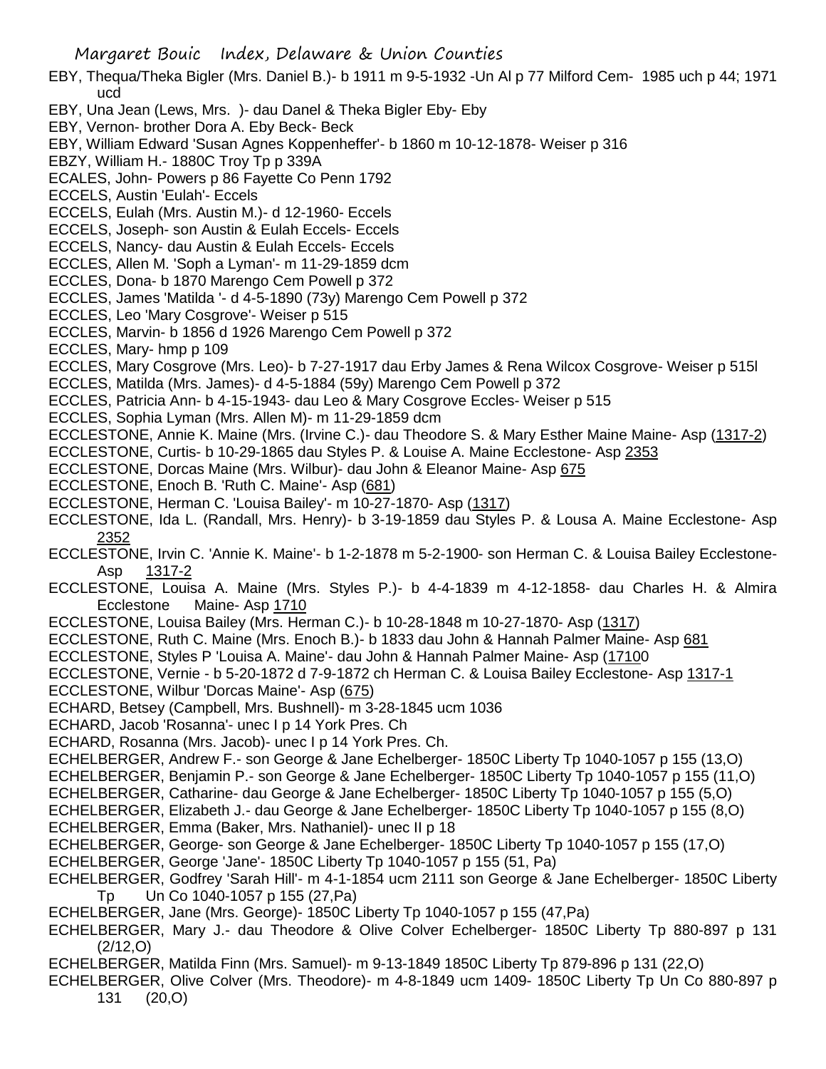EBY, Thequa/Theka Bigler (Mrs. Daniel B.)- b 1911 m 9-5-1932 -Un Al p 77 Milford Cem- 1985 uch p 44; 1971 ucd

EBY, Una Jean (Lews, Mrs. )- dau Danel & Theka Bigler Eby- Eby

EBY, Vernon- brother Dora A. Eby Beck- Beck

EBY, William Edward 'Susan Agnes Koppenheffer'- b 1860 m 10-12-1878- Weiser p 316

EBZY, William H.- 1880C Troy Tp p 339A

ECALES, John- Powers p 86 Fayette Co Penn 1792

ECCELS, Austin 'Eulah'- Eccels

ECCELS, Eulah (Mrs. Austin M.)- d 12-1960- Eccels

ECCELS, Joseph- son Austin & Eulah Eccels- Eccels

ECCELS, Nancy- dau Austin & Eulah Eccels- Eccels

ECCLES, Allen M. 'Soph a Lyman'- m 11-29-1859 dcm

ECCLES, Dona- b 1870 Marengo Cem Powell p 372

ECCLES, James 'Matilda '- d 4-5-1890 (73y) Marengo Cem Powell p 372

ECCLES, Leo 'Mary Cosgrove'- Weiser p 515

ECCLES, Marvin- b 1856 d 1926 Marengo Cem Powell p 372

ECCLES, Mary- hmp p 109

ECCLES, Mary Cosgrove (Mrs. Leo)- b 7-27-1917 dau Erby James & Rena Wilcox Cosgrove- Weiser p 515l

ECCLES, Matilda (Mrs. James)- d 4-5-1884 (59y) Marengo Cem Powell p 372

ECCLES, Patricia Ann- b 4-15-1943- dau Leo & Mary Cosgrove Eccles- Weiser p 515

ECCLES, Sophia Lyman (Mrs. Allen M)- m 11-29-1859 dcm

ECCLESTONE, Annie K. Maine (Mrs. (Irvine C.)- dau Theodore S. & Mary Esther Maine Maine- Asp (1317-2)

ECCLESTONE, Curtis- b 10-29-1865 dau Styles P. & Louise A. Maine Ecclestone- Asp 2353

ECCLESTONE, Dorcas Maine (Mrs. Wilbur)- dau John & Eleanor Maine- Asp 675

ECCLESTONE, Enoch B. 'Ruth C. Maine'- Asp (681)

ECCLESTONE, Herman C. 'Louisa Bailey'- m 10-27-1870- Asp (1317)

ECCLESTONE, Ida L. (Randall, Mrs. Henry)- b 3-19-1859 dau Styles P. & Lousa A. Maine Ecclestone- Asp 2352

ECCLESTONE, Irvin C. 'Annie K. Maine'- b 1-2-1878 m 5-2-1900- son Herman C. & Louisa Bailey Ecclestone- Asp 1317-2

ECCLESTONE, Louisa A. Maine (Mrs. Styles P.)- b 4-4-1839 m 4-12-1858- dau Charles H. & Almira Ecclestone Maine- Asp 1710

ECCLESTONE, Louisa Bailey (Mrs. Herman C.)- b 10-28-1848 m 10-27-1870- Asp (1317)

ECCLESTONE, Ruth C. Maine (Mrs. Enoch B.)- b 1833 dau John & Hannah Palmer Maine- Asp 681

ECCLESTONE, Styles P 'Louisa A. Maine'- dau John & Hannah Palmer Maine- Asp (17100

ECCLESTONE, Vernie - b 5-20-1872 d 7-9-1872 ch Herman C. & Louisa Bailey Ecclestone- Asp 1317-1

ECCLESTONE, Wilbur 'Dorcas Maine'- Asp (675)

ECHARD, Betsey (Campbell, Mrs. Bushnell)- m 3-28-1845 ucm 1036

ECHARD, Jacob 'Rosanna'- unec I p 14 York Pres. Ch

ECHARD, Rosanna (Mrs. Jacob)- unec I p 14 York Pres. Ch.

ECHELBERGER, Andrew F.- son George & Jane Echelberger- 1850C Liberty Tp 1040-1057 p 155 (13,O)

ECHELBERGER, Benjamin P.- son George & Jane Echelberger- 1850C Liberty Tp 1040-1057 p 155 (11,O)

ECHELBERGER, Catharine- dau George & Jane Echelberger- 1850C Liberty Tp 1040-1057 p 155 (5,O)

ECHELBERGER, Elizabeth J.- dau George & Jane Echelberger- 1850C Liberty Tp 1040-1057 p 155 (8,O)

ECHELBERGER, Emma (Baker, Mrs. Nathaniel)- unec II p 18

ECHELBERGER, George- son George & Jane Echelberger- 1850C Liberty Tp 1040-1057 p 155 (17,O)

ECHELBERGER, George 'Jane'- 1850C Liberty Tp 1040-1057 p 155 (51, Pa)

ECHELBERGER, Godfrey 'Sarah Hill'- m 4-1-1854 ucm 2111 son George & Jane Echelberger- 1850C Liberty Tp Un Co 1040-1057 p 155 (27,Pa)

ECHELBERGER, Jane (Mrs. George)- 1850C Liberty Tp 1040-1057 p 155 (47,Pa)

ECHELBERGER, Mary J.- dau Theodore & Olive Colver Echelberger- 1850C Liberty Tp 880-897 p 131 (2/12,O)

ECHELBERGER, Matilda Finn (Mrs. Samuel)- m 9-13-1849 1850C Liberty Tp 879-896 p 131 (22,O)

ECHELBERGER, Olive Colver (Mrs. Theodore)- m 4-8-1849 ucm 1409- 1850C Liberty Tp Un Co 880-897 p 131 (20,O)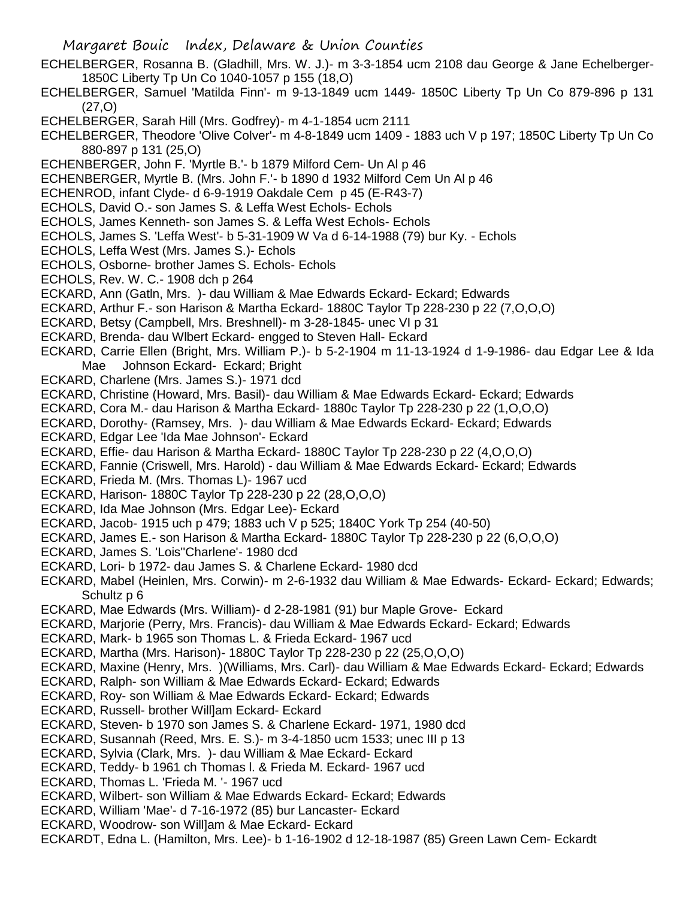ECHELBERGER, Rosanna B. (Gladhill, Mrs. W. J.)- m 3-3-1854 ucm 2108 dau George & Jane Echelberger- 1850C Liberty Tp Un Co 1040-1057 p 155 (18,O)

ECHELBERGER, Samuel 'Matilda Finn'- m 9-13-1849 ucm 1449- 1850C Liberty Tp Un Co 879-896 p 131 (27,O)

ECHELBERGER, Sarah Hill (Mrs. Godfrey)- m 4-1-1854 ucm 2111

ECHELBERGER, Theodore 'Olive Colver'- m 4-8-1849 ucm 1409 - 1883 uch V p 197; 1850C Liberty Tp Un Co 880-897 p 131 (25,O)

ECHENBERGER, John F. 'Myrtle B.'- b 1879 Milford Cem- Un Al p 46

ECHENBERGER, Myrtle B. (Mrs. John F.'- b 1890 d 1932 Milford Cem Un Al p 46

ECHENROD, infant Clyde- d 6-9-1919 Oakdale Cem p 45 (E-R43-7)

ECHOLS, David O.- son James S. & Leffa West Echols- Echols

ECHOLS, James Kenneth- son James S. & Leffa West Echols- Echols

ECHOLS, James S. 'Leffa West'- b 5-31-1909 W Va d 6-14-1988 (79) bur Ky. - Echols

ECHOLS, Leffa West (Mrs. James S.)- Echols

ECHOLS, Osborne- brother James S. Echols- Echols

ECHOLS, Rev. W. C.- 1908 dch p 264

ECKARD, Ann (Gatln, Mrs. )- dau William & Mae Edwards Eckard- Eckard; Edwards

ECKARD, Arthur F.- son Harison & Martha Eckard- 1880C Taylor Tp 228-230 p 22 (7,O,O,O)

ECKARD, Betsy (Campbell, Mrs. Breshnell)- m 3-28-1845- unec VI p 31

ECKARD, Brenda- dau Wlbert Eckard- engged to Steven Hall- Eckard

ECKARD, Carrie Ellen (Bright, Mrs. William P.)- b 5-2-1904 m 11-13-1924 d 1-9-1986- dau Edgar Lee & Ida Mae Johnson Eckard- Eckard; Bright

ECKARD, Charlene (Mrs. James S.)- 1971 dcd

ECKARD, Christine (Howard, Mrs. Basil)- dau William & Mae Edwards Eckard- Eckard; Edwards

ECKARD, Cora M.- dau Harison & Martha Eckard- 1880c Taylor Tp 228-230 p 22 (1,O,O,O)

ECKARD, Dorothy- (Ramsey, Mrs. )- dau William & Mae Edwards Eckard- Eckard; Edwards

ECKARD, Edgar Lee 'Ida Mae Johnson'- Eckard

ECKARD, Effie- dau Harison & Martha Eckard- 1880C Taylor Tp 228-230 p 22 (4,O,O,O)

ECKARD, Fannie (Criswell, Mrs. Harold) - dau William & Mae Edwards Eckard- Eckard; Edwards

ECKARD, Frieda M. (Mrs. Thomas L)- 1967 ucd

ECKARD, Harison- 1880C Taylor Tp 228-230 p 22 (28,O,O,O)

ECKARD, Ida Mae Johnson (Mrs. Edgar Lee)- Eckard

ECKARD, Jacob- 1915 uch p 479; 1883 uch V p 525; 1840C York Tp 254 (40-50)

ECKARD, James E.- son Harison & Martha Eckard- 1880C Taylor Tp 228-230 p 22 (6,O,O,O)

ECKARD, James S. 'Lois''Charlene'- 1980 dcd

ECKARD, Lori- b 1972- dau James S. & Charlene Eckard- 1980 dcd

ECKARD, Mabel (Heinlen, Mrs. Corwin)- m 2-6-1932 dau William & Mae Edwards- Eckard- Eckard; Edwards; Schultz p 6

ECKARD, Mae Edwards (Mrs. William)- d 2-28-1981 (91) bur Maple Grove- Eckard

ECKARD, Marjorie (Perry, Mrs. Francis)- dau William & Mae Edwards Eckard- Eckard; Edwards

ECKARD, Mark- b 1965 son Thomas L. & Frieda Eckard- 1967 ucd

ECKARD, Martha (Mrs. Harison)- 1880C Taylor Tp 228-230 p 22 (25,O,O,O)

ECKARD, Maxine (Henry, Mrs. )(Williams, Mrs. Carl)- dau William & Mae Edwards Eckard- Eckard; Edwards

ECKARD, Ralph- son William & Mae Edwards Eckard- Eckard; Edwards

ECKARD, Roy- son William & Mae Edwards Eckard- Eckard; Edwards

ECKARD, Russell- brother Will]am Eckard- Eckard

ECKARD, Steven- b 1970 son James S. & Charlene Eckard- 1971, 1980 dcd

ECKARD, Susannah (Reed, Mrs. E. S.)- m 3-4-1850 ucm 1533; unec III p 13

ECKARD, Sylvia (Clark, Mrs. )- dau William & Mae Eckard- Eckard

ECKARD, Teddy- b 1961 ch Thomas l. & Frieda M. Eckard- 1967 ucd

ECKARD, Thomas L. 'Frieda M. '- 1967 ucd

ECKARD, Wilbert- son William & Mae Edwards Eckard- Eckard; Edwards

ECKARD, William 'Mae'- d 7-16-1972 (85) bur Lancaster- Eckard

ECKARD, Woodrow- son Will]am & Mae Eckard- Eckard

ECKARDT, Edna L. (Hamilton, Mrs. Lee)- b 1-16-1902 d 12-18-1987 (85) Green Lawn Cem- Eckardt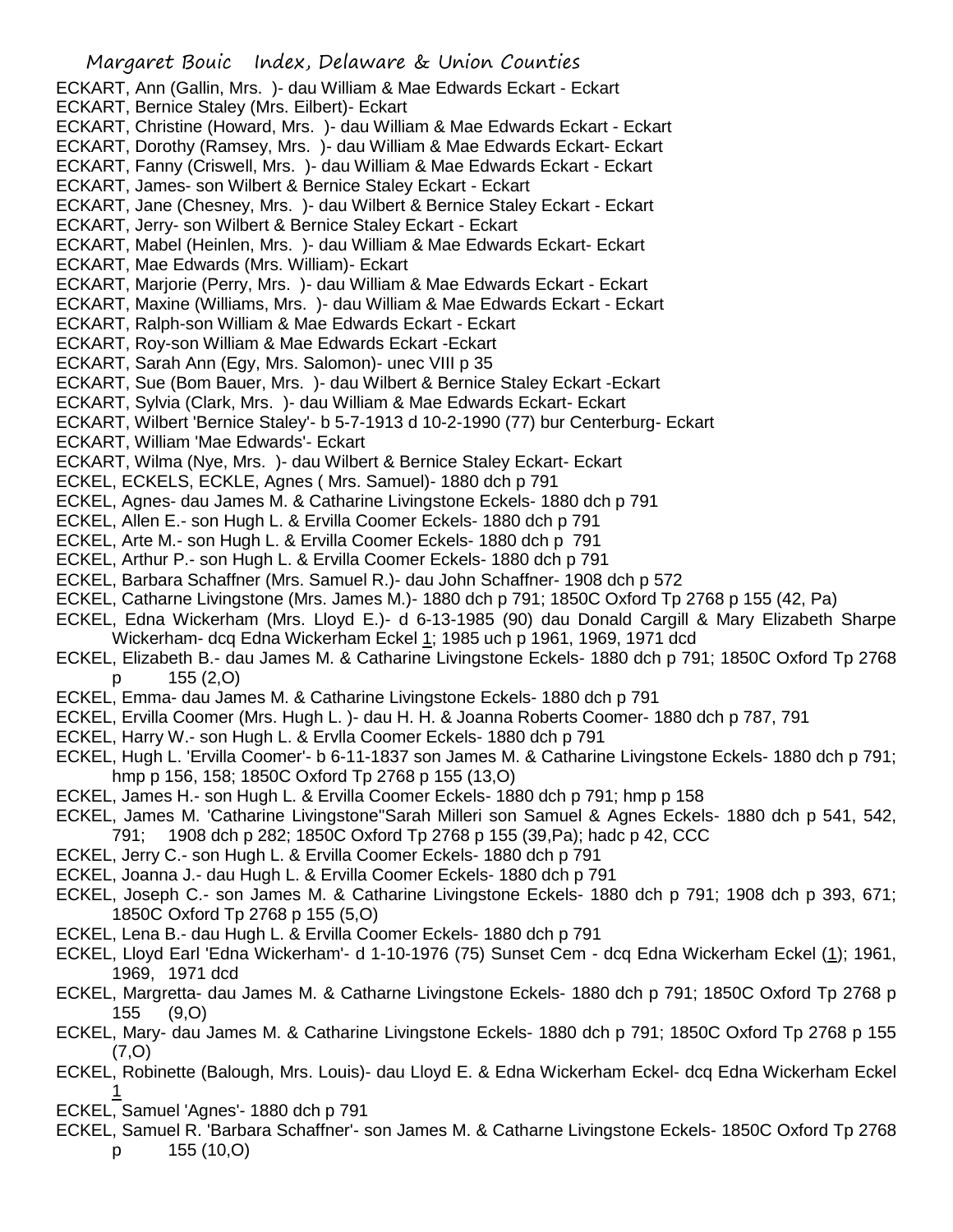ECKART, Ann (Gallin, Mrs. )- dau William & Mae Edwards Eckart - Eckart
ECKART, Bernice Staley (Mrs. Eilbert)- Eckart
ECKART, Christine (Howard, Mrs. )- dau William & Mae Edwards Eckart - Eckart
ECKART, Dorothy (Ramsey, Mrs. )- dau William & Mae Edwards Eckart- Eckart
ECKART, Fanny (Criswell, Mrs. )- dau William & Mae Edwards Eckart - Eckart
ECKART, James- son Wilbert & Bernice Staley Eckart - Eckart
ECKART, Jane (Chesney, Mrs. )- dau Wilbert & Bernice Staley Eckart - Eckart
ECKART, Jerry- son Wilbert & Bernice Staley Eckart - Eckart
ECKART, Mabel (Heinlen, Mrs. )- dau William & Mae Edwards Eckart- Eckart
ECKART, Mae Edwards (Mrs. William)- Eckart
ECKART, Marjorie (Perry, Mrs. )- dau William & Mae Edwards Eckart - Eckart
ECKART, Maxine (Williams, Mrs. )- dau William & Mae Edwards Eckart - Eckart
ECKART, Ralph-son William & Mae Edwards Eckart - Eckart
ECKART, Roy-son William & Mae Edwards Eckart -Eckart
ECKART, Sarah Ann (Egy, Mrs. Salomon)- unec VIII p 35
ECKART, Sue (Bom Bauer, Mrs. )- dau Wilbert & Bernice Staley Eckart -Eckart
ECKART, Sylvia (Clark, Mrs. )- dau William & Mae Edwards Eckart- Eckart
ECKART, Wilbert 'Bernice Staley'- b 5-7-1913 d 10-2-1990 (77) bur Centerburg- Eckart
ECKART, William 'Mae Edwards'- Eckart
ECKART, Wilma (Nye, Mrs. )- dau Wilbert & Bernice Staley Eckart- Eckart
ECKEL, ECKELS, ECKLE, Agnes ( Mrs. Samuel)- 1880 dch p 791
ECKEL, Agnes- dau James M. & Catharine Livingstone Eckels- 1880 dch p 791
ECKEL, Allen E.- son Hugh L. & Ervilla Coomer Eckels- 1880 dch p 791
ECKEL, Arte M.- son Hugh L. & Ervilla Coomer Eckels- 1880 dch p 791
ECKEL, Arthur P.- son Hugh L. & Ervilla Coomer Eckels- 1880 dch p 791
ECKEL, Barbara Schaffner (Mrs. Samuel R.)- dau John Schaffner- 1908 dch p 572
ECKEL, Catharne Livingstone (Mrs. James M.)- 1880 dch p 791; 1850C Oxford Tp 2768 p 155 (42, Pa)
ECKEL, Edna Wickerham (Mrs. Lloyd E.)- d 6-13-1985 (90) dau Donald Cargill & Mary Elizabeth Sharpe Wickerham- dcq Edna Wickerham Eckel 1; 1985 uch p 1961, 1969, 1971 dcd
ECKEL, Elizabeth B.- dau James M. & Catharine Livingstone Eckels- 1880 dch p 791; 1850C Oxford Tp 2768 p 155 (2,O)
ECKEL, Emma- dau James M. & Catharine Livingstone Eckels- 1880 dch p 791
ECKEL, Ervilla Coomer (Mrs. Hugh L. )- dau H. H. & Joanna Roberts Coomer- 1880 dch p 787, 791
ECKEL, Harry W.- son Hugh L. & Ervlla Coomer Eckels- 1880 dch p 791
ECKEL, Hugh L. 'Ervilla Coomer'- b 6-11-1837 son James M. & Catharine Livingstone Eckels- 1880 dch p 791; hmp p 156, 158; 1850C Oxford Tp 2768 p 155 (13,O)
ECKEL, James H.- son Hugh L. & Ervilla Coomer Eckels- 1880 dch p 791; hmp p 158
ECKEL, James M. 'Catharine Livingstone''Sarah Milleri son Samuel & Agnes Eckels- 1880 dch p 541, 542, 791; 1908 dch p 282; 1850C Oxford Tp 2768 p 155 (39,Pa); hadc p 42, CCC
ECKEL, Jerry C.- son Hugh L. & Ervilla Coomer Eckels- 1880 dch p 791
ECKEL, Joanna J.- dau Hugh L. & Ervilla Coomer Eckels- 1880 dch p 791
ECKEL, Joseph C.- son James M. & Catharine Livingstone Eckels- 1880 dch p 791; 1908 dch p 393, 671; 1850C Oxford Tp 2768 p 155 (5,O)
ECKEL, Lena B.- dau Hugh L. & Ervilla Coomer Eckels- 1880 dch p 791
ECKEL, Lloyd Earl 'Edna Wickerham'- d 1-10-1976 (75) Sunset Cem - dcq Edna Wickerham Eckel (1); 1961, 1969, 1971 dcd
ECKEL, Margretta- dau James M. & Catharne Livingstone Eckels- 1880 dch p 791; 1850C Oxford Tp 2768 p 155 (9,O)
ECKEL, Mary- dau James M. & Catharine Livingstone Eckels- 1880 dch p 791; 1850C Oxford Tp 2768 p 155 (7,O)
ECKEL, Robinette (Balough, Mrs. Louis)- dau Lloyd E. & Edna Wickerham Eckel- dcq Edna Wickerham Eckel 1
ECKEL, Samuel 'Agnes'- 1880 dch p 791
ECKEL, Samuel R. 'Barbara Schaffner'- son James M. & Catharne Livingstone Eckels- 1850C Oxford Tp 2768 p 155 (10,O)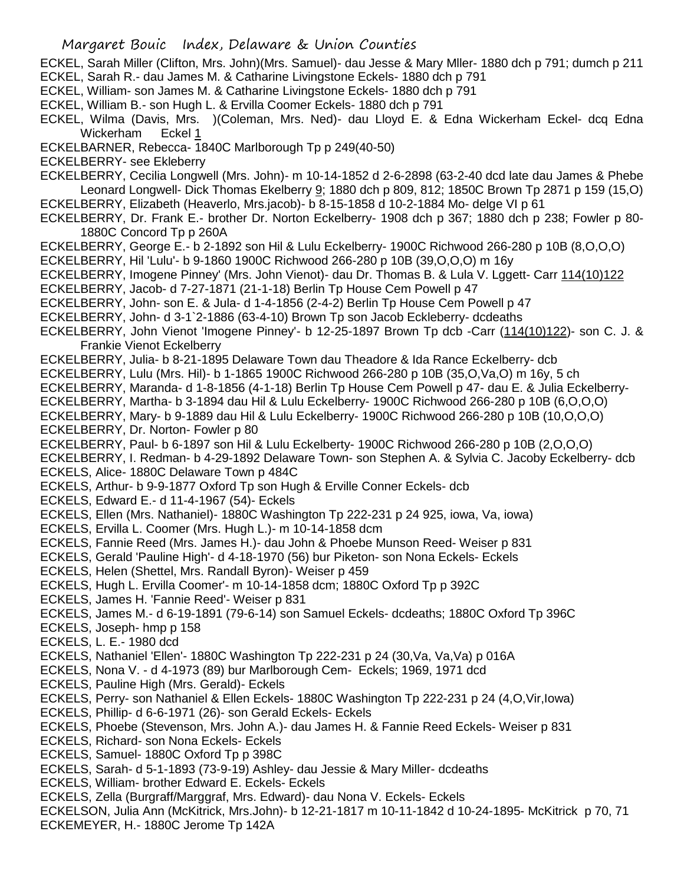ECKEL, Sarah Miller (Clifton, Mrs. John)(Mrs. Samuel)- dau Jesse & Mary Mller- 1880 dch p 791; dumch p 211
ECKEL, Sarah R.- dau James M. & Catharine Livingstone Eckels- 1880 dch p 791
ECKEL, William- son James M. & Catharine Livingstone Eckels- 1880 dch p 791
ECKEL, William B.- son Hugh L. & Ervilla Coomer Eckels- 1880 dch p 791
ECKEL, Wilma (Davis, Mrs. )(Coleman, Mrs. Ned)- dau Lloyd E. & Edna Wickerham Eckel- dcq Edna Wickerham Eckel 1
ECKELBARNER, Rebecca- 1840C Marlborough Tp p 249(40-50)
ECKELBERRY- see Ekleberry
ECKELBERRY, Cecilia Longwell (Mrs. John)- m 10-14-1852 d 2-6-2898 (63-2-40 dcd late dau James & Phebe Leonard Longwell- Dick Thomas Ekelberry 9; 1880 dch p 809, 812; 1850C Brown Tp 2871 p 159 (15,O)
ECKELBERRY, Elizabeth (Heaverlo, Mrs.jacob)- b 8-15-1858 d 10-2-1884 Mo- delge VI p 61
ECKELBERRY, Dr. Frank E.- brother Dr. Norton Eckelberry- 1908 dch p 367; 1880 dch p 238; Fowler p 80- 1880C Concord Tp p 260A
ECKELBERRY, George E.- b 2-1892 son Hil & Lulu Eckelberry- 1900C Richwood 266-280 p 10B (8,O,O,O)
ECKELBERRY, Hil 'Lulu'- b 9-1860 1900C Richwood 266-280 p 10B (39,O,O,O) m 16y
ECKELBERRY, Imogene Pinney' (Mrs. John Vienot)- dau Dr. Thomas B. & Lula V. Lggett- Carr 114(10)122
ECKELBERRY, Jacob- d 7-27-1871 (21-1-18) Berlin Tp House Cem Powell p 47
ECKELBERRY, John- son E. & Jula- d 1-4-1856 (2-4-2) Berlin Tp House Cem Powell p 47
ECKELBERRY, John- d 3-1`2-1886 (63-4-10) Brown Tp son Jacob Eckleberry- dcdeaths
ECKELBERRY, John Vienot 'Imogene Pinney'- b 12-25-1897 Brown Tp dcb -Carr (114(10)122)- son C. J. & Frankie Vienot Eckelberry
ECKELBERRY, Julia- b 8-21-1895 Delaware Town dau Theadore & Ida Rance Eckelberry- dcb
ECKELBERRY, Lulu (Mrs. Hil)- b 1-1865 1900C Richwood 266-280 p 10B (35,O,Va,O) m 16y, 5 ch
ECKELBERRY, Maranda- d 1-8-1856 (4-1-18) Berlin Tp House Cem Powell p 47- dau E. & Julia Eckelberry-
ECKELBERRY, Martha- b 3-1894 dau Hil & Lulu Eckelberry- 1900C Richwood 266-280 p 10B (6,O,O,O)
ECKELBERRY, Mary- b 9-1889 dau Hil & Lulu Eckelberry- 1900C Richwood 266-280 p 10B (10,O,O,O)
ECKELBERRY, Dr. Norton- Fowler p 80
ECKELBERRY, Paul- b 6-1897 son Hil & Lulu Eckelberty- 1900C Richwood 266-280 p 10B (2,O,O,O)
ECKELBERRY, I. Redman- b 4-29-1892 Delaware Town- son Stephen A. & Sylvia C. Jacoby Eckelberry- dcb
ECKELS, Alice- 1880C Delaware Town p 484C
ECKELS, Arthur- b 9-9-1877 Oxford Tp son Hugh & Erville Conner Eckels- dcb
ECKELS, Edward E.- d 11-4-1967 (54)- Eckels
ECKELS, Ellen (Mrs. Nathaniel)- 1880C Washington Tp 222-231 p 24 925, iowa, Va, iowa)
ECKELS, Ervilla L. Coomer (Mrs. Hugh L.)- m 10-14-1858 dcm
ECKELS, Fannie Reed (Mrs. James H.)- dau John & Phoebe Munson Reed- Weiser p 831
ECKELS, Gerald 'Pauline High'- d 4-18-1970 (56) bur Piketon- son Nona Eckels- Eckels
ECKELS, Helen (Shettel, Mrs. Randall Byron)- Weiser p 459
ECKELS, Hugh L. Ervilla Coomer'- m 10-14-1858 dcm; 1880C Oxford Tp p 392C
ECKELS, James H. 'Fannie Reed'- Weiser p 831
ECKELS, James M.- d 6-19-1891 (79-6-14) son Samuel Eckels- dcdeaths; 1880C Oxford Tp 396C
ECKELS, Joseph- hmp p 158
ECKELS, L. E.- 1980 dcd
ECKELS, Nathaniel 'Ellen'- 1880C Washington Tp 222-231 p 24 (30,Va, Va,Va) p 016A
ECKELS, Nona V. - d 4-1973 (89) bur Marlborough Cem- Eckels; 1969, 1971 dcd
ECKELS, Pauline High (Mrs. Gerald)- Eckels
ECKELS, Perry- son Nathaniel & Ellen Eckels- 1880C Washington Tp 222-231 p 24 (4,O,Vir,Iowa)
ECKELS, Phillip- d 6-6-1971 (26)- son Gerald Eckels- Eckels
ECKELS, Phoebe (Stevenson, Mrs. John A.)- dau James H. & Fannie Reed Eckels- Weiser p 831
ECKELS, Richard- son Nona Eckels- Eckels
ECKELS, Samuel- 1880C Oxford Tp p 398C
ECKELS, Sarah- d 5-1-1893 (73-9-19) Ashley- dau Jessie & Mary Miller- dcdeaths
ECKELS, William- brother Edward E. Eckels- Eckels
ECKELS, Zella (Burgraff/Marggraf, Mrs. Edward)- dau Nona V. Eckels- Eckels
ECKELSON, Julia Ann (McKitrick, Mrs.John)- b 12-21-1817 m 10-11-1842 d 10-24-1895- McKitrick p 70, 71
ECKEMEYER, H.- 1880C Jerome Tp 142A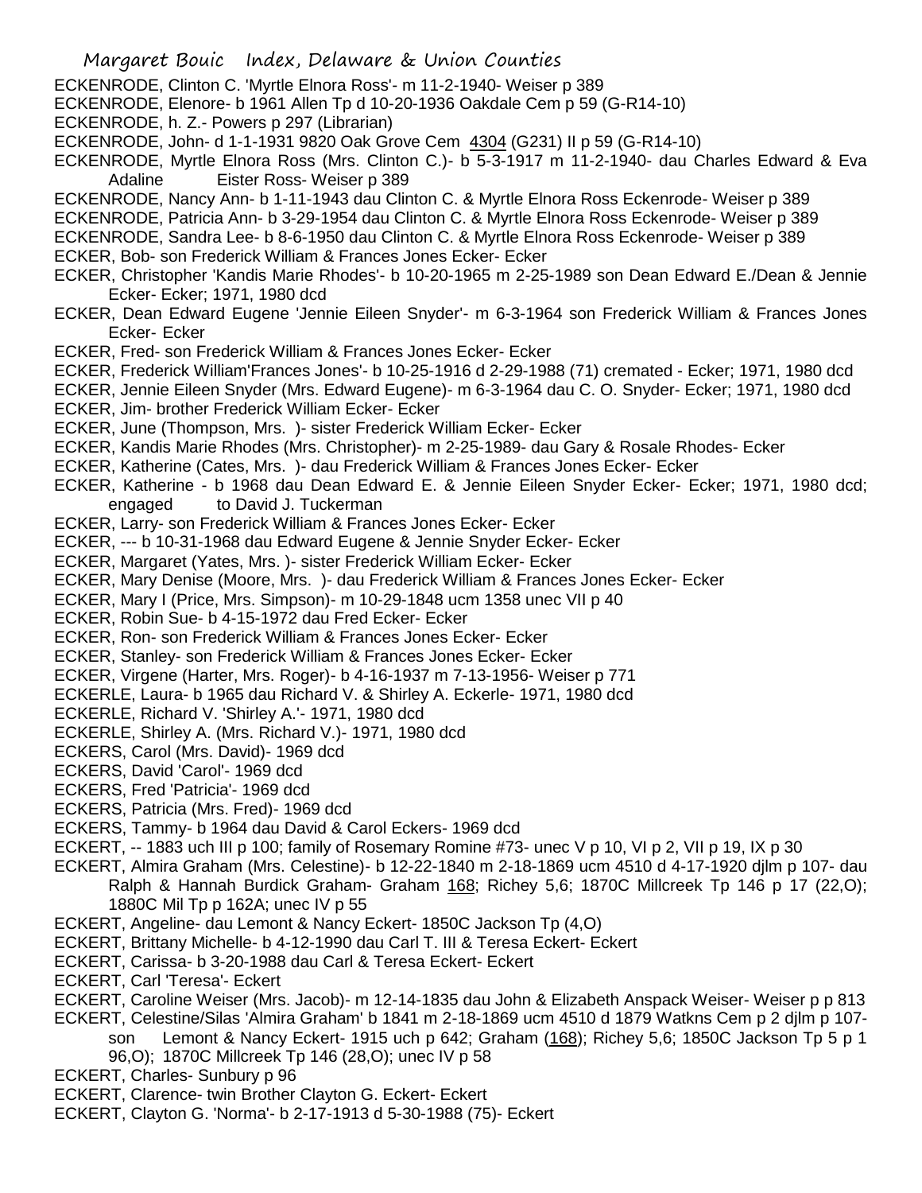ECKENRODE, Clinton C. 'Myrtle Elnora Ross'- m 11-2-1940- Weiser p 389

ECKENRODE, Elenore- b 1961 Allen Tp d 10-20-1936 Oakdale Cem p 59 (G-R14-10)

ECKENRODE, h. Z.- Powers p 297 (Librarian)

ECKENRODE, John- d 1-1-1931 9820 Oak Grove Cem 4304 (G231) II p 59 (G-R14-10)

ECKENRODE, Myrtle Elnora Ross (Mrs. Clinton C.)- b 5-3-1917 m 11-2-1940- dau Charles Edward & Eva Adaline Eister Ross- Weiser p 389

ECKENRODE, Nancy Ann- b 1-11-1943 dau Clinton C. & Myrtle Elnora Ross Eckenrode- Weiser p 389

ECKENRODE, Patricia Ann- b 3-29-1954 dau Clinton C. & Myrtle Elnora Ross Eckenrode- Weiser p 389

ECKENRODE, Sandra Lee- b 8-6-1950 dau Clinton C. & Myrtle Elnora Ross Eckenrode- Weiser p 389

ECKER, Bob- son Frederick William & Frances Jones Ecker- Ecker

ECKER, Christopher 'Kandis Marie Rhodes'- b 10-20-1965 m 2-25-1989 son Dean Edward E./Dean & Jennie Ecker- Ecker; 1971, 1980 dcd

ECKER, Dean Edward Eugene 'Jennie Eileen Snyder'- m 6-3-1964 son Frederick William & Frances Jones Ecker- Ecker

ECKER, Fred- son Frederick William & Frances Jones Ecker- Ecker

ECKER, Frederick William'Frances Jones'- b 10-25-1916 d 2-29-1988 (71) cremated - Ecker; 1971, 1980 dcd

ECKER, Jennie Eileen Snyder (Mrs. Edward Eugene)- m 6-3-1964 dau C. O. Snyder- Ecker; 1971, 1980 dcd

ECKER, Jim- brother Frederick William Ecker- Ecker

ECKER, June (Thompson, Mrs. )- sister Frederick William Ecker- Ecker

ECKER, Kandis Marie Rhodes (Mrs. Christopher)- m 2-25-1989- dau Gary & Rosale Rhodes- Ecker

ECKER, Katherine (Cates, Mrs. )- dau Frederick William & Frances Jones Ecker- Ecker

ECKER, Katherine - b 1968 dau Dean Edward E. & Jennie Eileen Snyder Ecker- Ecker; 1971, 1980 dcd; engaged to David J. Tuckerman

ECKER, Larry- son Frederick William & Frances Jones Ecker- Ecker

ECKER, --- b 10-31-1968 dau Edward Eugene & Jennie Snyder Ecker- Ecker

ECKER, Margaret (Yates, Mrs. )- sister Frederick William Ecker- Ecker

ECKER, Mary Denise (Moore, Mrs. )- dau Frederick William & Frances Jones Ecker- Ecker

ECKER, Mary I (Price, Mrs. Simpson)- m 10-29-1848 ucm 1358 unec VII p 40

ECKER, Robin Sue- b 4-15-1972 dau Fred Ecker- Ecker

ECKER, Ron- son Frederick William & Frances Jones Ecker- Ecker

ECKER, Stanley- son Frederick William & Frances Jones Ecker- Ecker

ECKER, Virgene (Harter, Mrs. Roger)- b 4-16-1937 m 7-13-1956- Weiser p 771

ECKERLE, Laura- b 1965 dau Richard V. & Shirley A. Eckerle- 1971, 1980 dcd

ECKERLE, Richard V. 'Shirley A.'- 1971, 1980 dcd

ECKERLE, Shirley A. (Mrs. Richard V.)- 1971, 1980 dcd

ECKERS, Carol (Mrs. David)- 1969 dcd

ECKERS, David 'Carol'- 1969 dcd

ECKERS, Fred 'Patricia'- 1969 dcd

ECKERS, Patricia (Mrs. Fred)- 1969 dcd

ECKERS, Tammy- b 1964 dau David & Carol Eckers- 1969 dcd

ECKERT, -- 1883 uch III p 100; family of Rosemary Romine #73- unec V p 10, VI p 2, VII p 19, IX p 30

ECKERT, Almira Graham (Mrs. Celestine)- b 12-22-1840 m 2-18-1869 ucm 4510 d 4-17-1920 djlm p 107- dau Ralph & Hannah Burdick Graham- Graham 168; Richey 5,6; 1870C Millcreek Tp 146 p 17 (22,O); 1880C Mil Tp p 162A; unec IV p 55

ECKERT, Angeline- dau Lemont & Nancy Eckert- 1850C Jackson Tp (4,O)

ECKERT, Brittany Michelle- b 4-12-1990 dau Carl T. III & Teresa Eckert- Eckert

ECKERT, Carissa- b 3-20-1988 dau Carl & Teresa Eckert- Eckert

ECKERT, Carl 'Teresa'- Eckert

ECKERT, Caroline Weiser (Mrs. Jacob)- m 12-14-1835 dau John & Elizabeth Anspack Weiser- Weiser p p 813

ECKERT, Celestine/Silas 'Almira Graham' b 1841 m 2-18-1869 ucm 4510 d 1879 Watkns Cem p 2 djlm p 107- son Lemont & Nancy Eckert- 1915 uch p 642; Graham (168); Richey 5,6; 1850C Jackson Tp 5 p 1 96,O); 1870C Millcreek Tp 146 (28,O); unec IV p 58

ECKERT, Charles- Sunbury p 96

ECKERT, Clarence- twin Brother Clayton G. Eckert- Eckert

ECKERT, Clayton G. 'Norma'- b 2-17-1913 d 5-30-1988 (75)- Eckert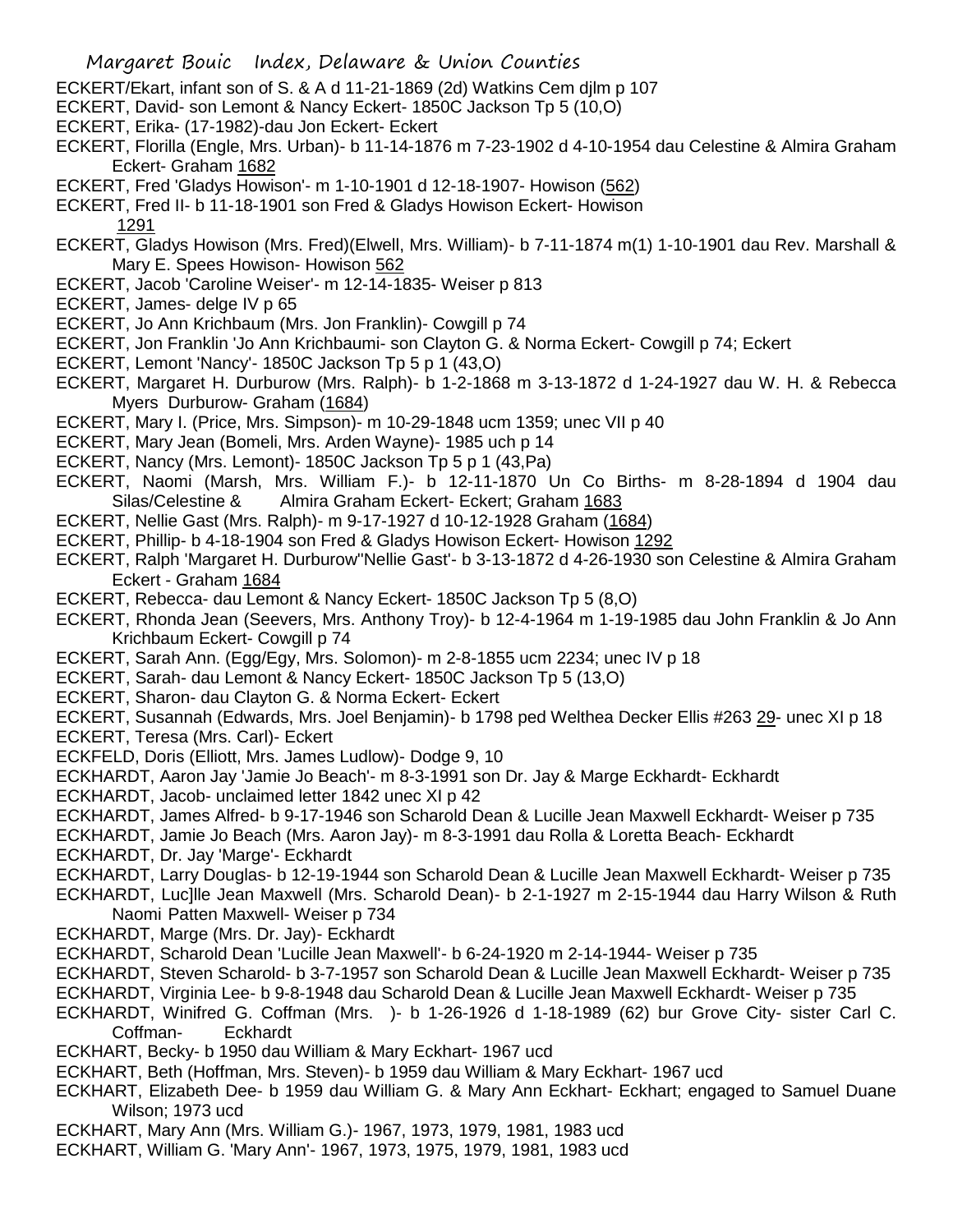ECKERT/Ekart, infant son of S. & A d 11-21-1869 (2d) Watkins Cem djlm p 107

ECKERT, David- son Lemont & Nancy Eckert- 1850C Jackson Tp 5 (10,O)

ECKERT, Erika- (17-1982)-dau Jon Eckert- Eckert

ECKERT, Florilla (Engle, Mrs. Urban)- b 11-14-1876 m 7-23-1902 d 4-10-1954 dau Celestine & Almira Graham Eckert- Graham 1682

ECKERT, Fred 'Gladys Howison'- m 1-10-1901 d 12-18-1907- Howison (562)

ECKERT, Fred II- b 11-18-1901 son Fred & Gladys Howison Eckert- Howison 1291

ECKERT, Gladys Howison (Mrs. Fred)(Elwell, Mrs. William)- b 7-11-1874 m(1) 1-10-1901 dau Rev. Marshall & Mary E. Spees Howison- Howison 562

ECKERT, Jacob 'Caroline Weiser'- m 12-14-1835- Weiser p 813

ECKERT, James- delge IV p 65

ECKERT, Jo Ann Krichbaum (Mrs. Jon Franklin)- Cowgill p 74

ECKERT, Jon Franklin 'Jo Ann Krichbaumi- son Clayton G. & Norma Eckert- Cowgill p 74; Eckert

ECKERT, Lemont 'Nancy'- 1850C Jackson Tp 5 p 1 (43,O)

ECKERT, Margaret H. Durburow (Mrs. Ralph)- b 1-2-1868 m 3-13-1872 d 1-24-1927 dau W. H. & Rebecca Myers Durburow- Graham (1684)

ECKERT, Mary I. (Price, Mrs. Simpson)- m 10-29-1848 ucm 1359; unec VII p 40

ECKERT, Mary Jean (Bomeli, Mrs. Arden Wayne)- 1985 uch p 14

ECKERT, Nancy (Mrs. Lemont)- 1850C Jackson Tp 5 p 1 (43,Pa)

ECKERT, Naomi (Marsh, Mrs. William F.)- b 12-11-1870 Un Co Births- m 8-28-1894 d 1904 dau Silas/Celestine & Almira Graham Eckert- Eckert; Graham 1683

ECKERT, Nellie Gast (Mrs. Ralph)- m 9-17-1927 d 10-12-1928 Graham (1684)

ECKERT, Phillip- b 4-18-1904 son Fred & Gladys Howison Eckert- Howison 1292

ECKERT, Ralph 'Margaret H. Durburow''Nellie Gast'- b 3-13-1872 d 4-26-1930 son Celestine & Almira Graham Eckert - Graham 1684

ECKERT, Rebecca- dau Lemont & Nancy Eckert- 1850C Jackson Tp 5 (8,O)

ECKERT, Rhonda Jean (Seevers, Mrs. Anthony Troy)- b 12-4-1964 m 1-19-1985 dau John Franklin & Jo Ann Krichbaum Eckert- Cowgill p 74

ECKERT, Sarah Ann. (Egg/Egy, Mrs. Solomon)- m 2-8-1855 ucm 2234; unec IV p 18

ECKERT, Sarah- dau Lemont & Nancy Eckert- 1850C Jackson Tp 5 (13,O)

ECKERT, Sharon- dau Clayton G. & Norma Eckert- Eckert

ECKERT, Susannah (Edwards, Mrs. Joel Benjamin)- b 1798 ped Welthea Decker Ellis #263 29- unec XI p 18

ECKERT, Teresa (Mrs. Carl)- Eckert

ECKFELD, Doris (Elliott, Mrs. James Ludlow)- Dodge 9, 10

ECKHARDT, Aaron Jay 'Jamie Jo Beach'- m 8-3-1991 son Dr. Jay & Marge Eckhardt- Eckhardt

ECKHARDT, Jacob- unclaimed letter 1842 unec XI p 42

ECKHARDT, James Alfred- b 9-17-1946 son Scharold Dean & Lucille Jean Maxwell Eckhardt- Weiser p 735

ECKHARDT, Jamie Jo Beach (Mrs. Aaron Jay)- m 8-3-1991 dau Rolla & Loretta Beach- Eckhardt

ECKHARDT, Dr. Jay 'Marge'- Eckhardt

ECKHARDT, Larry Douglas- b 12-19-1944 son Scharold Dean & Lucille Jean Maxwell Eckhardt- Weiser p 735

ECKHARDT, Luc]lle Jean Maxwell (Mrs. Scharold Dean)- b 2-1-1927 m 2-15-1944 dau Harry Wilson & Ruth Naomi Patten Maxwell- Weiser p 734

ECKHARDT, Marge (Mrs. Dr. Jay)- Eckhardt

ECKHARDT, Scharold Dean 'Lucille Jean Maxwell'- b 6-24-1920 m 2-14-1944- Weiser p 735

ECKHARDT, Steven Scharold- b 3-7-1957 son Scharold Dean & Lucille Jean Maxwell Eckhardt- Weiser p 735

ECKHARDT, Virginia Lee- b 9-8-1948 dau Scharold Dean & Lucille Jean Maxwell Eckhardt- Weiser p 735

ECKHARDT, Winifred G. Coffman (Mrs. )- b 1-26-1926 d 1-18-1989 (62) bur Grove City- sister Carl C. Coffman- Eckhardt

ECKHART, Becky- b 1950 dau William & Mary Eckhart- 1967 ucd

ECKHART, Beth (Hoffman, Mrs. Steven)- b 1959 dau William & Mary Eckhart- 1967 ucd

ECKHART, Elizabeth Dee- b 1959 dau William G. & Mary Ann Eckhart- Eckhart; engaged to Samuel Duane Wilson; 1973 ucd

ECKHART, Mary Ann (Mrs. William G.)- 1967, 1973, 1979, 1981, 1983 ucd

ECKHART, William G. 'Mary Ann'- 1967, 1973, 1975, 1979, 1981, 1983 ucd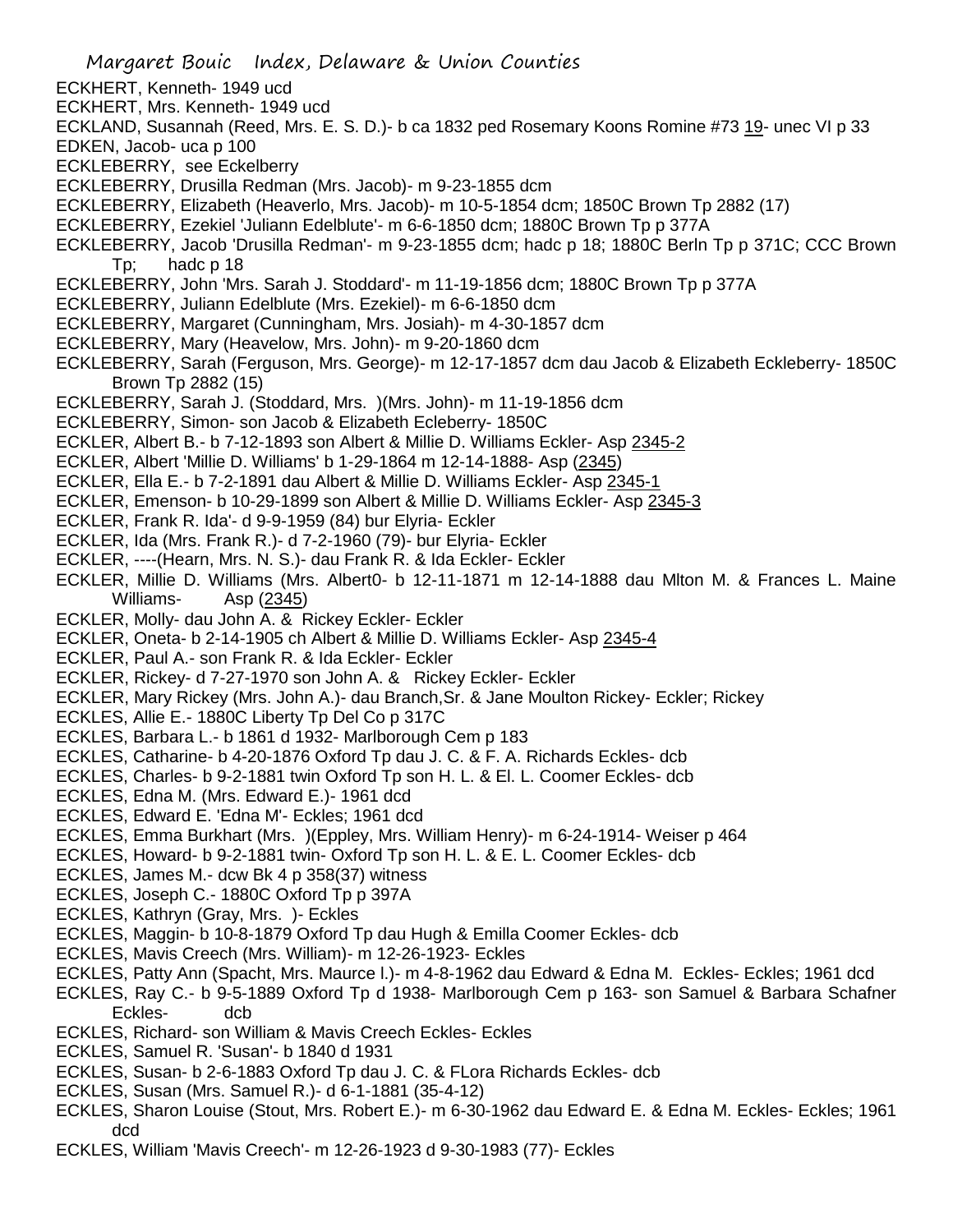ECKHERT, Kenneth- 1949 ucd

ECKHERT, Mrs. Kenneth- 1949 ucd

ECKLAND, Susannah (Reed, Mrs. E. S. D.)- b ca 1832 ped Rosemary Koons Romine #73 19- unec VI p 33

EDKEN, Jacob- uca p 100

ECKLEBERRY, see Eckelberry

ECKLEBERRY, Drusilla Redman (Mrs. Jacob)- m 9-23-1855 dcm

ECKLEBERRY, Elizabeth (Heaverlo, Mrs. Jacob)- m 10-5-1854 dcm; 1850C Brown Tp 2882 (17)

ECKLEBERRY, Ezekiel 'Juliann Edelblute'- m 6-6-1850 dcm; 1880C Brown Tp p 377A

ECKLEBERRY, Jacob 'Drusilla Redman'- m 9-23-1855 dcm; hadc p 18; 1880C Berln Tp p 371C; CCC Brown Tp; hadc p 18

ECKLEBERRY, John 'Mrs. Sarah J. Stoddard'- m 11-19-1856 dcm; 1880C Brown Tp p 377A

ECKLEBERRY, Juliann Edelblute (Mrs. Ezekiel)- m 6-6-1850 dcm

ECKLEBERRY, Margaret (Cunningham, Mrs. Josiah)- m 4-30-1857 dcm

ECKLEBERRY, Mary (Heavelow, Mrs. John)- m 9-20-1860 dcm

ECKLEBERRY, Sarah (Ferguson, Mrs. George)- m 12-17-1857 dcm dau Jacob & Elizabeth Eckleberry- 1850C Brown Tp 2882 (15)

ECKLEBERRY, Sarah J. (Stoddard, Mrs. )(Mrs. John)- m 11-19-1856 dcm

ECKLEBERRY, Simon- son Jacob & Elizabeth Ecleberry- 1850C

ECKLER, Albert B.- b 7-12-1893 son Albert & Millie D. Williams Eckler- Asp 2345-2

ECKLER, Albert 'Millie D. Williams' b 1-29-1864 m 12-14-1888- Asp (2345)

ECKLER, Ella E.- b 7-2-1891 dau Albert & Millie D. Williams Eckler- Asp 2345-1

ECKLER, Emenson- b 10-29-1899 son Albert & Millie D. Williams Eckler- Asp 2345-3

ECKLER, Frank R. Ida'- d 9-9-1959 (84) bur Elyria- Eckler

ECKLER, Ida (Mrs. Frank R.)- d 7-2-1960 (79)- bur Elyria- Eckler

ECKLER, ----(Hearn, Mrs. N. S.)- dau Frank R. & Ida Eckler- Eckler

ECKLER, Millie D. Williams (Mrs. Albert0- b 12-11-1871 m 12-14-1888 dau Mlton M. & Frances L. Maine Williams- Asp (2345)

ECKLER, Molly- dau John A. & Rickey Eckler- Eckler

ECKLER, Oneta- b 2-14-1905 ch Albert & Millie D. Williams Eckler- Asp 2345-4

ECKLER, Paul A.- son Frank R. & Ida Eckler- Eckler

ECKLER, Rickey- d 7-27-1970 son John A. & Rickey Eckler- Eckler

ECKLER, Mary Rickey (Mrs. John A.)- dau Branch,Sr. & Jane Moulton Rickey- Eckler; Rickey

ECKLES, Allie E.- 1880C Liberty Tp Del Co p 317C

ECKLES, Barbara L.- b 1861 d 1932- Marlborough Cem p 183

ECKLES, Catharine- b 4-20-1876 Oxford Tp dau J. C. & F. A. Richards Eckles- dcb

ECKLES, Charles- b 9-2-1881 twin Oxford Tp son H. L. & El. L. Coomer Eckles- dcb

ECKLES, Edna M. (Mrs. Edward E.)- 1961 dcd

ECKLES, Edward E. 'Edna M'- Eckles; 1961 dcd

ECKLES, Emma Burkhart (Mrs. )(Eppley, Mrs. William Henry)- m 6-24-1914- Weiser p 464

ECKLES, Howard- b 9-2-1881 twin- Oxford Tp son H. L. & E. L. Coomer Eckles- dcb

ECKLES, James M.- dcw Bk 4 p 358(37) witness

ECKLES, Joseph C.- 1880C Oxford Tp p 397A

ECKLES, Kathryn (Gray, Mrs. )- Eckles

ECKLES, Maggin- b 10-8-1879 Oxford Tp dau Hugh & Emilla Coomer Eckles- dcb

ECKLES, Mavis Creech (Mrs. William)- m 12-26-1923- Eckles

ECKLES, Patty Ann (Spacht, Mrs. Maurce l.)- m 4-8-1962 dau Edward & Edna M. Eckles- Eckles; 1961 dcd

ECKLES, Ray C.- b 9-5-1889 Oxford Tp d 1938- Marlborough Cem p 163- son Samuel & Barbara Schafner Eckles- dcb

ECKLES, Richard- son William & Mavis Creech Eckles- Eckles

ECKLES, Samuel R. 'Susan'- b 1840 d 1931

ECKLES, Susan- b 2-6-1883 Oxford Tp dau J. C. & FLora Richards Eckles- dcb

ECKLES, Susan (Mrs. Samuel R.)- d 6-1-1881 (35-4-12)

ECKLES, Sharon Louise (Stout, Mrs. Robert E.)- m 6-30-1962 dau Edward E. & Edna M. Eckles- Eckles; 1961 dcd

ECKLES, William 'Mavis Creech'- m 12-26-1923 d 9-30-1983 (77)- Eckles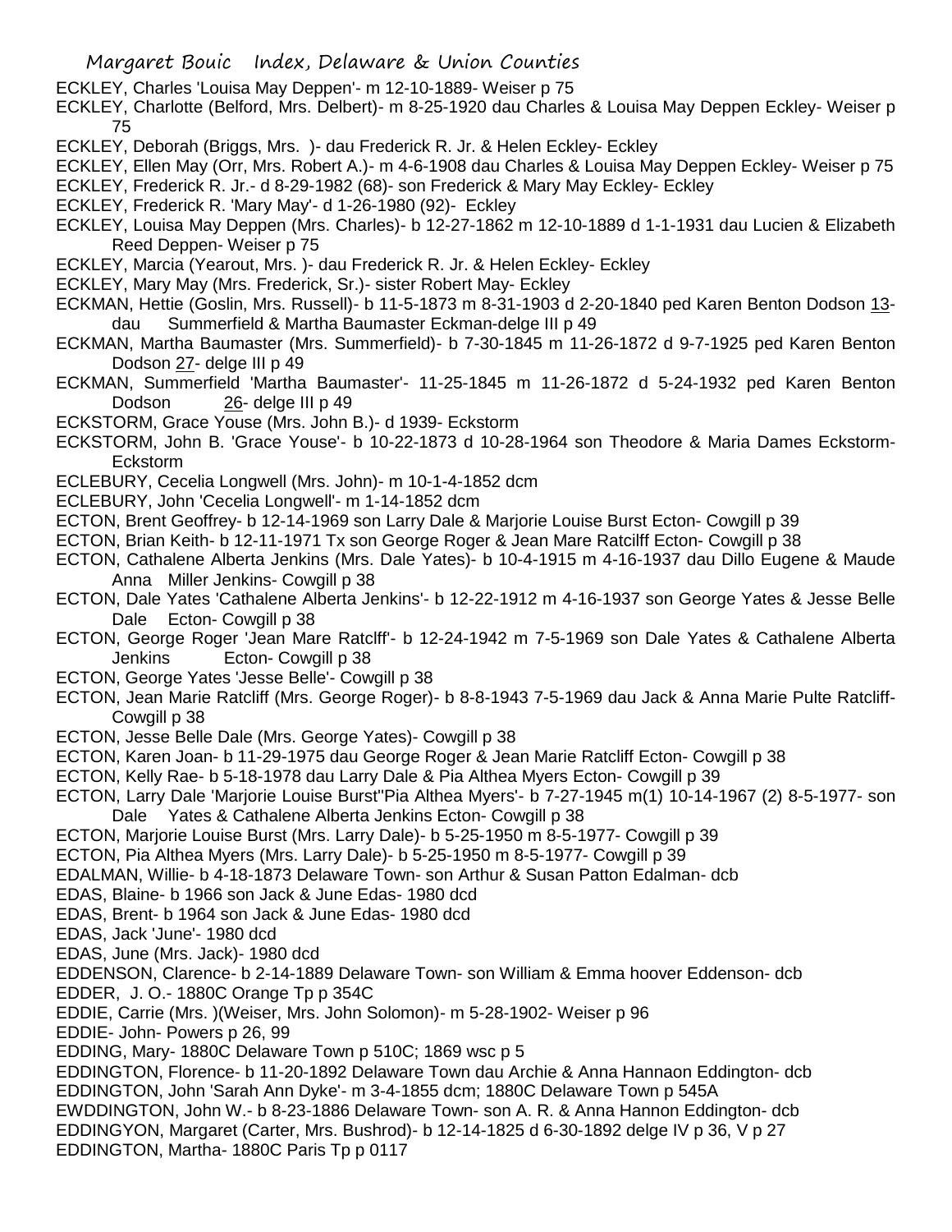ECKLEY, Charles 'Louisa May Deppen'- m 12-10-1889- Weiser p 75

ECKLEY, Charlotte (Belford, Mrs. Delbert)- m 8-25-1920 dau Charles & Louisa May Deppen Eckley- Weiser p 75

ECKLEY, Deborah (Briggs, Mrs. )- dau Frederick R. Jr. & Helen Eckley- Eckley

ECKLEY, Ellen May (Orr, Mrs. Robert A.)- m 4-6-1908 dau Charles & Louisa May Deppen Eckley- Weiser p 75

ECKLEY, Frederick R. Jr.- d 8-29-1982 (68)- son Frederick & Mary May Eckley- Eckley

ECKLEY, Frederick R. 'Mary May'- d 1-26-1980 (92)- Eckley

ECKLEY, Louisa May Deppen (Mrs. Charles)- b 12-27-1862 m 12-10-1889 d 1-1-1931 dau Lucien & Elizabeth Reed Deppen- Weiser p 75

ECKLEY, Marcia (Yearout, Mrs. )- dau Frederick R. Jr. & Helen Eckley- Eckley

ECKLEY, Mary May (Mrs. Frederick, Sr.)- sister Robert May- Eckley

ECKMAN, Hettie (Goslin, Mrs. Russell)- b 11-5-1873 m 8-31-1903 d 2-20-1840 ped Karen Benton Dodson 13- dau Summerfield & Martha Baumaster Eckman-delge III p 49

ECKMAN, Martha Baumaster (Mrs. Summerfield)- b 7-30-1845 m 11-26-1872 d 9-7-1925 ped Karen Benton Dodson 27- delge III p 49

ECKMAN, Summerfield 'Martha Baumaster'- 11-25-1845 m 11-26-1872 d 5-24-1932 ped Karen Benton Dodson 26- delge III p 49

ECKSTORM, Grace Youse (Mrs. John B.)- d 1939- Eckstorm

ECKSTORM, John B. 'Grace Youse'- b 10-22-1873 d 10-28-1964 son Theodore & Maria Dames Eckstorm- Eckstorm

ECLEBURY, Cecelia Longwell (Mrs. John)- m 10-1-4-1852 dcm

ECLEBURY, John 'Cecelia Longwell'- m 1-14-1852 dcm

ECTON, Brent Geoffrey- b 12-14-1969 son Larry Dale & Marjorie Louise Burst Ecton- Cowgill p 39

ECTON, Brian Keith- b 12-11-1971 Tx son George Roger & Jean Mare Ratcilff Ecton- Cowgill p 38

ECTON, Cathalene Alberta Jenkins (Mrs. Dale Yates)- b 10-4-1915 m 4-16-1937 dau Dillo Eugene & Maude Anna Miller Jenkins- Cowgill p 38

ECTON, Dale Yates 'Cathalene Alberta Jenkins'- b 12-22-1912 m 4-16-1937 son George Yates & Jesse Belle Dale Ecton- Cowgill p 38

ECTON, George Roger 'Jean Mare Ratclff'- b 12-24-1942 m 7-5-1969 son Dale Yates & Cathalene Alberta Jenkins Ecton- Cowgill p 38

ECTON, George Yates 'Jesse Belle'- Cowgill p 38

ECTON, Jean Marie Ratcliff (Mrs. George Roger)- b 8-8-1943 7-5-1969 dau Jack & Anna Marie Pulte Ratcliff- Cowgill p 38

ECTON, Jesse Belle Dale (Mrs. George Yates)- Cowgill p 38

ECTON, Karen Joan- b 11-29-1975 dau George Roger & Jean Marie Ratcliff Ecton- Cowgill p 38

ECTON, Kelly Rae- b 5-18-1978 dau Larry Dale & Pia Althea Myers Ecton- Cowgill p 39

ECTON, Larry Dale 'Marjorie Louise Burst''Pia Althea Myers'- b 7-27-1945 m(1) 10-14-1967 (2) 8-5-1977- son Dale Yates & Cathalene Alberta Jenkins Ecton- Cowgill p 38

ECTON, Marjorie Louise Burst (Mrs. Larry Dale)- b 5-25-1950 m 8-5-1977- Cowgill p 39

ECTON, Pia Althea Myers (Mrs. Larry Dale)- b 5-25-1950 m 8-5-1977- Cowgill p 39

EDALMAN, Willie- b 4-18-1873 Delaware Town- son Arthur & Susan Patton Edalman- dcb

EDAS, Blaine- b 1966 son Jack & June Edas- 1980 dcd

EDAS, Brent- b 1964 son Jack & June Edas- 1980 dcd

EDAS, Jack 'June'- 1980 dcd

EDAS, June (Mrs. Jack)- 1980 dcd

EDDENSON, Clarence- b 2-14-1889 Delaware Town- son William & Emma hoover Eddenson- dcb

EDDER, J. O.- 1880C Orange Tp p 354C

EDDIE, Carrie (Mrs. )(Weiser, Mrs. John Solomon)- m 5-28-1902- Weiser p 96

EDDIE- John- Powers p 26, 99

EDDING, Mary- 1880C Delaware Town p 510C; 1869 wsc p 5

EDDINGTON, Florence- b 11-20-1892 Delaware Town dau Archie & Anna Hannaon Eddington- dcb

EDDINGTON, John 'Sarah Ann Dyke'- m 3-4-1855 dcm; 1880C Delaware Town p 545A

EWDDINGTON, John W.- b 8-23-1886 Delaware Town- son A. R. & Anna Hannon Eddington- dcb

EDDINGYON, Margaret (Carter, Mrs. Bushrod)- b 12-14-1825 d 6-30-1892 delge IV p 36, V p 27

EDDINGTON, Martha- 1880C Paris Tp p 0117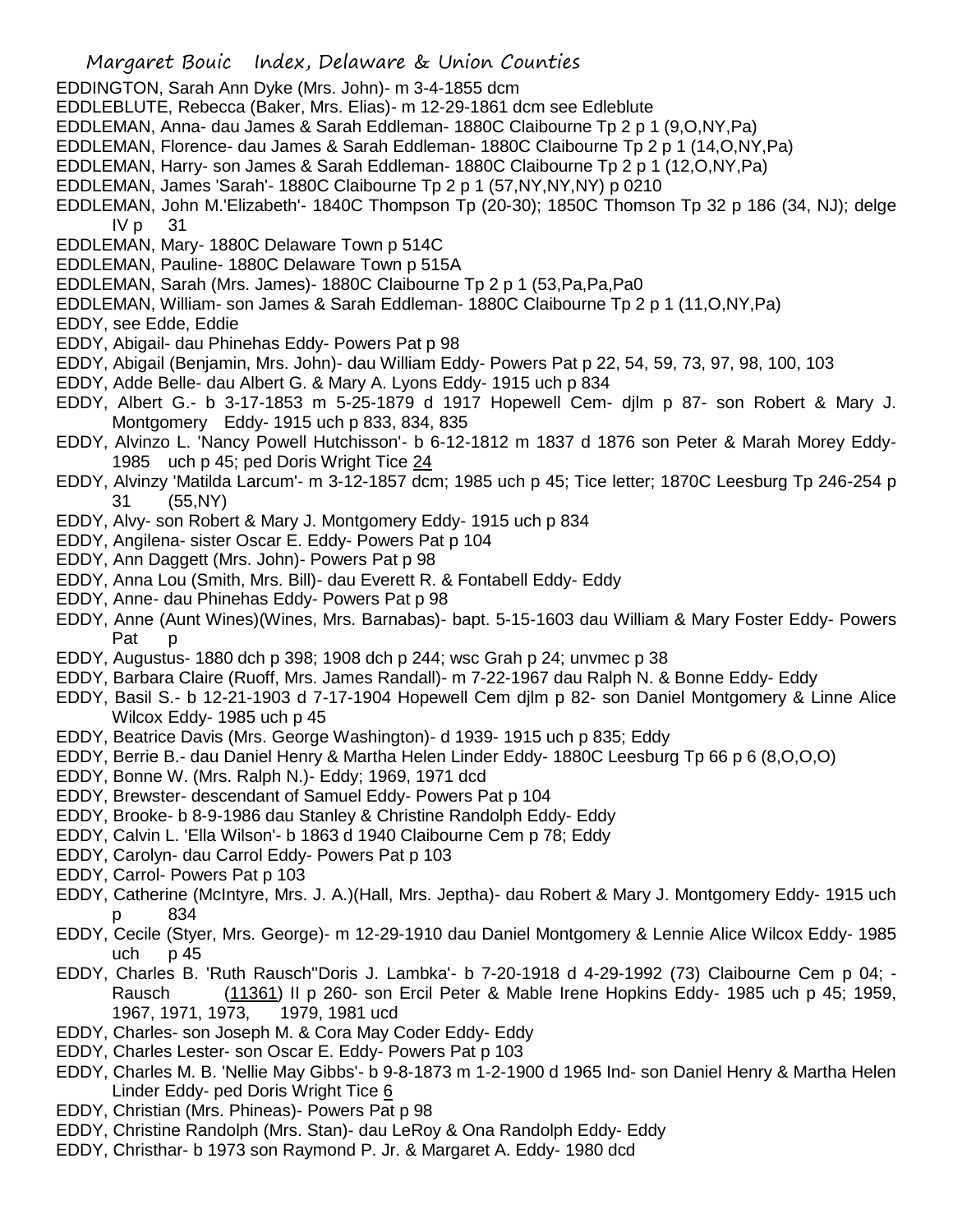EDDINGTON, Sarah Ann Dyke (Mrs. John)- m 3-4-1855 dcm

EDDLEBLUTE, Rebecca (Baker, Mrs. Elias)- m 12-29-1861 dcm see Edleblute

EDDLEMAN, Anna- dau James & Sarah Eddleman- 1880C Claibourne Tp 2 p 1 (9,O,NY,Pa)

EDDLEMAN, Florence- dau James & Sarah Eddleman- 1880C Claibourne Tp 2 p 1 (14,O,NY,Pa)

EDDLEMAN, Harry- son James & Sarah Eddleman- 1880C Claibourne Tp 2 p 1 (12,O,NY,Pa)

EDDLEMAN, James 'Sarah'- 1880C Claibourne Tp 2 p 1 (57,NY,NY,NY) p 0210

EDDLEMAN, John M.'Elizabeth'- 1840C Thompson Tp (20-30); 1850C Thomson Tp 32 p 186 (34, NJ); delge IV p 31

EDDLEMAN, Mary- 1880C Delaware Town p 514C

EDDLEMAN, Pauline- 1880C Delaware Town p 515A

EDDLEMAN, Sarah (Mrs. James)- 1880C Claibourne Tp 2 p 1 (53,Pa,Pa,Pa0

EDDLEMAN, William- son James & Sarah Eddleman- 1880C Claibourne Tp 2 p 1 (11,O,NY,Pa)

EDDY, see Edde, Eddie

EDDY, Abigail- dau Phinehas Eddy- Powers Pat p 98

EDDY, Abigail (Benjamin, Mrs. John)- dau William Eddy- Powers Pat p 22, 54, 59, 73, 97, 98, 100, 103

EDDY, Adde Belle- dau Albert G. & Mary A. Lyons Eddy- 1915 uch p 834

EDDY, Albert G.- b 3-17-1853 m 5-25-1879 d 1917 Hopewell Cem- djlm p 87- son Robert & Mary J. Montgomery Eddy- 1915 uch p 833, 834, 835

EDDY, Alvinzo L. 'Nancy Powell Hutchisson'- b 6-12-1812 m 1837 d 1876 son Peter & Marah Morey Eddy- 1985 uch p 45; ped Doris Wright Tice 24

EDDY, Alvinzy 'Matilda Larcum'- m 3-12-1857 dcm; 1985 uch p 45; Tice letter; 1870C Leesburg Tp 246-254 p 31 (55,NY)

EDDY, Alvy- son Robert & Mary J. Montgomery Eddy- 1915 uch p 834

EDDY, Angilena- sister Oscar E. Eddy- Powers Pat p 104

EDDY, Ann Daggett (Mrs. John)- Powers Pat p 98

EDDY, Anna Lou (Smith, Mrs. Bill)- dau Everett R. & Fontabell Eddy- Eddy

EDDY, Anne- dau Phinehas Eddy- Powers Pat p 98

EDDY, Anne (Aunt Wines)(Wines, Mrs. Barnabas)- bapt. 5-15-1603 dau William & Mary Foster Eddy- Powers Pat p

EDDY, Augustus- 1880 dch p 398; 1908 dch p 244; wsc Grah p 24; unvmec p 38

EDDY, Barbara Claire (Ruoff, Mrs. James Randall)- m 7-22-1967 dau Ralph N. & Bonne Eddy- Eddy

EDDY, Basil S.- b 12-21-1903 d 7-17-1904 Hopewell Cem djlm p 82- son Daniel Montgomery & Linne Alice Wilcox Eddy- 1985 uch p 45

EDDY, Beatrice Davis (Mrs. George Washington)- d 1939- 1915 uch p 835; Eddy

EDDY, Berrie B.- dau Daniel Henry & Martha Helen Linder Eddy- 1880C Leesburg Tp 66 p 6 (8,O,O,O)

EDDY, Bonne W. (Mrs. Ralph N.)- Eddy; 1969, 1971 dcd

EDDY, Brewster- descendant of Samuel Eddy- Powers Pat p 104

EDDY, Brooke- b 8-9-1986 dau Stanley & Christine Randolph Eddy- Eddy

EDDY, Calvin L. 'Ella Wilson'- b 1863 d 1940 Claibourne Cem p 78; Eddy

EDDY, Carolyn- dau Carrol Eddy- Powers Pat p 103

EDDY, Carrol- Powers Pat p 103

EDDY, Catherine (McIntyre, Mrs. J. A.)(Hall, Mrs. Jeptha)- dau Robert & Mary J. Montgomery Eddy- 1915 uch p 834

EDDY, Cecile (Styer, Mrs. George)- m 12-29-1910 dau Daniel Montgomery & Lennie Alice Wilcox Eddy- 1985 uch p 45

EDDY, Charles B. 'Ruth Rausch''Doris J. Lambka'- b 7-20-1918 d 4-29-1992 (73) Claibourne Cem p 04; - Rausch (11361) II p 260- son Ercil Peter & Mable Irene Hopkins Eddy- 1985 uch p 45; 1959, 1967, 1971, 1973, 1979, 1981 ucd

EDDY, Charles- son Joseph M. & Cora May Coder Eddy- Eddy

EDDY, Charles Lester- son Oscar E. Eddy- Powers Pat p 103

EDDY, Charles M. B. 'Nellie May Gibbs'- b 9-8-1873 m 1-2-1900 d 1965 Ind- son Daniel Henry & Martha Helen Linder Eddy- ped Doris Wright Tice 6

EDDY, Christian (Mrs. Phineas)- Powers Pat p 98

EDDY, Christine Randolph (Mrs. Stan)- dau LeRoy & Ona Randolph Eddy- Eddy

EDDY, Christhar- b 1973 son Raymond P. Jr. & Margaret A. Eddy- 1980 dcd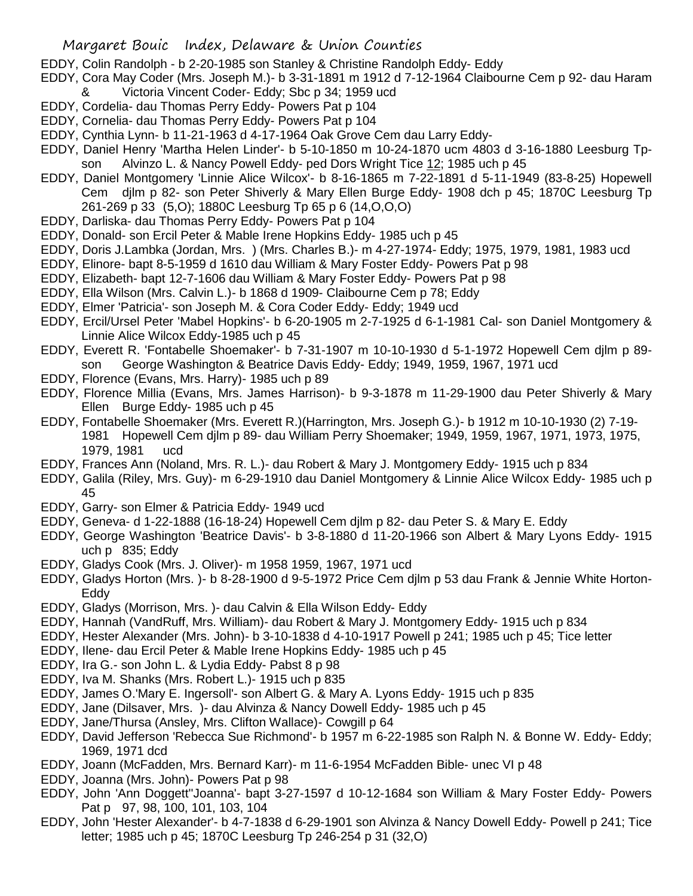EDDY, Colin Randolph - b 2-20-1985 son Stanley & Christine Randolph Eddy- Eddy

EDDY, Cora May Coder (Mrs. Joseph M.)- b 3-31-1891 m 1912 d 7-12-1964 Claibourne Cem p 92- dau Haram & Victoria Vincent Coder- Eddy; Sbc p 34; 1959 ucd

EDDY, Cordelia- dau Thomas Perry Eddy- Powers Pat p 104

EDDY, Cornelia- dau Thomas Perry Eddy- Powers Pat p 104

EDDY, Cynthia Lynn- b 11-21-1963 d 4-17-1964 Oak Grove Cem dau Larry Eddy-

EDDY, Daniel Henry 'Martha Helen Linder'- b 5-10-1850 m 10-24-1870 ucm 4803 d 3-16-1880 Leesburg Tp- son Alvinzo L. & Nancy Powell Eddy- ped Dors Wright Tice 12; 1985 uch p 45

EDDY, Daniel Montgomery 'Linnie Alice Wilcox'- b 8-16-1865 m 7-22-1891 d 5-11-1949 (83-8-25) Hopewell Cem djlm p 82- son Peter Shiverly & Mary Ellen Burge Eddy- 1908 dch p 45; 1870C Leesburg Tp 261-269 p 33 (5,O); 1880C Leesburg Tp 65 p 6 (14,O,O,O)

EDDY, Darliska- dau Thomas Perry Eddy- Powers Pat p 104

EDDY, Donald- son Ercil Peter & Mable Irene Hopkins Eddy- 1985 uch p 45

EDDY, Doris J.Lambka (Jordan, Mrs. ) (Mrs. Charles B.)- m 4-27-1974- Eddy; 1975, 1979, 1981, 1983 ucd

EDDY, Elinore- bapt 8-5-1959 d 1610 dau William & Mary Foster Eddy- Powers Pat p 98

EDDY, Elizabeth- bapt 12-7-1606 dau William & Mary Foster Eddy- Powers Pat p 98

EDDY, Ella Wilson (Mrs. Calvin L.)- b 1868 d 1909- Claibourne Cem p 78; Eddy

EDDY, Elmer 'Patricia'- son Joseph M. & Cora Coder Eddy- Eddy; 1949 ucd

EDDY, Ercil/Ursel Peter 'Mabel Hopkins'- b 6-20-1905 m 2-7-1925 d 6-1-1981 Cal- son Daniel Montgomery & Linnie Alice Wilcox Eddy-1985 uch p 45

EDDY, Everett R. 'Fontabelle Shoemaker'- b 7-31-1907 m 10-10-1930 d 5-1-1972 Hopewell Cem djlm p 89- son George Washington & Beatrice Davis Eddy- Eddy; 1949, 1959, 1967, 1971 ucd

EDDY, Florence (Evans, Mrs. Harry)- 1985 uch p 89

EDDY, Florence Millia (Evans, Mrs. James Harrison)- b 9-3-1878 m 11-29-1900 dau Peter Shiverly & Mary Ellen Burge Eddy- 1985 uch p 45

EDDY, Fontabelle Shoemaker (Mrs. Everett R.)(Harrington, Mrs. Joseph G.)- b 1912 m 10-10-1930 (2) 7-19-1981 Hopewell Cem djlm p 89- dau William Perry Shoemaker; 1949, 1959, 1967, 1971, 1973, 1975, 1979, 1981 ucd

EDDY, Frances Ann (Noland, Mrs. R. L.)- dau Robert & Mary J. Montgomery Eddy- 1915 uch p 834

EDDY, Galila (Riley, Mrs. Guy)- m 6-29-1910 dau Daniel Montgomery & Linnie Alice Wilcox Eddy- 1985 uch p 45

EDDY, Garry- son Elmer & Patricia Eddy- 1949 ucd

EDDY, Geneva- d 1-22-1888 (16-18-24) Hopewell Cem djlm p 82- dau Peter S. & Mary E. Eddy

EDDY, George Washington 'Beatrice Davis'- b 3-8-1880 d 11-20-1966 son Albert & Mary Lyons Eddy- 1915 uch p 835; Eddy

EDDY, Gladys Cook (Mrs. J. Oliver)- m 1958 1959, 1967, 1971 ucd

EDDY, Gladys Horton (Mrs. )- b 8-28-1900 d 9-5-1972 Price Cem djlm p 53 dau Frank & Jennie White Horton- Eddy

EDDY, Gladys (Morrison, Mrs. )- dau Calvin & Ella Wilson Eddy- Eddy

EDDY, Hannah (VandRuff, Mrs. William)- dau Robert & Mary J. Montgomery Eddy- 1915 uch p 834

EDDY, Hester Alexander (Mrs. John)- b 3-10-1838 d 4-10-1917 Powell p 241; 1985 uch p 45; Tice letter

EDDY, Ilene- dau Ercil Peter & Mable Irene Hopkins Eddy- 1985 uch p 45

EDDY, Ira G.- son John L. & Lydia Eddy- Pabst 8 p 98

EDDY, Iva M. Shanks (Mrs. Robert L.)- 1915 uch p 835

EDDY, James O.'Mary E. Ingersoll'- son Albert G. & Mary A. Lyons Eddy- 1915 uch p 835

EDDY, Jane (Dilsaver, Mrs. )- dau Alvinza & Nancy Dowell Eddy- 1985 uch p 45

EDDY, Jane/Thursa (Ansley, Mrs. Clifton Wallace)- Cowgill p 64

EDDY, David Jefferson 'Rebecca Sue Richmond'- b 1957 m 6-22-1985 son Ralph N. & Bonne W. Eddy- Eddy; 1969, 1971 dcd

EDDY, Joann (McFadden, Mrs. Bernard Karr)- m 11-6-1954 McFadden Bible- unec VI p 48

EDDY, Joanna (Mrs. John)- Powers Pat p 98

EDDY, John 'Ann Doggett''Joanna'- bapt 3-27-1597 d 10-12-1684 son William & Mary Foster Eddy- Powers Pat p 97, 98, 100, 101, 103, 104

EDDY, John 'Hester Alexander'- b 4-7-1838 d 6-29-1901 son Alvinza & Nancy Dowell Eddy- Powell p 241; Tice letter; 1985 uch p 45; 1870C Leesburg Tp 246-254 p 31 (32,O)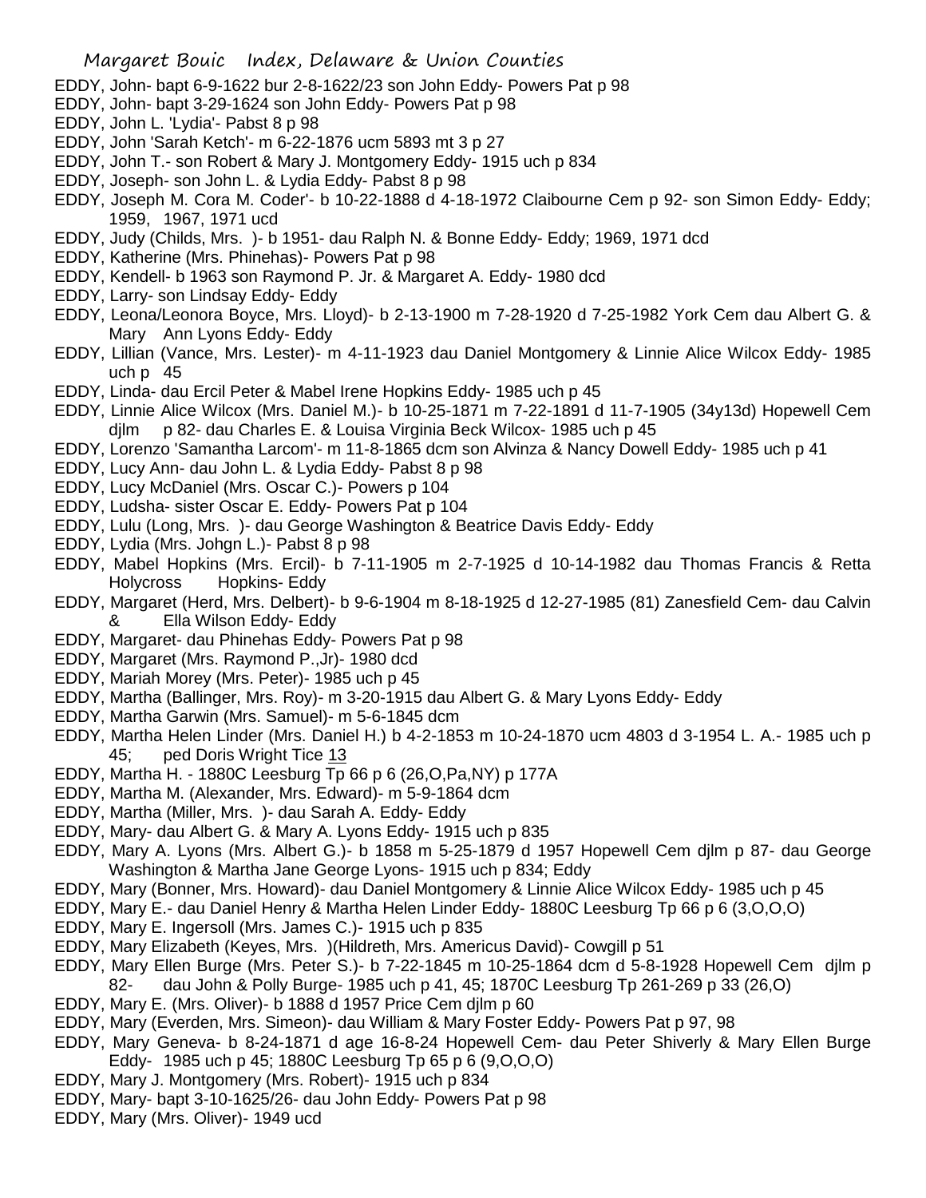EDDY, John- bapt 6-9-1622 bur 2-8-1622/23 son John Eddy- Powers Pat p 98

EDDY, John- bapt 3-29-1624 son John Eddy- Powers Pat p 98

EDDY, John L. 'Lydia'- Pabst 8 p 98

EDDY, John 'Sarah Ketch'- m 6-22-1876 ucm 5893 mt 3 p 27

EDDY, John T.- son Robert & Mary J. Montgomery Eddy- 1915 uch p 834

EDDY, Joseph- son John L. & Lydia Eddy- Pabst 8 p 98

EDDY, Joseph M. Cora M. Coder'- b 10-22-1888 d 4-18-1972 Claibourne Cem p 92- son Simon Eddy- Eddy; 1959, 1967, 1971 ucd

EDDY, Judy (Childs, Mrs. )- b 1951- dau Ralph N. & Bonne Eddy- Eddy; 1969, 1971 dcd

EDDY, Katherine (Mrs. Phinehas)- Powers Pat p 98

EDDY, Kendell- b 1963 son Raymond P. Jr. & Margaret A. Eddy- 1980 dcd

EDDY, Larry- son Lindsay Eddy- Eddy

EDDY, Leona/Leonora Boyce, Mrs. Lloyd)- b 2-13-1900 m 7-28-1920 d 7-25-1982 York Cem dau Albert G. & Mary Ann Lyons Eddy- Eddy

EDDY, Lillian (Vance, Mrs. Lester)- m 4-11-1923 dau Daniel Montgomery & Linnie Alice Wilcox Eddy- 1985 uch p 45

EDDY, Linda- dau Ercil Peter & Mabel Irene Hopkins Eddy- 1985 uch p 45

EDDY, Linnie Alice Wilcox (Mrs. Daniel M.)- b 10-25-1871 m 7-22-1891 d 11-7-1905 (34y13d) Hopewell Cem djlm p 82- dau Charles E. & Louisa Virginia Beck Wilcox- 1985 uch p 45

EDDY, Lorenzo 'Samantha Larcom'- m 11-8-1865 dcm son Alvinza & Nancy Dowell Eddy- 1985 uch p 41

EDDY, Lucy Ann- dau John L. & Lydia Eddy- Pabst 8 p 98

EDDY, Lucy McDaniel (Mrs. Oscar C.)- Powers p 104

EDDY, Ludsha- sister Oscar E. Eddy- Powers Pat p 104

EDDY, Lulu (Long, Mrs. )- dau George Washington & Beatrice Davis Eddy- Eddy

EDDY, Lydia (Mrs. Johgn L.)- Pabst 8 p 98

EDDY, Mabel Hopkins (Mrs. Ercil)- b 7-11-1905 m 2-7-1925 d 10-14-1982 dau Thomas Francis & Retta Holycross Hopkins- Eddy

EDDY, Margaret (Herd, Mrs. Delbert)- b 9-6-1904 m 8-18-1925 d 12-27-1985 (81) Zanesfield Cem- dau Calvin & Ella Wilson Eddy- Eddy

EDDY, Margaret- dau Phinehas Eddy- Powers Pat p 98

EDDY, Margaret (Mrs. Raymond P.,Jr)- 1980 dcd

EDDY, Mariah Morey (Mrs. Peter)- 1985 uch p 45

EDDY, Martha (Ballinger, Mrs. Roy)- m 3-20-1915 dau Albert G. & Mary Lyons Eddy- Eddy

EDDY, Martha Garwin (Mrs. Samuel)- m 5-6-1845 dcm

EDDY, Martha Helen Linder (Mrs. Daniel H.) b 4-2-1853 m 10-24-1870 ucm 4803 d 3-1954 L. A.- 1985 uch p 45; ped Doris Wright Tice 13

EDDY, Martha H. - 1880C Leesburg Tp 66 p 6 (26,O,Pa,NY) p 177A

EDDY, Martha M. (Alexander, Mrs. Edward)- m 5-9-1864 dcm

EDDY, Martha (Miller, Mrs. )- dau Sarah A. Eddy- Eddy

EDDY, Mary- dau Albert G. & Mary A. Lyons Eddy- 1915 uch p 835

EDDY, Mary A. Lyons (Mrs. Albert G.)- b 1858 m 5-25-1879 d 1957 Hopewell Cem djlm p 87- dau George Washington & Martha Jane George Lyons- 1915 uch p 834; Eddy

EDDY, Mary (Bonner, Mrs. Howard)- dau Daniel Montgomery & Linnie Alice Wilcox Eddy- 1985 uch p 45

EDDY, Mary E.- dau Daniel Henry & Martha Helen Linder Eddy- 1880C Leesburg Tp 66 p 6 (3,O,O,O)

EDDY, Mary E. Ingersoll (Mrs. James C.)- 1915 uch p 835

EDDY, Mary Elizabeth (Keyes, Mrs. )(Hildreth, Mrs. Americus David)- Cowgill p 51

EDDY, Mary Ellen Burge (Mrs. Peter S.)- b 7-22-1845 m 10-25-1864 dcm d 5-8-1928 Hopewell Cem djlm p 82- dau John & Polly Burge- 1985 uch p 41, 45; 1870C Leesburg Tp 261-269 p 33 (26,O)

EDDY, Mary E. (Mrs. Oliver)- b 1888 d 1957 Price Cem djlm p 60

EDDY, Mary (Everden, Mrs. Simeon)- dau William & Mary Foster Eddy- Powers Pat p 97, 98

EDDY, Mary Geneva- b 8-24-1871 d age 16-8-24 Hopewell Cem- dau Peter Shiverly & Mary Ellen Burge Eddy- 1985 uch p 45; 1880C Leesburg Tp 65 p 6 (9,O,O,O)

EDDY, Mary J. Montgomery (Mrs. Robert)- 1915 uch p 834

EDDY, Mary- bapt 3-10-1625/26- dau John Eddy- Powers Pat p 98

EDDY, Mary (Mrs. Oliver)- 1949 ucd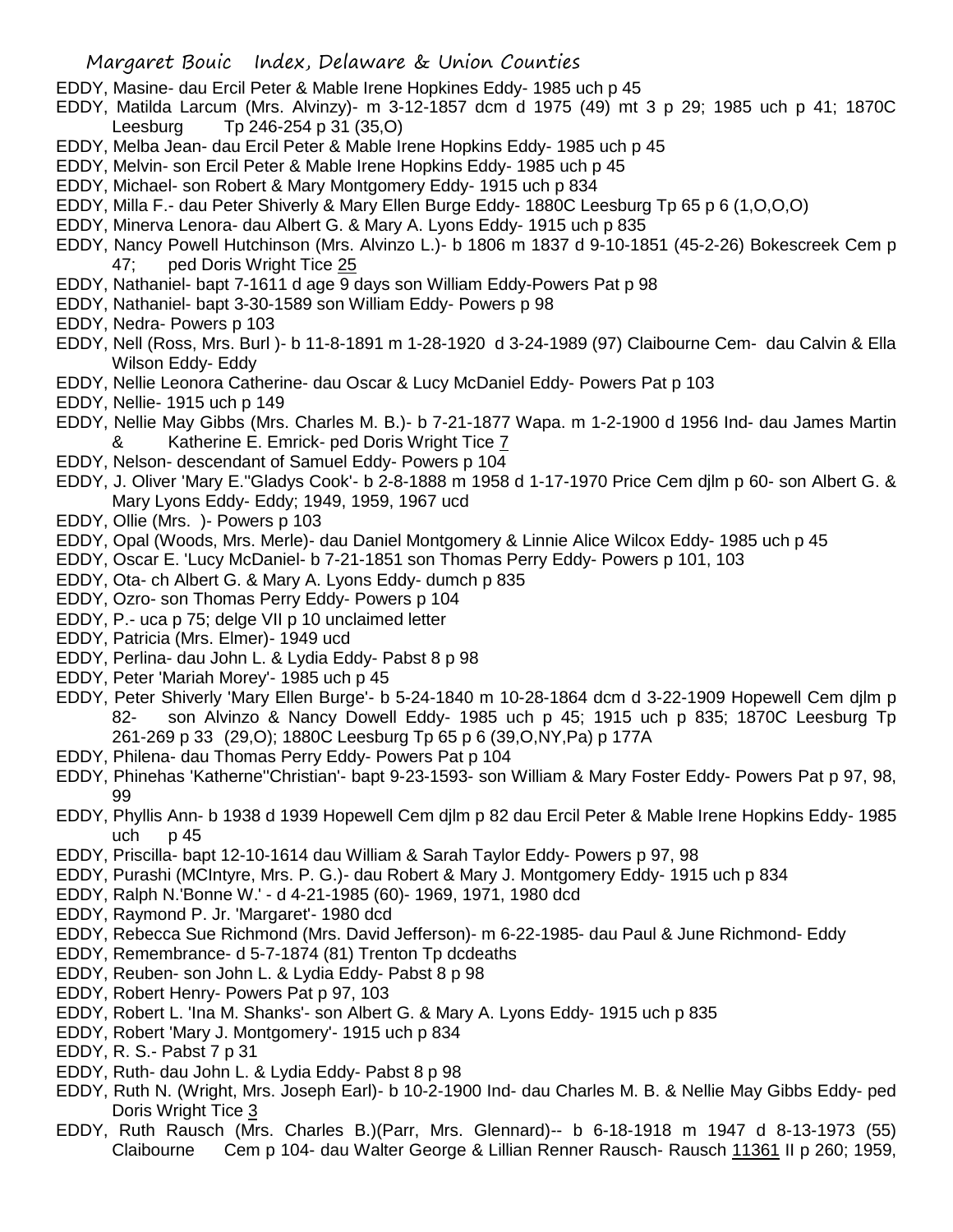EDDY, Masine- dau Ercil Peter & Mable Irene Hopkines Eddy- 1985 uch p 45

EDDY, Matilda Larcum (Mrs. Alvinzy)- m 3-12-1857 dcm d 1975 (49) mt 3 p 29; 1985 uch p 41; 1870C Leesburg Tp 246-254 p 31 (35,O)

EDDY, Melba Jean- dau Ercil Peter & Mable Irene Hopkins Eddy- 1985 uch p 45

EDDY, Melvin- son Ercil Peter & Mable Irene Hopkins Eddy- 1985 uch p 45

EDDY, Michael- son Robert & Mary Montgomery Eddy- 1915 uch p 834

EDDY, Milla F.- dau Peter Shiverly & Mary Ellen Burge Eddy- 1880C Leesburg Tp 65 p 6 (1,O,O,O)

EDDY, Minerva Lenora- dau Albert G. & Mary A. Lyons Eddy- 1915 uch p 835

EDDY, Nancy Powell Hutchinson (Mrs. Alvinzo L.)- b 1806 m 1837 d 9-10-1851 (45-2-26) Bokescreek Cem p 47; ped Doris Wright Tice 25

EDDY, Nathaniel- bapt 7-1611 d age 9 days son William Eddy-Powers Pat p 98

EDDY, Nathaniel- bapt 3-30-1589 son William Eddy- Powers p 98

EDDY, Nedra- Powers p 103

EDDY, Nell (Ross, Mrs. Burl )- b 11-8-1891 m 1-28-1920 d 3-24-1989 (97) Claibourne Cem- dau Calvin & Ella Wilson Eddy- Eddy

EDDY, Nellie Leonora Catherine- dau Oscar & Lucy McDaniel Eddy- Powers Pat p 103

EDDY, Nellie- 1915 uch p 149

EDDY, Nellie May Gibbs (Mrs. Charles M. B.)- b 7-21-1877 Wapa. m 1-2-1900 d 1956 Ind- dau James Martin & Katherine E. Emrick- ped Doris Wright Tice 7

EDDY, Nelson- descendant of Samuel Eddy- Powers p 104

EDDY, J. Oliver 'Mary E.''Gladys Cook'- b 2-8-1888 m 1958 d 1-17-1970 Price Cem djlm p 60- son Albert G. & Mary Lyons Eddy- Eddy; 1949, 1959, 1967 ucd

EDDY, Ollie (Mrs. )- Powers p 103

EDDY, Opal (Woods, Mrs. Merle)- dau Daniel Montgomery & Linnie Alice Wilcox Eddy- 1985 uch p 45

EDDY, Oscar E. 'Lucy McDaniel- b 7-21-1851 son Thomas Perry Eddy- Powers p 101, 103

EDDY, Ota- ch Albert G. & Mary A. Lyons Eddy- dumch p 835

EDDY, Ozro- son Thomas Perry Eddy- Powers p 104

EDDY, P.- uca p 75; delge VII p 10 unclaimed letter

EDDY, Patricia (Mrs. Elmer)- 1949 ucd

EDDY, Perlina- dau John L. & Lydia Eddy- Pabst 8 p 98

EDDY, Peter 'Mariah Morey'- 1985 uch p 45

EDDY, Peter Shiverly 'Mary Ellen Burge'- b 5-24-1840 m 10-28-1864 dcm d 3-22-1909 Hopewell Cem djlm p 82- son Alvinzo & Nancy Dowell Eddy- 1985 uch p 45; 1915 uch p 835; 1870C Leesburg Tp 261-269 p 33 (29,O); 1880C Leesburg Tp 65 p 6 (39,O,NY,Pa) p 177A

EDDY, Philena- dau Thomas Perry Eddy- Powers Pat p 104

EDDY, Phinehas 'Katherne''Christian'- bapt 9-23-1593- son William & Mary Foster Eddy- Powers Pat p 97, 98, 99

EDDY, Phyllis Ann- b 1938 d 1939 Hopewell Cem djlm p 82 dau Ercil Peter & Mable Irene Hopkins Eddy- 1985 uch p 45

EDDY, Priscilla- bapt 12-10-1614 dau William & Sarah Taylor Eddy- Powers p 97, 98

EDDY, Purashi (MCIntyre, Mrs. P. G.)- dau Robert & Mary J. Montgomery Eddy- 1915 uch p 834

EDDY, Ralph N.'Bonne W.' - d 4-21-1985 (60)- 1969, 1971, 1980 dcd

EDDY, Raymond P. Jr. 'Margaret'- 1980 dcd

EDDY, Rebecca Sue Richmond (Mrs. David Jefferson)- m 6-22-1985- dau Paul & June Richmond- Eddy

EDDY, Remembrance- d 5-7-1874 (81) Trenton Tp dcdeaths

EDDY, Reuben- son John L. & Lydia Eddy- Pabst 8 p 98

EDDY, Robert Henry- Powers Pat p 97, 103

EDDY, Robert L. 'Ina M. Shanks'- son Albert G. & Mary A. Lyons Eddy- 1915 uch p 835

EDDY, Robert 'Mary J. Montgomery'- 1915 uch p 834

EDDY, R. S.- Pabst 7 p 31

EDDY, Ruth- dau John L. & Lydia Eddy- Pabst 8 p 98

EDDY, Ruth N. (Wright, Mrs. Joseph Earl)- b 10-2-1900 Ind- dau Charles M. B. & Nellie May Gibbs Eddy- ped Doris Wright Tice 3

EDDY, Ruth Rausch (Mrs. Charles B.)(Parr, Mrs. Glennard)-- b 6-18-1918 m 1947 d 8-13-1973 (55) Claibourne Cem p 104- dau Walter George & Lillian Renner Rausch- Rausch 11361 II p 260; 1959,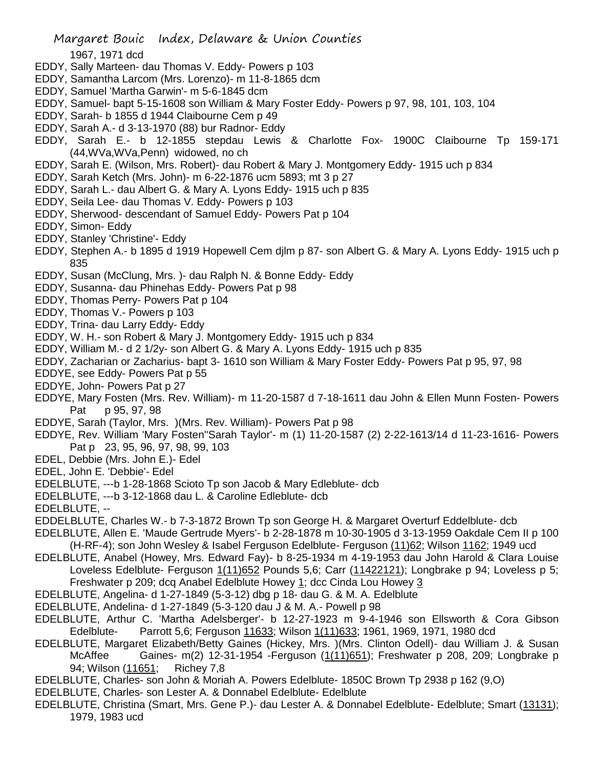1967, 1971 dcd

EDDY, Sally Marteen- dau Thomas V. Eddy- Powers p 103

EDDY, Samantha Larcom (Mrs. Lorenzo)- m 11-8-1865 dcm

EDDY, Samuel 'Martha Garwin'- m 5-6-1845 dcm

EDDY, Samuel- bapt 5-15-1608 son William & Mary Foster Eddy- Powers p 97, 98, 101, 103, 104

EDDY, Sarah- b 1855 d 1944 Claibourne Cem p 49

EDDY, Sarah A.- d 3-13-1970 (88) bur Radnor- Eddy

EDDY, Sarah E.- b 12-1855 stepdau Lewis & Charlotte Fox- 1900C Claibourne Tp 159-171 (44,WVa,WVa,Penn) widowed, no ch

EDDY, Sarah E. (Wilson, Mrs. Robert)- dau Robert & Mary J. Montgomery Eddy- 1915 uch p 834

EDDY, Sarah Ketch (Mrs. John)- m 6-22-1876 ucm 5893; mt 3 p 27

EDDY, Sarah L.- dau Albert G. & Mary A. Lyons Eddy- 1915 uch p 835

EDDY, Seila Lee- dau Thomas V. Eddy- Powers p 103

EDDY, Sherwood- descendant of Samuel Eddy- Powers Pat p 104

EDDY, Simon- Eddy

EDDY, Stanley 'Christine'- Eddy

EDDY, Stephen A.- b 1895 d 1919 Hopewell Cem djlm p 87- son Albert G. & Mary A. Lyons Eddy- 1915 uch p 835

EDDY, Susan (McClung, Mrs. )- dau Ralph N. & Bonne Eddy- Eddy

EDDY, Susanna- dau Phinehas Eddy- Powers Pat p 98

EDDY, Thomas Perry- Powers Pat p 104

EDDY, Thomas V.- Powers p 103

EDDY, Trina- dau Larry Eddy- Eddy

EDDY, W. H.- son Robert & Mary J. Montgomery Eddy- 1915 uch p 834

EDDY, William M.- d 2 1/2y- son Albert G. & Mary A. Lyons Eddy- 1915 uch p 835

EDDY, Zacharian or Zacharius- bapt 3- 1610 son William & Mary Foster Eddy- Powers Pat p 95, 97, 98

EDDYE, see Eddy- Powers Pat p 55

EDDYE, John- Powers Pat p 27

EDDYE, Mary Fosten (Mrs. Rev. William)- m 11-20-1587 d 7-18-1611 dau John & Ellen Munn Fosten- Powers Pat p 95, 97, 98

EDDYE, Sarah (Taylor, Mrs. )(Mrs. Rev. William)- Powers Pat p 98

EDDYE, Rev. William 'Mary Fosten''Sarah Taylor'- m (1) 11-20-1587 (2) 2-22-1613/14 d 11-23-1616- Powers Pat p 23, 95, 96, 97, 98, 99, 103

EDEL, Debbie (Mrs. John E.)- Edel

EDEL, John E. 'Debbie'- Edel

EDELBLUTE, ---b 1-28-1868 Scioto Tp son Jacob & Mary Edleblute- dcb

EDELBLUTE, ---b 3-12-1868 dau L. & Caroline Edleblute- dcb

EDELBLUTE, --

EDDELBLUTE, Charles W.- b 7-3-1872 Brown Tp son George H. & Margaret Overturf Eddelblute- dcb

EDELBLUTE, Allen E. 'Maude Gertrude Myers'- b 2-28-1878 m 10-30-1905 d 3-13-1959 Oakdale Cem II p 100 (H-RF-4); son John Wesley & Isabel Ferguson Edelblute- Ferguson (11)62; Wilson 1162; 1949 ucd

EDELBLUTE, Anabel (Howey, Mrs. Edward Fay)- b 8-25-1934 m 4-19-1953 dau John Harold & Clara Louise Loveless Edelblute- Ferguson 1(11)652 Pounds 5,6; Carr (11422121); Longbrake p 94; Loveless p 5; Freshwater p 209; dcq Anabel Edelblute Howey 1; dcc Cinda Lou Howey 3

EDELBLUTE, Angelina- d 1-27-1849 (5-3-12) dbg p 18- dau G. & M. A. Edelblute

EDELBLUTE, Andelina- d 1-27-1849 (5-3-120 dau J & M. A.- Powell p 98

EDELBLUTE, Arthur C. 'Martha Adelsberger'- b 12-27-1923 m 9-4-1946 son Ellsworth & Cora Gibson Edelblute- Parrott 5,6; Ferguson 11633; Wilson 1(11)633; 1961, 1969, 1971, 1980 dcd

EDELBLUTE, Margaret Elizabeth/Betty Gaines (Hickey, Mrs. )(Mrs. Clinton Odell)- dau William J. & Susan McAffee Gaines- m(2) 12-31-1954 -Ferguson (1(11)651); Freshwater p 208, 209; Longbrake p 94; Wilson (11651; Richey 7,8

EDELBLUTE, Charles- son John & Moriah A. Powers Edelblute- 1850C Brown Tp 2938 p 162 (9,O)

EDELBLUTE, Charles- son Lester A. & Donnabel Edelblute- Edelblute

EDELBLUTE, Christina (Smart, Mrs. Gene P.)- dau Lester A. & Donnabel Edelblute- Edelblute; Smart (13131); 1979, 1983 ucd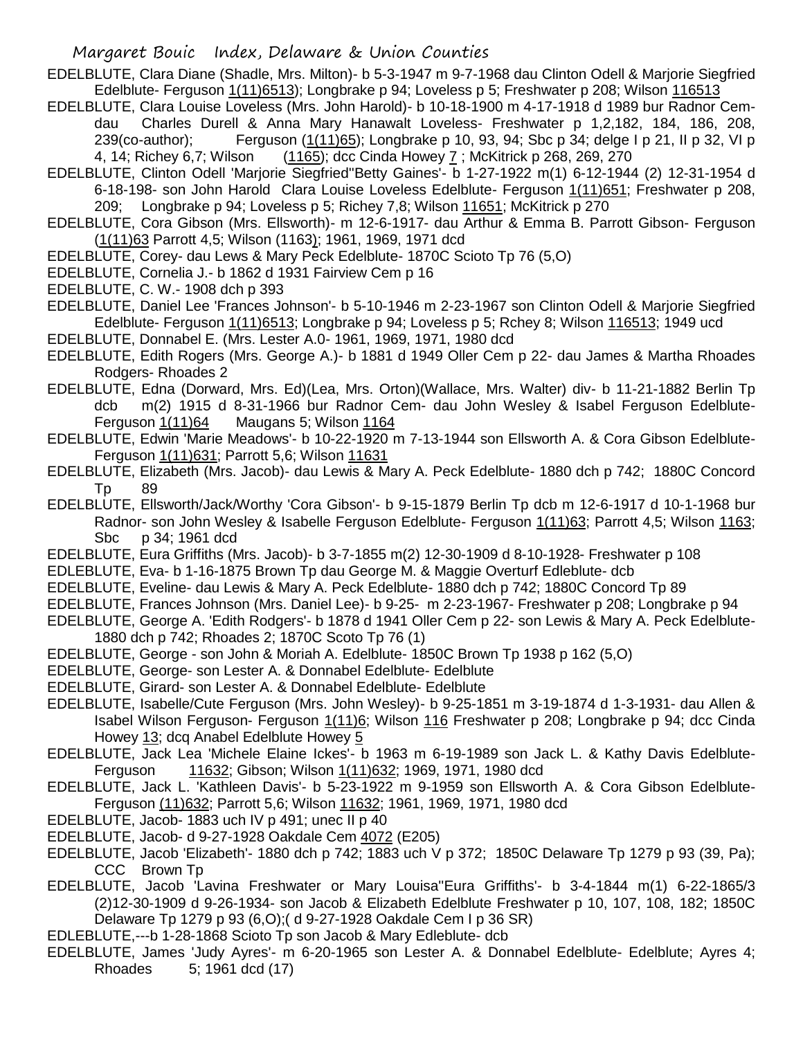EDELBLUTE, Clara Diane (Shadle, Mrs. Milton)- b 5-3-1947 m 9-7-1968 dau Clinton Odell & Marjorie Siegfried Edelblute- Ferguson 1(11)6513); Longbrake p 94; Loveless p 5; Freshwater p 208; Wilson 116513

EDELBLUTE, Clara Louise Loveless (Mrs. John Harold)- b 10-18-1900 m 4-17-1918 d 1989 bur Radnor Cem- dau Charles Durell & Anna Mary Hanawalt Loveless- Freshwater p 1,2,182, 184, 186, 208, 239(co-author); Ferguson (1(11)65); Longbrake p 10, 93, 94; Sbc p 34; delge I p 21, II p 32, VI p 4, 14; Richey 6,7; Wilson (1165); dcc Cinda Howey 7 ; McKitrick p 268, 269, 270

EDELBLUTE, Clinton Odell 'Marjorie Siegfried''Betty Gaines'- b 1-27-1922 m(1) 6-12-1944 (2) 12-31-1954 d 6-18-198- son John Harold Clara Louise Loveless Edelblute- Ferguson 1(11)651; Freshwater p 208, 209; Longbrake p 94; Loveless p 5; Richey 7,8; Wilson 11651; McKitrick p 270

EDELBLUTE, Cora Gibson (Mrs. Ellsworth)- m 12-6-1917- dau Arthur & Emma B. Parrott Gibson- Ferguson (1(11)63 Parrott 4,5; Wilson (1163); 1961, 1969, 1971 dcd

EDELBLUTE, Corey- dau Lews & Mary Peck Edelblute- 1870C Scioto Tp 76 (5,O)

EDELBLUTE, Cornelia J.- b 1862 d 1931 Fairview Cem p 16

EDELBLUTE, C. W.- 1908 dch p 393

EDELBLUTE, Daniel Lee 'Frances Johnson'- b 5-10-1946 m 2-23-1967 son Clinton Odell & Marjorie Siegfried Edelblute- Ferguson 1(11)6513; Longbrake p 94; Loveless p 5; Rchey 8; Wilson 116513; 1949 ucd

EDELBLUTE, Donnabel E. (Mrs. Lester A.0- 1961, 1969, 1971, 1980 dcd

EDELBLUTE, Edith Rogers (Mrs. George A.)- b 1881 d 1949 Oller Cem p 22- dau James & Martha Rhoades Rodgers- Rhoades 2

EDELBLUTE, Edna (Dorward, Mrs. Ed)(Lea, Mrs. Orton)(Wallace, Mrs. Walter) div- b 11-21-1882 Berlin Tp dcb m(2) 1915 d 8-31-1966 bur Radnor Cem- dau John Wesley & Isabel Ferguson Edelblute- Ferguson 1(11)64 Maugans 5; Wilson 1164

EDELBLUTE, Edwin 'Marie Meadows'- b 10-22-1920 m 7-13-1944 son Ellsworth A. & Cora Gibson Edelblute- Ferguson 1(11)631; Parrott 5,6; Wilson 11631

EDELBLUTE, Elizabeth (Mrs. Jacob)- dau Lewis & Mary A. Peck Edelblute- 1880 dch p 742; 1880C Concord Tp 89

EDELBLUTE, Ellsworth/Jack/Worthy 'Cora Gibson'- b 9-15-1879 Berlin Tp dcb m 12-6-1917 d 10-1-1968 bur Radnor- son John Wesley & Isabelle Ferguson Edelblute- Ferguson 1(11)63; Parrott 4,5; Wilson 1163; Sbc p 34; 1961 dcd

EDELBLUTE, Eura Griffiths (Mrs. Jacob)- b 3-7-1855 m(2) 12-30-1909 d 8-10-1928- Freshwater p 108

EDLEBLUTE, Eva- b 1-16-1875 Brown Tp dau George M. & Maggie Overturf Edleblute- dcb

EDELBLUTE, Eveline- dau Lewis & Mary A. Peck Edelblute- 1880 dch p 742; 1880C Concord Tp 89

EDELBLUTE, Frances Johnson (Mrs. Daniel Lee)- b 9-25- m 2-23-1967- Freshwater p 208; Longbrake p 94

EDELBLUTE, George A. 'Edith Rodgers'- b 1878 d 1941 Oller Cem p 22- son Lewis & Mary A. Peck Edelblute- 1880 dch p 742; Rhoades 2; 1870C Scoto Tp 76 (1)

EDELBLUTE, George - son John & Moriah A. Edelblute- 1850C Brown Tp 1938 p 162 (5,O)

EDELBLUTE, George- son Lester A. & Donnabel Edelblute- Edelblute

EDELBLUTE, Girard- son Lester A. & Donnabel Edelblute- Edelblute

EDELBLUTE, Isabelle/Cute Ferguson (Mrs. John Wesley)- b 9-25-1851 m 3-19-1874 d 1-3-1931- dau Allen & Isabel Wilson Ferguson- Ferguson 1(11)6; Wilson 116 Freshwater p 208; Longbrake p 94; dcc Cinda Howey 13; dcq Anabel Edelblute Howey 5

EDELBLUTE, Jack Lea 'Michele Elaine Ickes'- b 1963 m 6-19-1989 son Jack L. & Kathy Davis Edelblute- Ferguson 11632; Gibson; Wilson 1(11)632; 1969, 1971, 1980 dcd

EDELBLUTE, Jack L. 'Kathleen Davis'- b 5-23-1922 m 9-1959 son Ellsworth A. & Cora Gibson Edelblute- Ferguson (11)632; Parrott 5,6; Wilson 11632; 1961, 1969, 1971, 1980 dcd

EDELBLUTE, Jacob- 1883 uch IV p 491; unec II p 40

EDELBLUTE, Jacob- d 9-27-1928 Oakdale Cem 4072 (E205)

EDELBLUTE, Jacob 'Elizabeth'- 1880 dch p 742; 1883 uch V p 372; 1850C Delaware Tp 1279 p 93 (39, Pa); CCC Brown Tp

EDELBLUTE, Jacob 'Lavina Freshwater or Mary Louisa''Eura Griffiths'- b 3-4-1844 m(1) 6-22-1865/3 (2)12-30-1909 d 9-26-1934- son Jacob & Elizabeth Edelblute Freshwater p 10, 107, 108, 182; 1850C Delaware Tp 1279 p 93 (6,O);( d 9-27-1928 Oakdale Cem I p 36 SR)

EDLEBLUTE,---b 1-28-1868 Scioto Tp son Jacob & Mary Edleblute- dcb

EDELBLUTE, James 'Judy Ayres'- m 6-20-1965 son Lester A. & Donnabel Edelblute- Edelblute; Ayres 4; Rhoades 5; 1961 dcd (17)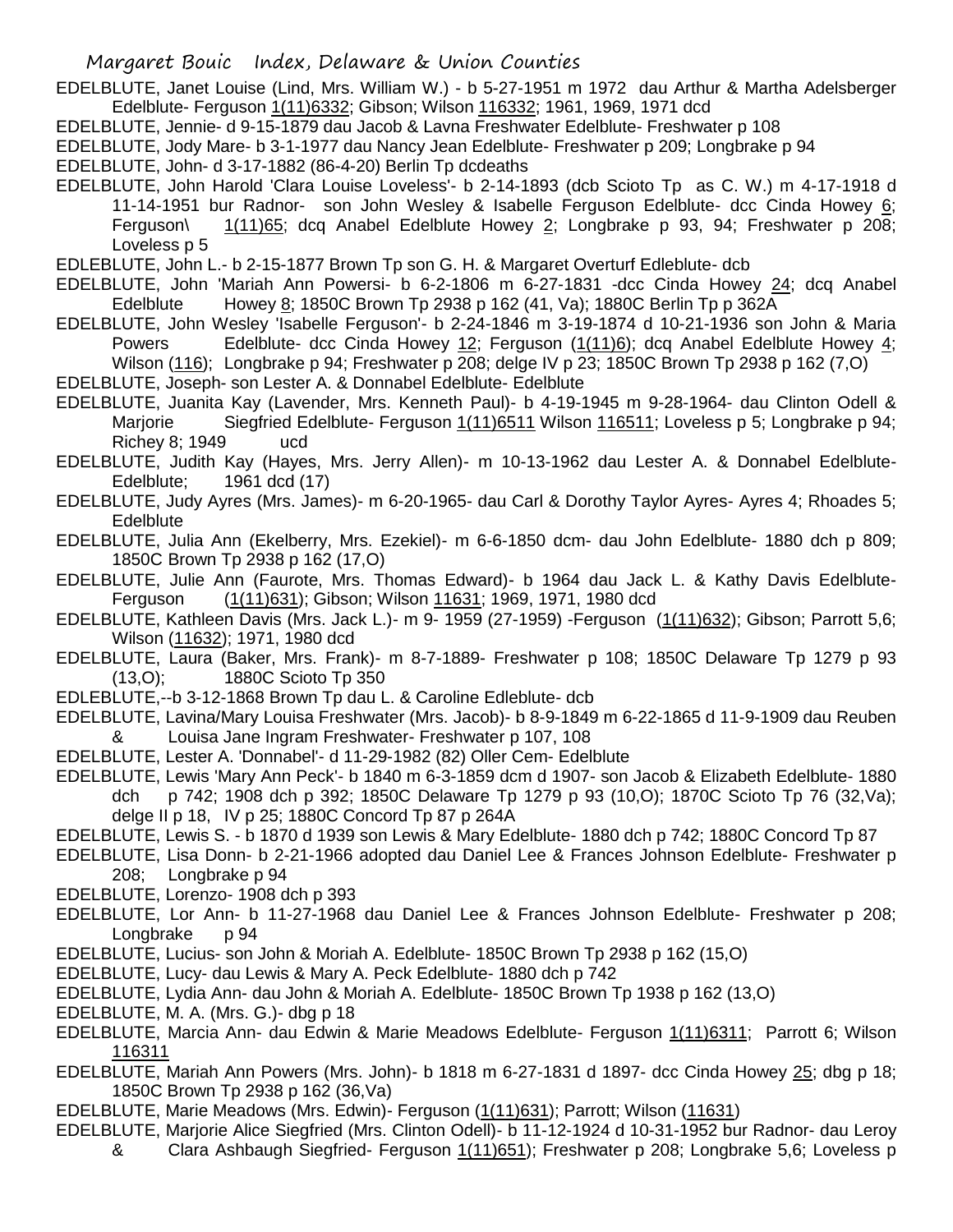EDELBLUTE, Janet Louise (Lind, Mrs. William W.) - b 5-27-1951 m 1972 dau Arthur & Martha Adelsberger Edelblute- Ferguson 1(11)6332; Gibson; Wilson 116332; 1961, 1969, 1971 dcd

EDELBLUTE, Jennie- d 9-15-1879 dau Jacob & Lavna Freshwater Edelblute- Freshwater p 108

EDELBLUTE, Jody Mare- b 3-1-1977 dau Nancy Jean Edelblute- Freshwater p 209; Longbrake p 94

EDELBLUTE, John- d 3-17-1882 (86-4-20) Berlin Tp dcdeaths

EDELBLUTE, John Harold 'Clara Louise Loveless'- b 2-14-1893 (dcb Scioto Tp as C. W.) m 4-17-1918 d 11-14-1951 bur Radnor- son John Wesley & Isabelle Ferguson Edelblute- dcc Cinda Howey 6; Ferguson\ 1(11)65; dcq Anabel Edelblute Howey 2; Longbrake p 93, 94; Freshwater p 208; Loveless p 5

EDLEBLUTE, John L.- b 2-15-1877 Brown Tp son G. H. & Margaret Overturf Edleblute- dcb

EDELBLUTE, John 'Mariah Ann Powersi- b 6-2-1806 m 6-27-1831 -dcc Cinda Howey 24; dcq Anabel Edelblute Howey 8; 1850C Brown Tp 2938 p 162 (41, Va); 1880C Berlin Tp p 362A

EDELBLUTE, John Wesley 'Isabelle Ferguson'- b 2-24-1846 m 3-19-1874 d 10-21-1936 son John & Maria Powers Edelblute- dcc Cinda Howey 12; Ferguson (1(11)6); dcq Anabel Edelblute Howey 4; Wilson (116); Longbrake p 94; Freshwater p 208; delge IV p 23; 1850C Brown Tp 2938 p 162 (7,O)

EDELBLUTE, Joseph- son Lester A. & Donnabel Edelblute- Edelblute

EDELBLUTE, Juanita Kay (Lavender, Mrs. Kenneth Paul)- b 4-19-1945 m 9-28-1964- dau Clinton Odell & Marjorie Siegfried Edelblute- Ferguson 1(11)6511 Wilson 116511; Loveless p 5; Longbrake p 94; Richey 8; 1949 ucd

EDELBLUTE, Judith Kay (Hayes, Mrs. Jerry Allen)- m 10-13-1962 dau Lester A. & Donnabel Edelblute- Edelblute; 1961 dcd (17)

EDELBLUTE, Judy Ayres (Mrs. James)- m 6-20-1965- dau Carl & Dorothy Taylor Ayres- Ayres 4; Rhoades 5; Edelblute

EDELBLUTE, Julia Ann (Ekelberry, Mrs. Ezekiel)- m 6-6-1850 dcm- dau John Edelblute- 1880 dch p 809; 1850C Brown Tp 2938 p 162 (17,O)

EDELBLUTE, Julie Ann (Faurote, Mrs. Thomas Edward)- b 1964 dau Jack L. & Kathy Davis Edelblute- Ferguson (1(11)631); Gibson; Wilson 11631; 1969, 1971, 1980 dcd

EDELBLUTE, Kathleen Davis (Mrs. Jack L.)- m 9- 1959 (27-1959) -Ferguson (1(11)632); Gibson; Parrott 5,6; Wilson (11632); 1971, 1980 dcd

EDELBLUTE, Laura (Baker, Mrs. Frank)- m 8-7-1889- Freshwater p 108; 1850C Delaware Tp 1279 p 93 (13,O); 1880C Scioto Tp 350

EDLEBLUTE,--b 3-12-1868 Brown Tp dau L. & Caroline Edleblute- dcb

EDELBLUTE, Lavina/Mary Louisa Freshwater (Mrs. Jacob)- b 8-9-1849 m 6-22-1865 d 11-9-1909 dau Reuben & Louisa Jane Ingram Freshwater- Freshwater p 107, 108

EDELBLUTE, Lester A. 'Donnabel'- d 11-29-1982 (82) Oller Cem- Edelblute

EDELBLUTE, Lewis 'Mary Ann Peck'- b 1840 m 6-3-1859 dcm d 1907- son Jacob & Elizabeth Edelblute- 1880 dch p 742; 1908 dch p 392; 1850C Delaware Tp 1279 p 93 (10,O); 1870C Scioto Tp 76 (32,Va); delge II p 18, IV p 25; 1880C Concord Tp 87 p 264A

EDELBLUTE, Lewis S. - b 1870 d 1939 son Lewis & Mary Edelblute- 1880 dch p 742; 1880C Concord Tp 87

EDELBLUTE, Lisa Donn- b 2-21-1966 adopted dau Daniel Lee & Frances Johnson Edelblute- Freshwater p 208; Longbrake p 94

EDELBLUTE, Lorenzo- 1908 dch p 393

EDELBLUTE, Lor Ann- b 11-27-1968 dau Daniel Lee & Frances Johnson Edelblute- Freshwater p 208; Longbrake p 94

EDELBLUTE, Lucius- son John & Moriah A. Edelblute- 1850C Brown Tp 2938 p 162 (15,O)

EDELBLUTE, Lucy- dau Lewis & Mary A. Peck Edelblute- 1880 dch p 742

EDELBLUTE, Lydia Ann- dau John & Moriah A. Edelblute- 1850C Brown Tp 1938 p 162 (13,O)

EDELBLUTE, M. A. (Mrs. G.)- dbg p 18

EDELBLUTE, Marcia Ann- dau Edwin & Marie Meadows Edelblute- Ferguson 1(11)6311; Parrott 6; Wilson 116311

EDELBLUTE, Mariah Ann Powers (Mrs. John)- b 1818 m 6-27-1831 d 1897- dcc Cinda Howey 25; dbg p 18; 1850C Brown Tp 2938 p 162 (36,Va)

EDELBLUTE, Marie Meadows (Mrs. Edwin)- Ferguson (1(11)631); Parrott; Wilson (11631)

EDELBLUTE, Marjorie Alice Siegfried (Mrs. Clinton Odell)- b 11-12-1924 d 10-31-1952 bur Radnor- dau Leroy & Clara Ashbaugh Siegfried- Ferguson 1(11)651); Freshwater p 208; Longbrake 5,6; Loveless p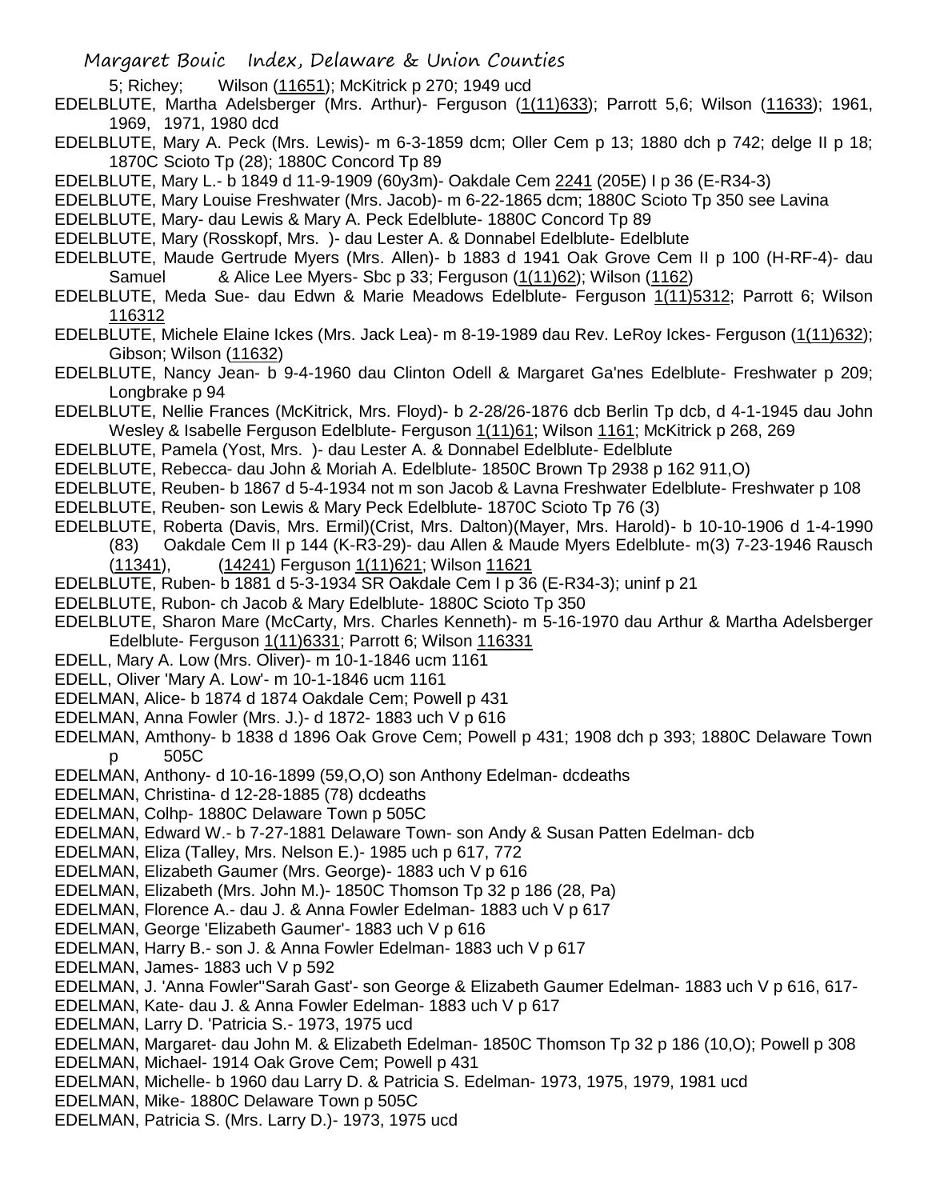5; Richey; Wilson (11651); McKitrick p 270; 1949 ucd

EDELBLUTE, Martha Adelsberger (Mrs. Arthur)- Ferguson (1(11)633); Parrott 5,6; Wilson (11633); 1961, 1969, 1971, 1980 dcd

EDELBLUTE, Mary A. Peck (Mrs. Lewis)- m 6-3-1859 dcm; Oller Cem p 13; 1880 dch p 742; delge II p 18; 1870C Scioto Tp (28); 1880C Concord Tp 89

EDELBLUTE, Mary L.- b 1849 d 11-9-1909 (60y3m)- Oakdale Cem 2241 (205E) I p 36 (E-R34-3)

EDELBLUTE, Mary Louise Freshwater (Mrs. Jacob)- m 6-22-1865 dcm; 1880C Scioto Tp 350 see Lavina

EDELBLUTE, Mary- dau Lewis & Mary A. Peck Edelblute- 1880C Concord Tp 89

EDELBLUTE, Mary (Rosskopf, Mrs. )- dau Lester A. & Donnabel Edelblute- Edelblute

EDELBLUTE, Maude Gertrude Myers (Mrs. Allen)- b 1883 d 1941 Oak Grove Cem II p 100 (H-RF-4)- dau Samuel & Alice Lee Myers- Sbc p 33; Ferguson (1(11)62); Wilson (1162)

EDELBLUTE, Meda Sue- dau Edwn & Marie Meadows Edelblute- Ferguson 1(11)5312; Parrott 6; Wilson 116312

EDELBLUTE, Michele Elaine Ickes (Mrs. Jack Lea)- m 8-19-1989 dau Rev. LeRoy Ickes- Ferguson (1(11)632); Gibson; Wilson (11632)

EDELBLUTE, Nancy Jean- b 9-4-1960 dau Clinton Odell & Margaret Ga'nes Edelblute- Freshwater p 209; Longbrake p 94

EDELBLUTE, Nellie Frances (McKitrick, Mrs. Floyd)- b 2-28/26-1876 dcb Berlin Tp dcb, d 4-1-1945 dau John Wesley & Isabelle Ferguson Edelblute- Ferguson 1(11)61; Wilson 1161; McKitrick p 268, 269

EDELBLUTE, Pamela (Yost, Mrs. )- dau Lester A. & Donnabel Edelblute- Edelblute

EDELBLUTE, Rebecca- dau John & Moriah A. Edelblute- 1850C Brown Tp 2938 p 162 911,O)

EDELBLUTE, Reuben- b 1867 d 5-4-1934 not m son Jacob & Lavna Freshwater Edelblute- Freshwater p 108

EDELBLUTE, Reuben- son Lewis & Mary Peck Edelblute- 1870C Scioto Tp 76 (3)

EDELBLUTE, Roberta (Davis, Mrs. Ermil)(Crist, Mrs. Dalton)(Mayer, Mrs. Harold)- b 10-10-1906 d 1-4-1990 (83) Oakdale Cem II p 144 (K-R3-29)- dau Allen & Maude Myers Edelblute- m(3) 7-23-1946 Rausch (11341), (14241) Ferguson 1(11)621; Wilson 11621

EDELBLUTE, Ruben- b 1881 d 5-3-1934 SR Oakdale Cem I p 36 (E-R34-3); uninf p 21

EDELBLUTE, Rubon- ch Jacob & Mary Edelblute- 1880C Scioto Tp 350

EDELBLUTE, Sharon Mare (McCarty, Mrs. Charles Kenneth)- m 5-16-1970 dau Arthur & Martha Adelsberger Edelblute- Ferguson 1(11)6331; Parrott 6; Wilson 116331

EDELL, Mary A. Low (Mrs. Oliver)- m 10-1-1846 ucm 1161

EDELL, Oliver 'Mary A. Low'- m 10-1-1846 ucm 1161

EDELMAN, Alice- b 1874 d 1874 Oakdale Cem; Powell p 431

EDELMAN, Anna Fowler (Mrs. J.)- d 1872- 1883 uch V p 616

EDELMAN, Amthony- b 1838 d 1896 Oak Grove Cem; Powell p 431; 1908 dch p 393; 1880C Delaware Town p 505C

EDELMAN, Anthony- d 10-16-1899 (59,O,O) son Anthony Edelman- dcdeaths

EDELMAN, Christina- d 12-28-1885 (78) dcdeaths

EDELMAN, Colhp- 1880C Delaware Town p 505C

EDELMAN, Edward W.- b 7-27-1881 Delaware Town- son Andy & Susan Patten Edelman- dcb

EDELMAN, Eliza (Talley, Mrs. Nelson E.)- 1985 uch p 617, 772

EDELMAN, Elizabeth Gaumer (Mrs. George)- 1883 uch V p 616

EDELMAN, Elizabeth (Mrs. John M.)- 1850C Thomson Tp 32 p 186 (28, Pa)

EDELMAN, Florence A.- dau J. & Anna Fowler Edelman- 1883 uch V p 617

EDELMAN, George 'Elizabeth Gaumer'- 1883 uch V p 616

EDELMAN, Harry B.- son J. & Anna Fowler Edelman- 1883 uch V p 617

EDELMAN, James- 1883 uch V p 592

EDELMAN, J. 'Anna Fowler''Sarah Gast'- son George & Elizabeth Gaumer Edelman- 1883 uch V p 616, 617-

EDELMAN, Kate- dau J. & Anna Fowler Edelman- 1883 uch V p 617

EDELMAN, Larry D. 'Patricia S.- 1973, 1975 ucd

EDELMAN, Margaret- dau John M. & Elizabeth Edelman- 1850C Thomson Tp 32 p 186 (10,O); Powell p 308

EDELMAN, Michael- 1914 Oak Grove Cem; Powell p 431

EDELMAN, Michelle- b 1960 dau Larry D. & Patricia S. Edelman- 1973, 1975, 1979, 1981 ucd

EDELMAN, Mike- 1880C Delaware Town p 505C

EDELMAN, Patricia S. (Mrs. Larry D.)- 1973, 1975 ucd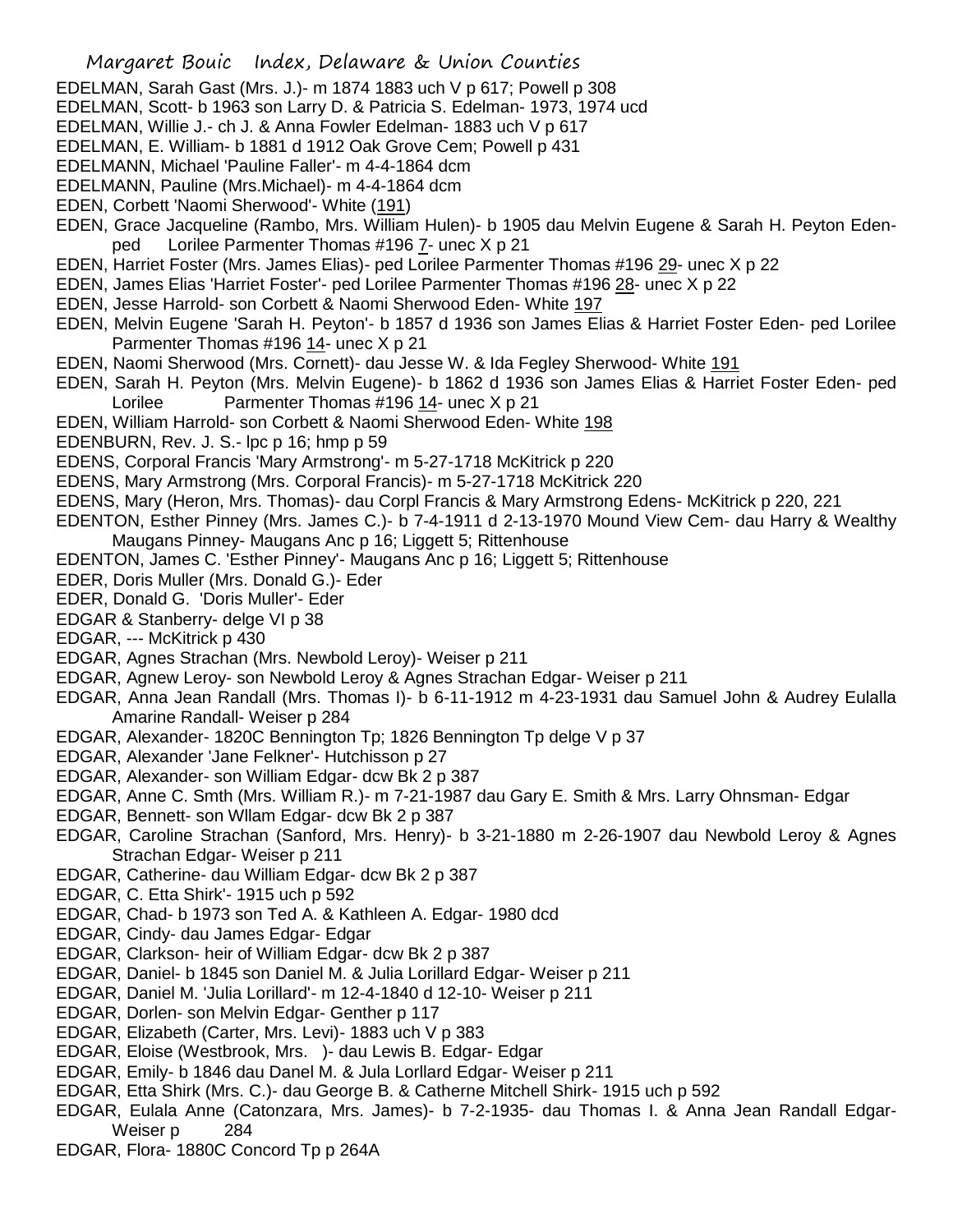EDELMAN, Sarah Gast (Mrs. J.)- m 1874 1883 uch V p 617; Powell p 308
EDELMAN, Scott- b 1963 son Larry D. & Patricia S. Edelman- 1973, 1974 ucd
EDELMAN, Willie J.- ch J. & Anna Fowler Edelman- 1883 uch V p 617
EDELMAN, E. William- b 1881 d 1912 Oak Grove Cem; Powell p 431
EDELMANN, Michael 'Pauline Faller'- m 4-4-1864 dcm
EDELMANN, Pauline (Mrs.Michael)- m 4-4-1864 dcm
EDEN, Corbett 'Naomi Sherwood'- White (191)
EDEN, Grace Jacqueline (Rambo, Mrs. William Hulen)- b 1905 dau Melvin Eugene & Sarah H. Peyton Eden- ped Lorilee Parmenter Thomas #196 7- unec X p 21
EDEN, Harriet Foster (Mrs. James Elias)- ped Lorilee Parmenter Thomas #196 29- unec X p 22
EDEN, James Elias 'Harriet Foster'- ped Lorilee Parmenter Thomas #196 28- unec X p 22
EDEN, Jesse Harrold- son Corbett & Naomi Sherwood Eden- White 197
EDEN, Melvin Eugene 'Sarah H. Peyton'- b 1857 d 1936 son James Elias & Harriet Foster Eden- ped Lorilee Parmenter Thomas #196 14- unec X p 21
EDEN, Naomi Sherwood (Mrs. Cornett)- dau Jesse W. & Ida Fegley Sherwood- White 191
EDEN, Sarah H. Peyton (Mrs. Melvin Eugene)- b 1862 d 1936 son James Elias & Harriet Foster Eden- ped Lorilee Parmenter Thomas #196 14- unec X p 21
EDEN, William Harrold- son Corbett & Naomi Sherwood Eden- White 198
EDENBURN, Rev. J. S.- lpc p 16; hmp p 59
EDENS, Corporal Francis 'Mary Armstrong'- m 5-27-1718 McKitrick p 220
EDENS, Mary Armstrong (Mrs. Corporal Francis)- m 5-27-1718 McKitrick 220
EDENS, Mary (Heron, Mrs. Thomas)- dau Corpl Francis & Mary Armstrong Edens- McKitrick p 220, 221
EDENTON, Esther Pinney (Mrs. James C.)- b 7-4-1911 d 2-13-1970 Mound View Cem- dau Harry & Wealthy Maugans Pinney- Maugans Anc p 16; Liggett 5; Rittenhouse
EDENTON, James C. 'Esther Pinney'- Maugans Anc p 16; Liggett 5; Rittenhouse
EDER, Doris Muller (Mrs. Donald G.)- Eder
EDER, Donald G. 'Doris Muller'- Eder
EDGAR & Stanberry- delge VI p 38
EDGAR, --- McKitrick p 430
EDGAR, Agnes Strachan (Mrs. Newbold Leroy)- Weiser p 211
EDGAR, Agnew Leroy- son Newbold Leroy & Agnes Strachan Edgar- Weiser p 211
EDGAR, Anna Jean Randall (Mrs. Thomas I)- b 6-11-1912 m 4-23-1931 dau Samuel John & Audrey Eulalla Amarine Randall- Weiser p 284
EDGAR, Alexander- 1820C Bennington Tp; 1826 Bennington Tp delge V p 37
EDGAR, Alexander 'Jane Felkner'- Hutchisson p 27
EDGAR, Alexander- son William Edgar- dcw Bk 2 p 387
EDGAR, Anne C. Smth (Mrs. William R.)- m 7-21-1987 dau Gary E. Smith & Mrs. Larry Ohnsman- Edgar
EDGAR, Bennett- son Wllam Edgar- dcw Bk 2 p 387
EDGAR, Caroline Strachan (Sanford, Mrs. Henry)- b 3-21-1880 m 2-26-1907 dau Newbold Leroy & Agnes Strachan Edgar- Weiser p 211
EDGAR, Catherine- dau William Edgar- dcw Bk 2 p 387
EDGAR, C. Etta Shirk'- 1915 uch p 592
EDGAR, Chad- b 1973 son Ted A. & Kathleen A. Edgar- 1980 dcd
EDGAR, Cindy- dau James Edgar- Edgar
EDGAR, Clarkson- heir of William Edgar- dcw Bk 2 p 387
EDGAR, Daniel- b 1845 son Daniel M. & Julia Lorillard Edgar- Weiser p 211
EDGAR, Daniel M. 'Julia Lorillard'- m 12-4-1840 d 12-10- Weiser p 211
EDGAR, Dorlen- son Melvin Edgar- Genther p 117
EDGAR, Elizabeth (Carter, Mrs. Levi)- 1883 uch V p 383
EDGAR, Eloise (Westbrook, Mrs. )- dau Lewis B. Edgar- Edgar
EDGAR, Emily- b 1846 dau Danel M. & Jula Lorllard Edgar- Weiser p 211
EDGAR, Etta Shirk (Mrs. C.)- dau George B. & Catherne Mitchell Shirk- 1915 uch p 592
EDGAR, Eulala Anne (Catonzara, Mrs. James)- b 7-2-1935- dau Thomas I. & Anna Jean Randall Edgar- Weiser p 284
EDGAR, Flora- 1880C Concord Tp p 264A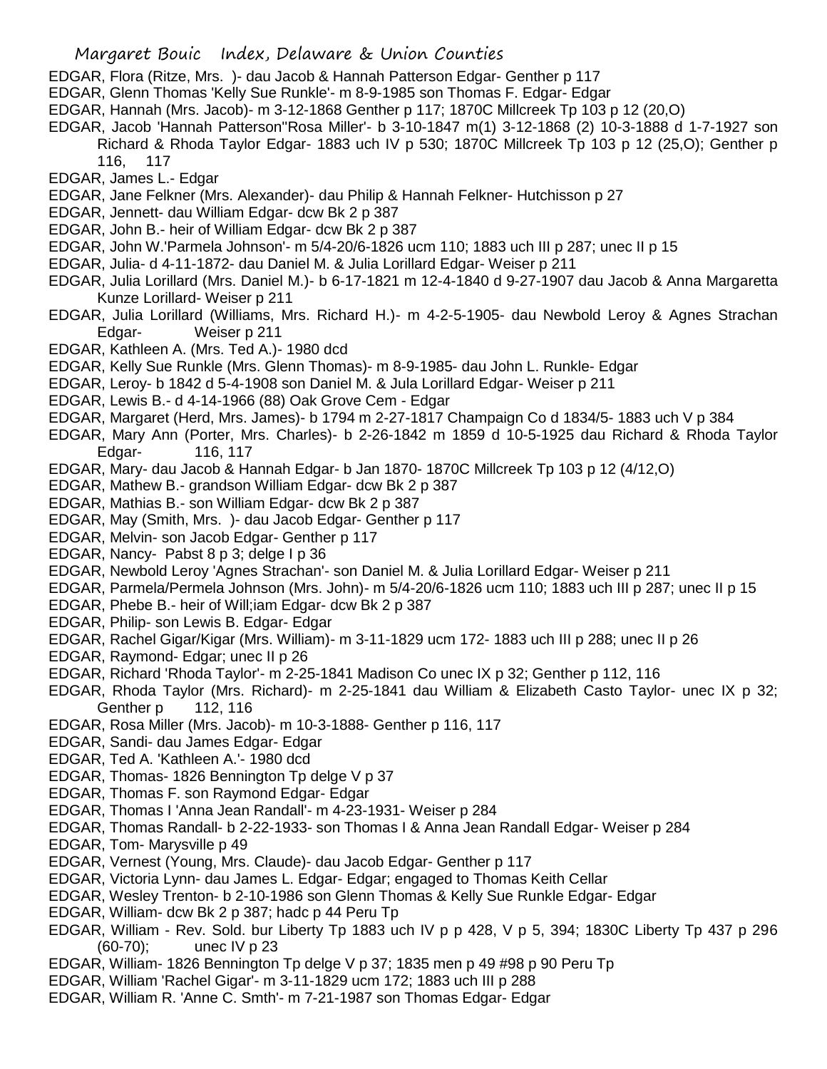EDGAR, Flora (Ritze, Mrs. )- dau Jacob & Hannah Patterson Edgar- Genther p 117
EDGAR, Glenn Thomas 'Kelly Sue Runkle'- m 8-9-1985 son Thomas F. Edgar- Edgar
EDGAR, Hannah (Mrs. Jacob)- m 3-12-1868 Genther p 117; 1870C Millcreek Tp 103 p 12 (20,O)
EDGAR, Jacob 'Hannah Patterson''Rosa Miller'- b 3-10-1847 m(1) 3-12-1868 (2) 10-3-1888 d 1-7-1927 son Richard & Rhoda Taylor Edgar- 1883 uch IV p 530; 1870C Millcreek Tp 103 p 12 (25,O); Genther p 116, 117
EDGAR, James L.- Edgar
EDGAR, Jane Felkner (Mrs. Alexander)- dau Philip & Hannah Felkner- Hutchisson p 27
EDGAR, Jennett- dau William Edgar- dcw Bk 2 p 387
EDGAR, John B.- heir of William Edgar- dcw Bk 2 p 387
EDGAR, John W.'Parmela Johnson'- m 5/4-20/6-1826 ucm 110; 1883 uch III p 287; unec II p 15
EDGAR, Julia- d 4-11-1872- dau Daniel M. & Julia Lorillard Edgar- Weiser p 211
EDGAR, Julia Lorillard (Mrs. Daniel M.)- b 6-17-1821 m 12-4-1840 d 9-27-1907 dau Jacob & Anna Margaretta Kunze Lorillard- Weiser p 211
EDGAR, Julia Lorillard (Williams, Mrs. Richard H.)- m 4-2-5-1905- dau Newbold Leroy & Agnes Strachan Edgar- Weiser p 211
EDGAR, Kathleen A. (Mrs. Ted A.)- 1980 dcd
EDGAR, Kelly Sue Runkle (Mrs. Glenn Thomas)- m 8-9-1985- dau John L. Runkle- Edgar
EDGAR, Leroy- b 1842 d 5-4-1908 son Daniel M. & Jula Lorillard Edgar- Weiser p 211
EDGAR, Lewis B.- d 4-14-1966 (88) Oak Grove Cem - Edgar
EDGAR, Margaret (Herd, Mrs. James)- b 1794 m 2-27-1817 Champaign Co d 1834/5- 1883 uch V p 384
EDGAR, Mary Ann (Porter, Mrs. Charles)- b 2-26-1842 m 1859 d 10-5-1925 dau Richard & Rhoda Taylor Edgar- 116, 117
EDGAR, Mary- dau Jacob & Hannah Edgar- b Jan 1870- 1870C Millcreek Tp 103 p 12 (4/12,O)
EDGAR, Mathew B.- grandson William Edgar- dcw Bk 2 p 387
EDGAR, Mathias B.- son William Edgar- dcw Bk 2 p 387
EDGAR, May (Smith, Mrs. )- dau Jacob Edgar- Genther p 117
EDGAR, Melvin- son Jacob Edgar- Genther p 117
EDGAR, Nancy- Pabst 8 p 3; delge I p 36
EDGAR, Newbold Leroy 'Agnes Strachan'- son Daniel M. & Julia Lorillard Edgar- Weiser p 211
EDGAR, Parmela/Permela Johnson (Mrs. John)- m 5/4-20/6-1826 ucm 110; 1883 uch III p 287; unec II p 15
EDGAR, Phebe B.- heir of Will;iam Edgar- dcw Bk 2 p 387
EDGAR, Philip- son Lewis B. Edgar- Edgar
EDGAR, Rachel Gigar/Kigar (Mrs. William)- m 3-11-1829 ucm 172- 1883 uch III p 288; unec II p 26
EDGAR, Raymond- Edgar; unec II p 26
EDGAR, Richard 'Rhoda Taylor'- m 2-25-1841 Madison Co unec IX p 32; Genther p 112, 116
EDGAR, Rhoda Taylor (Mrs. Richard)- m 2-25-1841 dau William & Elizabeth Casto Taylor- unec IX p 32; Genther p 112, 116
EDGAR, Rosa Miller (Mrs. Jacob)- m 10-3-1888- Genther p 116, 117
EDGAR, Sandi- dau James Edgar- Edgar
EDGAR, Ted A. 'Kathleen A.'- 1980 dcd
EDGAR, Thomas- 1826 Bennington Tp delge V p 37
EDGAR, Thomas F. son Raymond Edgar- Edgar
EDGAR, Thomas I 'Anna Jean Randall'- m 4-23-1931- Weiser p 284
EDGAR, Thomas Randall- b 2-22-1933- son Thomas I & Anna Jean Randall Edgar- Weiser p 284
EDGAR, Tom- Marysville p 49
EDGAR, Vernest (Young, Mrs. Claude)- dau Jacob Edgar- Genther p 117
EDGAR, Victoria Lynn- dau James L. Edgar- Edgar; engaged to Thomas Keith Cellar
EDGAR, Wesley Trenton- b 2-10-1986 son Glenn Thomas & Kelly Sue Runkle Edgar- Edgar
EDGAR, William- dcw Bk 2 p 387; hadc p 44 Peru Tp
EDGAR, William - Rev. Sold. bur Liberty Tp 1883 uch IV p p 428, V p 5, 394; 1830C Liberty Tp 437 p 296 (60-70); unec IV p 23
EDGAR, William- 1826 Bennington Tp delge V p 37; 1835 men p 49 #98 p 90 Peru Tp
EDGAR, William 'Rachel Gigar'- m 3-11-1829 ucm 172; 1883 uch III p 288
EDGAR, William R. 'Anne C. Smth'- m 7-21-1987 son Thomas Edgar- Edgar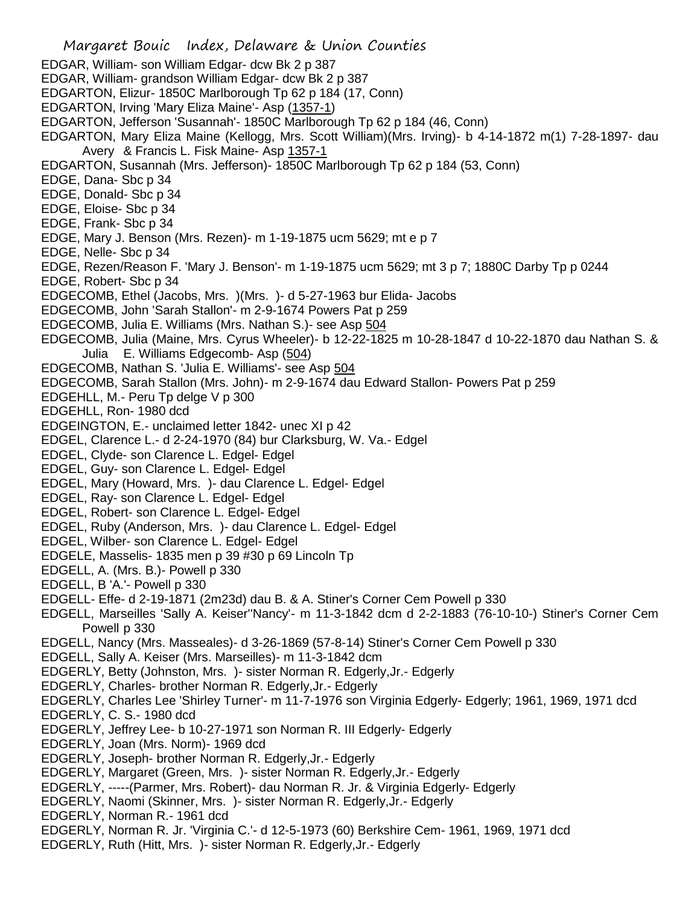EDGAR, William- son William Edgar- dcw Bk 2 p 387
EDGAR, William- grandson William Edgar- dcw Bk 2 p 387
EDGARTON, Elizur- 1850C Marlborough Tp 62 p 184 (17, Conn)
EDGARTON, Irving 'Mary Eliza Maine'- Asp (1357-1)
EDGARTON, Jefferson 'Susannah'- 1850C Marlborough Tp 62 p 184 (46, Conn)
EDGARTON, Mary Eliza Maine (Kellogg, Mrs. Scott William)(Mrs. Irving)- b 4-14-1872 m(1) 7-28-1897- dau Avery & Francis L. Fisk Maine- Asp 1357-1
EDGARTON, Susannah (Mrs. Jefferson)- 1850C Marlborough Tp 62 p 184 (53, Conn)
EDGE, Dana- Sbc p 34
EDGE, Donald- Sbc p 34
EDGE, Eloise- Sbc p 34
EDGE, Frank- Sbc p 34
EDGE, Mary J. Benson (Mrs. Rezen)- m 1-19-1875 ucm 5629; mt e p 7
EDGE, Nelle- Sbc p 34
EDGE, Rezen/Reason F. 'Mary J. Benson'- m 1-19-1875 ucm 5629; mt 3 p 7; 1880C Darby Tp p 0244
EDGE, Robert- Sbc p 34
EDGECOMB, Ethel (Jacobs, Mrs. )(Mrs. )- d 5-27-1963 bur Elida- Jacobs
EDGECOMB, John 'Sarah Stallon'- m 2-9-1674 Powers Pat p 259
EDGECOMB, Julia E. Williams (Mrs. Nathan S.)- see Asp 504
EDGECOMB, Julia (Maine, Mrs. Cyrus Wheeler)- b 12-22-1825 m 10-28-1847 d 10-22-1870 dau Nathan S. & Julia E. Williams Edgecomb- Asp (504)
EDGECOMB, Nathan S. 'Julia E. Williams'- see Asp 504
EDGECOMB, Sarah Stallon (Mrs. John)- m 2-9-1674 dau Edward Stallon- Powers Pat p 259
EDGEHLL, M.- Peru Tp delge V p 300
EDGEHLL, Ron- 1980 dcd
EDGEINGTON, E.- unclaimed letter 1842- unec XI p 42
EDGEL, Clarence L.- d 2-24-1970 (84) bur Clarksburg, W. Va.- Edgel
EDGEL, Clyde- son Clarence L. Edgel- Edgel
EDGEL, Guy- son Clarence L. Edgel- Edgel
EDGEL, Mary (Howard, Mrs. )- dau Clarence L. Edgel- Edgel
EDGEL, Ray- son Clarence L. Edgel- Edgel
EDGEL, Robert- son Clarence L. Edgel- Edgel
EDGEL, Ruby (Anderson, Mrs. )- dau Clarence L. Edgel- Edgel
EDGEL, Wilber- son Clarence L. Edgel- Edgel
EDGELE, Masselis- 1835 men p 39 #30 p 69 Lincoln Tp
EDGELL, A. (Mrs. B.)- Powell p 330
EDGELL, B 'A.'- Powell p 330
EDGELL- Effe- d 2-19-1871 (2m23d) dau B. & A. Stiner's Corner Cem Powell p 330
EDGELL, Marseilles 'Sally A. Keiser''Nancy'- m 11-3-1842 dcm d 2-2-1883 (76-10-10-) Stiner's Corner Cem Powell p 330
EDGELL, Nancy (Mrs. Masseales)- d 3-26-1869 (57-8-14) Stiner's Corner Cem Powell p 330
EDGELL, Sally A. Keiser (Mrs. Marseilles)- m 11-3-1842 dcm
EDGERLY, Betty (Johnston, Mrs. )- sister Norman R. Edgerly,Jr.- Edgerly
EDGERLY, Charles- brother Norman R. Edgerly,Jr.- Edgerly
EDGERLY, Charles Lee 'Shirley Turner'- m 11-7-1976 son Virginia Edgerly- Edgerly; 1961, 1969, 1971 dcd
EDGERLY, C. S.- 1980 dcd
EDGERLY, Jeffrey Lee- b 10-27-1971 son Norman R. III Edgerly- Edgerly
EDGERLY, Joan (Mrs. Norm)- 1969 dcd
EDGERLY, Joseph- brother Norman R. Edgerly,Jr.- Edgerly
EDGERLY, Margaret (Green, Mrs. )- sister Norman R. Edgerly,Jr.- Edgerly
EDGERLY, -----(Parmer, Mrs. Robert)- dau Norman R. Jr. & Virginia Edgerly- Edgerly
EDGERLY, Naomi (Skinner, Mrs. )- sister Norman R. Edgerly,Jr.- Edgerly
EDGERLY, Norman R.- 1961 dcd
EDGERLY, Norman R. Jr. 'Virginia C.'- d 12-5-1973 (60) Berkshire Cem- 1961, 1969, 1971 dcd
EDGERLY, Ruth (Hitt, Mrs. )- sister Norman R. Edgerly,Jr.- Edgerly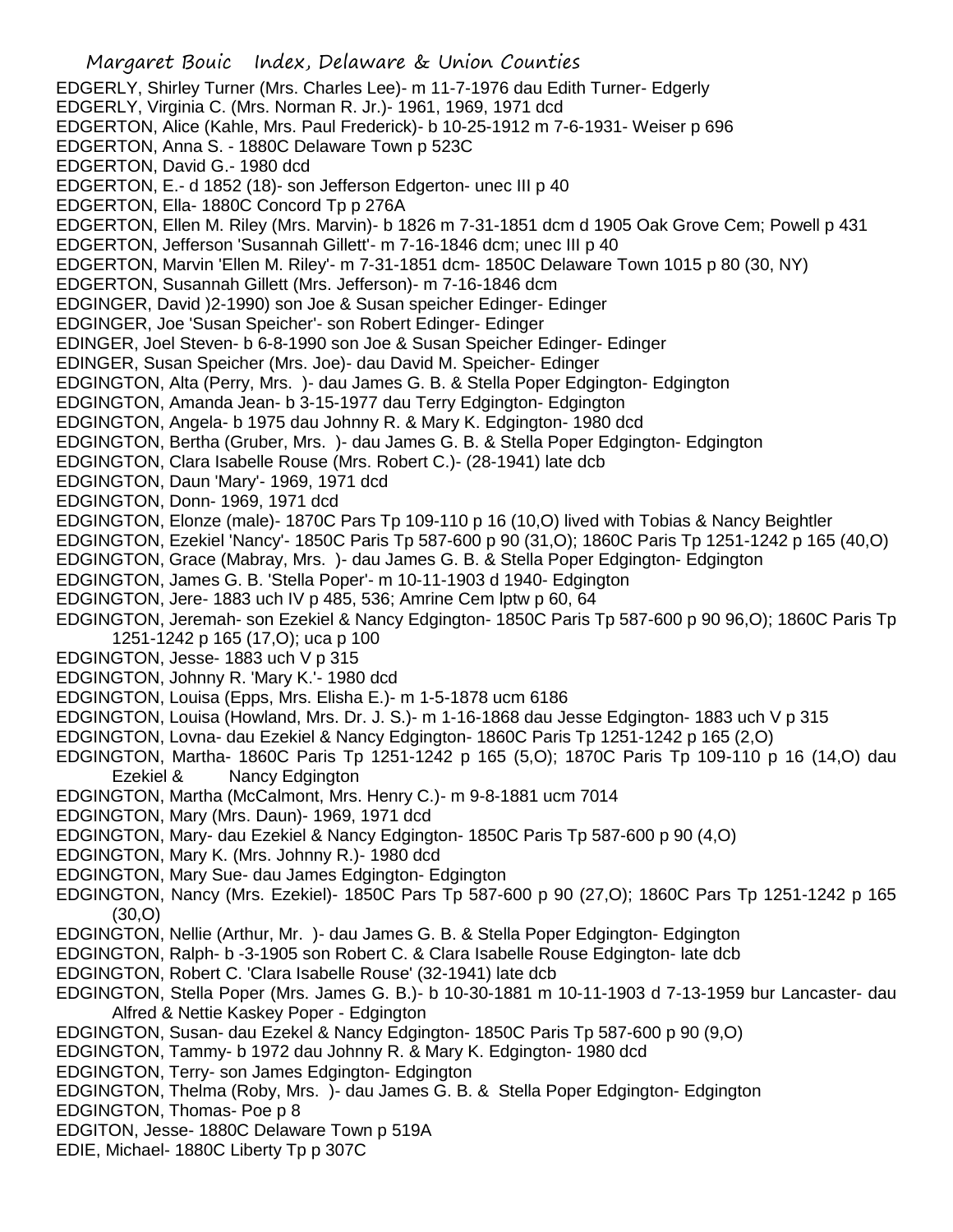EDGERLY, Shirley Turner (Mrs. Charles Lee)- m 11-7-1976 dau Edith Turner- Edgerly
EDGERLY, Virginia C. (Mrs. Norman R. Jr.)- 1961, 1969, 1971 dcd
EDGERTON, Alice (Kahle, Mrs. Paul Frederick)- b 10-25-1912 m 7-6-1931- Weiser p 696
EDGERTON, Anna S. - 1880C Delaware Town p 523C
EDGERTON, David G.- 1980 dcd
EDGERTON, E.- d 1852 (18)- son Jefferson Edgerton- unec III p 40
EDGERTON, Ella- 1880C Concord Tp p 276A
EDGERTON, Ellen M. Riley (Mrs. Marvin)- b 1826 m 7-31-1851 dcm d 1905 Oak Grove Cem; Powell p 431
EDGERTON, Jefferson 'Susannah Gillett'- m 7-16-1846 dcm; unec III p 40
EDGERTON, Marvin 'Ellen M. Riley'- m 7-31-1851 dcm- 1850C Delaware Town 1015 p 80 (30, NY)
EDGERTON, Susannah Gillett (Mrs. Jefferson)- m 7-16-1846 dcm
EDGINGER, David )2-1990) son Joe & Susan speicher Edinger- Edinger
EDGINGER, Joe 'Susan Speicher'- son Robert Edinger- Edinger
EDINGER, Joel Steven- b 6-8-1990 son Joe & Susan Speicher Edinger- Edinger
EDINGER, Susan Speicher (Mrs. Joe)- dau David M. Speicher- Edinger
EDGINGTON, Alta (Perry, Mrs. )- dau James G. B. & Stella Poper Edgington- Edgington
EDGINGTON, Amanda Jean- b 3-15-1977 dau Terry Edgington- Edgington
EDGINGTON, Angela- b 1975 dau Johnny R. & Mary K. Edgington- 1980 dcd
EDGINGTON, Bertha (Gruber, Mrs. )- dau James G. B. & Stella Poper Edgington- Edgington
EDGINGTON, Clara Isabelle Rouse (Mrs. Robert C.)- (28-1941) late dcb
EDGINGTON, Daun 'Mary'- 1969, 1971 dcd
EDGINGTON, Donn- 1969, 1971 dcd
EDGINGTON, Elonze (male)- 1870C Pars Tp 109-110 p 16 (10,O) lived with Tobias & Nancy Beightler
EDGINGTON, Ezekiel 'Nancy'- 1850C Paris Tp 587-600 p 90 (31,O); 1860C Paris Tp 1251-1242 p 165 (40,O)
EDGINGTON, Grace (Mabray, Mrs. )- dau James G. B. & Stella Poper Edgington- Edgington
EDGINGTON, James G. B. 'Stella Poper'- m 10-11-1903 d 1940- Edgington
EDGINGTON, Jere- 1883 uch IV p 485, 536; Amrine Cem lptw p 60, 64
EDGINGTON, Jeremah- son Ezekiel & Nancy Edgington- 1850C Paris Tp 587-600 p 90 96,O); 1860C Paris Tp 1251-1242 p 165 (17,O); uca p 100
EDGINGTON, Jesse- 1883 uch V p 315
EDGINGTON, Johnny R. 'Mary K.'- 1980 dcd
EDGINGTON, Louisa (Epps, Mrs. Elisha E.)- m 1-5-1878 ucm 6186
EDGINGTON, Louisa (Howland, Mrs. Dr. J. S.)- m 1-16-1868 dau Jesse Edgington- 1883 uch V p 315
EDGINGTON, Lovna- dau Ezekiel & Nancy Edgington- 1860C Paris Tp 1251-1242 p 165 (2,O)
EDGINGTON, Martha- 1860C Paris Tp 1251-1242 p 165 (5,O); 1870C Paris Tp 109-110 p 16 (14,O) dau Ezekiel & Nancy Edgington
EDGINGTON, Martha (McCalmont, Mrs. Henry C.)- m 9-8-1881 ucm 7014
EDGINGTON, Mary (Mrs. Daun)- 1969, 1971 dcd
EDGINGTON, Mary- dau Ezekiel & Nancy Edgington- 1850C Paris Tp 587-600 p 90 (4,O)
EDGINGTON, Mary K. (Mrs. Johnny R.)- 1980 dcd
EDGINGTON, Mary Sue- dau James Edgington- Edgington
EDGINGTON, Nancy (Mrs. Ezekiel)- 1850C Pars Tp 587-600 p 90 (27,O); 1860C Pars Tp 1251-1242 p 165 (30,O)
EDGINGTON, Nellie (Arthur, Mr. )- dau James G. B. & Stella Poper Edgington- Edgington
EDGINGTON, Ralph- b -3-1905 son Robert C. & Clara Isabelle Rouse Edgington- late dcb
EDGINGTON, Robert C. 'Clara Isabelle Rouse' (32-1941) late dcb
EDGINGTON, Stella Poper (Mrs. James G. B.)- b 10-30-1881 m 10-11-1903 d 7-13-1959 bur Lancaster- dau Alfred & Nettie Kaskey Poper - Edgington
EDGINGTON, Susan- dau Ezekel & Nancy Edgington- 1850C Paris Tp 587-600 p 90 (9,O)
EDGINGTON, Tammy- b 1972 dau Johnny R. & Mary K. Edgington- 1980 dcd
EDGINGTON, Terry- son James Edgington- Edgington
EDGINGTON, Thelma (Roby, Mrs. )- dau James G. B. & Stella Poper Edgington- Edgington
EDGINGTON, Thomas- Poe p 8
EDGITON, Jesse- 1880C Delaware Town p 519A
EDIE, Michael- 1880C Liberty Tp p 307C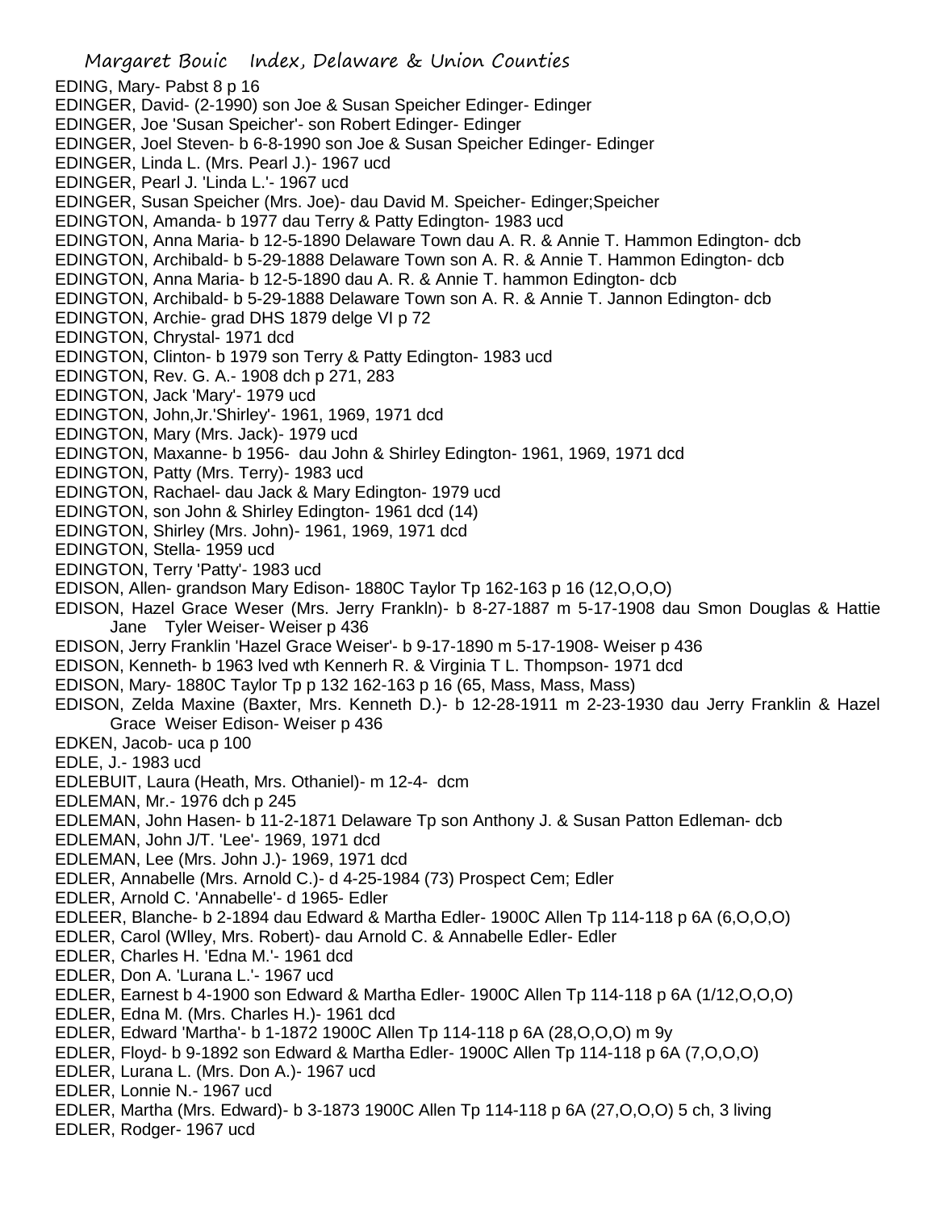EDING, Mary- Pabst 8 p 16
EDINGER, David- (2-1990) son Joe & Susan Speicher Edinger- Edinger
EDINGER, Joe 'Susan Speicher'- son Robert Edinger- Edinger
EDINGER, Joel Steven- b 6-8-1990 son Joe & Susan Speicher Edinger- Edinger
EDINGER, Linda L. (Mrs. Pearl J.)- 1967 ucd
EDINGER, Pearl J. 'Linda L.'- 1967 ucd
EDINGER, Susan Speicher (Mrs. Joe)- dau David M. Speicher- Edinger;Speicher
EDINGTON, Amanda- b 1977 dau Terry & Patty Edington- 1983 ucd
EDINGTON, Anna Maria- b 12-5-1890 Delaware Town dau A. R. & Annie T. Hammon Edington- dcb
EDINGTON, Archibald- b 5-29-1888 Delaware Town son A. R. & Annie T. Hammon Edington- dcb
EDINGTON, Anna Maria- b 12-5-1890 dau A. R. & Annie T. hammon Edington- dcb
EDINGTON, Archibald- b 5-29-1888 Delaware Town son A. R. & Annie T. Jannon Edington- dcb
EDINGTON, Archie- grad DHS 1879 delge VI p 72
EDINGTON, Chrystal- 1971 dcd
EDINGTON, Clinton- b 1979 son Terry & Patty Edington- 1983 ucd
EDINGTON, Rev. G. A.- 1908 dch p 271, 283
EDINGTON, Jack 'Mary'- 1979 ucd
EDINGTON, John,Jr.'Shirley'- 1961, 1969, 1971 dcd
EDINGTON, Mary (Mrs. Jack)- 1979 ucd
EDINGTON, Maxanne- b 1956- dau John & Shirley Edington- 1961, 1969, 1971 dcd
EDINGTON, Patty (Mrs. Terry)- 1983 ucd
EDINGTON, Rachael- dau Jack & Mary Edington- 1979 ucd
EDINGTON, son John & Shirley Edington- 1961 dcd (14)
EDINGTON, Shirley (Mrs. John)- 1961, 1969, 1971 dcd
EDINGTON, Stella- 1959 ucd
EDINGTON, Terry 'Patty'- 1983 ucd
EDISON, Allen- grandson Mary Edison- 1880C Taylor Tp 162-163 p 16 (12,O,O,O)
EDISON, Hazel Grace Weser (Mrs. Jerry Frankln)- b 8-27-1887 m 5-17-1908 dau Smon Douglas & Hattie Jane Tyler Weiser- Weiser p 436
EDISON, Jerry Franklin 'Hazel Grace Weiser'- b 9-17-1890 m 5-17-1908- Weiser p 436
EDISON, Kenneth- b 1963 lved wth Kennerh R. & Virginia T L. Thompson- 1971 dcd
EDISON, Mary- 1880C Taylor Tp p 132 162-163 p 16 (65, Mass, Mass, Mass)
EDISON, Zelda Maxine (Baxter, Mrs. Kenneth D.)- b 12-28-1911 m 2-23-1930 dau Jerry Franklin & Hazel Grace Weiser Edison- Weiser p 436
EDKEN, Jacob- uca p 100
EDLE, J.- 1983 ucd
EDLEBUIT, Laura (Heath, Mrs. Othaniel)- m 12-4- dcm
EDLEMAN, Mr.- 1976 dch p 245
EDLEMAN, John Hasen- b 11-2-1871 Delaware Tp son Anthony J. & Susan Patton Edleman- dcb
EDLEMAN, John J/T. 'Lee'- 1969, 1971 dcd
EDLEMAN, Lee (Mrs. John J.)- 1969, 1971 dcd
EDLER, Annabelle (Mrs. Arnold C.)- d 4-25-1984 (73) Prospect Cem; Edler
EDLER, Arnold C. 'Annabelle'- d 1965- Edler
EDLEER, Blanche- b 2-1894 dau Edward & Martha Edler- 1900C Allen Tp 114-118 p 6A (6,O,O,O)
EDLER, Carol (Wlley, Mrs. Robert)- dau Arnold C. & Annabelle Edler- Edler
EDLER, Charles H. 'Edna M.'- 1961 dcd
EDLER, Don A. 'Lurana L.'- 1967 ucd
EDLER, Earnest b 4-1900 son Edward & Martha Edler- 1900C Allen Tp 114-118 p 6A (1/12,O,O,O)
EDLER, Edna M. (Mrs. Charles H.)- 1961 dcd
EDLER, Edward 'Martha'- b 1-1872 1900C Allen Tp 114-118 p 6A (28,O,O,O) m 9y
EDLER, Floyd- b 9-1892 son Edward & Martha Edler- 1900C Allen Tp 114-118 p 6A (7,O,O,O)
EDLER, Lurana L. (Mrs. Don A.)- 1967 ucd
EDLER, Lonnie N.- 1967 ucd
EDLER, Martha (Mrs. Edward)- b 3-1873 1900C Allen Tp 114-118 p 6A (27,O,O,O) 5 ch, 3 living
EDLER, Rodger- 1967 ucd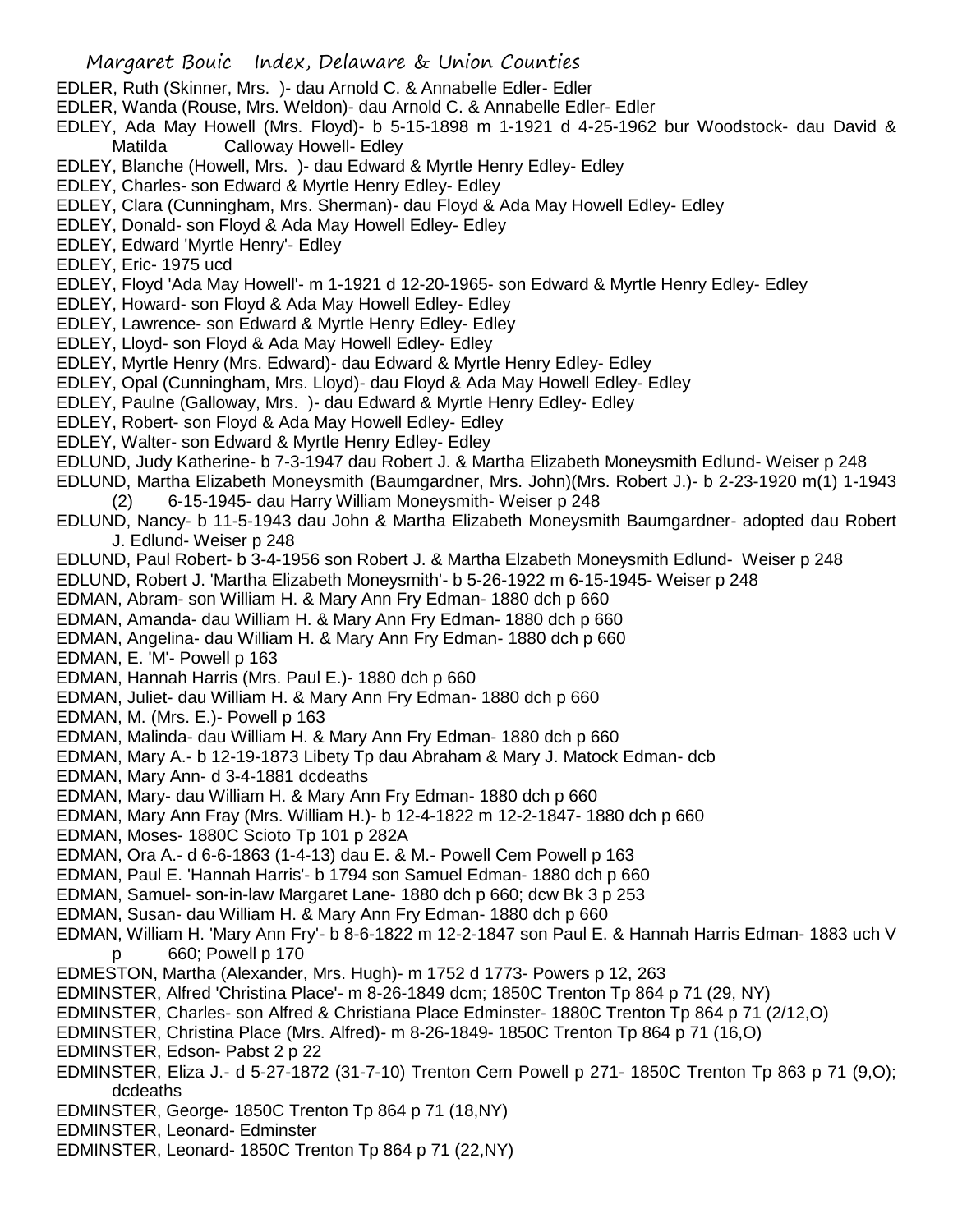EDLER, Ruth (Skinner, Mrs. )- dau Arnold C. & Annabelle Edler- Edler

EDLER, Wanda (Rouse, Mrs. Weldon)- dau Arnold C. & Annabelle Edler- Edler

EDLEY, Ada May Howell (Mrs. Floyd)- b 5-15-1898 m 1-1921 d 4-25-1962 bur Woodstock- dau David & Matilda Calloway Howell- Edley

EDLEY, Blanche (Howell, Mrs. )- dau Edward & Myrtle Henry Edley- Edley

EDLEY, Charles- son Edward & Myrtle Henry Edley- Edley

EDLEY, Clara (Cunningham, Mrs. Sherman)- dau Floyd & Ada May Howell Edley- Edley

EDLEY, Donald- son Floyd & Ada May Howell Edley- Edley

EDLEY, Edward 'Myrtle Henry'- Edley

EDLEY, Eric- 1975 ucd

EDLEY, Floyd 'Ada May Howell'- m 1-1921 d 12-20-1965- son Edward & Myrtle Henry Edley- Edley

EDLEY, Howard- son Floyd & Ada May Howell Edley- Edley

EDLEY, Lawrence- son Edward & Myrtle Henry Edley- Edley

EDLEY, Lloyd- son Floyd & Ada May Howell Edley- Edley

EDLEY, Myrtle Henry (Mrs. Edward)- dau Edward & Myrtle Henry Edley- Edley

EDLEY, Opal (Cunningham, Mrs. Lloyd)- dau Floyd & Ada May Howell Edley- Edley

EDLEY, Paulne (Galloway, Mrs. )- dau Edward & Myrtle Henry Edley- Edley

EDLEY, Robert- son Floyd & Ada May Howell Edley- Edley

EDLEY, Walter- son Edward & Myrtle Henry Edley- Edley

EDLUND, Judy Katherine- b 7-3-1947 dau Robert J. & Martha Elizabeth Moneysmith Edlund- Weiser p 248

EDLUND, Martha Elizabeth Moneysmith (Baumgardner, Mrs. John)(Mrs. Robert J.)- b 2-23-1920 m(1) 1-1943 (2) 6-15-1945- dau Harry William Moneysmith- Weiser p 248

EDLUND, Nancy- b 11-5-1943 dau John & Martha Elizabeth Moneysmith Baumgardner- adopted dau Robert J. Edlund- Weiser p 248

EDLUND, Paul Robert- b 3-4-1956 son Robert J. & Martha Elzabeth Moneysmith Edlund- Weiser p 248

EDLUND, Robert J. 'Martha Elizabeth Moneysmith'- b 5-26-1922 m 6-15-1945- Weiser p 248

EDMAN, Abram- son William H. & Mary Ann Fry Edman- 1880 dch p 660

EDMAN, Amanda- dau William H. & Mary Ann Fry Edman- 1880 dch p 660

EDMAN, Angelina- dau William H. & Mary Ann Fry Edman- 1880 dch p 660

EDMAN, E. 'M'- Powell p 163

EDMAN, Hannah Harris (Mrs. Paul E.)- 1880 dch p 660

EDMAN, Juliet- dau William H. & Mary Ann Fry Edman- 1880 dch p 660

EDMAN, M. (Mrs. E.)- Powell p 163

EDMAN, Malinda- dau William H. & Mary Ann Fry Edman- 1880 dch p 660

EDMAN, Mary A.- b 12-19-1873 Libety Tp dau Abraham & Mary J. Matock Edman- dcb

EDMAN, Mary Ann- d 3-4-1881 dcdeaths

EDMAN, Mary- dau William H. & Mary Ann Fry Edman- 1880 dch p 660

EDMAN, Mary Ann Fray (Mrs. William H.)- b 12-4-1822 m 12-2-1847- 1880 dch p 660

EDMAN, Moses- 1880C Scioto Tp 101 p 282A

EDMAN, Ora A.- d 6-6-1863 (1-4-13) dau E. & M.- Powell Cem Powell p 163

EDMAN, Paul E. 'Hannah Harris'- b 1794 son Samuel Edman- 1880 dch p 660

EDMAN, Samuel- son-in-law Margaret Lane- 1880 dch p 660; dcw Bk 3 p 253

EDMAN, Susan- dau William H. & Mary Ann Fry Edman- 1880 dch p 660

EDMAN, William H. 'Mary Ann Fry'- b 8-6-1822 m 12-2-1847 son Paul E. & Hannah Harris Edman- 1883 uch V p 660; Powell p 170

EDMESTON, Martha (Alexander, Mrs. Hugh)- m 1752 d 1773- Powers p 12, 263

EDMINSTER, Alfred 'Christina Place'- m 8-26-1849 dcm; 1850C Trenton Tp 864 p 71 (29, NY)

EDMINSTER, Charles- son Alfred & Christiana Place Edminster- 1880C Trenton Tp 864 p 71 (2/12,O)

EDMINSTER, Christina Place (Mrs. Alfred)- m 8-26-1849- 1850C Trenton Tp 864 p 71 (16,O)

EDMINSTER, Edson- Pabst 2 p 22

EDMINSTER, Eliza J.- d 5-27-1872 (31-7-10) Trenton Cem Powell p 271- 1850C Trenton Tp 863 p 71 (9,O); dcdeaths

EDMINSTER, George- 1850C Trenton Tp 864 p 71 (18,NY)

EDMINSTER, Leonard- Edminster

EDMINSTER, Leonard- 1850C Trenton Tp 864 p 71 (22,NY)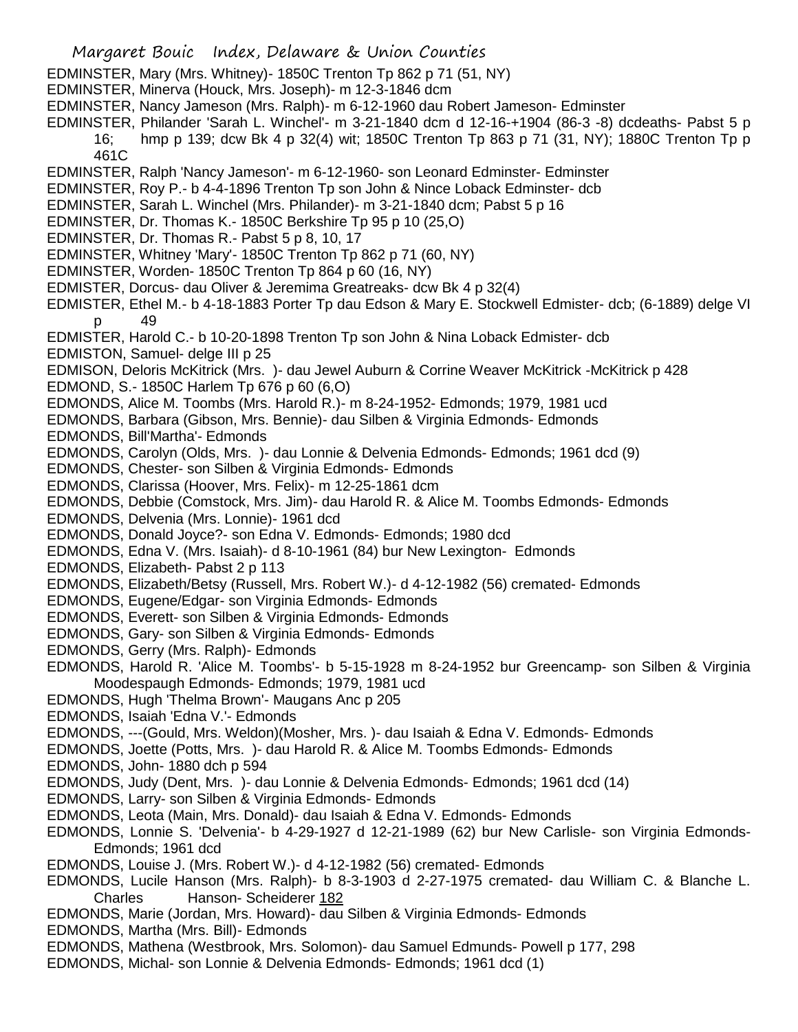EDMINSTER, Mary (Mrs. Whitney)- 1850C Trenton Tp 862 p 71 (51, NY)
EDMINSTER, Minerva (Houck, Mrs. Joseph)- m 12-3-1846 dcm
EDMINSTER, Nancy Jameson (Mrs. Ralph)- m 6-12-1960 dau Robert Jameson- Edminster
EDMINSTER, Philander 'Sarah L. Winchel'- m 3-21-1840 dcm d 12-16-+1904 (86-3 -8) dcdeaths- Pabst 5 p 16; hmp p 139; dcw Bk 4 p 32(4) wit; 1850C Trenton Tp 863 p 71 (31, NY); 1880C Trenton Tp p 461C
EDMINSTER, Ralph 'Nancy Jameson'- m 6-12-1960- son Leonard Edminster- Edminster
EDMINSTER, Roy P.- b 4-4-1896 Trenton Tp son John & Nince Loback Edminster- dcb
EDMINSTER, Sarah L. Winchel (Mrs. Philander)- m 3-21-1840 dcm; Pabst 5 p 16
EDMINSTER, Dr. Thomas K.- 1850C Berkshire Tp 95 p 10 (25,O)
EDMINSTER, Dr. Thomas R.- Pabst 5 p 8, 10, 17
EDMINSTER, Whitney 'Mary'- 1850C Trenton Tp 862 p 71 (60, NY)
EDMINSTER, Worden- 1850C Trenton Tp 864 p 60 (16, NY)
EDMISTER, Dorcus- dau Oliver & Jeremima Greatreaks- dcw Bk 4 p 32(4)
EDMISTER, Ethel M.- b 4-18-1883 Porter Tp dau Edson & Mary E. Stockwell Edmister- dcb; (6-1889) delge VI p 49
EDMISTER, Harold C.- b 10-20-1898 Trenton Tp son John & Nina Loback Edmister- dcb
EDMISTON, Samuel- delge III p 25
EDMISON, Deloris McKitrick (Mrs. )- dau Jewel Auburn & Corrine Weaver McKitrick -McKitrick p 428
EDMOND, S.- 1850C Harlem Tp 676 p 60 (6,O)
EDMONDS, Alice M. Toombs (Mrs. Harold R.)- m 8-24-1952- Edmonds; 1979, 1981 ucd
EDMONDS, Barbara (Gibson, Mrs. Bennie)- dau Silben & Virginia Edmonds- Edmonds
EDMONDS, Bill'Martha'- Edmonds
EDMONDS, Carolyn (Olds, Mrs. )- dau Lonnie & Delvenia Edmonds- Edmonds; 1961 dcd (9)
EDMONDS, Chester- son Silben & Virginia Edmonds- Edmonds
EDMONDS, Clarissa (Hoover, Mrs. Felix)- m 12-25-1861 dcm
EDMONDS, Debbie (Comstock, Mrs. Jim)- dau Harold R. & Alice M. Toombs Edmonds- Edmonds
EDMONDS, Delvenia (Mrs. Lonnie)- 1961 dcd
EDMONDS, Donald Joyce?- son Edna V. Edmonds- Edmonds; 1980 dcd
EDMONDS, Edna V. (Mrs. Isaiah)- d 8-10-1961 (84) bur New Lexington- Edmonds
EDMONDS, Elizabeth- Pabst 2 p 113
EDMONDS, Elizabeth/Betsy (Russell, Mrs. Robert W.)- d 4-12-1982 (56) cremated- Edmonds
EDMONDS, Eugene/Edgar- son Virginia Edmonds- Edmonds
EDMONDS, Everett- son Silben & Virginia Edmonds- Edmonds
EDMONDS, Gary- son Silben & Virginia Edmonds- Edmonds
EDMONDS, Gerry (Mrs. Ralph)- Edmonds
EDMONDS, Harold R. 'Alice M. Toombs'- b 5-15-1928 m 8-24-1952 bur Greencamp- son Silben & Virginia Moodespaugh Edmonds- Edmonds; 1979, 1981 ucd
EDMONDS, Hugh 'Thelma Brown'- Maugans Anc p 205
EDMONDS, Isaiah 'Edna V.'- Edmonds
EDMONDS, ---(Gould, Mrs. Weldon)(Mosher, Mrs. )- dau Isaiah & Edna V. Edmonds- Edmonds
EDMONDS, Joette (Potts, Mrs. )- dau Harold R. & Alice M. Toombs Edmonds- Edmonds
EDMONDS, John- 1880 dch p 594
EDMONDS, Judy (Dent, Mrs. )- dau Lonnie & Delvenia Edmonds- Edmonds; 1961 dcd (14)
EDMONDS, Larry- son Silben & Virginia Edmonds- Edmonds
EDMONDS, Leota (Main, Mrs. Donald)- dau Isaiah & Edna V. Edmonds- Edmonds
EDMONDS, Lonnie S. 'Delvenia'- b 4-29-1927 d 12-21-1989 (62) bur New Carlisle- son Virginia Edmonds- Edmonds; 1961 dcd
EDMONDS, Louise J. (Mrs. Robert W.)- d 4-12-1982 (56) cremated- Edmonds
EDMONDS, Lucile Hanson (Mrs. Ralph)- b 8-3-1903 d 2-27-1975 cremated- dau William C. & Blanche L. Charles Hanson- Scheiderer 182
EDMONDS, Marie (Jordan, Mrs. Howard)- dau Silben & Virginia Edmonds- Edmonds
EDMONDS, Martha (Mrs. Bill)- Edmonds
EDMONDS, Mathena (Westbrook, Mrs. Solomon)- dau Samuel Edmunds- Powell p 177, 298
EDMONDS, Michal- son Lonnie & Delvenia Edmonds- Edmonds; 1961 dcd (1)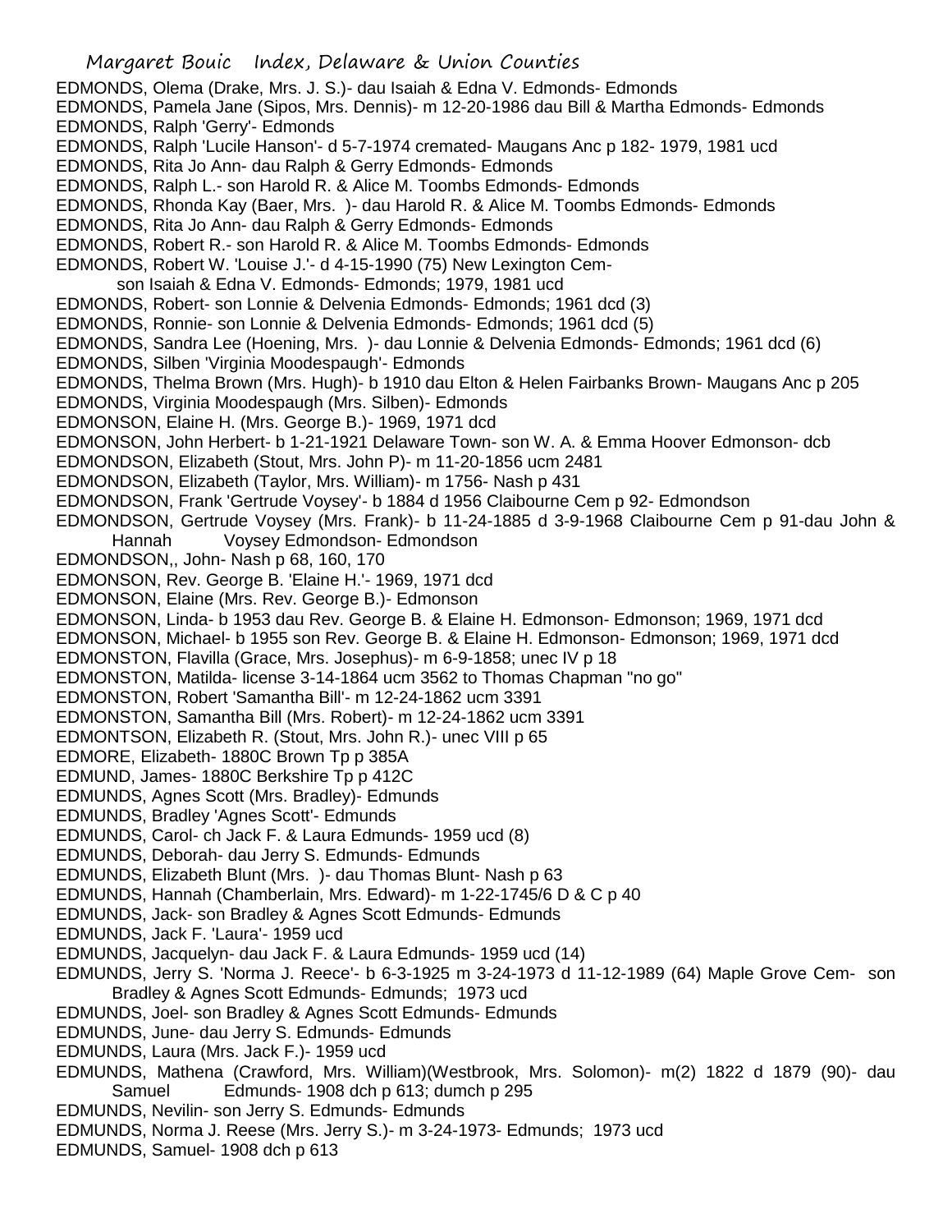EDMONDS, Olema (Drake, Mrs. J. S.)- dau Isaiah & Edna V. Edmonds- Edmonds
EDMONDS, Pamela Jane (Sipos, Mrs. Dennis)- m 12-20-1986 dau Bill & Martha Edmonds- Edmonds
EDMONDS, Ralph 'Gerry'- Edmonds
EDMONDS, Ralph 'Lucile Hanson'- d 5-7-1974 cremated- Maugans Anc p 182- 1979, 1981 ucd
EDMONDS, Rita Jo Ann- dau Ralph & Gerry Edmonds- Edmonds
EDMONDS, Ralph L.- son Harold R. & Alice M. Toombs Edmonds- Edmonds
EDMONDS, Rhonda Kay (Baer, Mrs. )- dau Harold R. & Alice M. Toombs Edmonds- Edmonds
EDMONDS, Rita Jo Ann- dau Ralph & Gerry Edmonds- Edmonds
EDMONDS, Robert R.- son Harold R. & Alice M. Toombs Edmonds- Edmonds
EDMONDS, Robert W. 'Louise J.'- d 4-15-1990 (75) New Lexington Cem- son Isaiah & Edna V. Edmonds- Edmonds; 1979, 1981 ucd
EDMONDS, Robert- son Lonnie & Delvenia Edmonds- Edmonds; 1961 dcd (3)
EDMONDS, Ronnie- son Lonnie & Delvenia Edmonds- Edmonds; 1961 dcd (5)
EDMONDS, Sandra Lee (Hoening, Mrs. )- dau Lonnie & Delvenia Edmonds- Edmonds; 1961 dcd (6)
EDMONDS, Silben 'Virginia Moodespaugh'- Edmonds
EDMONDS, Thelma Brown (Mrs. Hugh)- b 1910 dau Elton & Helen Fairbanks Brown- Maugans Anc p 205
EDMONDS, Virginia Moodespaugh (Mrs. Silben)- Edmonds
EDMONSON, Elaine H. (Mrs. George B.)- 1969, 1971 dcd
EDMONSON, John Herbert- b 1-21-1921 Delaware Town- son W. A. & Emma Hoover Edmonson- dcb
EDMONDSON, Elizabeth (Stout, Mrs. John P)- m 11-20-1856 ucm 2481
EDMONDSON, Elizabeth (Taylor, Mrs. William)- m 1756- Nash p 431
EDMONDSON, Frank 'Gertrude Voysey'- b 1884 d 1956 Claibourne Cem p 92- Edmondson
EDMONDSON, Gertrude Voysey (Mrs. Frank)- b 11-24-1885 d 3-9-1968 Claibourne Cem p 91-dau John & Hannah Voysey Edmondson- Edmondson
EDMONDSON,, John- Nash p 68, 160, 170
EDMONSON, Rev. George B. 'Elaine H.'- 1969, 1971 dcd
EDMONSON, Elaine (Mrs. Rev. George B.)- Edmonson
EDMONSON, Linda- b 1953 dau Rev. George B. & Elaine H. Edmonson- Edmonson; 1969, 1971 dcd
EDMONSON, Michael- b 1955 son Rev. George B. & Elaine H. Edmonson- Edmonson; 1969, 1971 dcd
EDMONSTON, Flavilla (Grace, Mrs. Josephus)- m 6-9-1858; unec IV p 18
EDMONSTON, Matilda- license 3-14-1864 ucm 3562 to Thomas Chapman "no go"
EDMONSTON, Robert 'Samantha Bill'- m 12-24-1862 ucm 3391
EDMONSTON, Samantha Bill (Mrs. Robert)- m 12-24-1862 ucm 3391
EDMONTSON, Elizabeth R. (Stout, Mrs. John R.)- unec VIII p 65
EDMORE, Elizabeth- 1880C Brown Tp p 385A
EDMUND, James- 1880C Berkshire Tp p 412C
EDMUNDS, Agnes Scott (Mrs. Bradley)- Edmunds
EDMUNDS, Bradley 'Agnes Scott'- Edmunds
EDMUNDS, Carol- ch Jack F. & Laura Edmunds- 1959 ucd (8)
EDMUNDS, Deborah- dau Jerry S. Edmunds- Edmunds
EDMUNDS, Elizabeth Blunt (Mrs. )- dau Thomas Blunt- Nash p 63
EDMUNDS, Hannah (Chamberlain, Mrs. Edward)- m 1-22-1745/6 D & C p 40
EDMUNDS, Jack- son Bradley & Agnes Scott Edmunds- Edmunds
EDMUNDS, Jack F. 'Laura'- 1959 ucd
EDMUNDS, Jacquelyn- dau Jack F. & Laura Edmunds- 1959 ucd (14)
EDMUNDS, Jerry S. 'Norma J. Reece'- b 6-3-1925 m 3-24-1973 d 11-12-1989 (64) Maple Grove Cem- son Bradley & Agnes Scott Edmunds- Edmunds; 1973 ucd
EDMUNDS, Joel- son Bradley & Agnes Scott Edmunds- Edmunds
EDMUNDS, June- dau Jerry S. Edmunds- Edmunds
EDMUNDS, Laura (Mrs. Jack F.)- 1959 ucd
EDMUNDS, Mathena (Crawford, Mrs. William)(Westbrook, Mrs. Solomon)- m(2) 1822 d 1879 (90)- dau Samuel Edmunds- 1908 dch p 613; dumch p 295
EDMUNDS, Nevilin- son Jerry S. Edmunds- Edmunds
EDMUNDS, Norma J. Reese (Mrs. Jerry S.)- m 3-24-1973- Edmunds; 1973 ucd
EDMUNDS, Samuel- 1908 dch p 613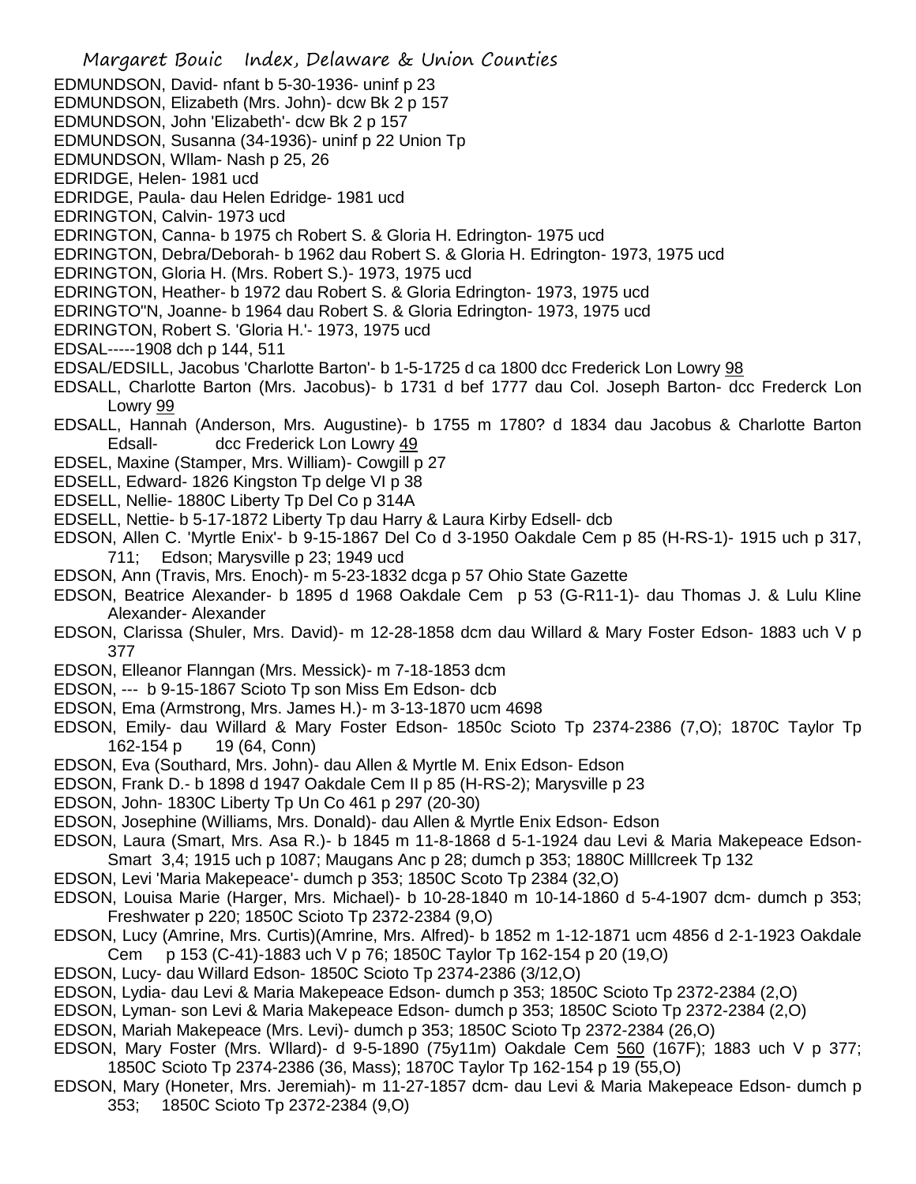EDMUNDSON, David- nfant b 5-30-1936- uninf p 23
EDMUNDSON, Elizabeth (Mrs. John)- dcw Bk 2 p 157
EDMUNDSON, John 'Elizabeth'- dcw Bk 2 p 157
EDMUNDSON, Susanna (34-1936)- uninf p 22 Union Tp
EDMUNDSON, Wllam- Nash p 25, 26
EDRIDGE, Helen- 1981 ucd
EDRIDGE, Paula- dau Helen Edridge- 1981 ucd
EDRINGTON, Calvin- 1973 ucd
EDRINGTON, Canna- b 1975 ch Robert S. & Gloria H. Edrington- 1975 ucd
EDRINGTON, Debra/Deborah- b 1962 dau Robert S. & Gloria H. Edrington- 1973, 1975 ucd
EDRINGTON, Gloria H. (Mrs. Robert S.)- 1973, 1975 ucd
EDRINGTON, Heather- b 1972 dau Robert S. & Gloria H. Edrington- 1973, 1975 ucd
EDRINGTO"N, Joanne- b 1964 dau Robert S. & Gloria Edrington- 1973, 1975 ucd
EDRINGTON, Robert S. 'Gloria H.'- 1973, 1975 ucd
EDSAL-----1908 dch p 144, 511
EDSAL/EDSILL, Jacobus 'Charlotte Barton'- b 1-5-1725 d ca 1800 dcc Frederick Lon Lowry 98
EDSALL, Charlotte Barton (Mrs. Jacobus)- b 1731 d bef 1777 dau Col. Joseph Barton- dcc Frederck Lon Lowry 99
EDSALL, Hannah (Anderson, Mrs. Augustine)- b 1755 m 1780? d 1834 dau Jacobus & Charlotte Barton Edsall- dcc Frederick Lon Lowry 49
EDSEL, Maxine (Stamper, Mrs. William)- Cowgill p 27
EDSELL, Edward- 1826 Kingston Tp delge VI p 38
EDSELL, Nellie- 1880C Liberty Tp Del Co p 314A
EDSELL, Nettie- b 5-17-1872 Liberty Tp dau Harry & Laura Kirby Edsell- dcb
EDSON, Allen C. 'Myrtle Enix'- b 9-15-1867 Del Co d 3-1950 Oakdale Cem p 85 (H-RS-1)- 1915 uch p 317, 711; Edson; Marysville p 23; 1949 ucd
EDSON, Ann (Travis, Mrs. Enoch)- m 5-23-1832 dcga p 57 Ohio State Gazette
EDSON, Beatrice Alexander- b 1895 d 1968 Oakdale Cem p 53 (G-R11-1)- dau Thomas J. & Lulu Kline Alexander- Alexander
EDSON, Clarissa (Shuler, Mrs. David)- m 12-28-1858 dcm dau Willard & Mary Foster Edson- 1883 uch V p 377
EDSON, Elleanor Flanngan (Mrs. Messick)- m 7-18-1853 dcm
EDSON, --- b 9-15-1867 Scioto Tp son Miss Em Edson- dcb
EDSON, Ema (Armstrong, Mrs. James H.)- m 3-13-1870 ucm 4698
EDSON, Emily- dau Willard & Mary Foster Edson- 1850c Scioto Tp 2374-2386 (7,O); 1870C Taylor Tp 162-154 p 19 (64, Conn)
EDSON, Eva (Southard, Mrs. John)- dau Allen & Myrtle M. Enix Edson- Edson
EDSON, Frank D.- b 1898 d 1947 Oakdale Cem II p 85 (H-RS-2); Marysville p 23
EDSON, John- 1830C Liberty Tp Un Co 461 p 297 (20-30)
EDSON, Josephine (Williams, Mrs. Donald)- dau Allen & Myrtle Enix Edson- Edson
EDSON, Laura (Smart, Mrs. Asa R.)- b 1845 m 11-8-1868 d 5-1-1924 dau Levi & Maria Makepeace Edson- Smart 3,4; 1915 uch p 1087; Maugans Anc p 28; dumch p 353; 1880C Milllcreek Tp 132
EDSON, Levi 'Maria Makepeace'- dumch p 353; 1850C Scoto Tp 2384 (32,O)
EDSON, Louisa Marie (Harger, Mrs. Michael)- b 10-28-1840 m 10-14-1860 d 5-4-1907 dcm- dumch p 353; Freshwater p 220; 1850C Scioto Tp 2372-2384 (9,O)
EDSON, Lucy (Amrine, Mrs. Curtis)(Amrine, Mrs. Alfred)- b 1852 m 1-12-1871 ucm 4856 d 2-1-1923 Oakdale Cem p 153 (C-41)-1883 uch V p 76; 1850C Taylor Tp 162-154 p 20 (19,O)
EDSON, Lucy- dau Willard Edson- 1850C Scioto Tp 2374-2386 (3/12,O)
EDSON, Lydia- dau Levi & Maria Makepeace Edson- dumch p 353; 1850C Scioto Tp 2372-2384 (2,O)
EDSON, Lyman- son Levi & Maria Makepeace Edson- dumch p 353; 1850C Scioto Tp 2372-2384 (2,O)
EDSON, Mariah Makepeace (Mrs. Levi)- dumch p 353; 1850C Scioto Tp 2372-2384 (26,O)
EDSON, Mary Foster (Mrs. Wllard)- d 9-5-1890 (75y11m) Oakdale Cem 560 (167F); 1883 uch V p 377; 1850C Scioto Tp 2374-2386 (36, Mass); 1870C Taylor Tp 162-154 p 19 (55,O)
EDSON, Mary (Honeter, Mrs. Jeremiah)- m 11-27-1857 dcm- dau Levi & Maria Makepeace Edson- dumch p 353; 1850C Scioto Tp 2372-2384 (9,O)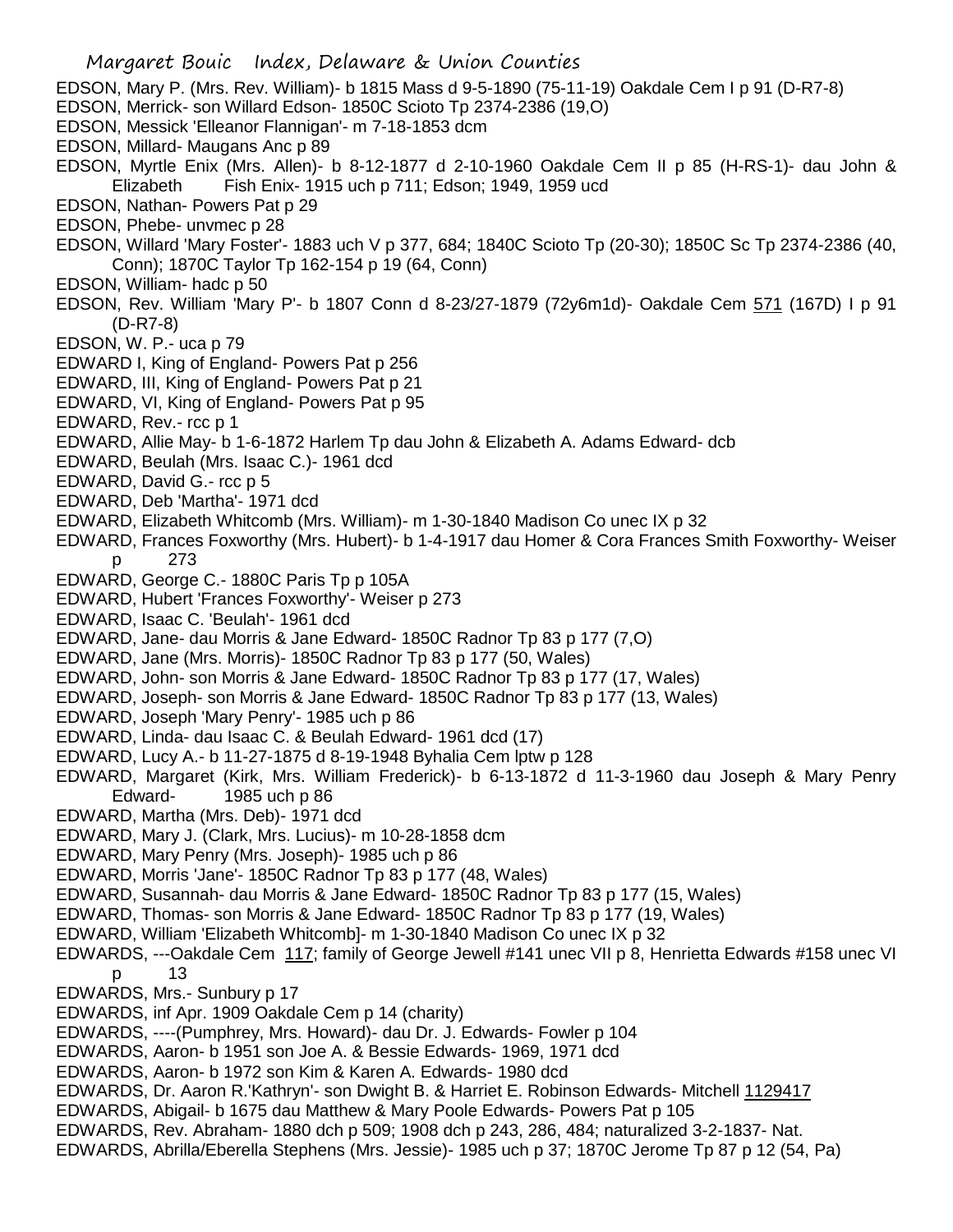EDSON, Mary P. (Mrs. Rev. William)- b 1815 Mass d 9-5-1890 (75-11-19) Oakdale Cem I p 91 (D-R7-8)

EDSON, Merrick- son Willard Edson- 1850C Scioto Tp 2374-2386 (19,O)

EDSON, Messick 'Elleanor Flannigan'- m 7-18-1853 dcm

EDSON, Millard- Maugans Anc p 89

EDSON, Myrtle Enix (Mrs. Allen)- b 8-12-1877 d 2-10-1960 Oakdale Cem II p 85 (H-RS-1)- dau John & Elizabeth Fish Enix- 1915 uch p 711; Edson; 1949, 1959 ucd

EDSON, Nathan- Powers Pat p 29

EDSON, Phebe- unvmec p 28

EDSON, Willard 'Mary Foster'- 1883 uch V p 377, 684; 1840C Scioto Tp (20-30); 1850C Sc Tp 2374-2386 (40, Conn); 1870C Taylor Tp 162-154 p 19 (64, Conn)

EDSON, William- hadc p 50

EDSON, Rev. William 'Mary P'- b 1807 Conn d 8-23/27-1879 (72y6m1d)- Oakdale Cem 571 (167D) I p 91 (D-R7-8)

EDSON, W. P.- uca p 79

EDWARD I, King of England- Powers Pat p 256

EDWARD, III, King of England- Powers Pat p 21

EDWARD, VI, King of England- Powers Pat p 95

EDWARD, Rev.- rcc p 1

EDWARD, Allie May- b 1-6-1872 Harlem Tp dau John & Elizabeth A. Adams Edward- dcb

EDWARD, Beulah (Mrs. Isaac C.)- 1961 dcd

EDWARD, David G.- rcc p 5

EDWARD, Deb 'Martha'- 1971 dcd

EDWARD, Elizabeth Whitcomb (Mrs. William)- m 1-30-1840 Madison Co unec IX p 32

EDWARD, Frances Foxworthy (Mrs. Hubert)- b 1-4-1917 dau Homer & Cora Frances Smith Foxworthy- Weiser p 273

EDWARD, George C.- 1880C Paris Tp p 105A

EDWARD, Hubert 'Frances Foxworthy'- Weiser p 273

EDWARD, Isaac C. 'Beulah'- 1961 dcd

EDWARD, Jane- dau Morris & Jane Edward- 1850C Radnor Tp 83 p 177 (7,O)

EDWARD, Jane (Mrs. Morris)- 1850C Radnor Tp 83 p 177 (50, Wales)

EDWARD, John- son Morris & Jane Edward- 1850C Radnor Tp 83 p 177 (17, Wales)

EDWARD, Joseph- son Morris & Jane Edward- 1850C Radnor Tp 83 p 177 (13, Wales)

EDWARD, Joseph 'Mary Penry'- 1985 uch p 86

EDWARD, Linda- dau Isaac C. & Beulah Edward- 1961 dcd (17)

EDWARD, Lucy A.- b 11-27-1875 d 8-19-1948 Byhalia Cem lptw p 128

EDWARD, Margaret (Kirk, Mrs. William Frederick)- b 6-13-1872 d 11-3-1960 dau Joseph & Mary Penry Edward- 1985 uch p 86

EDWARD, Martha (Mrs. Deb)- 1971 dcd

EDWARD, Mary J. (Clark, Mrs. Lucius)- m 10-28-1858 dcm

EDWARD, Mary Penry (Mrs. Joseph)- 1985 uch p 86

EDWARD, Morris 'Jane'- 1850C Radnor Tp 83 p 177 (48, Wales)

EDWARD, Susannah- dau Morris & Jane Edward- 1850C Radnor Tp 83 p 177 (15, Wales)

EDWARD, Thomas- son Morris & Jane Edward- 1850C Radnor Tp 83 p 177 (19, Wales)

EDWARD, William 'Elizabeth Whitcomb]- m 1-30-1840 Madison Co unec IX p 32

EDWARDS, ---Oakdale Cem 117; family of George Jewell #141 unec VII p 8, Henrietta Edwards #158 unec VI p 13

EDWARDS, Mrs.- Sunbury p 17

EDWARDS, inf Apr. 1909 Oakdale Cem p 14 (charity)

EDWARDS, ----(Pumphrey, Mrs. Howard)- dau Dr. J. Edwards- Fowler p 104

EDWARDS, Aaron- b 1951 son Joe A. & Bessie Edwards- 1969, 1971 dcd

EDWARDS, Aaron- b 1972 son Kim & Karen A. Edwards- 1980 dcd

EDWARDS, Dr. Aaron R.'Kathryn'- son Dwight B. & Harriet E. Robinson Edwards- Mitchell 1129417

EDWARDS, Abigail- b 1675 dau Matthew & Mary Poole Edwards- Powers Pat p 105

EDWARDS, Rev. Abraham- 1880 dch p 509; 1908 dch p 243, 286, 484; naturalized 3-2-1837- Nat.

EDWARDS, Abrilla/Eberella Stephens (Mrs. Jessie)- 1985 uch p 37; 1870C Jerome Tp 87 p 12 (54, Pa)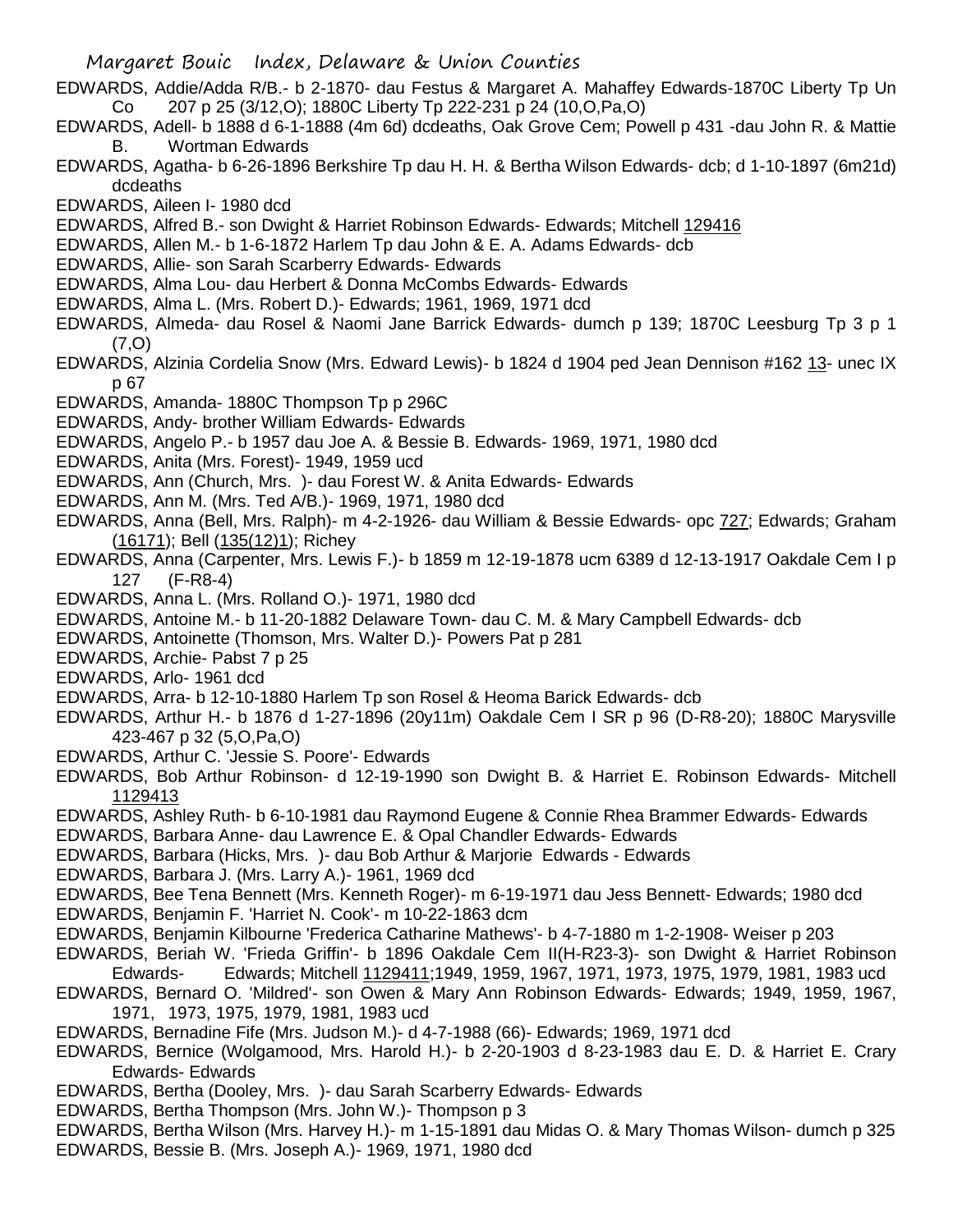EDWARDS, Addie/Adda R/B.- b 2-1870- dau Festus & Margaret A. Mahaffey Edwards-1870C Liberty Tp Un Co 207 p 25 (3/12,O); 1880C Liberty Tp 222-231 p 24 (10,O,Pa,O)

EDWARDS, Adell- b 1888 d 6-1-1888 (4m 6d) dcdeaths, Oak Grove Cem; Powell p 431 -dau John R. & Mattie B. Wortman Edwards

EDWARDS, Agatha- b 6-26-1896 Berkshire Tp dau H. H. & Bertha Wilson Edwards- dcb; d 1-10-1897 (6m21d) dcdeaths

EDWARDS, Aileen I- 1980 dcd

EDWARDS, Alfred B.- son Dwight & Harriet Robinson Edwards- Edwards; Mitchell 129416

EDWARDS, Allen M.- b 1-6-1872 Harlem Tp dau John & E. A. Adams Edwards- dcb

EDWARDS, Allie- son Sarah Scarberry Edwards- Edwards

EDWARDS, Alma Lou- dau Herbert & Donna McCombs Edwards- Edwards

EDWARDS, Alma L. (Mrs. Robert D.)- Edwards; 1961, 1969, 1971 dcd

EDWARDS, Almeda- dau Rosel & Naomi Jane Barrick Edwards- dumch p 139; 1870C Leesburg Tp 3 p 1 (7,O)

EDWARDS, Alzinia Cordelia Snow (Mrs. Edward Lewis)- b 1824 d 1904 ped Jean Dennison #162 13- unec IX p 67

EDWARDS, Amanda- 1880C Thompson Tp p 296C

EDWARDS, Andy- brother William Edwards- Edwards

EDWARDS, Angelo P.- b 1957 dau Joe A. & Bessie B. Edwards- 1969, 1971, 1980 dcd

EDWARDS, Anita (Mrs. Forest)- 1949, 1959 ucd

EDWARDS, Ann (Church, Mrs. )- dau Forest W. & Anita Edwards- Edwards

EDWARDS, Ann M. (Mrs. Ted A/B.)- 1969, 1971, 1980 dcd

EDWARDS, Anna (Bell, Mrs. Ralph)- m 4-2-1926- dau William & Bessie Edwards- opc 727; Edwards; Graham (16171); Bell (135(12)1); Richey

EDWARDS, Anna (Carpenter, Mrs. Lewis F.)- b 1859 m 12-19-1878 ucm 6389 d 12-13-1917 Oakdale Cem I p 127 (F-R8-4)

EDWARDS, Anna L. (Mrs. Rolland O.)- 1971, 1980 dcd

EDWARDS, Antoine M.- b 11-20-1882 Delaware Town- dau C. M. & Mary Campbell Edwards- dcb

EDWARDS, Antoinette (Thomson, Mrs. Walter D.)- Powers Pat p 281

EDWARDS, Archie- Pabst 7 p 25

EDWARDS, Arlo- 1961 dcd

EDWARDS, Arra- b 12-10-1880 Harlem Tp son Rosel & Heoma Barick Edwards- dcb

EDWARDS, Arthur H.- b 1876 d 1-27-1896 (20y11m) Oakdale Cem I SR p 96 (D-R8-20); 1880C Marysville 423-467 p 32 (5,O,Pa,O)

EDWARDS, Arthur C. 'Jessie S. Poore'- Edwards

EDWARDS, Bob Arthur Robinson- d 12-19-1990 son Dwight B. & Harriet E. Robinson Edwards- Mitchell 1129413

EDWARDS, Ashley Ruth- b 6-10-1981 dau Raymond Eugene & Connie Rhea Brammer Edwards- Edwards

EDWARDS, Barbara Anne- dau Lawrence E. & Opal Chandler Edwards- Edwards

EDWARDS, Barbara (Hicks, Mrs. )- dau Bob Arthur & Marjorie Edwards - Edwards

EDWARDS, Barbara J. (Mrs. Larry A.)- 1961, 1969 dcd

EDWARDS, Bee Tena Bennett (Mrs. Kenneth Roger)- m 6-19-1971 dau Jess Bennett- Edwards; 1980 dcd

EDWARDS, Benjamin F. 'Harriet N. Cook'- m 10-22-1863 dcm

EDWARDS, Benjamin Kilbourne 'Frederica Catharine Mathews'- b 4-7-1880 m 1-2-1908- Weiser p 203

EDWARDS, Beriah W. 'Frieda Griffin'- b 1896 Oakdale Cem II(H-R23-3)- son Dwight & Harriet Robinson Edwards- Edwards; Mitchell 1129411;1949, 1959, 1967, 1971, 1973, 1975, 1979, 1981, 1983 ucd

EDWARDS, Bernard O. 'Mildred'- son Owen & Mary Ann Robinson Edwards- Edwards; 1949, 1959, 1967, 1971, 1973, 1975, 1979, 1981, 1983 ucd

EDWARDS, Bernadine Fife (Mrs. Judson M.)- d 4-7-1988 (66)- Edwards; 1969, 1971 dcd

EDWARDS, Bernice (Wolgamood, Mrs. Harold H.)- b 2-20-1903 d 8-23-1983 dau E. D. & Harriet E. Crary Edwards- Edwards

EDWARDS, Bertha (Dooley, Mrs. )- dau Sarah Scarberry Edwards- Edwards

EDWARDS, Bertha Thompson (Mrs. John W.)- Thompson p 3

EDWARDS, Bertha Wilson (Mrs. Harvey H.)- m 1-15-1891 dau Midas O. & Mary Thomas Wilson- dumch p 325

EDWARDS, Bessie B. (Mrs. Joseph A.)- 1969, 1971, 1980 dcd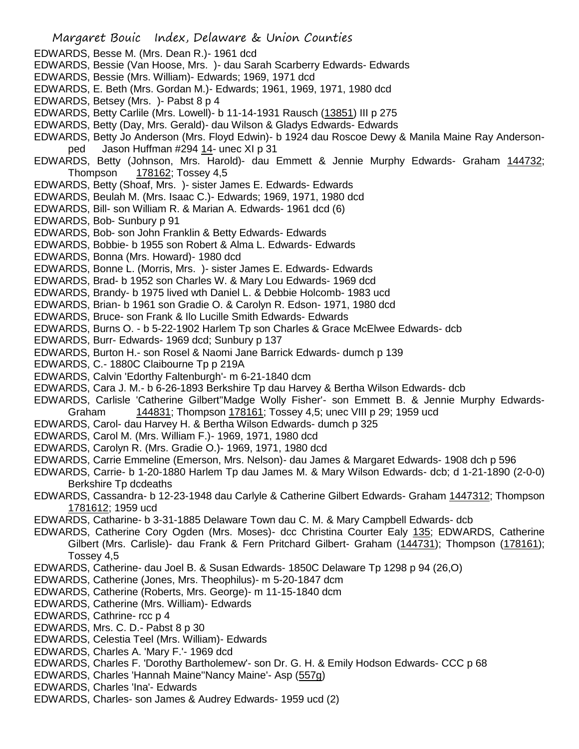EDWARDS, Besse M. (Mrs. Dean R.)- 1961 dcd

EDWARDS, Bessie (Van Hoose, Mrs. )- dau Sarah Scarberry Edwards- Edwards

EDWARDS, Bessie (Mrs. William)- Edwards; 1969, 1971 dcd

EDWARDS, E. Beth (Mrs. Gordan M.)- Edwards; 1961, 1969, 1971, 1980 dcd

EDWARDS, Betsey (Mrs. )- Pabst 8 p 4

EDWARDS, Betty Carlile (Mrs. Lowell)- b 11-14-1931 Rausch (13851) III p 275

EDWARDS, Betty (Day, Mrs. Gerald)- dau Wilson & Gladys Edwards- Edwards

EDWARDS, Betty Jo Anderson (Mrs. Floyd Edwin)- b 1924 dau Roscoe Dewy & Manila Maine Ray Anderson- ped Jason Huffman #294 14- unec XI p 31

EDWARDS, Betty (Johnson, Mrs. Harold)- dau Emmett & Jennie Murphy Edwards- Graham 144732; Thompson 178162; Tossey 4,5

EDWARDS, Betty (Shoaf, Mrs. )- sister James E. Edwards- Edwards

EDWARDS, Beulah M. (Mrs. Isaac C.)- Edwards; 1969, 1971, 1980 dcd

EDWARDS, Bill- son William R. & Marian A. Edwards- 1961 dcd (6)

EDWARDS, Bob- Sunbury p 91

EDWARDS, Bob- son John Franklin & Betty Edwards- Edwards

EDWARDS, Bobbie- b 1955 son Robert & Alma L. Edwards- Edwards

EDWARDS, Bonna (Mrs. Howard)- 1980 dcd

EDWARDS, Bonne L. (Morris, Mrs. )- sister James E. Edwards- Edwards

EDWARDS, Brad- b 1952 son Charles W. & Mary Lou Edwards- 1969 dcd

EDWARDS, Brandy- b 1975 lived wth Daniel L. & Debbie Holcomb- 1983 ucd

EDWARDS, Brian- b 1961 son Gradie O. & Carolyn R. Edson- 1971, 1980 dcd

EDWARDS, Bruce- son Frank & Ilo Lucille Smith Edwards- Edwards

EDWARDS, Burns O. - b 5-22-1902 Harlem Tp son Charles & Grace McElwee Edwards- dcb

EDWARDS, Burr- Edwards- 1969 dcd; Sunbury p 137

EDWARDS, Burton H.- son Rosel & Naomi Jane Barrick Edwards- dumch p 139

EDWARDS, C.- 1880C Claibourne Tp p 219A

EDWARDS, Calvin 'Edorthy Faltenburgh'- m 6-21-1840 dcm

EDWARDS, Cara J. M.- b 6-26-1893 Berkshire Tp dau Harvey & Bertha Wilson Edwards- dcb

EDWARDS, Carlisle 'Catherine Gilbert''Madge Wolly Fisher'- son Emmett B. & Jennie Murphy Edwards- Graham 144831; Thompson 178161; Tossey 4,5; unec VIII p 29; 1959 ucd

EDWARDS, Carol- dau Harvey H. & Bertha Wilson Edwards- dumch p 325

EDWARDS, Carol M. (Mrs. William F.)- 1969, 1971, 1980 dcd

EDWARDS, Carolyn R. (Mrs. Gradie O.)- 1969, 1971, 1980 dcd

EDWARDS, Carrie Emmeline (Emerson, Mrs. Nelson)- dau James & Margaret Edwards- 1908 dch p 596

EDWARDS, Carrie- b 1-20-1880 Harlem Tp dau James M. & Mary Wilson Edwards- dcb; d 1-21-1890 (2-0-0) Berkshire Tp dcdeaths

EDWARDS, Cassandra- b 12-23-1948 dau Carlyle & Catherine Gilbert Edwards- Graham 1447312; Thompson 1781612; 1959 ucd

EDWARDS, Catharine- b 3-31-1885 Delaware Town dau C. M. & Mary Campbell Edwards- dcb

EDWARDS, Catherine Cory Ogden (Mrs. Moses)- dcc Christina Courter Ealy 135; EDWARDS, Catherine Gilbert (Mrs. Carlisle)- dau Frank & Fern Pritchard Gilbert- Graham (144731); Thompson (178161); Tossey 4,5

EDWARDS, Catherine- dau Joel B. & Susan Edwards- 1850C Delaware Tp 1298 p 94 (26,O)

EDWARDS, Catherine (Jones, Mrs. Theophilus)- m 5-20-1847 dcm

EDWARDS, Catherine (Roberts, Mrs. George)- m 11-15-1840 dcm

EDWARDS, Catherine (Mrs. William)- Edwards

EDWARDS, Cathrine- rcc p 4

EDWARDS, Mrs. C. D.- Pabst 8 p 30

EDWARDS, Celestia Teel (Mrs. William)- Edwards

EDWARDS, Charles A. 'Mary F.'- 1969 dcd

EDWARDS, Charles F. 'Dorothy Bartholemew'- son Dr. G. H. & Emily Hodson Edwards- CCC p 68

EDWARDS, Charles 'Hannah Maine''Nancy Maine'- Asp (557g)

EDWARDS, Charles 'Ina'- Edwards

EDWARDS, Charles- son James & Audrey Edwards- 1959 ucd (2)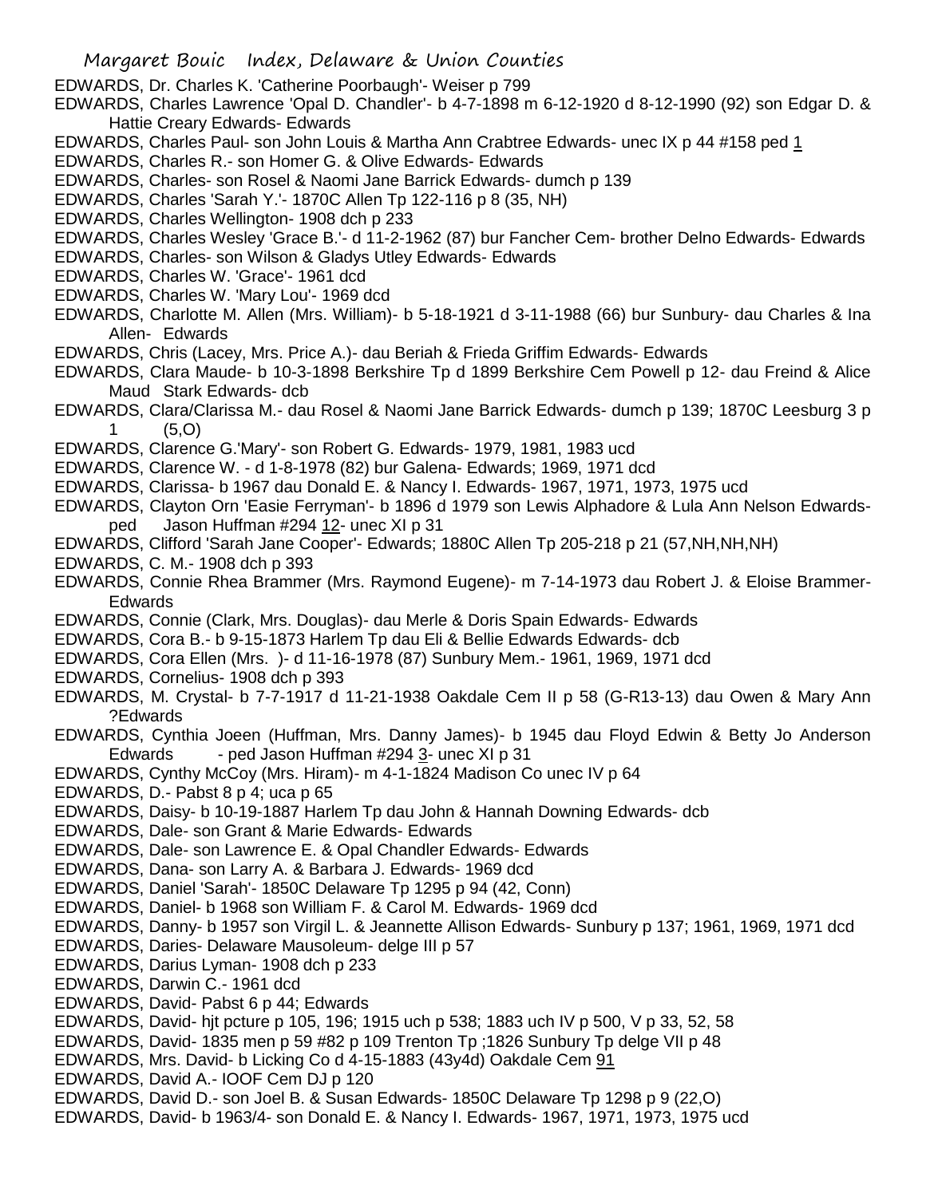EDWARDS, Dr. Charles K. 'Catherine Poorbaugh'- Weiser p 799

EDWARDS, Charles Lawrence 'Opal D. Chandler'- b 4-7-1898 m 6-12-1920 d 8-12-1990 (92) son Edgar D. & Hattie Creary Edwards- Edwards

EDWARDS, Charles Paul- son John Louis & Martha Ann Crabtree Edwards- unec IX p 44 #158 ped 1

EDWARDS, Charles R.- son Homer G. & Olive Edwards- Edwards

EDWARDS, Charles- son Rosel & Naomi Jane Barrick Edwards- dumch p 139

EDWARDS, Charles 'Sarah Y.'- 1870C Allen Tp 122-116 p 8 (35, NH)

EDWARDS, Charles Wellington- 1908 dch p 233

EDWARDS, Charles Wesley 'Grace B.'- d 11-2-1962 (87) bur Fancher Cem- brother Delno Edwards- Edwards

EDWARDS, Charles- son Wilson & Gladys Utley Edwards- Edwards

EDWARDS, Charles W. 'Grace'- 1961 dcd

EDWARDS, Charles W. 'Mary Lou'- 1969 dcd

EDWARDS, Charlotte M. Allen (Mrs. William)- b 5-18-1921 d 3-11-1988 (66) bur Sunbury- dau Charles & Ina Allen- Edwards

EDWARDS, Chris (Lacey, Mrs. Price A.)- dau Beriah & Frieda Griffim Edwards- Edwards

EDWARDS, Clara Maude- b 10-3-1898 Berkshire Tp d 1899 Berkshire Cem Powell p 12- dau Freind & Alice Maud Stark Edwards- dcb

EDWARDS, Clara/Clarissa M.- dau Rosel & Naomi Jane Barrick Edwards- dumch p 139; 1870C Leesburg 3 p 1 (5,O)

EDWARDS, Clarence G.'Mary'- son Robert G. Edwards- 1979, 1981, 1983 ucd

EDWARDS, Clarence W. - d 1-8-1978 (82) bur Galena- Edwards; 1969, 1971 dcd

EDWARDS, Clarissa- b 1967 dau Donald E. & Nancy I. Edwards- 1967, 1971, 1973, 1975 ucd

EDWARDS, Clayton Orn 'Easie Ferryman'- b 1896 d 1979 son Lewis Alphadore & Lula Ann Nelson Edwards- ped Jason Huffman #294 12- unec XI p 31

EDWARDS, Clifford 'Sarah Jane Cooper'- Edwards; 1880C Allen Tp 205-218 p 21 (57,NH,NH,NH)

EDWARDS, C. M.- 1908 dch p 393

EDWARDS, Connie Rhea Brammer (Mrs. Raymond Eugene)- m 7-14-1973 dau Robert J. & Eloise Brammer- Edwards

EDWARDS, Connie (Clark, Mrs. Douglas)- dau Merle & Doris Spain Edwards- Edwards

EDWARDS, Cora B.- b 9-15-1873 Harlem Tp dau Eli & Bellie Edwards Edwards- dcb

EDWARDS, Cora Ellen (Mrs. )- d 11-16-1978 (87) Sunbury Mem.- 1961, 1969, 1971 dcd

EDWARDS, Cornelius- 1908 dch p 393

EDWARDS, M. Crystal- b 7-7-1917 d 11-21-1938 Oakdale Cem II p 58 (G-R13-13) dau Owen & Mary Ann ?Edwards

EDWARDS, Cynthia Joeen (Huffman, Mrs. Danny James)- b 1945 dau Floyd Edwin & Betty Jo Anderson Edwards - ped Jason Huffman #294 3- unec XI p 31

EDWARDS, Cynthy McCoy (Mrs. Hiram)- m 4-1-1824 Madison Co unec IV p 64

EDWARDS, D.- Pabst 8 p 4; uca p 65

EDWARDS, Daisy- b 10-19-1887 Harlem Tp dau John & Hannah Downing Edwards- dcb

EDWARDS, Dale- son Grant & Marie Edwards- Edwards

EDWARDS, Dale- son Lawrence E. & Opal Chandler Edwards- Edwards

EDWARDS, Dana- son Larry A. & Barbara J. Edwards- 1969 dcd

EDWARDS, Daniel 'Sarah'- 1850C Delaware Tp 1295 p 94 (42, Conn)

EDWARDS, Daniel- b 1968 son William F. & Carol M. Edwards- 1969 dcd

EDWARDS, Danny- b 1957 son Virgil L. & Jeannette Allison Edwards- Sunbury p 137; 1961, 1969, 1971 dcd

EDWARDS, Daries- Delaware Mausoleum- delge III p 57

EDWARDS, Darius Lyman- 1908 dch p 233

EDWARDS, Darwin C.- 1961 dcd

EDWARDS, David- Pabst 6 p 44; Edwards

EDWARDS, David- hjt pcture p 105, 196; 1915 uch p 538; 1883 uch IV p 500, V p 33, 52, 58

EDWARDS, David- 1835 men p 59 #82 p 109 Trenton Tp ;1826 Sunbury Tp delge VII p 48

EDWARDS, Mrs. David- b Licking Co d 4-15-1883 (43y4d) Oakdale Cem 91

EDWARDS, David A.- IOOF Cem DJ p 120

EDWARDS, David D.- son Joel B. & Susan Edwards- 1850C Delaware Tp 1298 p 9 (22,O)

EDWARDS, David- b 1963/4- son Donald E. & Nancy I. Edwards- 1967, 1971, 1973, 1975 ucd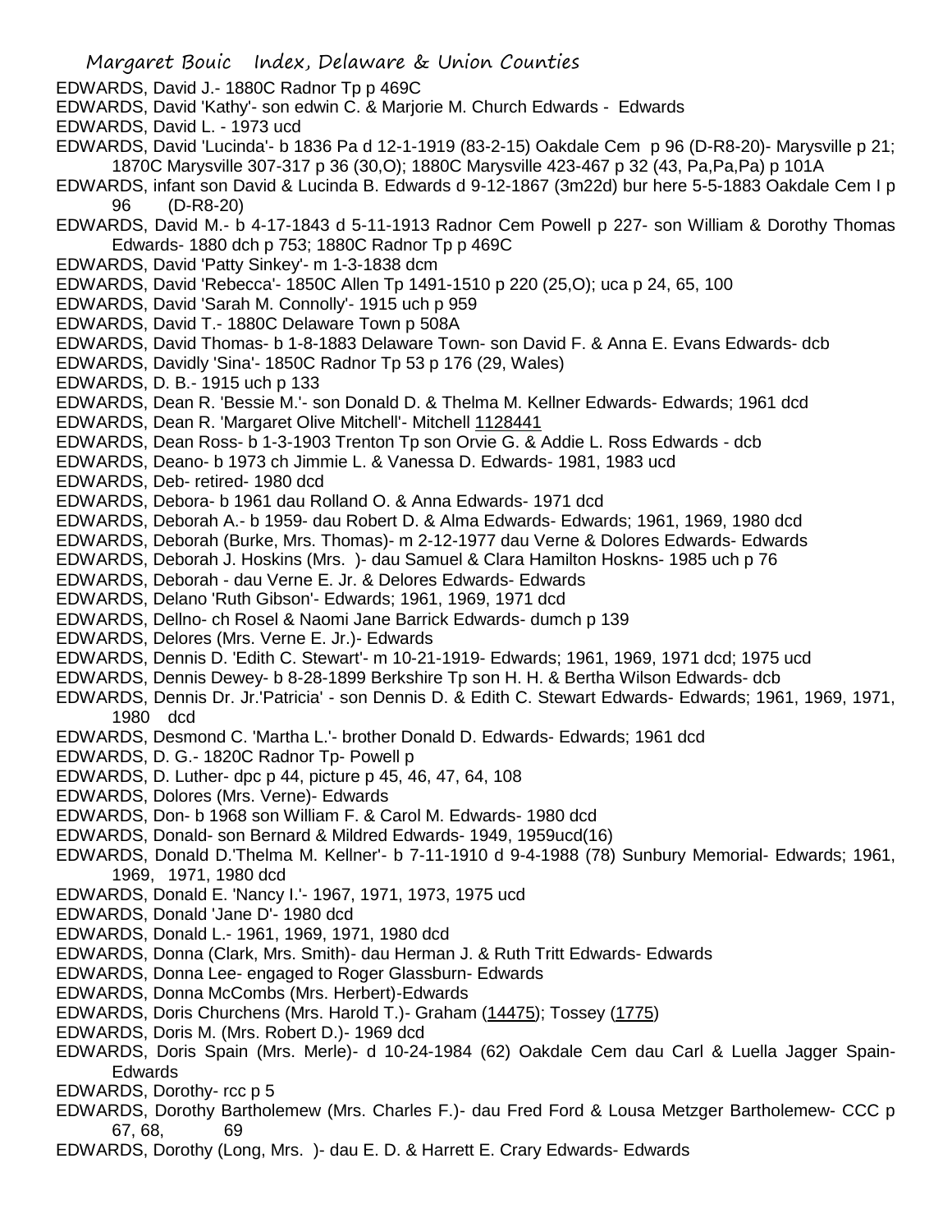EDWARDS, David J.- 1880C Radnor Tp p 469C

EDWARDS, David 'Kathy'- son edwin C. & Marjorie M. Church Edwards - Edwards

EDWARDS, David L. - 1973 ucd

EDWARDS, David 'Lucinda'- b 1836 Pa d 12-1-1919 (83-2-15) Oakdale Cem p 96 (D-R8-20)- Marysville p 21; 1870C Marysville 307-317 p 36 (30,O); 1880C Marysville 423-467 p 32 (43, Pa,Pa,Pa) p 101A

EDWARDS, infant son David & Lucinda B. Edwards d 9-12-1867 (3m22d) bur here 5-5-1883 Oakdale Cem I p 96 (D-R8-20)

EDWARDS, David M.- b 4-17-1843 d 5-11-1913 Radnor Cem Powell p 227- son William & Dorothy Thomas Edwards- 1880 dch p 753; 1880C Radnor Tp p 469C

EDWARDS, David 'Patty Sinkey'- m 1-3-1838 dcm

EDWARDS, David 'Rebecca'- 1850C Allen Tp 1491-1510 p 220 (25,O); uca p 24, 65, 100

EDWARDS, David 'Sarah M. Connolly'- 1915 uch p 959

EDWARDS, David T.- 1880C Delaware Town p 508A

EDWARDS, David Thomas- b 1-8-1883 Delaware Town- son David F. & Anna E. Evans Edwards- dcb

EDWARDS, Davidly 'Sina'- 1850C Radnor Tp 53 p 176 (29, Wales)

EDWARDS, D. B.- 1915 uch p 133

EDWARDS, Dean R. 'Bessie M.'- son Donald D. & Thelma M. Kellner Edwards- Edwards; 1961 dcd

EDWARDS, Dean R. 'Margaret Olive Mitchell'- Mitchell 1128441

EDWARDS, Dean Ross- b 1-3-1903 Trenton Tp son Orvie G. & Addie L. Ross Edwards - dcb

EDWARDS, Deano- b 1973 ch Jimmie L. & Vanessa D. Edwards- 1981, 1983 ucd

EDWARDS, Deb- retired- 1980 dcd

EDWARDS, Debora- b 1961 dau Rolland O. & Anna Edwards- 1971 dcd

EDWARDS, Deborah A.- b 1959- dau Robert D. & Alma Edwards- Edwards; 1961, 1969, 1980 dcd

EDWARDS, Deborah (Burke, Mrs. Thomas)- m 2-12-1977 dau Verne & Dolores Edwards- Edwards

EDWARDS, Deborah J. Hoskins (Mrs. )- dau Samuel & Clara Hamilton Hoskns- 1985 uch p 76

EDWARDS, Deborah - dau Verne E. Jr. & Delores Edwards- Edwards

EDWARDS, Delano 'Ruth Gibson'- Edwards; 1961, 1969, 1971 dcd

EDWARDS, Dellno- ch Rosel & Naomi Jane Barrick Edwards- dumch p 139

EDWARDS, Delores (Mrs. Verne E. Jr.)- Edwards

EDWARDS, Dennis D. 'Edith C. Stewart'- m 10-21-1919- Edwards; 1961, 1969, 1971 dcd; 1975 ucd

EDWARDS, Dennis Dewey- b 8-28-1899 Berkshire Tp son H. H. & Bertha Wilson Edwards- dcb

EDWARDS, Dennis Dr. Jr.'Patricia' - son Dennis D. & Edith C. Stewart Edwards- Edwards; 1961, 1969, 1971, 1980 dcd

EDWARDS, Desmond C. 'Martha L.'- brother Donald D. Edwards- Edwards; 1961 dcd

EDWARDS, D. G.- 1820C Radnor Tp- Powell p

EDWARDS, D. Luther- dpc p 44, picture p 45, 46, 47, 64, 108

EDWARDS, Dolores (Mrs. Verne)- Edwards

EDWARDS, Don- b 1968 son William F. & Carol M. Edwards- 1980 dcd

EDWARDS, Donald- son Bernard & Mildred Edwards- 1949, 1959ucd(16)

EDWARDS, Donald D.'Thelma M. Kellner'- b 7-11-1910 d 9-4-1988 (78) Sunbury Memorial- Edwards; 1961, 1969, 1971, 1980 dcd

EDWARDS, Donald E. 'Nancy I.'- 1967, 1971, 1973, 1975 ucd

EDWARDS, Donald 'Jane D'- 1980 dcd

EDWARDS, Donald L.- 1961, 1969, 1971, 1980 dcd

EDWARDS, Donna (Clark, Mrs. Smith)- dau Herman J. & Ruth Tritt Edwards- Edwards

EDWARDS, Donna Lee- engaged to Roger Glassburn- Edwards

EDWARDS, Donna McCombs (Mrs. Herbert)-Edwards

EDWARDS, Doris Churchens (Mrs. Harold T.)- Graham (14475); Tossey (1775)

EDWARDS, Doris M. (Mrs. Robert D.)- 1969 dcd

EDWARDS, Doris Spain (Mrs. Merle)- d 10-24-1984 (62) Oakdale Cem dau Carl & Luella Jagger Spain- Edwards

EDWARDS, Dorothy- rcc p 5

EDWARDS, Dorothy Bartholemew (Mrs. Charles F.)- dau Fred Ford & Lousa Metzger Bartholemew- CCC p 67, 68, 69

EDWARDS, Dorothy (Long, Mrs. )- dau E. D. & Harrett E. Crary Edwards- Edwards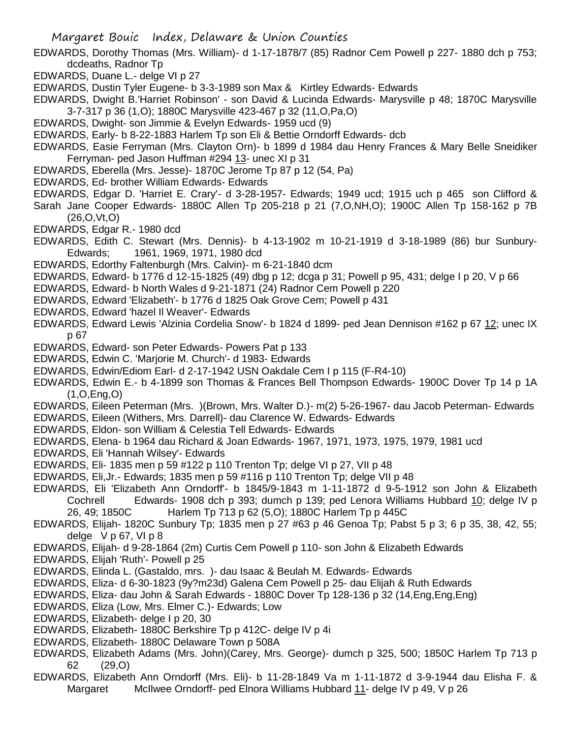EDWARDS, Dorothy Thomas (Mrs. William)- d 1-17-1878/7 (85) Radnor Cem Powell p 227- 1880 dch p 753; dcdeaths, Radnor Tp

EDWARDS, Duane L.- delge VI p 27

EDWARDS, Dustin Tyler Eugene- b 3-3-1989 son Max & Kirtley Edwards- Edwards

EDWARDS, Dwight B.'Harriet Robinson' - son David & Lucinda Edwards- Marysville p 48; 1870C Marysville 3-7-317 p 36 (1,O); 1880C Marysville 423-467 p 32 (11,O,Pa,O)

EDWARDS, Dwight- son Jimmie & Evelyn Edwards- 1959 ucd (9)

EDWARDS, Early- b 8-22-1883 Harlem Tp son Eli & Bettie Orndorff Edwards- dcb

EDWARDS, Easie Ferryman (Mrs. Clayton Orn)- b 1899 d 1984 dau Henry Frances & Mary Belle Sneidiker Ferryman- ped Jason Huffman #294 13- unec XI p 31

EDWARDS, Eberella (Mrs. Jesse)- 1870C Jerome Tp 87 p 12 (54, Pa)

EDWARDS, Ed- brother William Edwards- Edwards

EDWARDS, Edgar D. 'Harriet E. Crary'- d 3-28-1957- Edwards; 1949 ucd; 1915 uch p 465 son Clifford & Sarah Jane Cooper Edwards- 1880C Allen Tp 205-218 p 21 (7,O,NH,O); 1900C Allen Tp 158-162 p 7B (26,O,Vt,O)

EDWARDS, Edgar R.- 1980 dcd

EDWARDS, Edith C. Stewart (Mrs. Dennis)- b 4-13-1902 m 10-21-1919 d 3-18-1989 (86) bur Sunbury- Edwards; 1961, 1969, 1971, 1980 dcd

EDWARDS, Edorthy Faltenburgh (Mrs. Calvin)- m 6-21-1840 dcm

EDWARDS, Edward- b 1776 d 12-15-1825 (49) dbg p 12; dcga p 31; Powell p 95, 431; delge I p 20, V p 66

EDWARDS, Edward- b North Wales d 9-21-1871 (24) Radnor Cem Powell p 220

EDWARDS, Edward 'Elizabeth'- b 1776 d 1825 Oak Grove Cem; Powell p 431

EDWARDS, Edward 'hazel Il Weaver'- Edwards

EDWARDS, Edward Lewis 'Alzinia Cordelia Snow'- b 1824 d 1899- ped Jean Dennison #162 p 67 12; unec IX p 67

EDWARDS, Edward- son Peter Edwards- Powers Pat p 133

EDWARDS, Edwin C. 'Marjorie M. Church'- d 1983- Edwards

EDWARDS, Edwin/Ediom Earl- d 2-17-1942 USN Oakdale Cem I p 115 (F-R4-10)

EDWARDS, Edwin E.- b 4-1899 son Thomas & Frances Bell Thompson Edwards- 1900C Dover Tp 14 p 1A (1,O,Eng,O)

EDWARDS, Eileen Peterman (Mrs. )(Brown, Mrs. Walter D.)- m(2) 5-26-1967- dau Jacob Peterman- Edwards

EDWARDS, Eileen (Withers, Mrs. Darrell)- dau Clarence W. Edwards- Edwards

EDWARDS, Eldon- son William & Celestia Tell Edwards- Edwards

EDWARDS, Elena- b 1964 dau Richard & Joan Edwards- 1967, 1971, 1973, 1975, 1979, 1981 ucd

EDWARDS, Eli 'Hannah Wilsey'- Edwards

EDWARDS, Eli- 1835 men p 59 #122 p 110 Trenton Tp; delge VI p 27, VII p 48

EDWARDS, Eli,Jr.- Edwards; 1835 men p 59 #116 p 110 Trenton Tp; delge VII p 48

EDWARDS, Eli 'Elizabeth Ann Orndorff'- b 1845/9-1843 m 1-11-1872 d 9-5-1912 son John & Elizabeth Cochrell Edwards- 1908 dch p 393; dumch p 139; ped Lenora Williams Hubbard 10; delge IV p 26, 49; 1850C Harlem Tp 713 p 62 (5,O); 1880C Harlem Tp p 445C

EDWARDS, Elijah- 1820C Sunbury Tp; 1835 men p 27 #63 p 46 Genoa Tp; Pabst 5 p 3; 6 p 35, 38, 42, 55; delge V p 67, VI p 8

EDWARDS, Elijah- d 9-28-1864 (2m) Curtis Cem Powell p 110- son John & Elizabeth Edwards

EDWARDS, Elijah 'Ruth'- Powell p 25

EDWARDS, Elinda L. (Gastaldo, mrs. )- dau Isaac & Beulah M. Edwards- Edwards

EDWARDS, Eliza- d 6-30-1823 (9y?m23d) Galena Cem Powell p 25- dau Elijah & Ruth Edwards

EDWARDS, Eliza- dau John & Sarah Edwards - 1880C Dover Tp 128-136 p 32 (14,Eng,Eng,Eng)

EDWARDS, Eliza (Low, Mrs. Elmer C.)- Edwards; Low

EDWARDS, Elizabeth- delge I p 20, 30

EDWARDS, Elizabeth- 1880C Berkshire Tp p 412C- delge IV p 4i

EDWARDS, Elizabeth- 1880C Delaware Town p 508A

EDWARDS, Elizabeth Adams (Mrs. John)(Carey, Mrs. George)- dumch p 325, 500; 1850C Harlem Tp 713 p 62 (29,O)

EDWARDS, Elizabeth Ann Orndorff (Mrs. Eli)- b 11-28-1849 Va m 1-11-1872 d 3-9-1944 dau Elisha F. & Margaret McIlwee Orndorff- ped Elnora Williams Hubbard 11- delge IV p 49, V p 26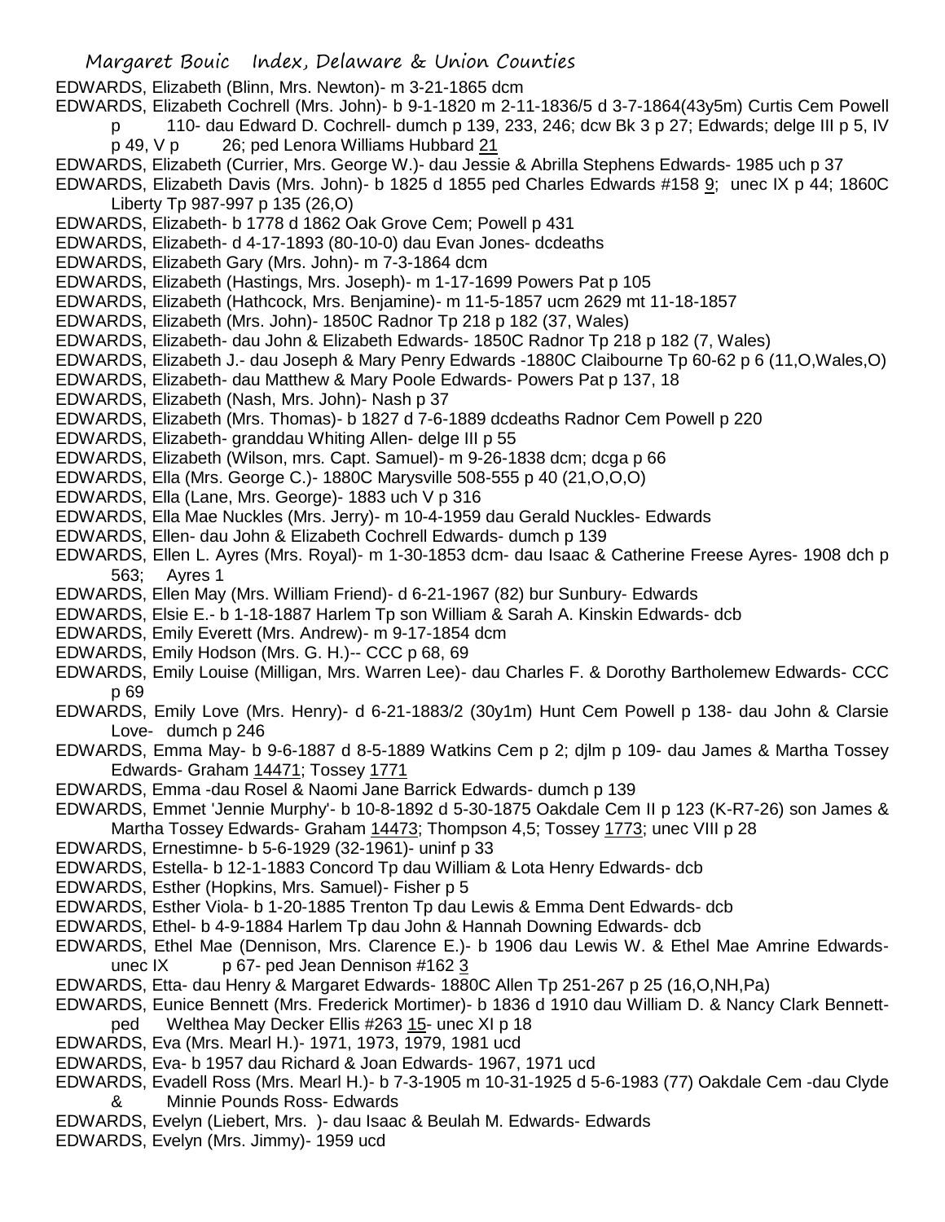EDWARDS, Elizabeth (Blinn, Mrs. Newton)- m 3-21-1865 dcm

EDWARDS, Elizabeth Cochrell (Mrs. John)- b 9-1-1820 m 2-11-1836/5 d 3-7-1864(43y5m) Curtis Cem Powell p 110- dau Edward D. Cochrell- dumch p 139, 233, 246; dcw Bk 3 p 27; Edwards; delge III p 5, IV p 49, V p 26; ped Lenora Williams Hubbard 21

EDWARDS, Elizabeth (Currier, Mrs. George W.)- dau Jessie & Abrilla Stephens Edwards- 1985 uch p 37

EDWARDS, Elizabeth Davis (Mrs. John)- b 1825 d 1855 ped Charles Edwards #158 9; unec IX p 44; 1860C Liberty Tp 987-997 p 135 (26,O)

EDWARDS, Elizabeth- b 1778 d 1862 Oak Grove Cem; Powell p 431

EDWARDS, Elizabeth- d 4-17-1893 (80-10-0) dau Evan Jones- dcdeaths

EDWARDS, Elizabeth Gary (Mrs. John)- m 7-3-1864 dcm

EDWARDS, Elizabeth (Hastings, Mrs. Joseph)- m 1-17-1699 Powers Pat p 105

EDWARDS, Elizabeth (Hathcock, Mrs. Benjamine)- m 11-5-1857 ucm 2629 mt 11-18-1857

EDWARDS, Elizabeth (Mrs. John)- 1850C Radnor Tp 218 p 182 (37, Wales)

EDWARDS, Elizabeth- dau John & Elizabeth Edwards- 1850C Radnor Tp 218 p 182 (7, Wales)

EDWARDS, Elizabeth J.- dau Joseph & Mary Penry Edwards -1880C Claibourne Tp 60-62 p 6 (11,O,Wales,O)

EDWARDS, Elizabeth- dau Matthew & Mary Poole Edwards- Powers Pat p 137, 18

EDWARDS, Elizabeth (Nash, Mrs. John)- Nash p 37

EDWARDS, Elizabeth (Mrs. Thomas)- b 1827 d 7-6-1889 dcdeaths Radnor Cem Powell p 220

EDWARDS, Elizabeth- granddau Whiting Allen- delge III p 55

EDWARDS, Elizabeth (Wilson, mrs. Capt. Samuel)- m 9-26-1838 dcm; dcga p 66

EDWARDS, Ella (Mrs. George C.)- 1880C Marysville 508-555 p 40 (21,O,O,O)

EDWARDS, Ella (Lane, Mrs. George)- 1883 uch V p 316

EDWARDS, Ella Mae Nuckles (Mrs. Jerry)- m 10-4-1959 dau Gerald Nuckles- Edwards

EDWARDS, Ellen- dau John & Elizabeth Cochrell Edwards- dumch p 139

EDWARDS, Ellen L. Ayres (Mrs. Royal)- m 1-30-1853 dcm- dau Isaac & Catherine Freese Ayres- 1908 dch p 563; Ayres 1

EDWARDS, Ellen May (Mrs. William Friend)- d 6-21-1967 (82) bur Sunbury- Edwards

EDWARDS, Elsie E.- b 1-18-1887 Harlem Tp son William & Sarah A. Kinskin Edwards- dcb

EDWARDS, Emily Everett (Mrs. Andrew)- m 9-17-1854 dcm

EDWARDS, Emily Hodson (Mrs. G. H.)-- CCC p 68, 69

EDWARDS, Emily Louise (Milligan, Mrs. Warren Lee)- dau Charles F. & Dorothy Bartholemew Edwards- CCC p 69

EDWARDS, Emily Love (Mrs. Henry)- d 6-21-1883/2 (30y1m) Hunt Cem Powell p 138- dau John & Clarsie Love- dumch p 246

EDWARDS, Emma May- b 9-6-1887 d 8-5-1889 Watkins Cem p 2; djlm p 109- dau James & Martha Tossey Edwards- Graham 14471; Tossey 1771

EDWARDS, Emma -dau Rosel & Naomi Jane Barrick Edwards- dumch p 139

EDWARDS, Emmet 'Jennie Murphy'- b 10-8-1892 d 5-30-1875 Oakdale Cem II p 123 (K-R7-26) son James & Martha Tossey Edwards- Graham 14473; Thompson 4,5; Tossey 1773; unec VIII p 28

EDWARDS, Ernestimne- b 5-6-1929 (32-1961)- uninf p 33

EDWARDS, Estella- b 12-1-1883 Concord Tp dau William & Lota Henry Edwards- dcb

EDWARDS, Esther (Hopkins, Mrs. Samuel)- Fisher p 5

EDWARDS, Esther Viola- b 1-20-1885 Trenton Tp dau Lewis & Emma Dent Edwards- dcb

EDWARDS, Ethel- b 4-9-1884 Harlem Tp dau John & Hannah Downing Edwards- dcb

EDWARDS, Ethel Mae (Dennison, Mrs. Clarence E.)- b 1906 dau Lewis W. & Ethel Mae Amrine Edwards- unec IX p 67- ped Jean Dennison #162 3

EDWARDS, Etta- dau Henry & Margaret Edwards- 1880C Allen Tp 251-267 p 25 (16,O,NH,Pa)

EDWARDS, Eunice Bennett (Mrs. Frederick Mortimer)- b 1836 d 1910 dau William D. & Nancy Clark Bennett- ped Welthea May Decker Ellis #263 15- unec XI p 18

EDWARDS, Eva (Mrs. Mearl H.)- 1971, 1973, 1979, 1981 ucd

EDWARDS, Eva- b 1957 dau Richard & Joan Edwards- 1967, 1971 ucd

EDWARDS, Evadell Ross (Mrs. Mearl H.)- b 7-3-1905 m 10-31-1925 d 5-6-1983 (77) Oakdale Cem -dau Clyde & Minnie Pounds Ross- Edwards

EDWARDS, Evelyn (Liebert, Mrs. )- dau Isaac & Beulah M. Edwards- Edwards

EDWARDS, Evelyn (Mrs. Jimmy)- 1959 ucd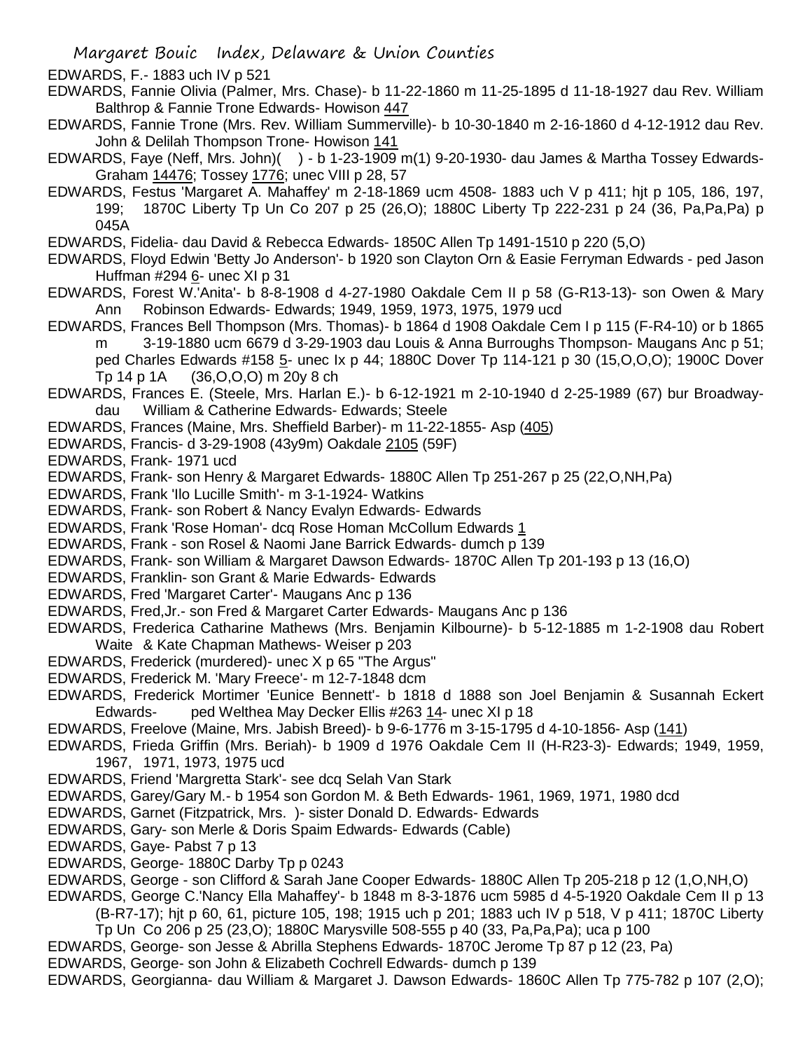EDWARDS, F.- 1883 uch IV p 521

EDWARDS, Fannie Olivia (Palmer, Mrs. Chase)- b 11-22-1860 m 11-25-1895 d 11-18-1927 dau Rev. William Balthrop & Fannie Trone Edwards- Howison 447

EDWARDS, Fannie Trone (Mrs. Rev. William Summerville)- b 10-30-1840 m 2-16-1860 d 4-12-1912 dau Rev. John & Delilah Thompson Trone- Howison 141

EDWARDS, Faye (Neff, Mrs. John)( ) - b 1-23-1909 m(1) 9-20-1930- dau James & Martha Tossey Edwards- Graham 14476; Tossey 1776; unec VIII p 28, 57

EDWARDS, Festus 'Margaret A. Mahaffey' m 2-18-1869 ucm 4508- 1883 uch V p 411; hjt p 105, 186, 197, 199; 1870C Liberty Tp Un Co 207 p 25 (26,O); 1880C Liberty Tp 222-231 p 24 (36, Pa,Pa,Pa) p 045A

EDWARDS, Fidelia- dau David & Rebecca Edwards- 1850C Allen Tp 1491-1510 p 220 (5,O)

EDWARDS, Floyd Edwin 'Betty Jo Anderson'- b 1920 son Clayton Orn & Easie Ferryman Edwards - ped Jason Huffman #294 6- unec XI p 31

EDWARDS, Forest W.'Anita'- b 8-8-1908 d 4-27-1980 Oakdale Cem II p 58 (G-R13-13)- son Owen & Mary Ann Robinson Edwards- Edwards; 1949, 1959, 1973, 1975, 1979 ucd

EDWARDS, Frances Bell Thompson (Mrs. Thomas)- b 1864 d 1908 Oakdale Cem I p 115 (F-R4-10) or b 1865 m 3-19-1880 ucm 6679 d 3-29-1903 dau Louis & Anna Burroughs Thompson- Maugans Anc p 51; ped Charles Edwards #158 5- unec Ix p 44; 1880C Dover Tp 114-121 p 30 (15,O,O,O); 1900C Dover Tp 14 p 1A (36,O,O,O) m 20y 8 ch

EDWARDS, Frances E. (Steele, Mrs. Harlan E.)- b 6-12-1921 m 2-10-1940 d 2-25-1989 (67) bur Broadway- dau William & Catherine Edwards- Edwards; Steele

EDWARDS, Frances (Maine, Mrs. Sheffield Barber)- m 11-22-1855- Asp (405)

EDWARDS, Francis- d 3-29-1908 (43y9m) Oakdale 2105 (59F)

EDWARDS, Frank- 1971 ucd

EDWARDS, Frank- son Henry & Margaret Edwards- 1880C Allen Tp 251-267 p 25 (22,O,NH,Pa)

EDWARDS, Frank 'Ilo Lucille Smith'- m 3-1-1924- Watkins

EDWARDS, Frank- son Robert & Nancy Evalyn Edwards- Edwards

EDWARDS, Frank 'Rose Homan'- dcq Rose Homan McCollum Edwards 1

EDWARDS, Frank - son Rosel & Naomi Jane Barrick Edwards- dumch p 139

EDWARDS, Frank- son William & Margaret Dawson Edwards- 1870C Allen Tp 201-193 p 13 (16,O)

EDWARDS, Franklin- son Grant & Marie Edwards- Edwards

EDWARDS, Fred 'Margaret Carter'- Maugans Anc p 136

EDWARDS, Fred,Jr.- son Fred & Margaret Carter Edwards- Maugans Anc p 136

EDWARDS, Frederica Catharine Mathews (Mrs. Benjamin Kilbourne)- b 5-12-1885 m 1-2-1908 dau Robert Waite & Kate Chapman Mathews- Weiser p 203

EDWARDS, Frederick (murdered)- unec X p 65 "The Argus"

EDWARDS, Frederick M. 'Mary Freece'- m 12-7-1848 dcm

EDWARDS, Frederick Mortimer 'Eunice Bennett'- b 1818 d 1888 son Joel Benjamin & Susannah Eckert Edwards- ped Welthea May Decker Ellis #263 14- unec XI p 18

EDWARDS, Freelove (Maine, Mrs. Jabish Breed)- b 9-6-1776 m 3-15-1795 d 4-10-1856- Asp (141)

EDWARDS, Frieda Griffin (Mrs. Beriah)- b 1909 d 1976 Oakdale Cem II (H-R23-3)- Edwards; 1949, 1959, 1967, 1971, 1973, 1975 ucd

EDWARDS, Friend 'Margretta Stark'- see dcq Selah Van Stark

EDWARDS, Garey/Gary M.- b 1954 son Gordon M. & Beth Edwards- 1961, 1969, 1971, 1980 dcd

EDWARDS, Garnet (Fitzpatrick, Mrs. )- sister Donald D. Edwards- Edwards

EDWARDS, Gary- son Merle & Doris Spaim Edwards- Edwards (Cable)

EDWARDS, Gaye- Pabst 7 p 13

EDWARDS, George- 1880C Darby Tp p 0243

EDWARDS, George - son Clifford & Sarah Jane Cooper Edwards- 1880C Allen Tp 205-218 p 12 (1,O,NH,O)

EDWARDS, George C.'Nancy Ella Mahaffey'- b 1848 m 8-3-1876 ucm 5985 d 4-5-1920 Oakdale Cem II p 13 (B-R7-17); hjt p 60, 61, picture 105, 198; 1915 uch p 201; 1883 uch IV p 518, V p 411; 1870C Liberty Tp Un Co 206 p 25 (23,O); 1880C Marysville 508-555 p 40 (33, Pa,Pa,Pa); uca p 100

EDWARDS, George- son Jesse & Abrilla Stephens Edwards- 1870C Jerome Tp 87 p 12 (23, Pa)

EDWARDS, George- son John & Elizabeth Cochrell Edwards- dumch p 139

EDWARDS, Georgianna- dau William & Margaret J. Dawson Edwards- 1860C Allen Tp 775-782 p 107 (2,O);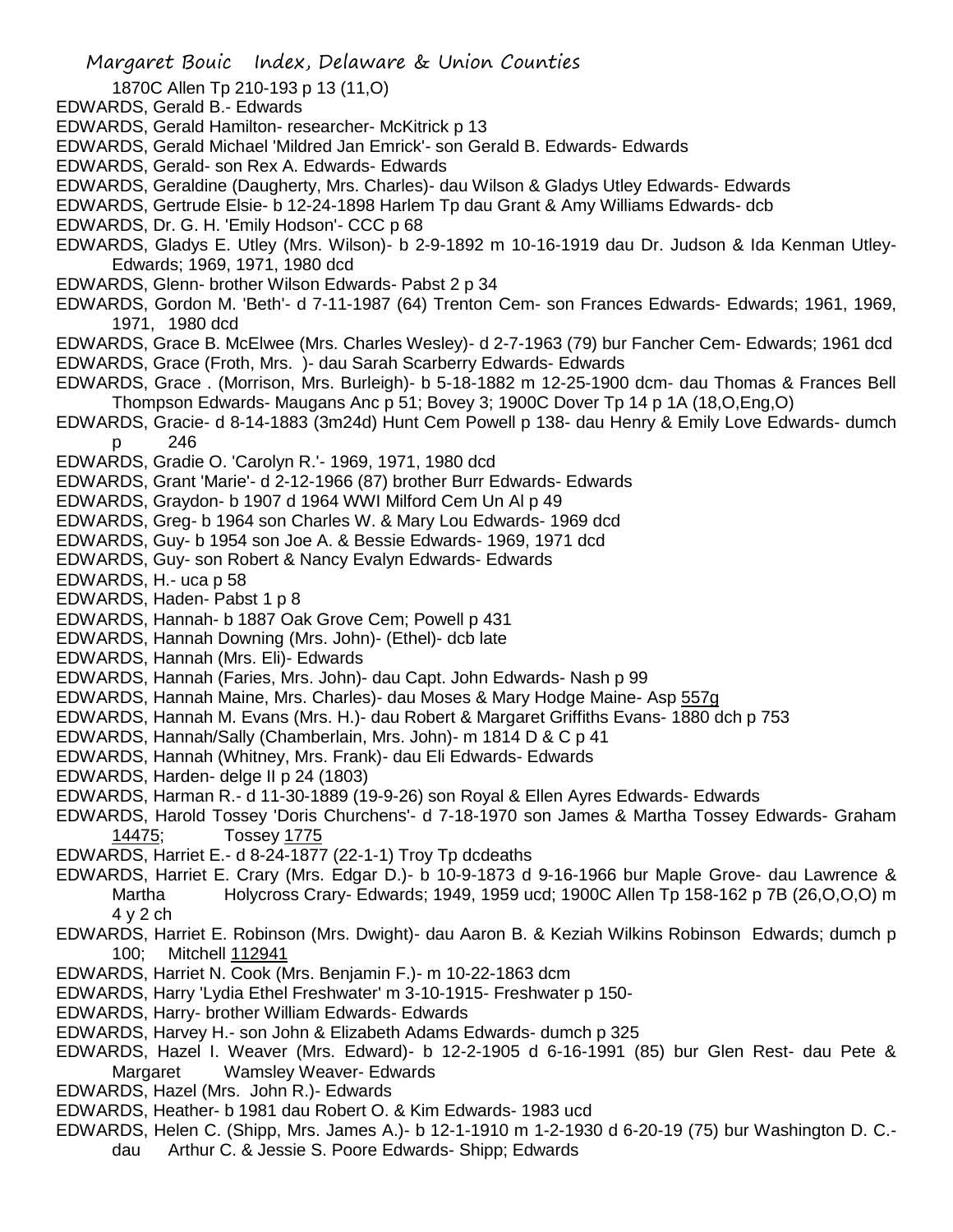1870C Allen Tp 210-193 p 13 (11,O)

EDWARDS, Gerald B.- Edwards

EDWARDS, Gerald Hamilton- researcher- McKitrick p 13

EDWARDS, Gerald Michael 'Mildred Jan Emrick'- son Gerald B. Edwards- Edwards

EDWARDS, Gerald- son Rex A. Edwards- Edwards

EDWARDS, Geraldine (Daugherty, Mrs. Charles)- dau Wilson & Gladys Utley Edwards- Edwards

EDWARDS, Gertrude Elsie- b 12-24-1898 Harlem Tp dau Grant & Amy Williams Edwards- dcb

EDWARDS, Dr. G. H. 'Emily Hodson'- CCC p 68

EDWARDS, Gladys E. Utley (Mrs. Wilson)- b 2-9-1892 m 10-16-1919 dau Dr. Judson & Ida Kenman Utley- Edwards; 1969, 1971, 1980 dcd

EDWARDS, Glenn- brother Wilson Edwards- Pabst 2 p 34

EDWARDS, Gordon M. 'Beth'- d 7-11-1987 (64) Trenton Cem- son Frances Edwards- Edwards; 1961, 1969, 1971, 1980 dcd

EDWARDS, Grace B. McElwee (Mrs. Charles Wesley)- d 2-7-1963 (79) bur Fancher Cem- Edwards; 1961 dcd

EDWARDS, Grace (Froth, Mrs. )- dau Sarah Scarberry Edwards- Edwards

EDWARDS, Grace . (Morrison, Mrs. Burleigh)- b 5-18-1882 m 12-25-1900 dcm- dau Thomas & Frances Bell Thompson Edwards- Maugans Anc p 51; Bovey 3; 1900C Dover Tp 14 p 1A (18,O,Eng,O)

EDWARDS, Gracie- d 8-14-1883 (3m24d) Hunt Cem Powell p 138- dau Henry & Emily Love Edwards- dumch p 246

EDWARDS, Gradie O. 'Carolyn R.'- 1969, 1971, 1980 dcd

EDWARDS, Grant 'Marie'- d 2-12-1966 (87) brother Burr Edwards- Edwards

EDWARDS, Graydon- b 1907 d 1964 WWI Milford Cem Un Al p 49

EDWARDS, Greg- b 1964 son Charles W. & Mary Lou Edwards- 1969 dcd

EDWARDS, Guy- b 1954 son Joe A. & Bessie Edwards- 1969, 1971 dcd

EDWARDS, Guy- son Robert & Nancy Evalyn Edwards- Edwards

EDWARDS, H.- uca p 58

EDWARDS, Haden- Pabst 1 p 8

EDWARDS, Hannah- b 1887 Oak Grove Cem; Powell p 431

EDWARDS, Hannah Downing (Mrs. John)- (Ethel)- dcb late

EDWARDS, Hannah (Mrs. Eli)- Edwards

EDWARDS, Hannah (Faries, Mrs. John)- dau Capt. John Edwards- Nash p 99

EDWARDS, Hannah Maine, Mrs. Charles)- dau Moses & Mary Hodge Maine- Asp 557g

EDWARDS, Hannah M. Evans (Mrs. H.)- dau Robert & Margaret Griffiths Evans- 1880 dch p 753

EDWARDS, Hannah/Sally (Chamberlain, Mrs. John)- m 1814 D & C p 41

EDWARDS, Hannah (Whitney, Mrs. Frank)- dau Eli Edwards- Edwards

EDWARDS, Harden- delge II p 24 (1803)

EDWARDS, Harman R.- d 11-30-1889 (19-9-26) son Royal & Ellen Ayres Edwards- Edwards

EDWARDS, Harold Tossey 'Doris Churchens'- d 7-18-1970 son James & Martha Tossey Edwards- Graham 14475; Tossey 1775

EDWARDS, Harriet E.- d 8-24-1877 (22-1-1) Troy Tp dcdeaths

EDWARDS, Harriet E. Crary (Mrs. Edgar D.)- b 10-9-1873 d 9-16-1966 bur Maple Grove- dau Lawrence & Martha Holycross Crary- Edwards; 1949, 1959 ucd; 1900C Allen Tp 158-162 p 7B (26,O,O,O) m 4 y 2 ch

EDWARDS, Harriet E. Robinson (Mrs. Dwight)- dau Aaron B. & Keziah Wilkins Robinson Edwards; dumch p 100; Mitchell 112941

EDWARDS, Harriet N. Cook (Mrs. Benjamin F.)- m 10-22-1863 dcm

EDWARDS, Harry 'Lydia Ethel Freshwater' m 3-10-1915- Freshwater p 150-

EDWARDS, Harry- brother William Edwards- Edwards

EDWARDS, Harvey H.- son John & Elizabeth Adams Edwards- dumch p 325

EDWARDS, Hazel I. Weaver (Mrs. Edward)- b 12-2-1905 d 6-16-1991 (85) bur Glen Rest- dau Pete & Margaret Wamsley Weaver- Edwards

EDWARDS, Hazel (Mrs. John R.)- Edwards

EDWARDS, Heather- b 1981 dau Robert O. & Kim Edwards- 1983 ucd

EDWARDS, Helen C. (Shipp, Mrs. James A.)- b 12-1-1910 m 1-2-1930 d 6-20-19 (75) bur Washington D. C.- dau Arthur C. & Jessie S. Poore Edwards- Shipp; Edwards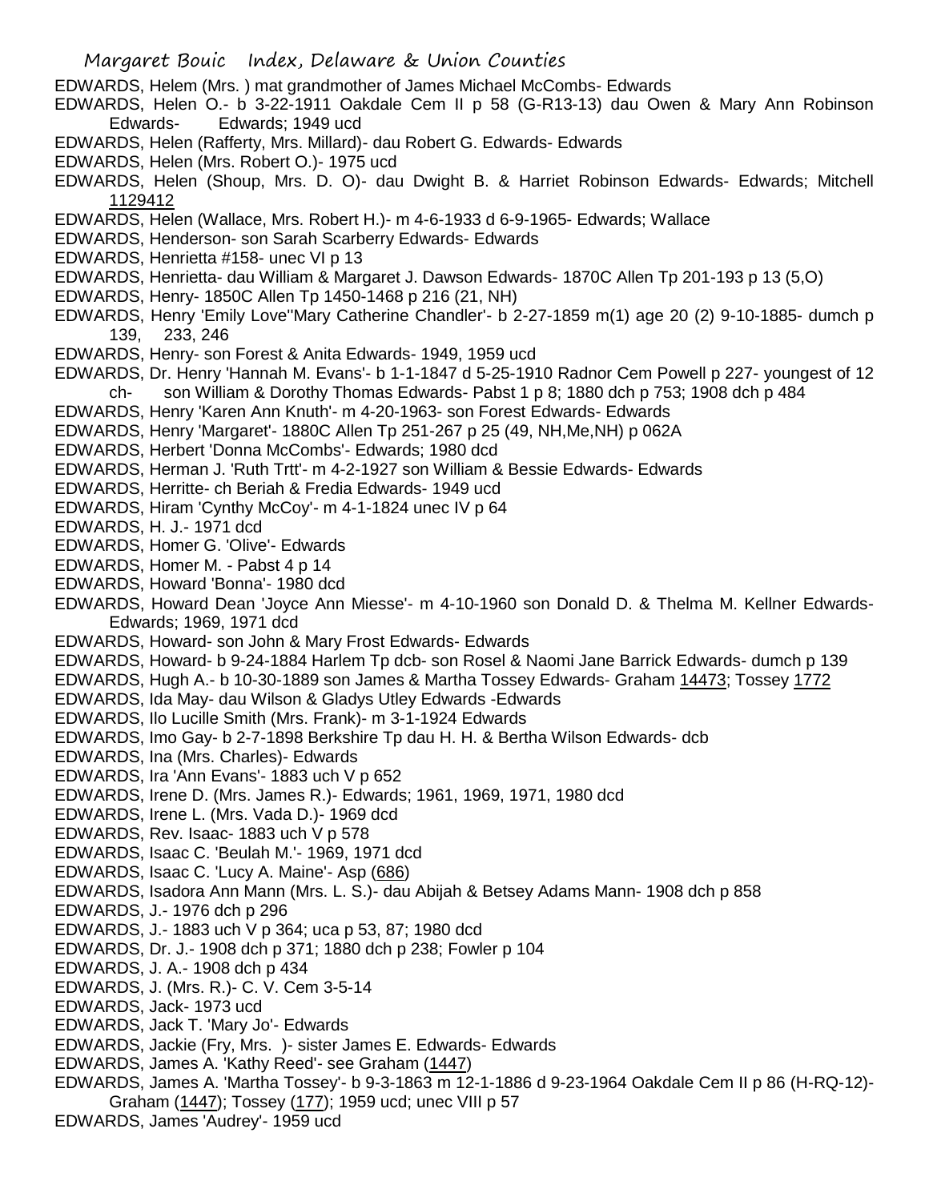EDWARDS, Helem (Mrs. ) mat grandmother of James Michael McCombs- Edwards

EDWARDS, Helen O.- b 3-22-1911 Oakdale Cem II p 58 (G-R13-13) dau Owen & Mary Ann Robinson Edwards- Edwards; 1949 ucd

EDWARDS, Helen (Rafferty, Mrs. Millard)- dau Robert G. Edwards- Edwards

EDWARDS, Helen (Mrs. Robert O.)- 1975 ucd

EDWARDS, Helen (Shoup, Mrs. D. O)- dau Dwight B. & Harriet Robinson Edwards- Edwards; Mitchell 1129412

EDWARDS, Helen (Wallace, Mrs. Robert H.)- m 4-6-1933 d 6-9-1965- Edwards; Wallace

EDWARDS, Henderson- son Sarah Scarberry Edwards- Edwards

EDWARDS, Henrietta #158- unec VI p 13

EDWARDS, Henrietta- dau William & Margaret J. Dawson Edwards- 1870C Allen Tp 201-193 p 13 (5,O)

EDWARDS, Henry- 1850C Allen Tp 1450-1468 p 216 (21, NH)

EDWARDS, Henry 'Emily Love''Mary Catherine Chandler'- b 2-27-1859 m(1) age 20 (2) 9-10-1885- dumch p 139, 233, 246

EDWARDS, Henry- son Forest & Anita Edwards- 1949, 1959 ucd

EDWARDS, Dr. Henry 'Hannah M. Evans'- b 1-1-1847 d 5-25-1910 Radnor Cem Powell p 227- youngest of 12 ch- son William & Dorothy Thomas Edwards- Pabst 1 p 8; 1880 dch p 753; 1908 dch p 484

EDWARDS, Henry 'Karen Ann Knuth'- m 4-20-1963- son Forest Edwards- Edwards

EDWARDS, Henry 'Margaret'- 1880C Allen Tp 251-267 p 25 (49, NH,Me,NH) p 062A

EDWARDS, Herbert 'Donna McCombs'- Edwards; 1980 dcd

EDWARDS, Herman J. 'Ruth Trtt'- m 4-2-1927 son William & Bessie Edwards- Edwards

EDWARDS, Herritte- ch Beriah & Fredia Edwards- 1949 ucd

EDWARDS, Hiram 'Cynthy McCoy'- m 4-1-1824 unec IV p 64

EDWARDS, H. J.- 1971 dcd

EDWARDS, Homer G. 'Olive'- Edwards

EDWARDS, Homer M. - Pabst 4 p 14

EDWARDS, Howard 'Bonna'- 1980 dcd

EDWARDS, Howard Dean 'Joyce Ann Miesse'- m 4-10-1960 son Donald D. & Thelma M. Kellner Edwards- Edwards; 1969, 1971 dcd

EDWARDS, Howard- son John & Mary Frost Edwards- Edwards

EDWARDS, Howard- b 9-24-1884 Harlem Tp dcb- son Rosel & Naomi Jane Barrick Edwards- dumch p 139

EDWARDS, Hugh A.- b 10-30-1889 son James & Martha Tossey Edwards- Graham 14473; Tossey 1772

EDWARDS, Ida May- dau Wilson & Gladys Utley Edwards -Edwards

EDWARDS, Ilo Lucille Smith (Mrs. Frank)- m 3-1-1924 Edwards

EDWARDS, Imo Gay- b 2-7-1898 Berkshire Tp dau H. H. & Bertha Wilson Edwards- dcb

EDWARDS, Ina (Mrs. Charles)- Edwards

EDWARDS, Ira 'Ann Evans'- 1883 uch V p 652

EDWARDS, Irene D. (Mrs. James R.)- Edwards; 1961, 1969, 1971, 1980 dcd

EDWARDS, Irene L. (Mrs. Vada D.)- 1969 dcd

EDWARDS, Rev. Isaac- 1883 uch V p 578

EDWARDS, Isaac C. 'Beulah M.'- 1969, 1971 dcd

EDWARDS, Isaac C. 'Lucy A. Maine'- Asp (686)

EDWARDS, Isadora Ann Mann (Mrs. L. S.)- dau Abijah & Betsey Adams Mann- 1908 dch p 858

EDWARDS, J.- 1976 dch p 296

EDWARDS, J.- 1883 uch V p 364; uca p 53, 87; 1980 dcd

EDWARDS, Dr. J.- 1908 dch p 371; 1880 dch p 238; Fowler p 104

EDWARDS, J. A.- 1908 dch p 434

EDWARDS, J. (Mrs. R.)- C. V. Cem 3-5-14

EDWARDS, Jack- 1973 ucd

EDWARDS, Jack T. 'Mary Jo'- Edwards

EDWARDS, Jackie (Fry, Mrs. )- sister James E. Edwards- Edwards

EDWARDS, James A. 'Kathy Reed'- see Graham (1447)

EDWARDS, James A. 'Martha Tossey'- b 9-3-1863 m 12-1-1886 d 9-23-1964 Oakdale Cem II p 86 (H-RQ-12)- Graham (1447); Tossey (177); 1959 ucd; unec VIII p 57

EDWARDS, James 'Audrey'- 1959 ucd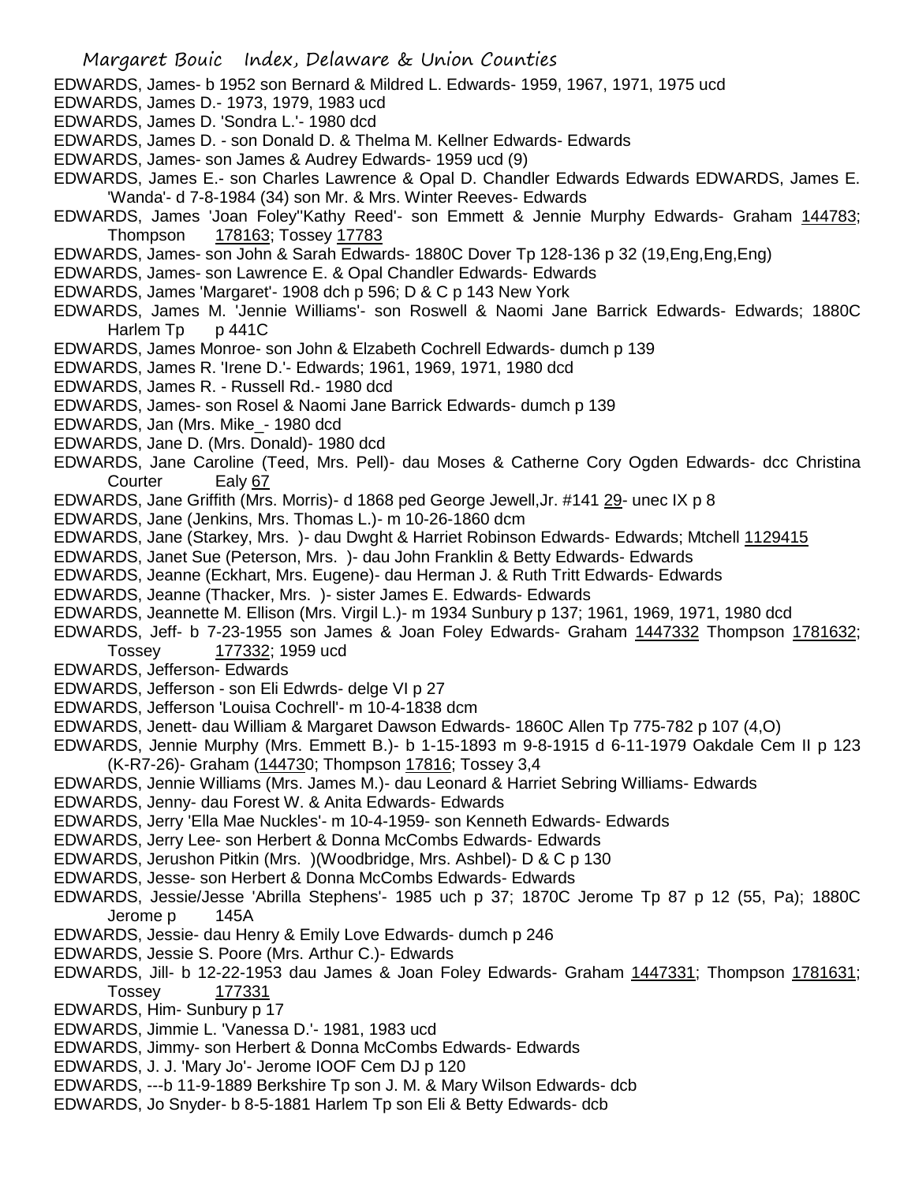EDWARDS, James- b 1952 son Bernard & Mildred L. Edwards- 1959, 1967, 1971, 1975 ucd
EDWARDS, James D.- 1973, 1979, 1983 ucd
EDWARDS, James D. 'Sondra L.'- 1980 dcd
EDWARDS, James D. - son Donald D. & Thelma M. Kellner Edwards- Edwards
EDWARDS, James- son James & Audrey Edwards- 1959 ucd (9)
EDWARDS, James E.- son Charles Lawrence & Opal D. Chandler Edwards Edwards EDWARDS, James E. 'Wanda'- d 7-8-1984 (34) son Mr. & Mrs. Winter Reeves- Edwards
EDWARDS, James 'Joan Foley''Kathy Reed'- son Emmett & Jennie Murphy Edwards- Graham 144783; Thompson 178163; Tossey 17783
EDWARDS, James- son John & Sarah Edwards- 1880C Dover Tp 128-136 p 32 (19,Eng,Eng,Eng)
EDWARDS, James- son Lawrence E. & Opal Chandler Edwards- Edwards
EDWARDS, James 'Margaret'- 1908 dch p 596; D & C p 143 New York
EDWARDS, James M. 'Jennie Williams'- son Roswell & Naomi Jane Barrick Edwards- Edwards; 1880C Harlem Tp p 441C
EDWARDS, James Monroe- son John & Elzabeth Cochrell Edwards- dumch p 139
EDWARDS, James R. 'Irene D.'- Edwards; 1961, 1969, 1971, 1980 dcd
EDWARDS, James R. - Russell Rd.- 1980 dcd
EDWARDS, James- son Rosel & Naomi Jane Barrick Edwards- dumch p 139
EDWARDS, Jan (Mrs. Mike_- 1980 dcd
EDWARDS, Jane D. (Mrs. Donald)- 1980 dcd
EDWARDS, Jane Caroline (Teed, Mrs. Pell)- dau Moses & Catherne Cory Ogden Edwards- dcc Christina Courter Ealy 67
EDWARDS, Jane Griffith (Mrs. Morris)- d 1868 ped George Jewell,Jr. #141 29- unec IX p 8
EDWARDS, Jane (Jenkins, Mrs. Thomas L.)- m 10-26-1860 dcm
EDWARDS, Jane (Starkey, Mrs. )- dau Dwght & Harriet Robinson Edwards- Edwards; Mtchell 1129415
EDWARDS, Janet Sue (Peterson, Mrs. )- dau John Franklin & Betty Edwards- Edwards
EDWARDS, Jeanne (Eckhart, Mrs. Eugene)- dau Herman J. & Ruth Tritt Edwards- Edwards
EDWARDS, Jeanne (Thacker, Mrs. )- sister James E. Edwards- Edwards
EDWARDS, Jeannette M. Ellison (Mrs. Virgil L.)- m 1934 Sunbury p 137; 1961, 1969, 1971, 1980 dcd
EDWARDS, Jeff- b 7-23-1955 son James & Joan Foley Edwards- Graham 1447332 Thompson 1781632; Tossey 177332; 1959 ucd
EDWARDS, Jefferson- Edwards
EDWARDS, Jefferson - son Eli Edwrds- delge VI p 27
EDWARDS, Jefferson 'Louisa Cochrell'- m 10-4-1838 dcm
EDWARDS, Jenett- dau William & Margaret Dawson Edwards- 1860C Allen Tp 775-782 p 107 (4,O)
EDWARDS, Jennie Murphy (Mrs. Emmett B.)- b 1-15-1893 m 9-8-1915 d 6-11-1979 Oakdale Cem II p 123 (K-R7-26)- Graham (144730; Thompson 17816; Tossey 3,4
EDWARDS, Jennie Williams (Mrs. James M.)- dau Leonard & Harriet Sebring Williams- Edwards
EDWARDS, Jenny- dau Forest W. & Anita Edwards- Edwards
EDWARDS, Jerry 'Ella Mae Nuckles'- m 10-4-1959- son Kenneth Edwards- Edwards
EDWARDS, Jerry Lee- son Herbert & Donna McCombs Edwards- Edwards
EDWARDS, Jerushon Pitkin (Mrs. )(Woodbridge, Mrs. Ashbel)- D & C p 130
EDWARDS, Jesse- son Herbert & Donna McCombs Edwards- Edwards
EDWARDS, Jessie/Jesse 'Abrilla Stephens'- 1985 uch p 37; 1870C Jerome Tp 87 p 12 (55, Pa); 1880C Jerome p 145A
EDWARDS, Jessie- dau Henry & Emily Love Edwards- dumch p 246
EDWARDS, Jessie S. Poore (Mrs. Arthur C.)- Edwards
EDWARDS, Jill- b 12-22-1953 dau James & Joan Foley Edwards- Graham 1447331; Thompson 1781631; Tossey 177331
EDWARDS, Him- Sunbury p 17
EDWARDS, Jimmie L. 'Vanessa D.'- 1981, 1983 ucd
EDWARDS, Jimmy- son Herbert & Donna McCombs Edwards- Edwards
EDWARDS, J. J. 'Mary Jo'- Jerome IOOF Cem DJ p 120
EDWARDS, ---b 11-9-1889 Berkshire Tp son J. M. & Mary Wilson Edwards- dcb
EDWARDS, Jo Snyder- b 8-5-1881 Harlem Tp son Eli & Betty Edwards- dcb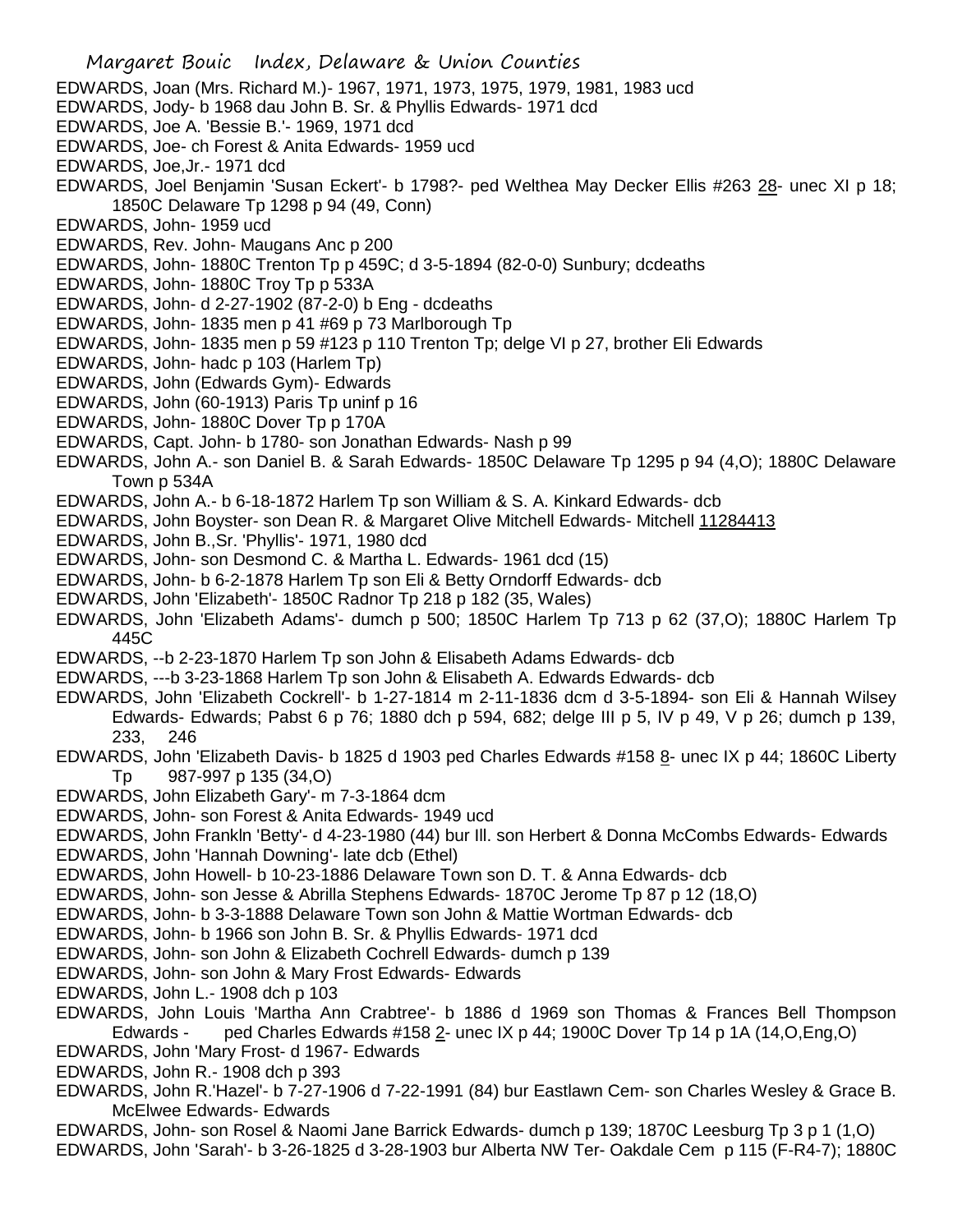EDWARDS, Joan (Mrs. Richard M.)- 1967, 1971, 1973, 1975, 1979, 1981, 1983 ucd

EDWARDS, Jody- b 1968 dau John B. Sr. & Phyllis Edwards- 1971 dcd

EDWARDS, Joe A. 'Bessie B.'- 1969, 1971 dcd

EDWARDS, Joe- ch Forest & Anita Edwards- 1959 ucd

EDWARDS, Joe,Jr.- 1971 dcd

EDWARDS, Joel Benjamin 'Susan Eckert'- b 1798?- ped Welthea May Decker Ellis #263 28- unec XI p 18; 1850C Delaware Tp 1298 p 94 (49, Conn)

EDWARDS, John- 1959 ucd

EDWARDS, Rev. John- Maugans Anc p 200

EDWARDS, John- 1880C Trenton Tp p 459C; d 3-5-1894 (82-0-0) Sunbury; dcdeaths

EDWARDS, John- 1880C Troy Tp p 533A

EDWARDS, John- d 2-27-1902 (87-2-0) b Eng - dcdeaths

EDWARDS, John- 1835 men p 41 #69 p 73 Marlborough Tp

EDWARDS, John- 1835 men p 59 #123 p 110 Trenton Tp; delge VI p 27, brother Eli Edwards

EDWARDS, John- hadc p 103 (Harlem Tp)

EDWARDS, John (Edwards Gym)- Edwards

EDWARDS, John (60-1913) Paris Tp uninf p 16

EDWARDS, John- 1880C Dover Tp p 170A

EDWARDS, Capt. John- b 1780- son Jonathan Edwards- Nash p 99

EDWARDS, John A.- son Daniel B. & Sarah Edwards- 1850C Delaware Tp 1295 p 94 (4,O); 1880C Delaware Town p 534A

EDWARDS, John A.- b 6-18-1872 Harlem Tp son William & S. A. Kinkard Edwards- dcb

EDWARDS, John Boyster- son Dean R. & Margaret Olive Mitchell Edwards- Mitchell 11284413

EDWARDS, John B.,Sr. 'Phyllis'- 1971, 1980 dcd

EDWARDS, John- son Desmond C. & Martha L. Edwards- 1961 dcd (15)

EDWARDS, John- b 6-2-1878 Harlem Tp son Eli & Betty Orndorff Edwards- dcb

EDWARDS, John 'Elizabeth'- 1850C Radnor Tp 218 p 182 (35, Wales)

EDWARDS, John 'Elizabeth Adams'- dumch p 500; 1850C Harlem Tp 713 p 62 (37,O); 1880C Harlem Tp 445C

EDWARDS, --b 2-23-1870 Harlem Tp son John & Elisabeth Adams Edwards- dcb

EDWARDS, ---b 3-23-1868 Harlem Tp son John & Elisabeth A. Edwards Edwards- dcb

EDWARDS, John 'Elizabeth Cockrell'- b 1-27-1814 m 2-11-1836 dcm d 3-5-1894- son Eli & Hannah Wilsey Edwards- Edwards; Pabst 6 p 76; 1880 dch p 594, 682; delge III p 5, IV p 49, V p 26; dumch p 139, 233, 246

EDWARDS, John 'Elizabeth Davis- b 1825 d 1903 ped Charles Edwards #158 8- unec IX p 44; 1860C Liberty Tp 987-997 p 135 (34,O)

EDWARDS, John Elizabeth Gary'- m 7-3-1864 dcm

EDWARDS, John- son Forest & Anita Edwards- 1949 ucd

EDWARDS, John Frankln 'Betty'- d 4-23-1980 (44) bur Ill. son Herbert & Donna McCombs Edwards- Edwards

EDWARDS, John 'Hannah Downing'- late dcb (Ethel)

EDWARDS, John Howell- b 10-23-1886 Delaware Town son D. T. & Anna Edwards- dcb

EDWARDS, John- son Jesse & Abrilla Stephens Edwards- 1870C Jerome Tp 87 p 12 (18,O)

EDWARDS, John- b 3-3-1888 Delaware Town son John & Mattie Wortman Edwards- dcb

EDWARDS, John- b 1966 son John B. Sr. & Phyllis Edwards- 1971 dcd

EDWARDS, John- son John & Elizabeth Cochrell Edwards- dumch p 139

EDWARDS, John- son John & Mary Frost Edwards- Edwards

EDWARDS, John L.- 1908 dch p 103

EDWARDS, John Louis 'Martha Ann Crabtree'- b 1886 d 1969 son Thomas & Frances Bell Thompson Edwards - ped Charles Edwards #158 2- unec IX p 44; 1900C Dover Tp 14 p 1A (14,O,Eng,O)

EDWARDS, John 'Mary Frost- d 1967- Edwards

EDWARDS, John R.- 1908 dch p 393

EDWARDS, John R.'Hazel'- b 7-27-1906 d 7-22-1991 (84) bur Eastlawn Cem- son Charles Wesley & Grace B. McElwee Edwards- Edwards

EDWARDS, John- son Rosel & Naomi Jane Barrick Edwards- dumch p 139; 1870C Leesburg Tp 3 p 1 (1,O)

EDWARDS, John 'Sarah'- b 3-26-1825 d 3-28-1903 bur Alberta NW Ter- Oakdale Cem p 115 (F-R4-7); 1880C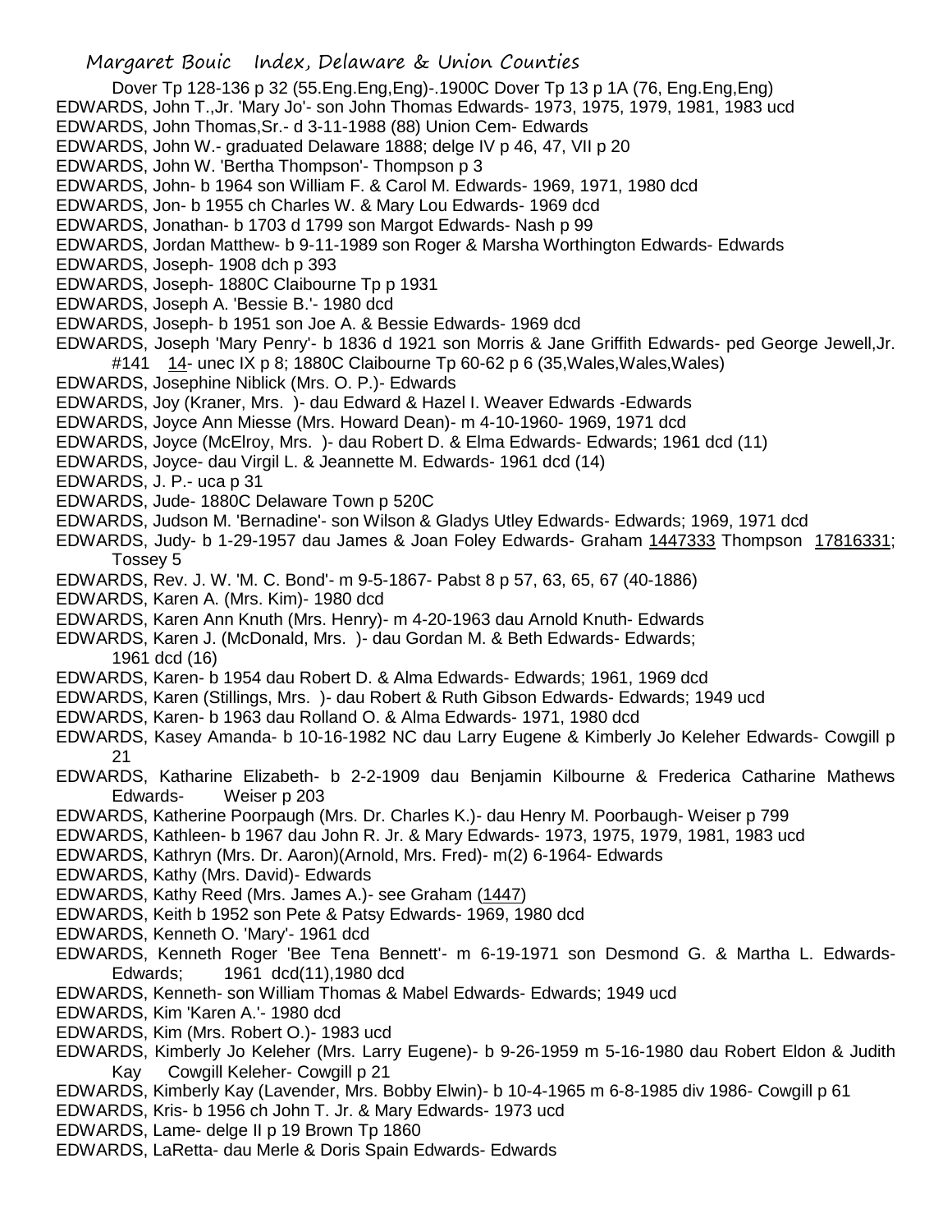Dover Tp 128-136 p 32 (55.Eng.Eng,Eng)-.1900C Dover Tp 13 p 1A (76, Eng.Eng,Eng)

EDWARDS, John T.,Jr. 'Mary Jo'- son John Thomas Edwards- 1973, 1975, 1979, 1981, 1983 ucd

EDWARDS, John Thomas,Sr.- d 3-11-1988 (88) Union Cem- Edwards

EDWARDS, John W.- graduated Delaware 1888; delge IV p 46, 47, VII p 20

EDWARDS, John W. 'Bertha Thompson'- Thompson p 3

EDWARDS, John- b 1964 son William F. & Carol M. Edwards- 1969, 1971, 1980 dcd

EDWARDS, Jon- b 1955 ch Charles W. & Mary Lou Edwards- 1969 dcd

EDWARDS, Jonathan- b 1703 d 1799 son Margot Edwards- Nash p 99

EDWARDS, Jordan Matthew- b 9-11-1989 son Roger & Marsha Worthington Edwards- Edwards

EDWARDS, Joseph- 1908 dch p 393

EDWARDS, Joseph- 1880C Claibourne Tp p 1931

EDWARDS, Joseph A. 'Bessie B.'- 1980 dcd

EDWARDS, Joseph- b 1951 son Joe A. & Bessie Edwards- 1969 dcd

EDWARDS, Joseph 'Mary Penry'- b 1836 d 1921 son Morris & Jane Griffith Edwards- ped George Jewell,Jr. #141 14- unec IX p 8; 1880C Claibourne Tp 60-62 p 6 (35,Wales,Wales,Wales)

EDWARDS, Josephine Niblick (Mrs. O. P.)- Edwards

EDWARDS, Joy (Kraner, Mrs. )- dau Edward & Hazel I. Weaver Edwards -Edwards

EDWARDS, Joyce Ann Miesse (Mrs. Howard Dean)- m 4-10-1960- 1969, 1971 dcd

EDWARDS, Joyce (McElroy, Mrs. )- dau Robert D. & Elma Edwards- Edwards; 1961 dcd (11)

EDWARDS, Joyce- dau Virgil L. & Jeannette M. Edwards- 1961 dcd (14)

EDWARDS, J. P.- uca p 31

EDWARDS, Jude- 1880C Delaware Town p 520C

EDWARDS, Judson M. 'Bernadine'- son Wilson & Gladys Utley Edwards- Edwards; 1969, 1971 dcd

EDWARDS, Judy- b 1-29-1957 dau James & Joan Foley Edwards- Graham 1447333 Thompson 17816331; Tossey 5

EDWARDS, Rev. J. W. 'M. C. Bond'- m 9-5-1867- Pabst 8 p 57, 63, 65, 67 (40-1886)

EDWARDS, Karen A. (Mrs. Kim)- 1980 dcd

EDWARDS, Karen Ann Knuth (Mrs. Henry)- m 4-20-1963 dau Arnold Knuth- Edwards

EDWARDS, Karen J. (McDonald, Mrs. )- dau Gordan M. & Beth Edwards- Edwards; 1961 dcd (16)

EDWARDS, Karen- b 1954 dau Robert D. & Alma Edwards- Edwards; 1961, 1969 dcd

EDWARDS, Karen (Stillings, Mrs. )- dau Robert & Ruth Gibson Edwards- Edwards; 1949 ucd

EDWARDS, Karen- b 1963 dau Rolland O. & Alma Edwards- 1971, 1980 dcd

EDWARDS, Kasey Amanda- b 10-16-1982 NC dau Larry Eugene & Kimberly Jo Keleher Edwards- Cowgill p 21

EDWARDS, Katharine Elizabeth- b 2-2-1909 dau Benjamin Kilbourne & Frederica Catharine Mathews Edwards- Weiser p 203

EDWARDS, Katherine Poorpaugh (Mrs. Dr. Charles K.)- dau Henry M. Poorbaugh- Weiser p 799

EDWARDS, Kathleen- b 1967 dau John R. Jr. & Mary Edwards- 1973, 1975, 1979, 1981, 1983 ucd

EDWARDS, Kathryn (Mrs. Dr. Aaron)(Arnold, Mrs. Fred)- m(2) 6-1964- Edwards

EDWARDS, Kathy (Mrs. David)- Edwards

EDWARDS, Kathy Reed (Mrs. James A.)- see Graham (1447)

EDWARDS, Keith b 1952 son Pete & Patsy Edwards- 1969, 1980 dcd

EDWARDS, Kenneth O. 'Mary'- 1961 dcd

EDWARDS, Kenneth Roger 'Bee Tena Bennett'- m 6-19-1971 son Desmond G. & Martha L. Edwards- Edwards; 1961 dcd(11),1980 dcd

EDWARDS, Kenneth- son William Thomas & Mabel Edwards- Edwards; 1949 ucd

EDWARDS, Kim 'Karen A.'- 1980 dcd

EDWARDS, Kim (Mrs. Robert O.)- 1983 ucd

EDWARDS, Kimberly Jo Keleher (Mrs. Larry Eugene)- b 9-26-1959 m 5-16-1980 dau Robert Eldon & Judith Kay Cowgill Keleher- Cowgill p 21

EDWARDS, Kimberly Kay (Lavender, Mrs. Bobby Elwin)- b 10-4-1965 m 6-8-1985 div 1986- Cowgill p 61

EDWARDS, Kris- b 1956 ch John T. Jr. & Mary Edwards- 1973 ucd

EDWARDS, Lame- delge II p 19 Brown Tp 1860

EDWARDS, LaRetta- dau Merle & Doris Spain Edwards- Edwards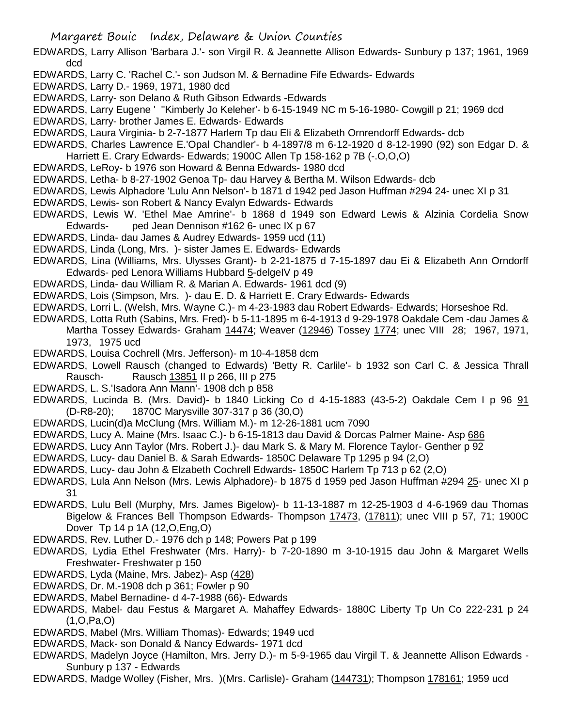EDWARDS, Larry Allison 'Barbara J.'- son Virgil R. & Jeannette Allison Edwards- Sunbury p 137; 1961, 1969 dcd

EDWARDS, Larry C. 'Rachel C.'- son Judson M. & Bernadine Fife Edwards- Edwards

EDWARDS, Larry D.- 1969, 1971, 1980 dcd

EDWARDS, Larry- son Delano & Ruth Gibson Edwards -Edwards

EDWARDS, Larry Eugene ' "Kimberly Jo Keleher'- b 6-15-1949 NC m 5-16-1980- Cowgill p 21; 1969 dcd

EDWARDS, Larry- brother James E. Edwards- Edwards

EDWARDS, Laura Virginia- b 2-7-1877 Harlem Tp dau Eli & Elizabeth Ornrendorff Edwards- dcb

EDWARDS, Charles Lawrence E.'Opal Chandler'- b 4-1897/8 m 6-12-1920 d 8-12-1990 (92) son Edgar D. & Harriett E. Crary Edwards- Edwards; 1900C Allen Tp 158-162 p 7B (-.O,O,O)

EDWARDS, LeRoy- b 1976 son Howard & Benna Edwards- 1980 dcd

EDWARDS, Letha- b 8-27-1902 Genoa Tp- dau Harvey & Bertha M. Wilson Edwards- dcb

EDWARDS, Lewis Alphadore 'Lulu Ann Nelson'- b 1871 d 1942 ped Jason Huffman #294 24- unec XI p 31

EDWARDS, Lewis- son Robert & Nancy Evalyn Edwards- Edwards

EDWARDS, Lewis W. 'Ethel Mae Amrine'- b 1868 d 1949 son Edward Lewis & Alzinia Cordelia Snow Edwards- ped Jean Dennison #162 6- unec IX p 67

EDWARDS, Linda- dau James & Audrey Edwards- 1959 ucd (11)

EDWARDS, Linda (Long, Mrs. )- sister James E. Edwards- Edwards

EDWARDS, Lina (Williams, Mrs. Ulysses Grant)- b 2-21-1875 d 7-15-1897 dau Ei & Elizabeth Ann Orndorff Edwards- ped Lenora Williams Hubbard 5-delgeIV p 49

EDWARDS, Linda- dau William R. & Marian A. Edwards- 1961 dcd (9)

EDWARDS, Lois (Simpson, Mrs. )- dau E. D. & Harriett E. Crary Edwards- Edwards

EDWARDS, Lorri L. (Welsh, Mrs. Wayne C.)- m 4-23-1983 dau Robert Edwards- Edwards; Horseshoe Rd.

EDWARDS, Lotta Ruth (Sabins, Mrs. Fred)- b 5-11-1895 m 6-4-1913 d 9-29-1978 Oakdale Cem -dau James & Martha Tossey Edwards- Graham 14474; Weaver (12946) Tossey 1774; unec VIII 28; 1967, 1971, 1973, 1975 ucd

EDWARDS, Louisa Cochrell (Mrs. Jefferson)- m 10-4-1858 dcm

EDWARDS, Lowell Rausch (changed to Edwards) 'Betty R. Carlile'- b 1932 son Carl C. & Jessica Thrall Rausch- Rausch 13851 II p 266, III p 275

EDWARDS, L. S.'Isadora Ann Mann'- 1908 dch p 858

EDWARDS, Lucinda B. (Mrs. David)- b 1840 Licking Co d 4-15-1883 (43-5-2) Oakdale Cem I p 96 91 (D-R8-20); 1870C Marysville 307-317 p 36 (30,O)

EDWARDS, Lucin(d)a McClung (Mrs. William M.)- m 12-26-1881 ucm 7090

EDWARDS, Lucy A. Maine (Mrs. Isaac C.)- b 6-15-1813 dau David & Dorcas Palmer Maine- Asp 686

EDWARDS, Lucy Ann Taylor (Mrs. Robert J.)- dau Mark S. & Mary M. Florence Taylor- Genther p 92

EDWARDS, Lucy- dau Daniel B. & Sarah Edwards- 1850C Delaware Tp 1295 p 94 (2,O)

EDWARDS, Lucy- dau John & Elzabeth Cochrell Edwards- 1850C Harlem Tp 713 p 62 (2,O)

EDWARDS, Lula Ann Nelson (Mrs. Lewis Alphadore)- b 1875 d 1959 ped Jason Huffman #294 25- unec XI p 31

EDWARDS, Lulu Bell (Murphy, Mrs. James Bigelow)- b 11-13-1887 m 12-25-1903 d 4-6-1969 dau Thomas Bigelow & Frances Bell Thompson Edwards- Thompson 17473, (17811); unec VIII p 57, 71; 1900C Dover Tp 14 p 1A (12,O,Eng,O)

EDWARDS, Rev. Luther D.- 1976 dch p 148; Powers Pat p 199

EDWARDS, Lydia Ethel Freshwater (Mrs. Harry)- b 7-20-1890 m 3-10-1915 dau John & Margaret Wells Freshwater- Freshwater p 150

EDWARDS, Lyda (Maine, Mrs. Jabez)- Asp (428)

EDWARDS, Dr. M.-1908 dch p 361; Fowler p 90

EDWARDS, Mabel Bernadine- d 4-7-1988 (66)- Edwards

EDWARDS, Mabel- dau Festus & Margaret A. Mahaffey Edwards- 1880C Liberty Tp Un Co 222-231 p 24 (1,O,Pa,O)

EDWARDS, Mabel (Mrs. William Thomas)- Edwards; 1949 ucd

EDWARDS, Mack- son Donald & Nancy Edwards- 1971 dcd

EDWARDS, Madelyn Joyce (Hamilton, Mrs. Jerry D.)- m 5-9-1965 dau Virgil T. & Jeannette Allison Edwards - Sunbury p 137 - Edwards

EDWARDS, Madge Wolley (Fisher, Mrs. )(Mrs. Carlisle)- Graham (144731); Thompson 178161; 1959 ucd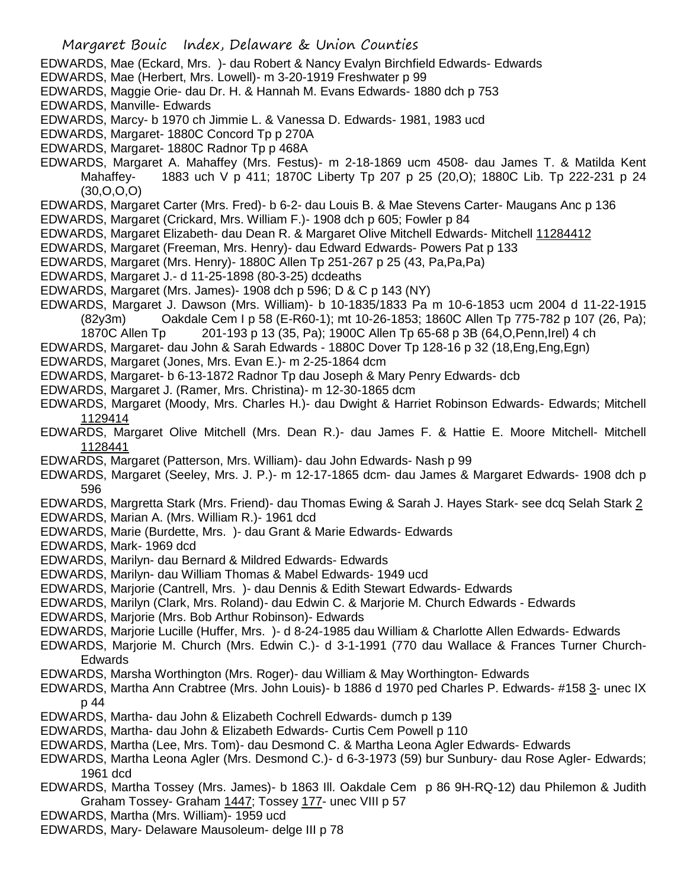EDWARDS, Mae (Eckard, Mrs. )- dau Robert & Nancy Evalyn Birchfield Edwards- Edwards
EDWARDS, Mae (Herbert, Mrs. Lowell)- m 3-20-1919 Freshwater p 99
EDWARDS, Maggie Orie- dau Dr. H. & Hannah M. Evans Edwards- 1880 dch p 753
EDWARDS, Manville- Edwards
EDWARDS, Marcy- b 1970 ch Jimmie L. & Vanessa D. Edwards- 1981, 1983 ucd
EDWARDS, Margaret- 1880C Concord Tp p 270A
EDWARDS, Margaret- 1880C Radnor Tp p 468A
EDWARDS, Margaret A. Mahaffey (Mrs. Festus)- m 2-18-1869 ucm 4508- dau James T. & Matilda Kent Mahaffey- 1883 uch V p 411; 1870C Liberty Tp 207 p 25 (20,O); 1880C Lib. Tp 222-231 p 24 (30,O,O,O)
EDWARDS, Margaret Carter (Mrs. Fred)- b 6-2- dau Louis B. & Mae Stevens Carter- Maugans Anc p 136
EDWARDS, Margaret (Crickard, Mrs. William F.)- 1908 dch p 605; Fowler p 84
EDWARDS, Margaret Elizabeth- dau Dean R. & Margaret Olive Mitchell Edwards- Mitchell 11284412
EDWARDS, Margaret (Freeman, Mrs. Henry)- dau Edward Edwards- Powers Pat p 133
EDWARDS, Margaret (Mrs. Henry)- 1880C Allen Tp 251-267 p 25 (43, Pa,Pa,Pa)
EDWARDS, Margaret J.- d 11-25-1898 (80-3-25) dcdeaths
EDWARDS, Margaret (Mrs. James)- 1908 dch p 596; D & C p 143 (NY)
EDWARDS, Margaret J. Dawson (Mrs. William)- b 10-1835/1833 Pa m 10-6-1853 ucm 2004 d 11-22-1915 (82y3m) Oakdale Cem I p 58 (E-R60-1); mt 10-26-1853; 1860C Allen Tp 775-782 p 107 (26, Pa); 1870C Allen Tp 201-193 p 13 (35, Pa); 1900C Allen Tp 65-68 p 3B (64,O,Penn,Irel) 4 ch
EDWARDS, Margaret- dau John & Sarah Edwards - 1880C Dover Tp 128-16 p 32 (18,Eng,Eng,Egn)
EDWARDS, Margaret (Jones, Mrs. Evan E.)- m 2-25-1864 dcm
EDWARDS, Margaret- b 6-13-1872 Radnor Tp dau Joseph & Mary Penry Edwards- dcb
EDWARDS, Margaret J. (Ramer, Mrs. Christina)- m 12-30-1865 dcm
EDWARDS, Margaret (Moody, Mrs. Charles H.)- dau Dwight & Harriet Robinson Edwards- Edwards; Mitchell 1129414
EDWARDS, Margaret Olive Mitchell (Mrs. Dean R.)- dau James F. & Hattie E. Moore Mitchell- Mitchell 1128441
EDWARDS, Margaret (Patterson, Mrs. William)- dau John Edwards- Nash p 99
EDWARDS, Margaret (Seeley, Mrs. J. P.)- m 12-17-1865 dcm- dau James & Margaret Edwards- 1908 dch p 596
EDWARDS, Margretta Stark (Mrs. Friend)- dau Thomas Ewing & Sarah J. Hayes Stark- see dcq Selah Stark 2
EDWARDS, Marian A. (Mrs. William R.)- 1961 dcd
EDWARDS, Marie (Burdette, Mrs. )- dau Grant & Marie Edwards- Edwards
EDWARDS, Mark- 1969 dcd
EDWARDS, Marilyn- dau Bernard & Mildred Edwards- Edwards
EDWARDS, Marilyn- dau William Thomas & Mabel Edwards- 1949 ucd
EDWARDS, Marjorie (Cantrell, Mrs. )- dau Dennis & Edith Stewart Edwards- Edwards
EDWARDS, Marilyn (Clark, Mrs. Roland)- dau Edwin C. & Marjorie M. Church Edwards - Edwards
EDWARDS, Marjorie (Mrs. Bob Arthur Robinson)- Edwards
EDWARDS, Marjorie Lucille (Huffer, Mrs. )- d 8-24-1985 dau William & Charlotte Allen Edwards- Edwards
EDWARDS, Marjorie M. Church (Mrs. Edwin C.)- d 3-1-1991 (770 dau Wallace & Frances Turner Church- Edwards
EDWARDS, Marsha Worthington (Mrs. Roger)- dau William & May Worthington- Edwards
EDWARDS, Martha Ann Crabtree (Mrs. John Louis)- b 1886 d 1970 ped Charles P. Edwards- #158 3- unec IX p 44
EDWARDS, Martha- dau John & Elizabeth Cochrell Edwards- dumch p 139
EDWARDS, Martha- dau John & Elizabeth Edwards- Curtis Cem Powell p 110
EDWARDS, Martha (Lee, Mrs. Tom)- dau Desmond C. & Martha Leona Agler Edwards- Edwards
EDWARDS, Martha Leona Agler (Mrs. Desmond C.)- d 6-3-1973 (59) bur Sunbury- dau Rose Agler- Edwards; 1961 dcd
EDWARDS, Martha Tossey (Mrs. James)- b 1863 Ill. Oakdale Cem p 86 9H-RQ-12) dau Philemon & Judith Graham Tossey- Graham 1447; Tossey 177- unec VIII p 57
EDWARDS, Martha (Mrs. William)- 1959 ucd
EDWARDS, Mary- Delaware Mausoleum- delge III p 78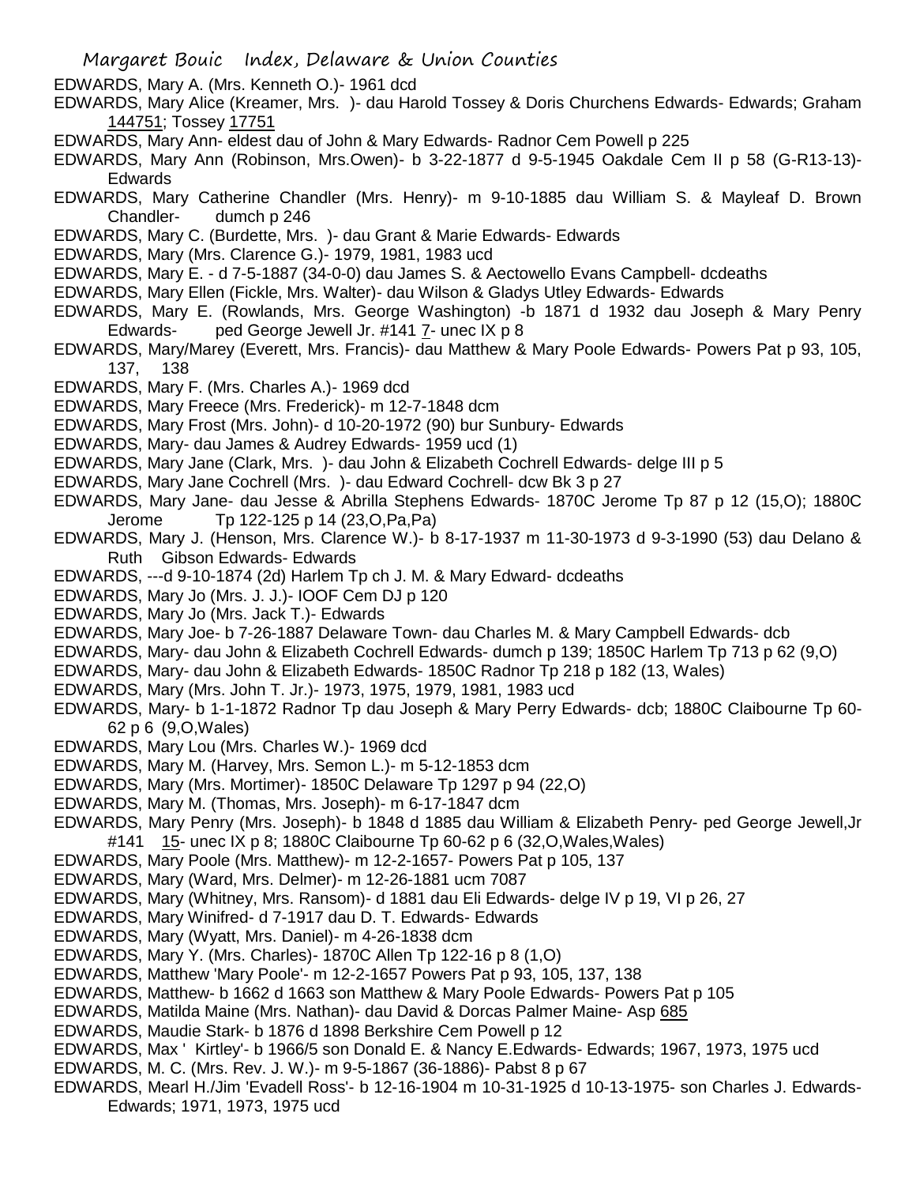EDWARDS, Mary A. (Mrs. Kenneth O.)- 1961 dcd

EDWARDS, Mary Alice (Kreamer, Mrs. )- dau Harold Tossey & Doris Churchens Edwards- Edwards; Graham 144751; Tossey 17751

EDWARDS, Mary Ann- eldest dau of John & Mary Edwards- Radnor Cem Powell p 225

EDWARDS, Mary Ann (Robinson, Mrs.Owen)- b 3-22-1877 d 9-5-1945 Oakdale Cem II p 58 (G-R13-13)- Edwards

EDWARDS, Mary Catherine Chandler (Mrs. Henry)- m 9-10-1885 dau William S. & Mayleaf D. Brown Chandler- dumch p 246

EDWARDS, Mary C. (Burdette, Mrs. )- dau Grant & Marie Edwards- Edwards

EDWARDS, Mary (Mrs. Clarence G.)- 1979, 1981, 1983 ucd

EDWARDS, Mary E. - d 7-5-1887 (34-0-0) dau James S. & Aectowello Evans Campbell- dcdeaths

EDWARDS, Mary Ellen (Fickle, Mrs. Walter)- dau Wilson & Gladys Utley Edwards- Edwards

EDWARDS, Mary E. (Rowlands, Mrs. George Washington) -b 1871 d 1932 dau Joseph & Mary Penry Edwards- ped George Jewell Jr. #141 7- unec IX p 8

EDWARDS, Mary/Marey (Everett, Mrs. Francis)- dau Matthew & Mary Poole Edwards- Powers Pat p 93, 105, 137, 138

EDWARDS, Mary F. (Mrs. Charles A.)- 1969 dcd

EDWARDS, Mary Freece (Mrs. Frederick)- m 12-7-1848 dcm

EDWARDS, Mary Frost (Mrs. John)- d 10-20-1972 (90) bur Sunbury- Edwards

EDWARDS, Mary- dau James & Audrey Edwards- 1959 ucd (1)

EDWARDS, Mary Jane (Clark, Mrs. )- dau John & Elizabeth Cochrell Edwards- delge III p 5

EDWARDS, Mary Jane Cochrell (Mrs. )- dau Edward Cochrell- dcw Bk 3 p 27

EDWARDS, Mary Jane- dau Jesse & Abrilla Stephens Edwards- 1870C Jerome Tp 87 p 12 (15,O); 1880C Jerome Tp 122-125 p 14 (23,O,Pa,Pa)

EDWARDS, Mary J. (Henson, Mrs. Clarence W.)- b 8-17-1937 m 11-30-1973 d 9-3-1990 (53) dau Delano & Ruth Gibson Edwards- Edwards

EDWARDS, ---d 9-10-1874 (2d) Harlem Tp ch J. M. & Mary Edward- dcdeaths

EDWARDS, Mary Jo (Mrs. J. J.)- IOOF Cem DJ p 120

EDWARDS, Mary Jo (Mrs. Jack T.)- Edwards

EDWARDS, Mary Joe- b 7-26-1887 Delaware Town- dau Charles M. & Mary Campbell Edwards- dcb

EDWARDS, Mary- dau John & Elizabeth Cochrell Edwards- dumch p 139; 1850C Harlem Tp 713 p 62 (9,O)

EDWARDS, Mary- dau John & Elizabeth Edwards- 1850C Radnor Tp 218 p 182 (13, Wales)

EDWARDS, Mary (Mrs. John T. Jr.)- 1973, 1975, 1979, 1981, 1983 ucd

EDWARDS, Mary- b 1-1-1872 Radnor Tp dau Joseph & Mary Perry Edwards- dcb; 1880C Claibourne Tp 60-62 p 6 (9,O,Wales)

EDWARDS, Mary Lou (Mrs. Charles W.)- 1969 dcd

EDWARDS, Mary M. (Harvey, Mrs. Semon L.)- m 5-12-1853 dcm

EDWARDS, Mary (Mrs. Mortimer)- 1850C Delaware Tp 1297 p 94 (22,O)

EDWARDS, Mary M. (Thomas, Mrs. Joseph)- m 6-17-1847 dcm

EDWARDS, Mary Penry (Mrs. Joseph)- b 1848 d 1885 dau William & Elizabeth Penry- ped George Jewell,Jr #141 15- unec IX p 8; 1880C Claibourne Tp 60-62 p 6 (32,O,Wales,Wales)

EDWARDS, Mary Poole (Mrs. Matthew)- m 12-2-1657- Powers Pat p 105, 137

EDWARDS, Mary (Ward, Mrs. Delmer)- m 12-26-1881 ucm 7087

EDWARDS, Mary (Whitney, Mrs. Ransom)- d 1881 dau Eli Edwards- delge IV p 19, VI p 26, 27

EDWARDS, Mary Winifred- d 7-1917 dau D. T. Edwards- Edwards

EDWARDS, Mary (Wyatt, Mrs. Daniel)- m 4-26-1838 dcm

EDWARDS, Mary Y. (Mrs. Charles)- 1870C Allen Tp 122-16 p 8 (1,O)

EDWARDS, Matthew 'Mary Poole'- m 12-2-1657 Powers Pat p 93, 105, 137, 138

EDWARDS, Matthew- b 1662 d 1663 son Matthew & Mary Poole Edwards- Powers Pat p 105

EDWARDS, Matilda Maine (Mrs. Nathan)- dau David & Dorcas Palmer Maine- Asp 685

EDWARDS, Maudie Stark- b 1876 d 1898 Berkshire Cem Powell p 12

EDWARDS, Max ' Kirtley'- b 1966/5 son Donald E. & Nancy E.Edwards- Edwards; 1967, 1973, 1975 ucd

EDWARDS, M. C. (Mrs. Rev. J. W.)- m 9-5-1867 (36-1886)- Pabst 8 p 67

EDWARDS, Mearl H./Jim 'Evadell Ross'- b 12-16-1904 m 10-31-1925 d 10-13-1975- son Charles J. Edwards- Edwards; 1971, 1973, 1975 ucd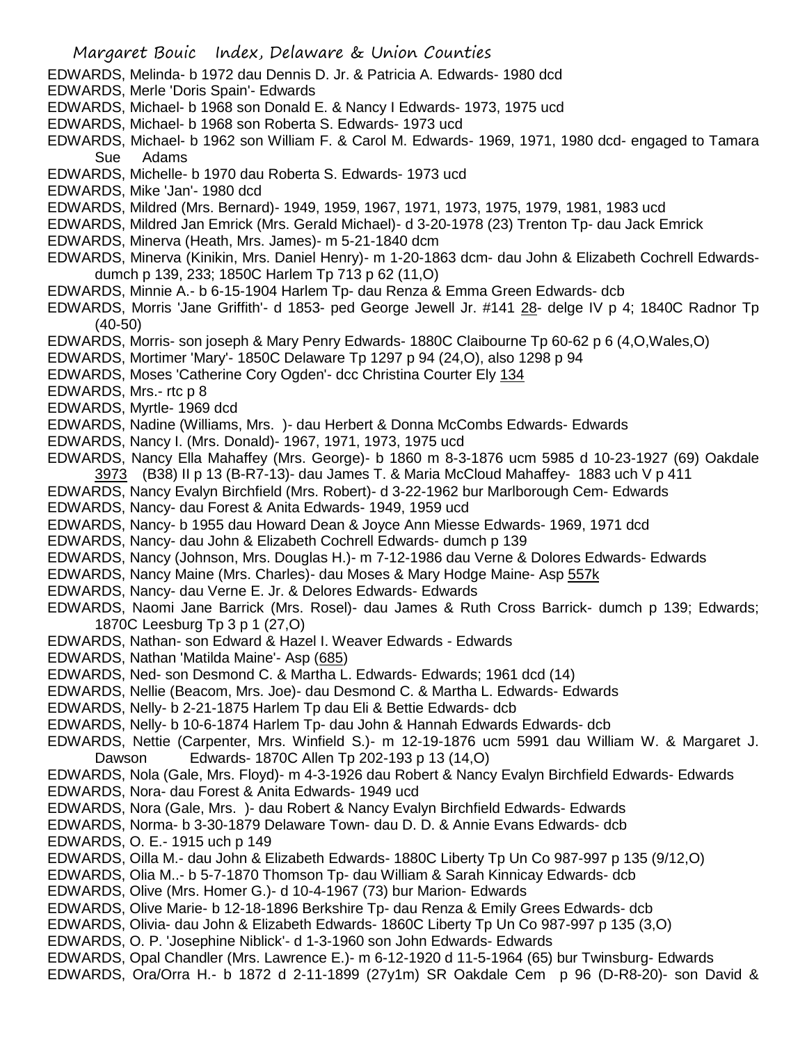EDWARDS, Melinda- b 1972 dau Dennis D. Jr. & Patricia A. Edwards- 1980 dcd
EDWARDS, Merle 'Doris Spain'- Edwards
EDWARDS, Michael- b 1968 son Donald E. & Nancy I Edwards- 1973, 1975 ucd
EDWARDS, Michael- b 1968 son Roberta S. Edwards- 1973 ucd
EDWARDS, Michael- b 1962 son William F. & Carol M. Edwards- 1969, 1971, 1980 dcd- engaged to Tamara Sue Adams
EDWARDS, Michelle- b 1970 dau Roberta S. Edwards- 1973 ucd
EDWARDS, Mike 'Jan'- 1980 dcd
EDWARDS, Mildred (Mrs. Bernard)- 1949, 1959, 1967, 1971, 1973, 1975, 1979, 1981, 1983 ucd
EDWARDS, Mildred Jan Emrick (Mrs. Gerald Michael)- d 3-20-1978 (23) Trenton Tp- dau Jack Emrick
EDWARDS, Minerva (Heath, Mrs. James)- m 5-21-1840 dcm
EDWARDS, Minerva (Kinikin, Mrs. Daniel Henry)- m 1-20-1863 dcm- dau John & Elizabeth Cochrell Edwards- dumch p 139, 233; 1850C Harlem Tp 713 p 62 (11,O)
EDWARDS, Minnie A.- b 6-15-1904 Harlem Tp- dau Renza & Emma Green Edwards- dcb
EDWARDS, Morris 'Jane Griffith'- d 1853- ped George Jewell Jr. #141 28- delge IV p 4; 1840C Radnor Tp (40-50)
EDWARDS, Morris- son joseph & Mary Penry Edwards- 1880C Claibourne Tp 60-62 p 6 (4,O,Wales,O)
EDWARDS, Mortimer 'Mary'- 1850C Delaware Tp 1297 p 94 (24,O), also 1298 p 94
EDWARDS, Moses 'Catherine Cory Ogden'- dcc Christina Courter Ely 134
EDWARDS, Mrs.- rtc p 8
EDWARDS, Myrtle- 1969 dcd
EDWARDS, Nadine (Williams, Mrs. )- dau Herbert & Donna McCombs Edwards- Edwards
EDWARDS, Nancy I. (Mrs. Donald)- 1967, 1971, 1973, 1975 ucd
EDWARDS, Nancy Ella Mahaffey (Mrs. George)- b 1860 m 8-3-1876 ucm 5985 d 10-23-1927 (69) Oakdale 3973 (B38) II p 13 (B-R7-13)- dau James T. & Maria McCloud Mahaffey- 1883 uch V p 411
EDWARDS, Nancy Evalyn Birchfield (Mrs. Robert)- d 3-22-1962 bur Marlborough Cem- Edwards
EDWARDS, Nancy- dau Forest & Anita Edwards- 1949, 1959 ucd
EDWARDS, Nancy- b 1955 dau Howard Dean & Joyce Ann Miesse Edwards- 1969, 1971 dcd
EDWARDS, Nancy- dau John & Elizabeth Cochrell Edwards- dumch p 139
EDWARDS, Nancy (Johnson, Mrs. Douglas H.)- m 7-12-1986 dau Verne & Dolores Edwards- Edwards
EDWARDS, Nancy Maine (Mrs. Charles)- dau Moses & Mary Hodge Maine- Asp 557k
EDWARDS, Nancy- dau Verne E. Jr. & Delores Edwards- Edwards
EDWARDS, Naomi Jane Barrick (Mrs. Rosel)- dau James & Ruth Cross Barrick- dumch p 139; Edwards; 1870C Leesburg Tp 3 p 1 (27,O)
EDWARDS, Nathan- son Edward & Hazel I. Weaver Edwards - Edwards
EDWARDS, Nathan 'Matilda Maine'- Asp (685)
EDWARDS, Ned- son Desmond C. & Martha L. Edwards- Edwards; 1961 dcd (14)
EDWARDS, Nellie (Beacom, Mrs. Joe)- dau Desmond C. & Martha L. Edwards- Edwards
EDWARDS, Nelly- b 2-21-1875 Harlem Tp dau Eli & Bettie Edwards- dcb
EDWARDS, Nelly- b 10-6-1874 Harlem Tp- dau John & Hannah Edwards Edwards- dcb
EDWARDS, Nettie (Carpenter, Mrs. Winfield S.)- m 12-19-1876 ucm 5991 dau William W. & Margaret J. Dawson Edwards- 1870C Allen Tp 202-193 p 13 (14,O)
EDWARDS, Nola (Gale, Mrs. Floyd)- m 4-3-1926 dau Robert & Nancy Evalyn Birchfield Edwards- Edwards
EDWARDS, Nora- dau Forest & Anita Edwards- 1949 ucd
EDWARDS, Nora (Gale, Mrs. )- dau Robert & Nancy Evalyn Birchfield Edwards- Edwards
EDWARDS, Norma- b 3-30-1879 Delaware Town- dau D. D. & Annie Evans Edwards- dcb
EDWARDS, O. E.- 1915 uch p 149
EDWARDS, Oilla M.- dau John & Elizabeth Edwards- 1880C Liberty Tp Un Co 987-997 p 135 (9/12,O)
EDWARDS, Olia M..- b 5-7-1870 Thomson Tp- dau William & Sarah Kinnicay Edwards- dcb
EDWARDS, Olive (Mrs. Homer G.)- d 10-4-1967 (73) bur Marion- Edwards
EDWARDS, Olive Marie- b 12-18-1896 Berkshire Tp- dau Renza & Emily Grees Edwards- dcb
EDWARDS, Olivia- dau John & Elizabeth Edwards- 1860C Liberty Tp Un Co 987-997 p 135 (3,O)
EDWARDS, O. P. 'Josephine Niblick'- d 1-3-1960 son John Edwards- Edwards
EDWARDS, Opal Chandler (Mrs. Lawrence E.)- m 6-12-1920 d 11-5-1964 (65) bur Twinsburg- Edwards
EDWARDS, Ora/Orra H.- b 1872 d 2-11-1899 (27y1m) SR Oakdale Cem p 96 (D-R8-20)- son David &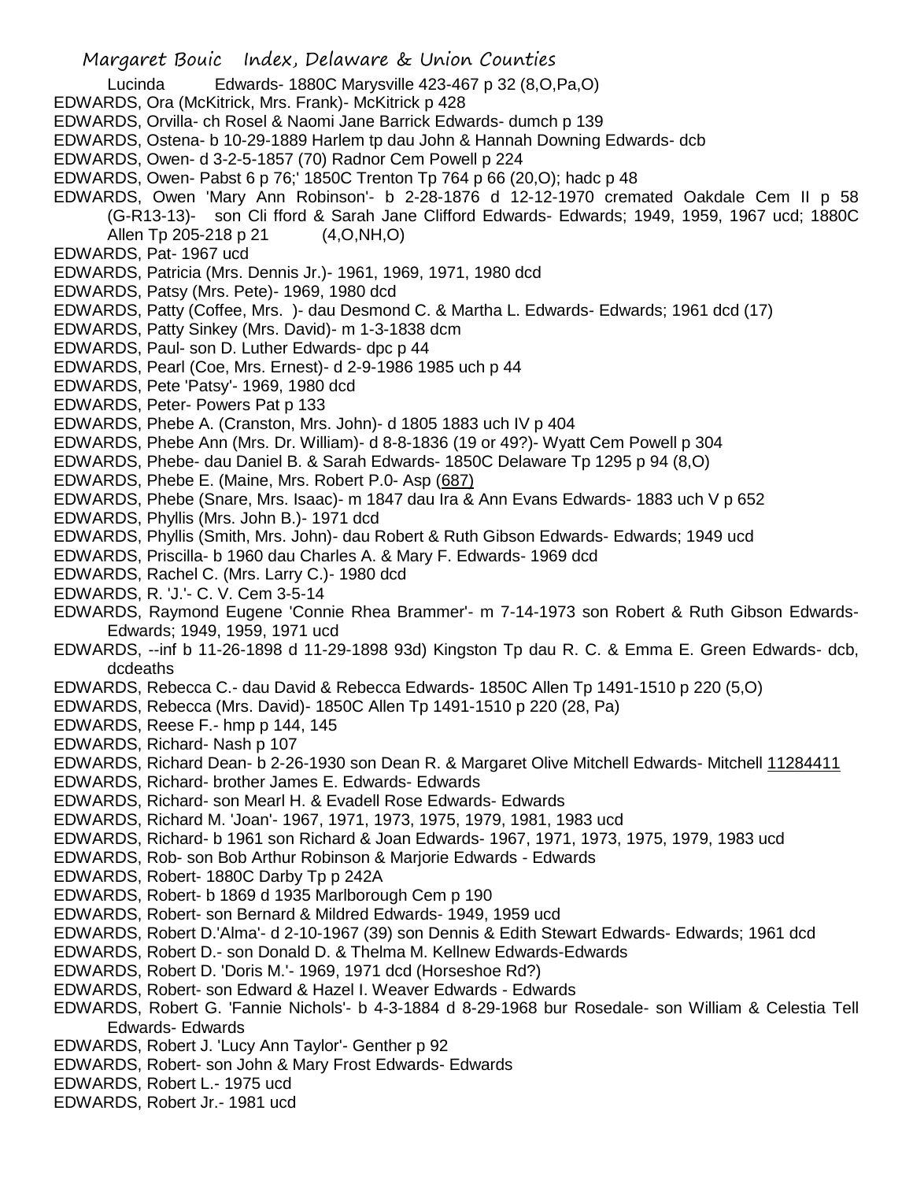Lucinda Edwards- 1880C Marysville 423-467 p 32 (8,O,Pa,O)

EDWARDS, Ora (McKitrick, Mrs. Frank)- McKitrick p 428

EDWARDS, Orvilla- ch Rosel & Naomi Jane Barrick Edwards- dumch p 139

EDWARDS, Ostena- b 10-29-1889 Harlem tp dau John & Hannah Downing Edwards- dcb

EDWARDS, Owen- d 3-2-5-1857 (70) Radnor Cem Powell p 224

EDWARDS, Owen- Pabst 6 p 76;' 1850C Trenton Tp 764 p 66 (20,O); hadc p 48

EDWARDS, Owen 'Mary Ann Robinson'- b 2-28-1876 d 12-12-1970 cremated Oakdale Cem II p 58 (G-R13-13)- son Cli fford & Sarah Jane Clifford Edwards- Edwards; 1949, 1959, 1967 ucd; 1880C Allen Tp 205-218 p 21 (4,O,NH,O)

EDWARDS, Pat- 1967 ucd

EDWARDS, Patricia (Mrs. Dennis Jr.)- 1961, 1969, 1971, 1980 dcd

EDWARDS, Patsy (Mrs. Pete)- 1969, 1980 dcd

EDWARDS, Patty (Coffee, Mrs. )- dau Desmond C. & Martha L. Edwards- Edwards; 1961 dcd (17)

EDWARDS, Patty Sinkey (Mrs. David)- m 1-3-1838 dcm

EDWARDS, Paul- son D. Luther Edwards- dpc p 44

EDWARDS, Pearl (Coe, Mrs. Ernest)- d 2-9-1986 1985 uch p 44

EDWARDS, Pete 'Patsy'- 1969, 1980 dcd

EDWARDS, Peter- Powers Pat p 133

EDWARDS, Phebe A. (Cranston, Mrs. John)- d 1805 1883 uch IV p 404

EDWARDS, Phebe Ann (Mrs. Dr. William)- d 8-8-1836 (19 or 49?)- Wyatt Cem Powell p 304

EDWARDS, Phebe- dau Daniel B. & Sarah Edwards- 1850C Delaware Tp 1295 p 94 (8,O)

EDWARDS, Phebe E. (Maine, Mrs. Robert P.0- Asp (687)

EDWARDS, Phebe (Snare, Mrs. Isaac)- m 1847 dau Ira & Ann Evans Edwards- 1883 uch V p 652

EDWARDS, Phyllis (Mrs. John B.)- 1971 dcd

EDWARDS, Phyllis (Smith, Mrs. John)- dau Robert & Ruth Gibson Edwards- Edwards; 1949 ucd

EDWARDS, Priscilla- b 1960 dau Charles A. & Mary F. Edwards- 1969 dcd

EDWARDS, Rachel C. (Mrs. Larry C.)- 1980 dcd

EDWARDS, R. 'J.'- C. V. Cem 3-5-14

EDWARDS, Raymond Eugene 'Connie Rhea Brammer'- m 7-14-1973 son Robert & Ruth Gibson Edwards- Edwards; 1949, 1959, 1971 ucd

EDWARDS, --inf b 11-26-1898 d 11-29-1898 93d) Kingston Tp dau R. C. & Emma E. Green Edwards- dcb, dcdeaths

EDWARDS, Rebecca C.- dau David & Rebecca Edwards- 1850C Allen Tp 1491-1510 p 220 (5,O)

EDWARDS, Rebecca (Mrs. David)- 1850C Allen Tp 1491-1510 p 220 (28, Pa)

EDWARDS, Reese F.- hmp p 144, 145

EDWARDS, Richard- Nash p 107

EDWARDS, Richard Dean- b 2-26-1930 son Dean R. & Margaret Olive Mitchell Edwards- Mitchell 11284411

EDWARDS, Richard- brother James E. Edwards- Edwards

EDWARDS, Richard- son Mearl H. & Evadell Rose Edwards- Edwards

EDWARDS, Richard M. 'Joan'- 1967, 1971, 1973, 1975, 1979, 1981, 1983 ucd

EDWARDS, Richard- b 1961 son Richard & Joan Edwards- 1967, 1971, 1973, 1975, 1979, 1983 ucd

EDWARDS, Rob- son Bob Arthur Robinson & Marjorie Edwards - Edwards

EDWARDS, Robert- 1880C Darby Tp p 242A

EDWARDS, Robert- b 1869 d 1935 Marlborough Cem p 190

EDWARDS, Robert- son Bernard & Mildred Edwards- 1949, 1959 ucd

EDWARDS, Robert D.'Alma'- d 2-10-1967 (39) son Dennis & Edith Stewart Edwards- Edwards; 1961 dcd

EDWARDS, Robert D.- son Donald D. & Thelma M. Kellnew Edwards-Edwards

EDWARDS, Robert D. 'Doris M.'- 1969, 1971 dcd (Horseshoe Rd?)

EDWARDS, Robert- son Edward & Hazel I. Weaver Edwards - Edwards

EDWARDS, Robert G. 'Fannie Nichols'- b 4-3-1884 d 8-29-1968 bur Rosedale- son William & Celestia Tell Edwards- Edwards

EDWARDS, Robert J. 'Lucy Ann Taylor'- Genther p 92

EDWARDS, Robert- son John & Mary Frost Edwards- Edwards

EDWARDS, Robert L.- 1975 ucd

EDWARDS, Robert Jr.- 1981 ucd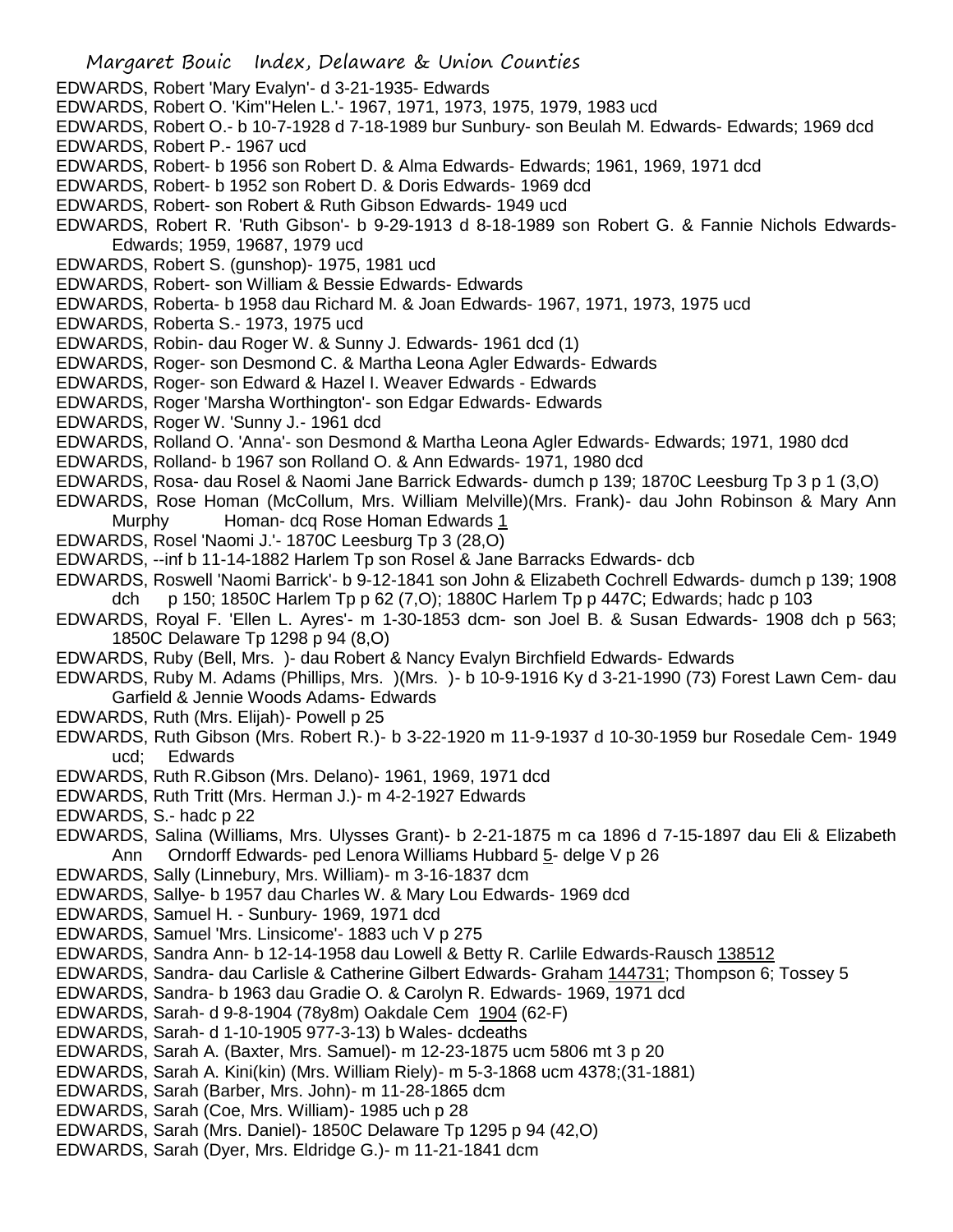EDWARDS, Robert 'Mary Evalyn'- d 3-21-1935- Edwards

EDWARDS, Robert O. 'Kim''Helen L.'- 1967, 1971, 1973, 1975, 1979, 1983 ucd

EDWARDS, Robert O.- b 10-7-1928 d 7-18-1989 bur Sunbury- son Beulah M. Edwards- Edwards; 1969 dcd

EDWARDS, Robert P.- 1967 ucd

EDWARDS, Robert- b 1956 son Robert D. & Alma Edwards- Edwards; 1961, 1969, 1971 dcd

EDWARDS, Robert- b 1952 son Robert D. & Doris Edwards- 1969 dcd

EDWARDS, Robert- son Robert & Ruth Gibson Edwards- 1949 ucd

EDWARDS, Robert R. 'Ruth Gibson'- b 9-29-1913 d 8-18-1989 son Robert G. & Fannie Nichols Edwards- Edwards; 1959, 19687, 1979 ucd

EDWARDS, Robert S. (gunshop)- 1975, 1981 ucd

EDWARDS, Robert- son William & Bessie Edwards- Edwards

EDWARDS, Roberta- b 1958 dau Richard M. & Joan Edwards- 1967, 1971, 1973, 1975 ucd

EDWARDS, Roberta S.- 1973, 1975 ucd

EDWARDS, Robin- dau Roger W. & Sunny J. Edwards- 1961 dcd (1)

EDWARDS, Roger- son Desmond C. & Martha Leona Agler Edwards- Edwards

EDWARDS, Roger- son Edward & Hazel I. Weaver Edwards - Edwards

EDWARDS, Roger 'Marsha Worthington'- son Edgar Edwards- Edwards

EDWARDS, Roger W. 'Sunny J.- 1961 dcd

EDWARDS, Rolland O. 'Anna'- son Desmond & Martha Leona Agler Edwards- Edwards; 1971, 1980 dcd

EDWARDS, Rolland- b 1967 son Rolland O. & Ann Edwards- 1971, 1980 dcd

EDWARDS, Rosa- dau Rosel & Naomi Jane Barrick Edwards- dumch p 139; 1870C Leesburg Tp 3 p 1 (3,O)

EDWARDS, Rose Homan (McCollum, Mrs. William Melville)(Mrs. Frank)- dau John Robinson & Mary Ann Murphy Homan- dcq Rose Homan Edwards 1

EDWARDS, Rosel 'Naomi J.'- 1870C Leesburg Tp 3 (28,O)

EDWARDS, --inf b 11-14-1882 Harlem Tp son Rosel & Jane Barracks Edwards- dcb

EDWARDS, Roswell 'Naomi Barrick'- b 9-12-1841 son John & Elizabeth Cochrell Edwards- dumch p 139; 1908 dch p 150; 1850C Harlem Tp p 62 (7,O); 1880C Harlem Tp p 447C; Edwards; hadc p 103

EDWARDS, Royal F. 'Ellen L. Ayres'- m 1-30-1853 dcm- son Joel B. & Susan Edwards- 1908 dch p 563; 1850C Delaware Tp 1298 p 94 (8,O)

EDWARDS, Ruby (Bell, Mrs. )- dau Robert & Nancy Evalyn Birchfield Edwards- Edwards

EDWARDS, Ruby M. Adams (Phillips, Mrs. )(Mrs. )- b 10-9-1916 Ky d 3-21-1990 (73) Forest Lawn Cem- dau Garfield & Jennie Woods Adams- Edwards

EDWARDS, Ruth (Mrs. Elijah)- Powell p 25

EDWARDS, Ruth Gibson (Mrs. Robert R.)- b 3-22-1920 m 11-9-1937 d 10-30-1959 bur Rosedale Cem- 1949 ucd; Edwards

EDWARDS, Ruth R.Gibson (Mrs. Delano)- 1961, 1969, 1971 dcd

EDWARDS, Ruth Tritt (Mrs. Herman J.)- m 4-2-1927 Edwards

EDWARDS, S.- hadc p 22

EDWARDS, Salina (Williams, Mrs. Ulysses Grant)- b 2-21-1875 m ca 1896 d 7-15-1897 dau Eli & Elizabeth Ann Orndorff Edwards- ped Lenora Williams Hubbard 5- delge V p 26

EDWARDS, Sally (Linnebury, Mrs. William)- m 3-16-1837 dcm

EDWARDS, Sallye- b 1957 dau Charles W. & Mary Lou Edwards- 1969 dcd

EDWARDS, Samuel H. - Sunbury- 1969, 1971 dcd

EDWARDS, Samuel 'Mrs. Linsicome'- 1883 uch V p 275

EDWARDS, Sandra Ann- b 12-14-1958 dau Lowell & Betty R. Carlile Edwards-Rausch 138512

EDWARDS, Sandra- dau Carlisle & Catherine Gilbert Edwards- Graham 144731; Thompson 6; Tossey 5

EDWARDS, Sandra- b 1963 dau Gradie O. & Carolyn R. Edwards- 1969, 1971 dcd

EDWARDS, Sarah- d 9-8-1904 (78y8m) Oakdale Cem 1904 (62-F)

EDWARDS, Sarah- d 1-10-1905 977-3-13) b Wales- dcdeaths

EDWARDS, Sarah A. (Baxter, Mrs. Samuel)- m 12-23-1875 ucm 5806 mt 3 p 20

EDWARDS, Sarah A. Kini(kin) (Mrs. William Riely)- m 5-3-1868 ucm 4378;(31-1881)

EDWARDS, Sarah (Barber, Mrs. John)- m 11-28-1865 dcm

EDWARDS, Sarah (Coe, Mrs. William)- 1985 uch p 28

EDWARDS, Sarah (Mrs. Daniel)- 1850C Delaware Tp 1295 p 94 (42,O)

EDWARDS, Sarah (Dyer, Mrs. Eldridge G.)- m 11-21-1841 dcm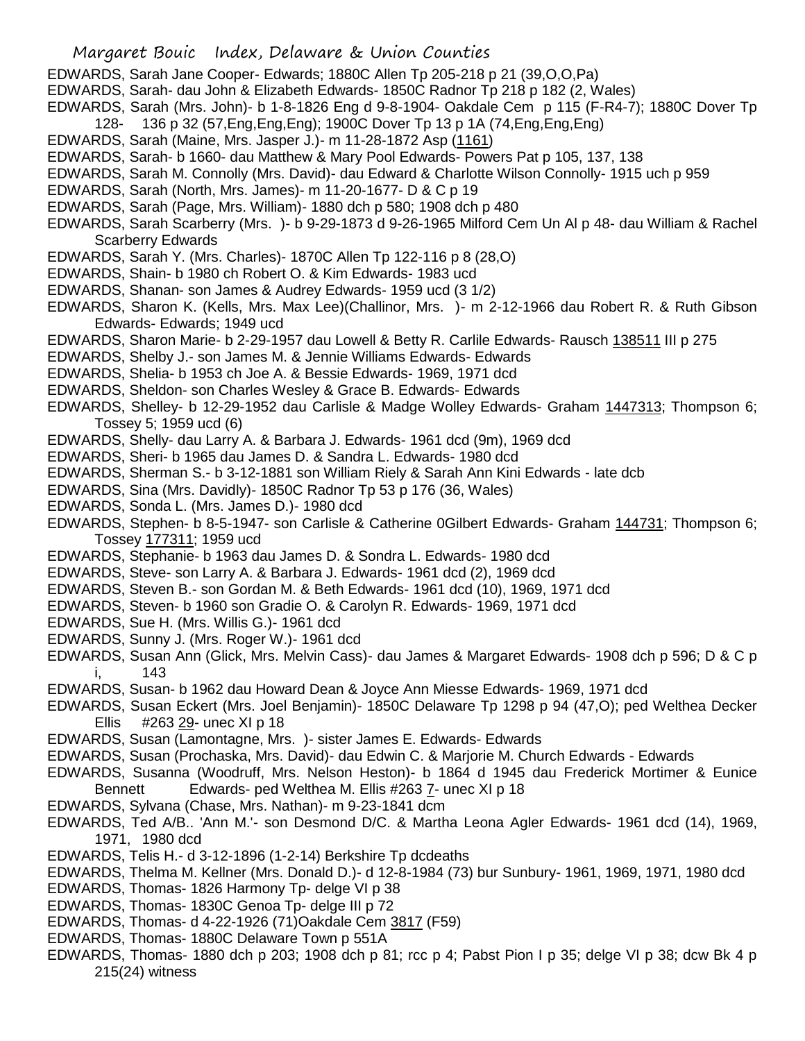EDWARDS, Sarah Jane Cooper- Edwards; 1880C Allen Tp 205-218 p 21 (39,O,O,Pa)

EDWARDS, Sarah- dau John & Elizabeth Edwards- 1850C Radnor Tp 218 p 182 (2, Wales)

EDWARDS, Sarah (Mrs. John)- b 1-8-1826 Eng d 9-8-1904- Oakdale Cem p 115 (F-R4-7); 1880C Dover Tp 128- 136 p 32 (57,Eng,Eng,Eng); 1900C Dover Tp 13 p 1A (74,Eng,Eng,Eng)

EDWARDS, Sarah (Maine, Mrs. Jasper J.)- m 11-28-1872 Asp (1161)

EDWARDS, Sarah- b 1660- dau Matthew & Mary Pool Edwards- Powers Pat p 105, 137, 138

EDWARDS, Sarah M. Connolly (Mrs. David)- dau Edward & Charlotte Wilson Connolly- 1915 uch p 959

EDWARDS, Sarah (North, Mrs. James)- m 11-20-1677- D & C p 19

EDWARDS, Sarah (Page, Mrs. William)- 1880 dch p 580; 1908 dch p 480

EDWARDS, Sarah Scarberry (Mrs. )- b 9-29-1873 d 9-26-1965 Milford Cem Un Al p 48- dau William & Rachel Scarberry Edwards

EDWARDS, Sarah Y. (Mrs. Charles)- 1870C Allen Tp 122-116 p 8 (28,O)

EDWARDS, Shain- b 1980 ch Robert O. & Kim Edwards- 1983 ucd

EDWARDS, Shanan- son James & Audrey Edwards- 1959 ucd (3 1/2)

EDWARDS, Sharon K. (Kells, Mrs. Max Lee)(Challinor, Mrs. )- m 2-12-1966 dau Robert R. & Ruth Gibson Edwards- Edwards; 1949 ucd

EDWARDS, Sharon Marie- b 2-29-1957 dau Lowell & Betty R. Carlile Edwards- Rausch 138511 III p 275

EDWARDS, Shelby J.- son James M. & Jennie Williams Edwards- Edwards

EDWARDS, Shelia- b 1953 ch Joe A. & Bessie Edwards- 1969, 1971 dcd

EDWARDS, Sheldon- son Charles Wesley & Grace B. Edwards- Edwards

EDWARDS, Shelley- b 12-29-1952 dau Carlisle & Madge Wolley Edwards- Graham 1447313; Thompson 6; Tossey 5; 1959 ucd (6)

EDWARDS, Shelly- dau Larry A. & Barbara J. Edwards- 1961 dcd (9m), 1969 dcd

EDWARDS, Sheri- b 1965 dau James D. & Sandra L. Edwards- 1980 dcd

EDWARDS, Sherman S.- b 3-12-1881 son William Riely & Sarah Ann Kini Edwards - late dcb

EDWARDS, Sina (Mrs. Davidly)- 1850C Radnor Tp 53 p 176 (36, Wales)

EDWARDS, Sonda L. (Mrs. James D.)- 1980 dcd

EDWARDS, Stephen- b 8-5-1947- son Carlisle & Catherine 0Gilbert Edwards- Graham 144731; Thompson 6; Tossey 177311; 1959 ucd

EDWARDS, Stephanie- b 1963 dau James D. & Sondra L. Edwards- 1980 dcd

EDWARDS, Steve- son Larry A. & Barbara J. Edwards- 1961 dcd (2), 1969 dcd

EDWARDS, Steven B.- son Gordan M. & Beth Edwards- 1961 dcd (10), 1969, 1971 dcd

EDWARDS, Steven- b 1960 son Gradie O. & Carolyn R. Edwards- 1969, 1971 dcd

EDWARDS, Sue H. (Mrs. Willis G.)- 1961 dcd

EDWARDS, Sunny J. (Mrs. Roger W.)- 1961 dcd

EDWARDS, Susan Ann (Glick, Mrs. Melvin Cass)- dau James & Margaret Edwards- 1908 dch p 596; D & C p i, 143

EDWARDS, Susan- b 1962 dau Howard Dean & Joyce Ann Miesse Edwards- 1969, 1971 dcd

EDWARDS, Susan Eckert (Mrs. Joel Benjamin)- 1850C Delaware Tp 1298 p 94 (47,O); ped Welthea Decker Ellis #263 29- unec XI p 18

EDWARDS, Susan (Lamontagne, Mrs. )- sister James E. Edwards- Edwards

EDWARDS, Susan (Prochaska, Mrs. David)- dau Edwin C. & Marjorie M. Church Edwards - Edwards

EDWARDS, Susanna (Woodruff, Mrs. Nelson Heston)- b 1864 d 1945 dau Frederick Mortimer & Eunice Bennett Edwards- ped Welthea M. Ellis #263 7- unec XI p 18

EDWARDS, Sylvana (Chase, Mrs. Nathan)- m 9-23-1841 dcm

EDWARDS, Ted A/B.. 'Ann M.'- son Desmond D/C. & Martha Leona Agler Edwards- 1961 dcd (14), 1969, 1971, 1980 dcd

EDWARDS, Telis H.- d 3-12-1896 (1-2-14) Berkshire Tp dcdeaths

EDWARDS, Thelma M. Kellner (Mrs. Donald D.)- d 12-8-1984 (73) bur Sunbury- 1961, 1969, 1971, 1980 dcd

EDWARDS, Thomas- 1826 Harmony Tp- delge VI p 38

EDWARDS, Thomas- 1830C Genoa Tp- delge III p 72

EDWARDS, Thomas- d 4-22-1926 (71)Oakdale Cem 3817 (F59)

EDWARDS, Thomas- 1880C Delaware Town p 551A

EDWARDS, Thomas- 1880 dch p 203; 1908 dch p 81; rcc p 4; Pabst Pion I p 35; delge VI p 38; dcw Bk 4 p 215(24) witness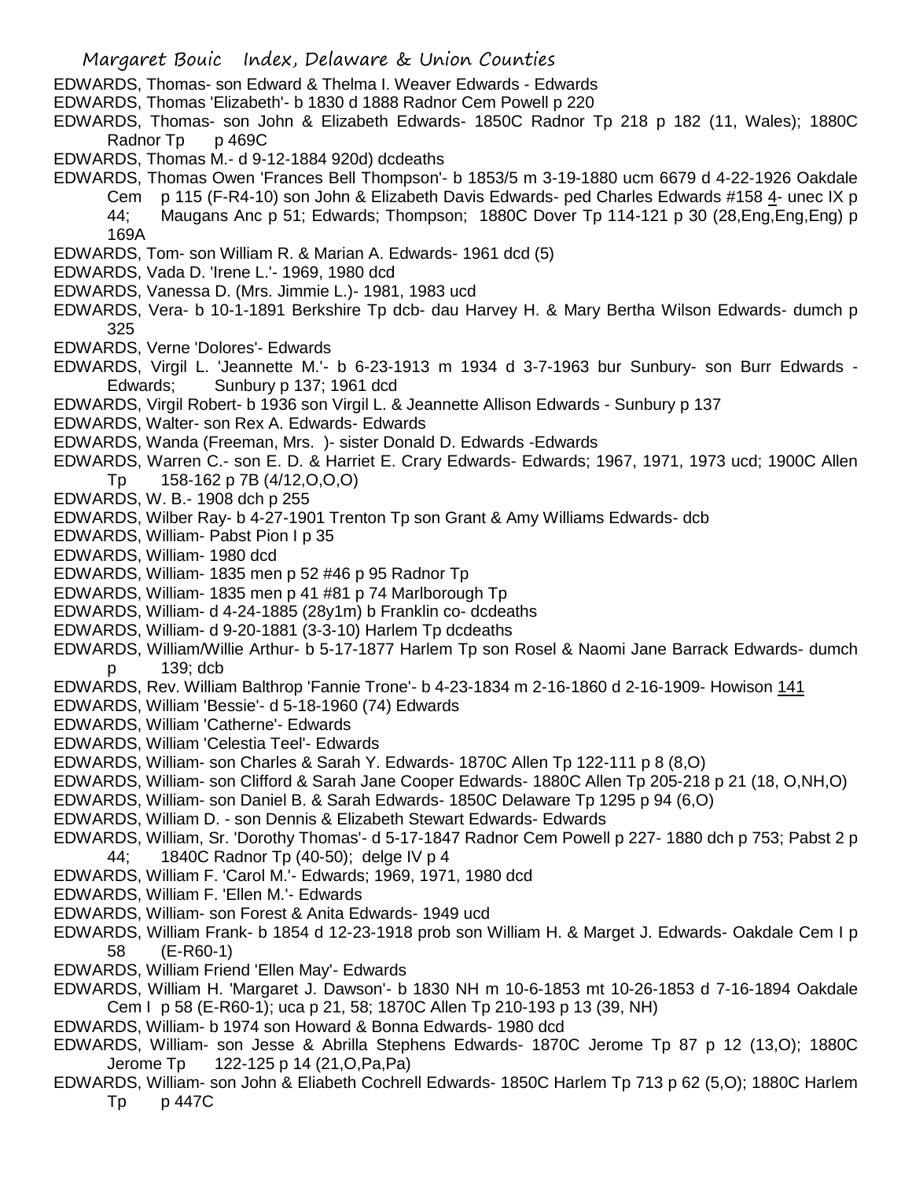EDWARDS, Thomas- son Edward & Thelma I. Weaver Edwards - Edwards

EDWARDS, Thomas 'Elizabeth'- b 1830 d 1888 Radnor Cem Powell p 220

EDWARDS, Thomas- son John & Elizabeth Edwards- 1850C Radnor Tp 218 p 182 (11, Wales); 1880C Radnor Tp p 469C

EDWARDS, Thomas M.- d 9-12-1884 920d) dcdeaths

EDWARDS, Thomas Owen 'Frances Bell Thompson'- b 1853/5 m 3-19-1880 ucm 6679 d 4-22-1926 Oakdale Cem p 115 (F-R4-10) son John & Elizabeth Davis Edwards- ped Charles Edwards #158 4- unec IX p 44; Maugans Anc p 51; Edwards; Thompson; 1880C Dover Tp 114-121 p 30 (28,Eng,Eng,Eng) p 169A

EDWARDS, Tom- son William R. & Marian A. Edwards- 1961 dcd (5)

EDWARDS, Vada D. 'Irene L.'- 1969, 1980 dcd

EDWARDS, Vanessa D. (Mrs. Jimmie L.)- 1981, 1983 ucd

EDWARDS, Vera- b 10-1-1891 Berkshire Tp dcb- dau Harvey H. & Mary Bertha Wilson Edwards- dumch p 325

EDWARDS, Verne 'Dolores'- Edwards

EDWARDS, Virgil L. 'Jeannette M.'- b 6-23-1913 m 1934 d 3-7-1963 bur Sunbury- son Burr Edwards - Edwards; Sunbury p 137; 1961 dcd

EDWARDS, Virgil Robert- b 1936 son Virgil L. & Jeannette Allison Edwards - Sunbury p 137

EDWARDS, Walter- son Rex A. Edwards- Edwards

EDWARDS, Wanda (Freeman, Mrs. )- sister Donald D. Edwards -Edwards

EDWARDS, Warren C.- son E. D. & Harriet E. Crary Edwards- Edwards; 1967, 1971, 1973 ucd; 1900C Allen Tp 158-162 p 7B (4/12,O,O,O)

EDWARDS, W. B.- 1908 dch p 255

EDWARDS, Wilber Ray- b 4-27-1901 Trenton Tp son Grant & Amy Williams Edwards- dcb

EDWARDS, William- Pabst Pion I p 35

EDWARDS, William- 1980 dcd

EDWARDS, William- 1835 men p 52 #46 p 95 Radnor Tp

EDWARDS, William- 1835 men p 41 #81 p 74 Marlborough Tp

EDWARDS, William- d 4-24-1885 (28y1m) b Franklin co- dcdeaths

EDWARDS, William- d 9-20-1881 (3-3-10) Harlem Tp dcdeaths

EDWARDS, William/Willie Arthur- b 5-17-1877 Harlem Tp son Rosel & Naomi Jane Barrack Edwards- dumch p 139; dcb

EDWARDS, Rev. William Balthrop 'Fannie Trone'- b 4-23-1834 m 2-16-1860 d 2-16-1909- Howison 141

EDWARDS, William 'Bessie'- d 5-18-1960 (74) Edwards

EDWARDS, William 'Catherne'- Edwards

EDWARDS, William 'Celestia Teel'- Edwards

EDWARDS, William- son Charles & Sarah Y. Edwards- 1870C Allen Tp 122-111 p 8 (8,O)

EDWARDS, William- son Clifford & Sarah Jane Cooper Edwards- 1880C Allen Tp 205-218 p 21 (18, O,NH,O)

EDWARDS, William- son Daniel B. & Sarah Edwards- 1850C Delaware Tp 1295 p 94 (6,O)

EDWARDS, William D. - son Dennis & Elizabeth Stewart Edwards- Edwards

EDWARDS, William, Sr. 'Dorothy Thomas'- d 5-17-1847 Radnor Cem Powell p 227- 1880 dch p 753; Pabst 2 p 44; 1840C Radnor Tp (40-50); delge IV p 4

EDWARDS, William F. 'Carol M.'- Edwards; 1969, 1971, 1980 dcd

EDWARDS, William F. 'Ellen M.'- Edwards

EDWARDS, William- son Forest & Anita Edwards- 1949 ucd

EDWARDS, William Frank- b 1854 d 12-23-1918 prob son William H. & Marget J. Edwards- Oakdale Cem I p 58 (E-R60-1)

EDWARDS, William Friend 'Ellen May'- Edwards

EDWARDS, William H. 'Margaret J. Dawson'- b 1830 NH m 10-6-1853 mt 10-26-1853 d 7-16-1894 Oakdale Cem I p 58 (E-R60-1); uca p 21, 58; 1870C Allen Tp 210-193 p 13 (39, NH)

EDWARDS, William- b 1974 son Howard & Bonna Edwards- 1980 dcd

EDWARDS, William- son Jesse & Abrilla Stephens Edwards- 1870C Jerome Tp 87 p 12 (13,O); 1880C Jerome Tp 122-125 p 14 (21,O,Pa,Pa)

EDWARDS, William- son John & Eliabeth Cochrell Edwards- 1850C Harlem Tp 713 p 62 (5,O); 1880C Harlem Tp p 447C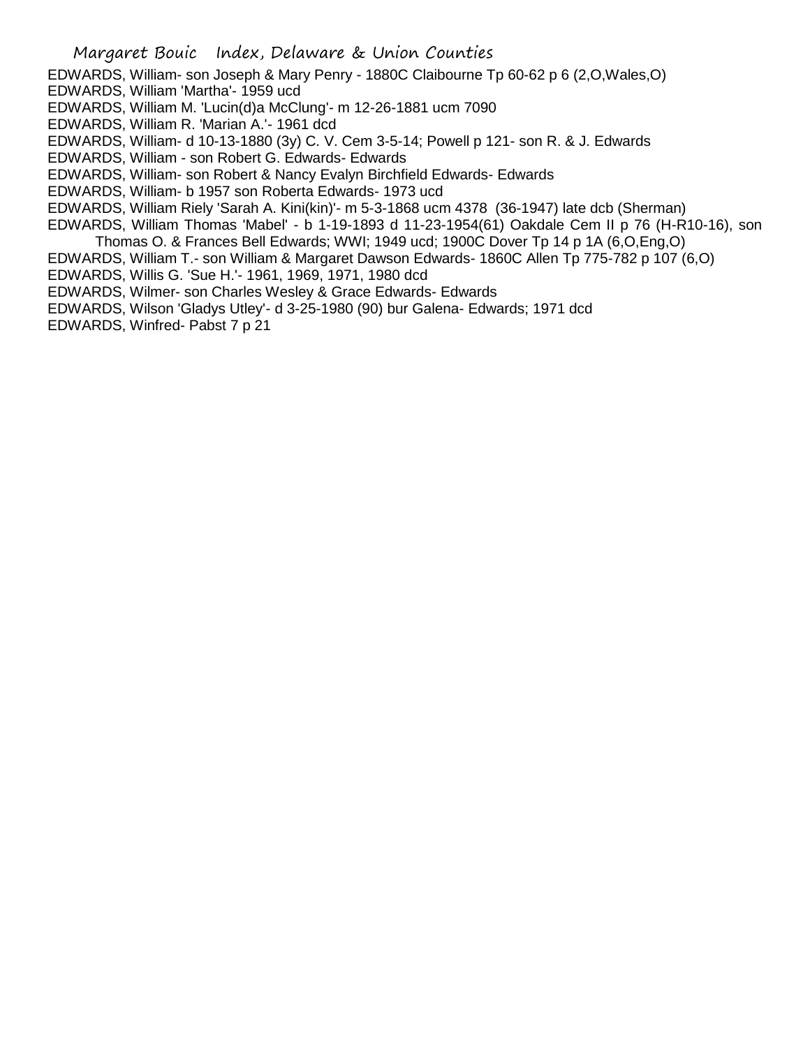EDWARDS, William- son Joseph & Mary Penry - 1880C Claibourne Tp 60-62 p 6 (2,O,Wales,O)

EDWARDS, William 'Martha'- 1959 ucd

EDWARDS, William M. 'Lucin(d)a McClung'- m 12-26-1881 ucm 7090

EDWARDS, William R. 'Marian A.'- 1961 dcd

EDWARDS, William- d 10-13-1880 (3y) C. V. Cem 3-5-14; Powell p 121- son R. & J. Edwards

EDWARDS, William - son Robert G. Edwards- Edwards

EDWARDS, William- son Robert & Nancy Evalyn Birchfield Edwards- Edwards

EDWARDS, William- b 1957 son Roberta Edwards- 1973 ucd

EDWARDS, William Riely 'Sarah A. Kini(kin)'- m 5-3-1868 ucm 4378 (36-1947) late dcb (Sherman)

EDWARDS, William Thomas 'Mabel' - b 1-19-1893 d 11-23-1954(61) Oakdale Cem II p 76 (H-R10-16), son Thomas O. & Frances Bell Edwards; WWI; 1949 ucd; 1900C Dover Tp 14 p 1A (6,O,Eng,O)

EDWARDS, William T.- son William & Margaret Dawson Edwards- 1860C Allen Tp 775-782 p 107 (6,O)

EDWARDS, Willis G. 'Sue H.'- 1961, 1969, 1971, 1980 dcd

EDWARDS, Wilmer- son Charles Wesley & Grace Edwards- Edwards

EDWARDS, Wilson 'Gladys Utley'- d 3-25-1980 (90) bur Galena- Edwards; 1971 dcd

EDWARDS, Winfred- Pabst 7 p 21